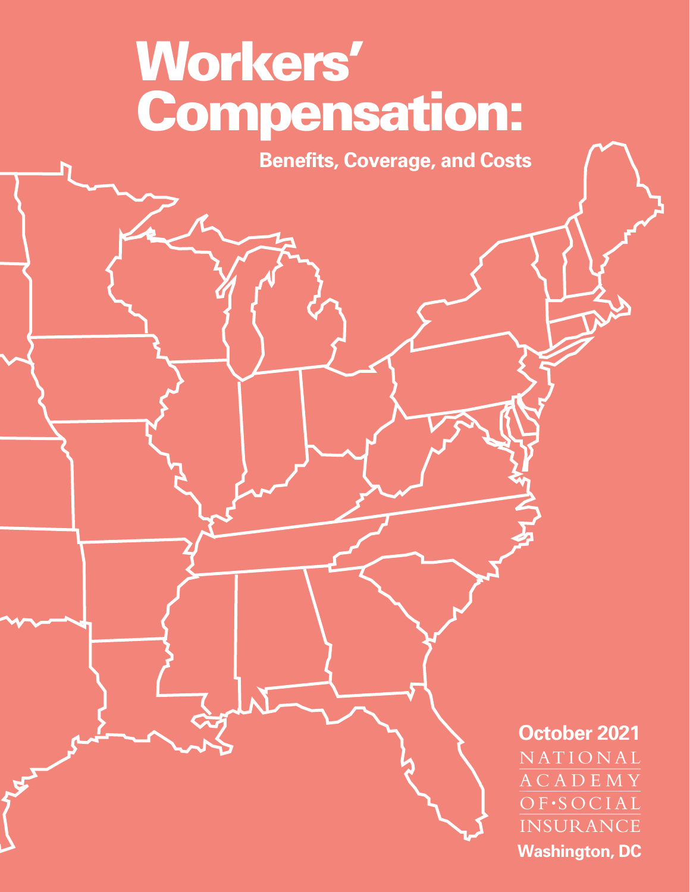# Workers' Compensation:

## Benefits, Coverage, and Costs

**October 2021**

NATIONAL ACADEMY OF•SOCIAL INSURANCE

**Washington, DC**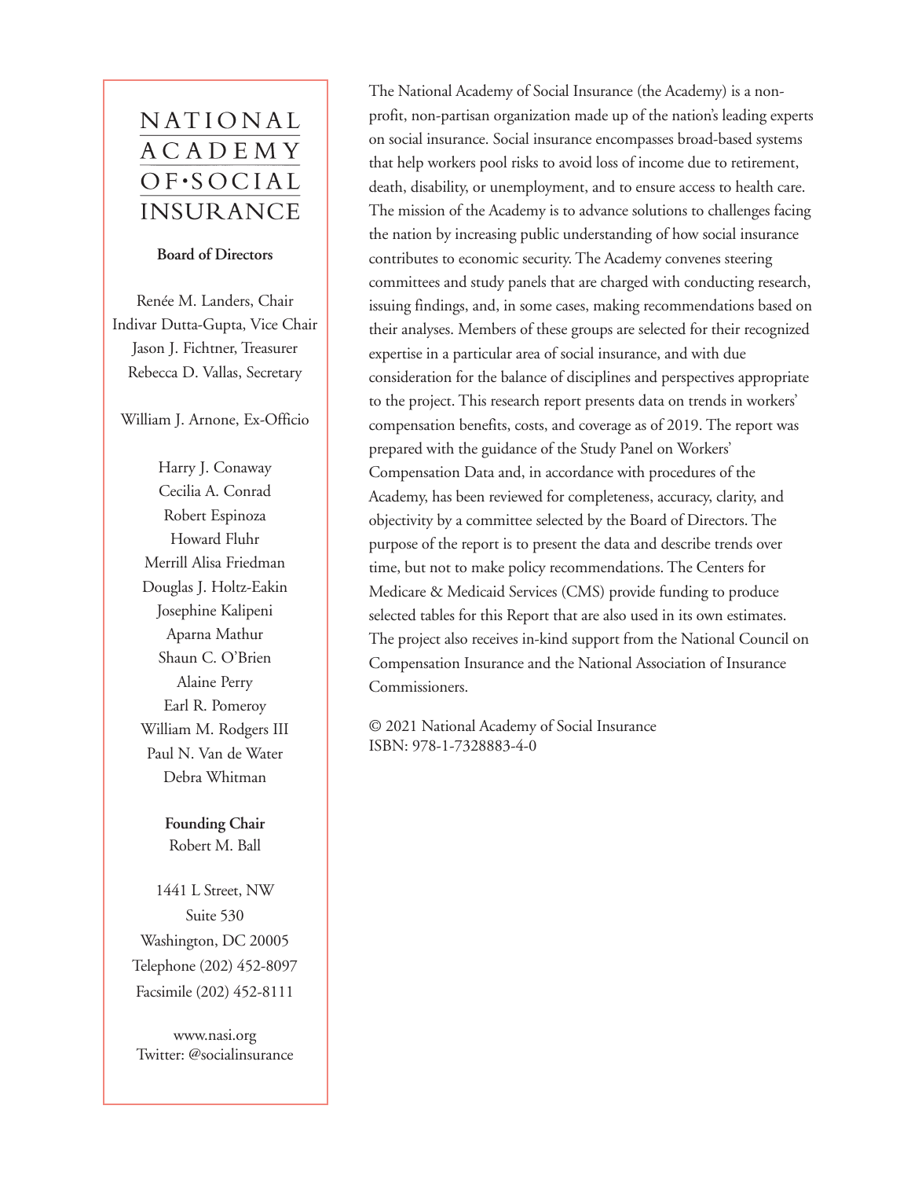# NATIONAL ACADEMY OF·SOCIAL INSURANCE

**Board of Directors**

Renée M. Landers, Chair
Indivar Dutta-Gupta, Vice Chair
Jason J. Fichtner, Treasurer
Rebecca D. Vallas, Secretary

William J. Arnone, Ex-Officio

Harry J. Conaway
Cecilia A. Conrad
Robert Espinoza
Howard Fluhr
Merrill Alisa Friedman
Douglas J. Holtz-Eakin
Josephine Kalipeni
Aparna Mathur
Shaun C. O'Brien
Alaine Perry
Earl R. Pomeroy
William M. Rodgers III
Paul N. Van de Water
Debra Whitman

**Founding Chair**
Robert M. Ball

1441 L Street, NW
Suite 530
Washington, DC 20005
Telephone (202) 452-8097
Facsimile (202) 452-8111

www.nasi.org
Twitter: @socialinsurance

The National Academy of Social Insurance (the Academy) is a non-profit, non-partisan organization made up of the nation's leading experts on social insurance. Social insurance encompasses broad-based systems that help workers pool risks to avoid loss of income due to retirement, death, disability, or unemployment, and to ensure access to health care. The mission of the Academy is to advance solutions to challenges facing the nation by increasing public understanding of how social insurance contributes to economic security. The Academy convenes steering committees and study panels that are charged with conducting research, issuing findings, and, in some cases, making recommendations based on their analyses. Members of these groups are selected for their recognized expertise in a particular area of social insurance, and with due consideration for the balance of disciplines and perspectives appropriate to the project. This research report presents data on trends in workers' compensation benefits, costs, and coverage as of 2019. The report was prepared with the guidance of the Study Panel on Workers' Compensation Data and, in accordance with procedures of the Academy, has been reviewed for completeness, accuracy, clarity, and objectivity by a committee selected by the Board of Directors. The purpose of the report is to present the data and describe trends over time, but not to make policy recommendations. The Centers for Medicare & Medicaid Services (CMS) provide funding to produce selected tables for this Report that are also used in its own estimates. The project also receives in-kind support from the National Council on Compensation Insurance and the National Association of Insurance Commissioners.

© 2021 National Academy of Social Insurance
ISBN: 978-1-7328883-4-0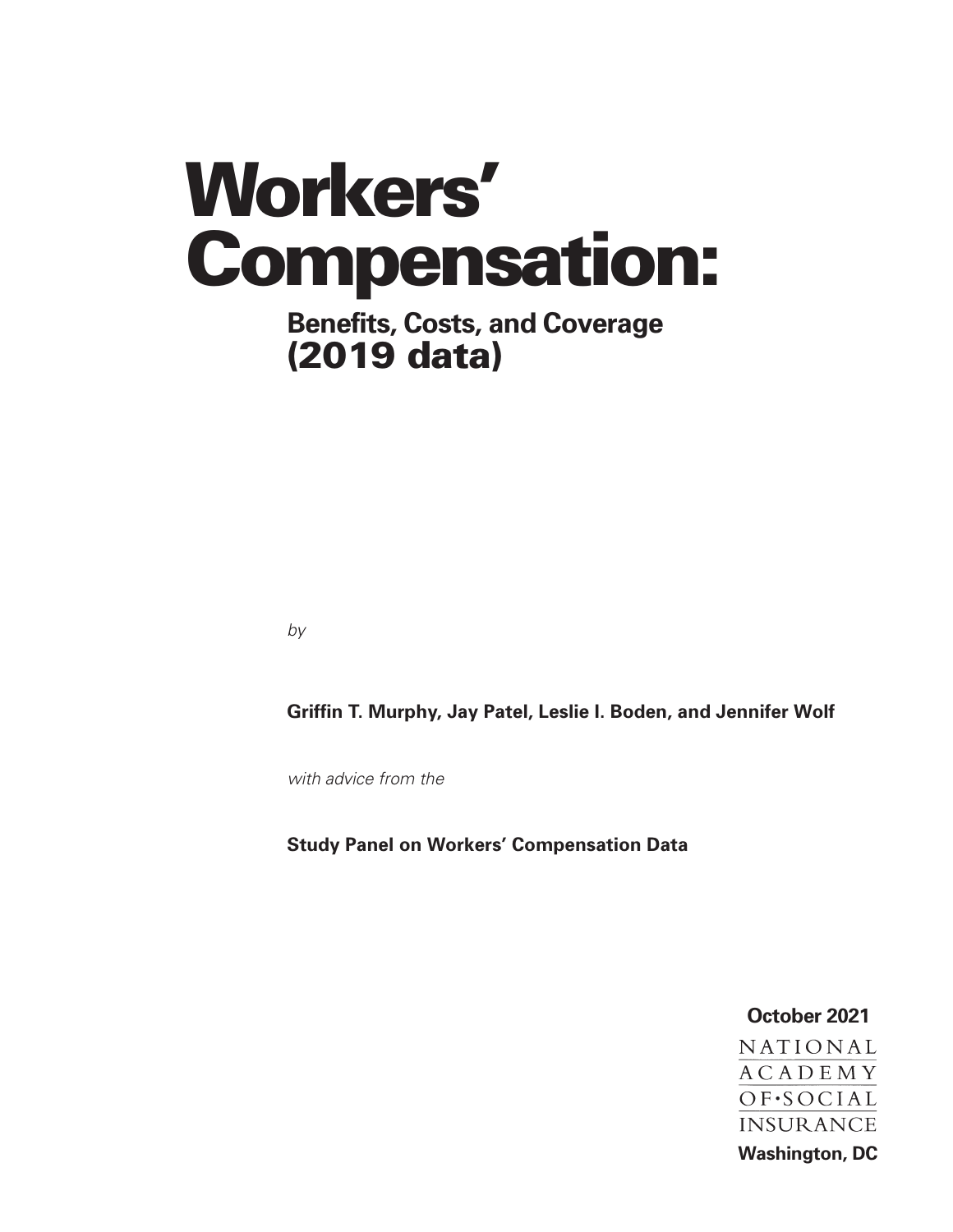# Workers' Compensation:

## Benefits, Costs, and Coverage (2019 data)

*by*

**Griffin T. Murphy, Jay Patel, Leslie I. Boden, and Jennifer Wolf**

*with advice from the*

**Study Panel on Workers' Compensation Data**

**October 2021**

NATIONAL ACADEMY OF SOCIAL INSURANCE

**Washington, DC**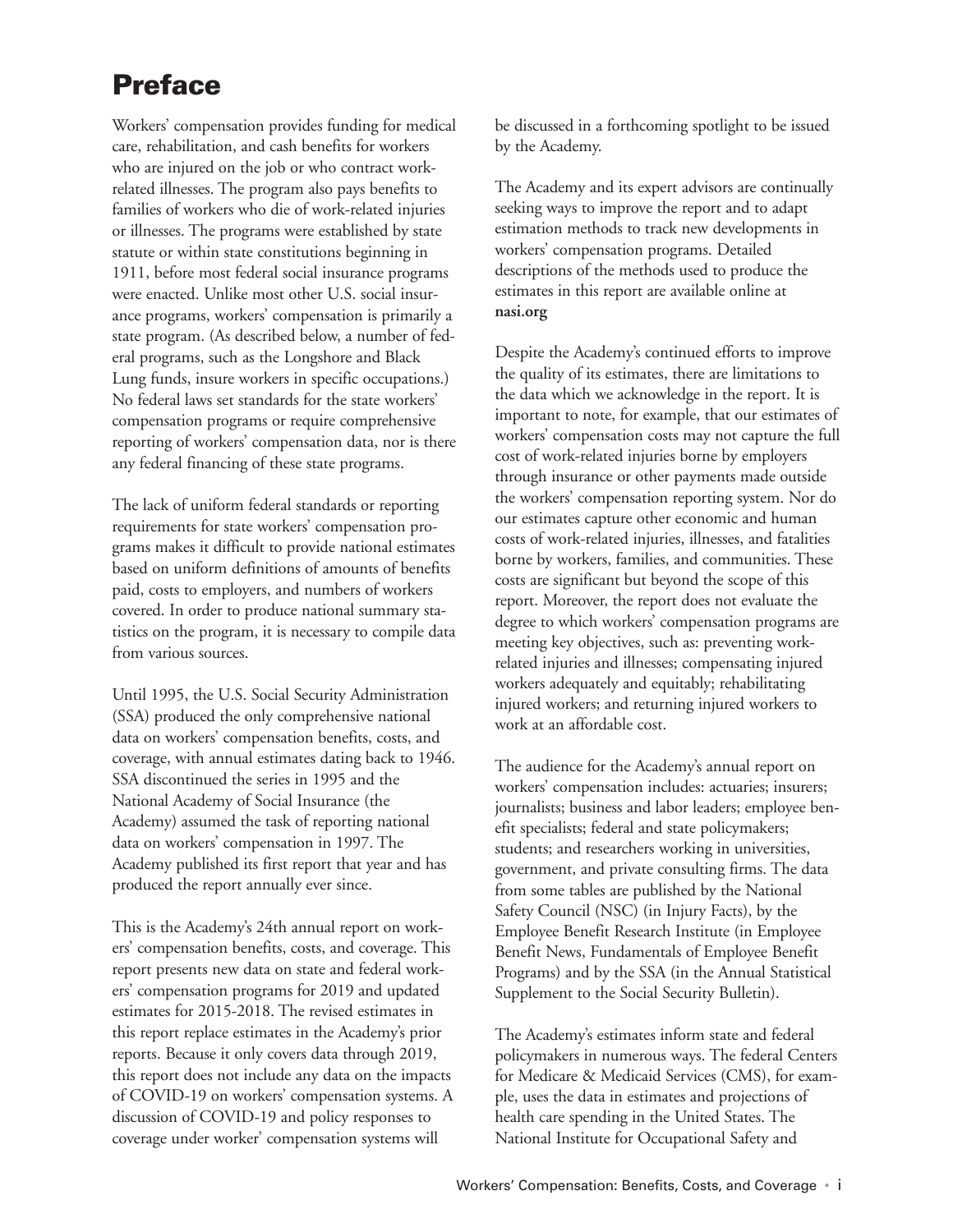# Preface

Workers' compensation provides funding for medical care, rehabilitation, and cash benefits for workers who are injured on the job or who contract work-related illnesses. The program also pays benefits to families of workers who die of work-related injuries or illnesses. The programs were established by state statute or within state constitutions beginning in 1911, before most federal social insurance programs were enacted. Unlike most other U.S. social insurance programs, workers' compensation is primarily a state program. (As described below, a number of federal programs, such as the Longshore and Black Lung funds, insure workers in specific occupations.) No federal laws set standards for the state workers' compensation programs or require comprehensive reporting of workers' compensation data, nor is there any federal financing of these state programs.

The lack of uniform federal standards or reporting requirements for state workers' compensation programs makes it difficult to provide national estimates based on uniform definitions of amounts of benefits paid, costs to employers, and numbers of workers covered. In order to produce national summary statistics on the program, it is necessary to compile data from various sources.

Until 1995, the U.S. Social Security Administration (SSA) produced the only comprehensive national data on workers' compensation benefits, costs, and coverage, with annual estimates dating back to 1946. SSA discontinued the series in 1995 and the National Academy of Social Insurance (the Academy) assumed the task of reporting national data on workers' compensation in 1997. The Academy published its first report that year and has produced the report annually ever since.

This is the Academy's 24th annual report on workers' compensation benefits, costs, and coverage. This report presents new data on state and federal workers' compensation programs for 2019 and updated estimates for 2015-2018. The revised estimates in this report replace estimates in the Academy's prior reports. Because it only covers data through 2019, this report does not include any data on the impacts of COVID-19 on workers' compensation systems. A discussion of COVID-19 and policy responses to coverage under worker' compensation systems will be discussed in a forthcoming spotlight to be issued by the Academy.

The Academy and its expert advisors are continually seeking ways to improve the report and to adapt estimation methods to track new developments in workers' compensation programs. Detailed descriptions of the methods used to produce the estimates in this report are available online at **nasi.org**

Despite the Academy's continued efforts to improve the quality of its estimates, there are limitations to the data which we acknowledge in the report. It is important to note, for example, that our estimates of workers' compensation costs may not capture the full cost of work-related injuries borne by employers through insurance or other payments made outside the workers' compensation reporting system. Nor do our estimates capture other economic and human costs of work-related injuries, illnesses, and fatalities borne by workers, families, and communities. These costs are significant but beyond the scope of this report. Moreover, the report does not evaluate the degree to which workers' compensation programs are meeting key objectives, such as: preventing work-related injuries and illnesses; compensating injured workers adequately and equitably; rehabilitating injured workers; and returning injured workers to work at an affordable cost.

The audience for the Academy's annual report on workers' compensation includes: actuaries; insurers; journalists; business and labor leaders; employee benefit specialists; federal and state policymakers; students; and researchers working in universities, government, and private consulting firms. The data from some tables are published by the National Safety Council (NSC) (in Injury Facts), by the Employee Benefit Research Institute (in Employee Benefit News, Fundamentals of Employee Benefit Programs) and by the SSA (in the Annual Statistical Supplement to the Social Security Bulletin).

The Academy's estimates inform state and federal policymakers in numerous ways. The federal Centers for Medicare & Medicaid Services (CMS), for example, uses the data in estimates and projections of health care spending in the United States. The National Institute for Occupational Safety and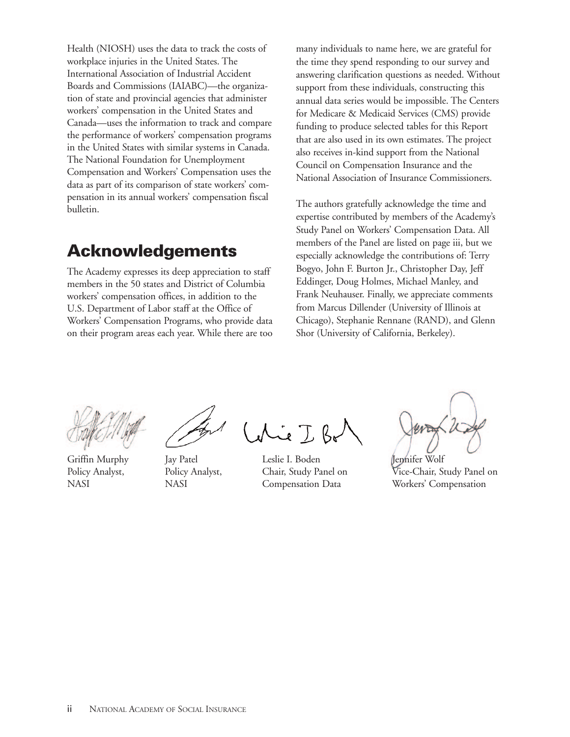Health (NIOSH) uses the data to track the costs of workplace injuries in the United States. The International Association of Industrial Accident Boards and Commissions (IAIABC)—the organization of state and provincial agencies that administer workers' compensation in the United States and Canada—uses the information to track and compare the performance of workers' compensation programs in the United States with similar systems in Canada. The National Foundation for Unemployment Compensation and Workers' Compensation uses the data as part of its comparison of state workers' compensation in its annual workers' compensation fiscal bulletin.

## Acknowledgements

The Academy expresses its deep appreciation to staff members in the 50 states and District of Columbia workers' compensation offices, in addition to the U.S. Department of Labor staff at the Office of Workers' Compensation Programs, who provide data on their program areas each year. While there are too many individuals to name here, we are grateful for the time they spend responding to our survey and answering clarification questions as needed. Without support from these individuals, constructing this annual data series would be impossible. The Centers for Medicare & Medicaid Services (CMS) provide funding to produce selected tables for this Report that are also used in its own estimates. The project also receives in-kind support from the National Council on Compensation Insurance and the National Association of Insurance Commissioners.

The authors gratefully acknowledge the time and expertise contributed by members of the Academy's Study Panel on Workers' Compensation Data. All members of the Panel are listed on page iii, but we especially acknowledge the contributions of: Terry Bogyo, John F. Burton Jr., Christopher Day, Jeff Eddinger, Doug Holmes, Michael Manley, and Frank Neuhauser. Finally, we appreciate comments from Marcus Dillender (University of Illinois at Chicago), Stephanie Rennane (RAND), and Glenn Shor (University of California, Berkeley).

Griffin Murphy
Policy Analyst,
NASI

Jay Patel
Policy Analyst,
NASI

Leslie I. Boden
Chair, Study Panel on
Compensation Data

Jennifer Wolf
Vice-Chair, Study Panel on
Workers' Compensation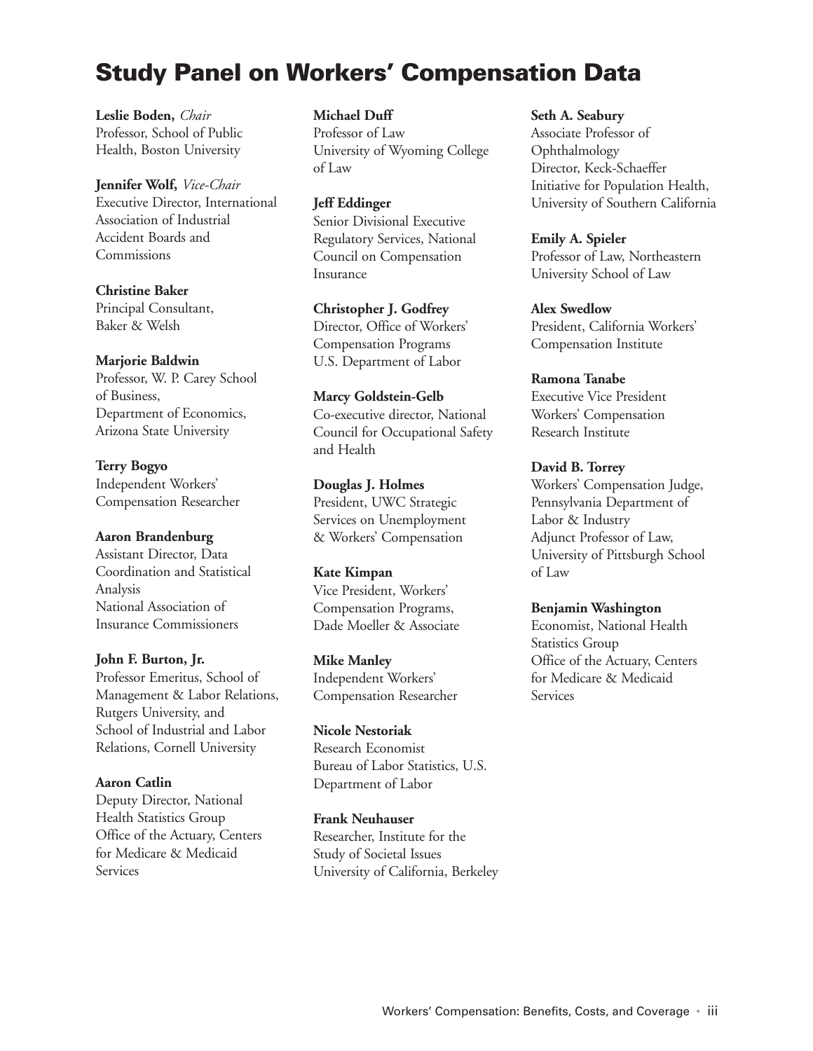# Study Panel on Workers' Compensation Data

**Leslie Boden,** *Chair*
Professor, School of Public Health, Boston University

**Jennifer Wolf,** *Vice-Chair*
Executive Director, International Association of Industrial Accident Boards and Commissions

**Christine Baker**
Principal Consultant, Baker & Welsh

**Marjorie Baldwin**
Professor, W. P. Carey School of Business, Department of Economics, Arizona State University

**Terry Bogyo**
Independent Workers' Compensation Researcher

**Aaron Brandenburg**
Assistant Director, Data Coordination and Statistical Analysis
National Association of Insurance Commissioners

**John F. Burton, Jr.**
Professor Emeritus, School of Management & Labor Relations, Rutgers University, and School of Industrial and Labor Relations, Cornell University

**Aaron Catlin**
Deputy Director, National Health Statistics Group
Office of the Actuary, Centers for Medicare & Medicaid Services

**Michael Duff**
Professor of Law
University of Wyoming College of Law

**Jeff Eddinger**
Senior Divisional Executive Regulatory Services, National Council on Compensation Insurance

**Christopher J. Godfrey**
Director, Office of Workers' Compensation Programs
U.S. Department of Labor

**Marcy Goldstein-Gelb**
Co-executive director, National Council for Occupational Safety and Health

**Douglas J. Holmes**
President, UWC Strategic Services on Unemployment & Workers' Compensation

**Kate Kimpan**
Vice President, Workers' Compensation Programs, Dade Moeller & Associate

**Mike Manley**
Independent Workers' Compensation Researcher

**Nicole Nestoriak**
Research Economist
Bureau of Labor Statistics, U.S. Department of Labor

**Frank Neuhauser**
Researcher, Institute for the Study of Societal Issues
University of California, Berkeley

**Seth A. Seabury**
Associate Professor of Ophthalmology
Director, Keck-Schaeffer Initiative for Population Health, University of Southern California

**Emily A. Spieler**
Professor of Law, Northeastern University School of Law

**Alex Swedlow**
President, California Workers' Compensation Institute

**Ramona Tanabe**
Executive Vice President
Workers' Compensation Research Institute

**David B. Torrey**
Workers' Compensation Judge, Pennsylvania Department of Labor & Industry
Adjunct Professor of Law, University of Pittsburgh School of Law

**Benjamin Washington**
Economist, National Health Statistics Group
Office of the Actuary, Centers for Medicare & Medicaid Services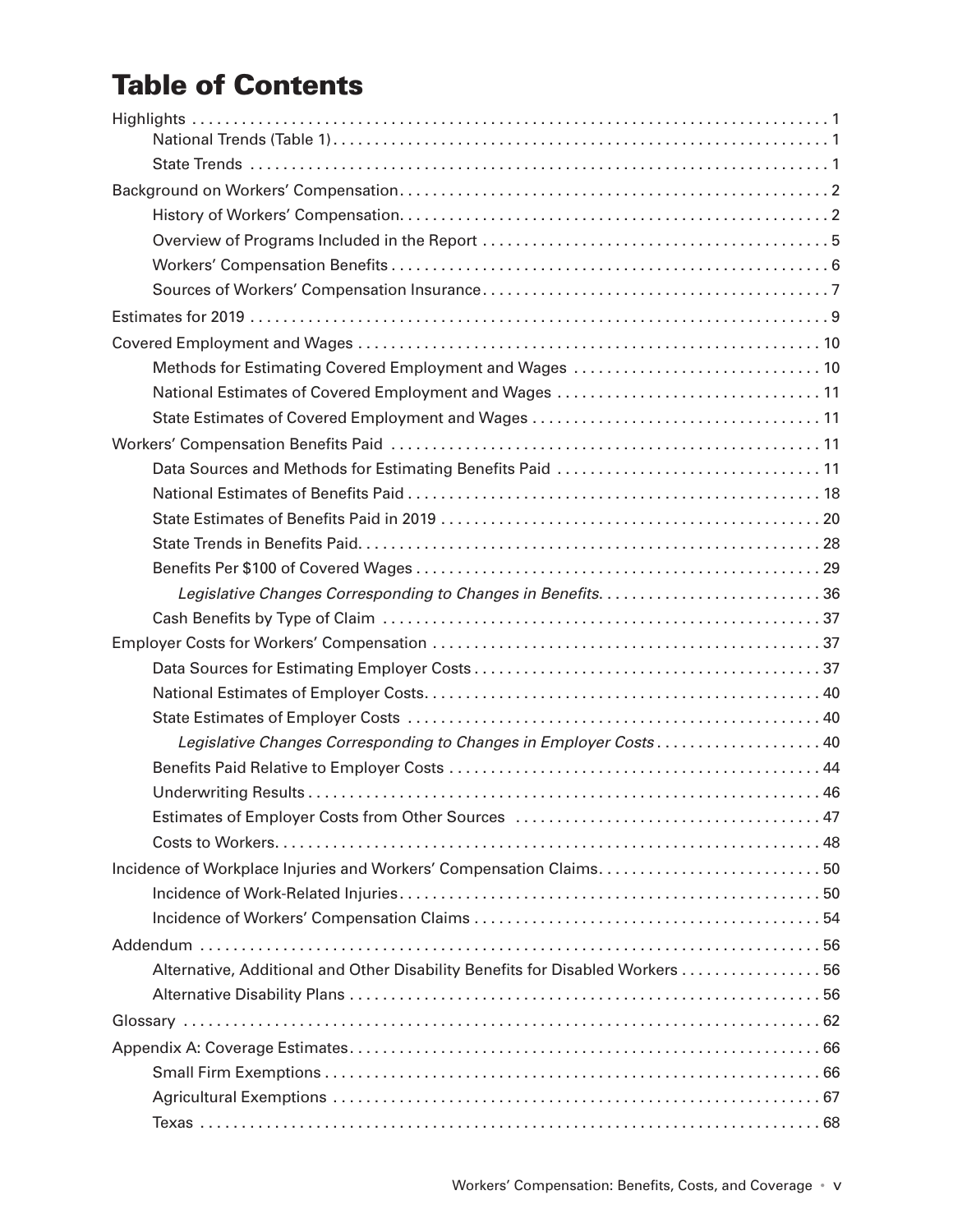# Table of Contents

Highlights . . . . . . . . . . 1
- National Trends (Table 1) . . . . . . . . . . 1
- State Trends . . . . . . . . . . 1

Background on Workers' Compensation . . . . . . . . . . 2
- History of Workers' Compensation . . . . . . . . . . 2
- Overview of Programs Included in the Report . . . . . . . . . . 5
- Workers' Compensation Benefits . . . . . . . . . . 6
- Sources of Workers' Compensation Insurance . . . . . . . . . . 7

Estimates for 2019 . . . . . . . . . . 9

Covered Employment and Wages . . . . . . . . . . 10
- Methods for Estimating Covered Employment and Wages . . . . . . . . . . 10
- National Estimates of Covered Employment and Wages . . . . . . . . . . 11
- State Estimates of Covered Employment and Wages . . . . . . . . . . 11

Workers' Compensation Benefits Paid . . . . . . . . . . 11
- Data Sources and Methods for Estimating Benefits Paid . . . . . . . . . . 11
- National Estimates of Benefits Paid . . . . . . . . . . 18
- State Estimates of Benefits Paid in 2019 . . . . . . . . . . 20
- State Trends in Benefits Paid . . . . . . . . . . 28
- Benefits Per $100 of Covered Wages . . . . . . . . . . 29
  - *Legislative Changes Corresponding to Changes in Benefits* . . . . . . . . . . 36
- Cash Benefits by Type of Claim . . . . . . . . . . 37

Employer Costs for Workers' Compensation . . . . . . . . . . 37
- Data Sources for Estimating Employer Costs . . . . . . . . . . 37
- National Estimates of Employer Costs . . . . . . . . . . 40
- State Estimates of Employer Costs . . . . . . . . . . 40
  - *Legislative Changes Corresponding to Changes in Employer Costs* . . . . . . . . . . 40
- Benefits Paid Relative to Employer Costs . . . . . . . . . . 44
- Underwriting Results . . . . . . . . . . 46
- Estimates of Employer Costs from Other Sources . . . . . . . . . . 47
- Costs to Workers . . . . . . . . . . 48

Incidence of Workplace Injuries and Workers' Compensation Claims . . . . . . . . . . 50
- Incidence of Work-Related Injuries . . . . . . . . . . 50
- Incidence of Workers' Compensation Claims . . . . . . . . . . 54

Addendum . . . . . . . . . . 56
- Alternative, Additional and Other Disability Benefits for Disabled Workers . . . . . . . . . . 56
- Alternative Disability Plans . . . . . . . . . . 56

Glossary . . . . . . . . . . 62

Appendix A: Coverage Estimates . . . . . . . . . . 66
- Small Firm Exemptions . . . . . . . . . . 66
- Agricultural Exemptions . . . . . . . . . . 67
- Texas . . . . . . . . . . 68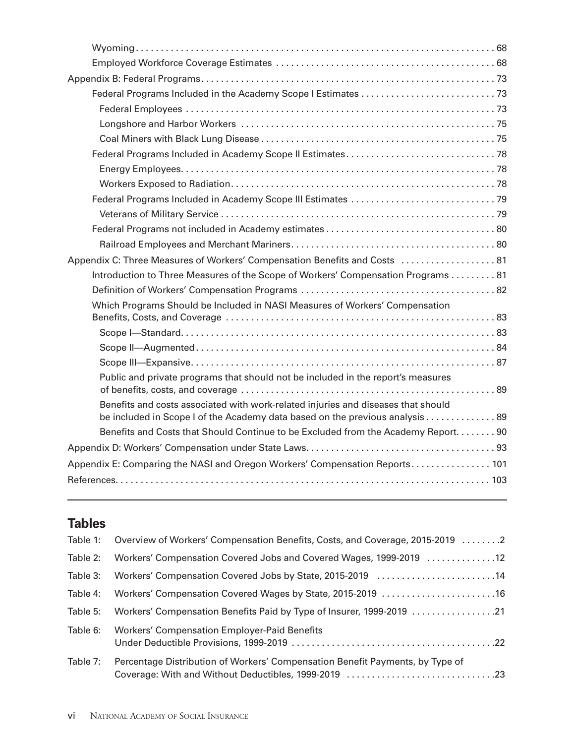Wyoming . . . . . . . . . . . . . . . . . . . . . . . . . . . . . . . . . . . . . . . . . . . . . . . . . . . . . . . . . . . . . . . . . . . . . . . . . 68

Employed Workforce Coverage Estimates . . . . . . . . . . . . . . . . . . . . . . . . . . . . . . . . . . . . . . . . . . 68

Appendix B: Federal Programs . . . . . . . . . . . . . . . . . . . . . . . . . . . . . . . . . . . . . . . . . . . . . . . . . . . . . . . 73

Federal Programs Included in the Academy Scope I Estimates . . . . . . . . . . . . . . . . . . . . . . . . . . 73

Federal Employees . . . . . . . . . . . . . . . . . . . . . . . . . . . . . . . . . . . . . . . . . . . . . . . . . . . . . . . . . . . 73

Longshore and Harbor Workers . . . . . . . . . . . . . . . . . . . . . . . . . . . . . . . . . . . . . . . . . . . . . . . . . . 75

Coal Miners with Black Lung Disease . . . . . . . . . . . . . . . . . . . . . . . . . . . . . . . . . . . . . . . . . . . . . 75

Federal Programs Included in Academy Scope II Estimates . . . . . . . . . . . . . . . . . . . . . . . . . . . . . 78

Energy Employees . . . . . . . . . . . . . . . . . . . . . . . . . . . . . . . . . . . . . . . . . . . . . . . . . . . . . . . . . . . 78

Workers Exposed to Radiation . . . . . . . . . . . . . . . . . . . . . . . . . . . . . . . . . . . . . . . . . . . . . . . . . . 78

Federal Programs Included in Academy Scope III Estimates . . . . . . . . . . . . . . . . . . . . . . . . . . . . 79

Veterans of Military Service . . . . . . . . . . . . . . . . . . . . . . . . . . . . . . . . . . . . . . . . . . . . . . . . . . . . 79

Federal Programs not included in Academy estimates . . . . . . . . . . . . . . . . . . . . . . . . . . . . . . . . 80

Railroad Employees and Merchant Mariners . . . . . . . . . . . . . . . . . . . . . . . . . . . . . . . . . . . . . . . 80

Appendix C: Three Measures of Workers' Compensation Benefits and Costs . . . . . . . . . . . . . . . . . . 81

Introduction to Three Measures of the Scope of Workers' Compensation Programs . . . . . . . . . 81

Definition of Workers' Compensation Programs . . . . . . . . . . . . . . . . . . . . . . . . . . . . . . . . . . . . . . 82

Which Programs Should be Included in NASI Measures of Workers' Compensation Benefits, Costs, and Coverage . . . . . . . . . . . . . . . . . . . . . . . . . . . . . . . . . . . . . . . . . . . . . . . . . . . . . . 83

Scope I—Standard . . . . . . . . . . . . . . . . . . . . . . . . . . . . . . . . . . . . . . . . . . . . . . . . . . . . . . . . . . . . 83

Scope II—Augmented . . . . . . . . . . . . . . . . . . . . . . . . . . . . . . . . . . . . . . . . . . . . . . . . . . . . . . . . . . 84

Scope III—Expansive . . . . . . . . . . . . . . . . . . . . . . . . . . . . . . . . . . . . . . . . . . . . . . . . . . . . . . . . . . . 87

Public and private programs that should not be included in the report's measures of benefits, costs, and coverage . . . . . . . . . . . . . . . . . . . . . . . . . . . . . . . . . . . . . . . . . . . . . . . . . . . 89

Benefits and costs associated with work-related injuries and diseases that should be included in Scope I of the Academy data based on the previous analysis . . . . . . . . . . . . . . 89

Benefits and Costs that Should Continue to be Excluded from the Academy Report . . . . . . . . 90

Appendix D: Workers' Compensation under State Laws . . . . . . . . . . . . . . . . . . . . . . . . . . . . . . . . . . . . . 93

Appendix E: Comparing the NASI and Oregon Workers' Compensation Reports . . . . . . . . . . . . . . . . 101

References . . . . . . . . . . . . . . . . . . . . . . . . . . . . . . . . . . . . . . . . . . . . . . . . . . . . . . . . . . . . . . . . . . . . . . . . . 103

## Tables

Table 1: Overview of Workers' Compensation Benefits, Costs, and Coverage, 2015-2019 . . . . . . . . 2

Table 2: Workers' Compensation Covered Jobs and Covered Wages, 1999-2019 . . . . . . . . . . . . . 12

Table 3: Workers' Compensation Covered Jobs by State, 2015-2019 . . . . . . . . . . . . . . . . . . . . . . . 14

Table 4: Workers' Compensation Covered Wages by State, 2015-2019 . . . . . . . . . . . . . . . . . . . . . 16

Table 5: Workers' Compensation Benefits Paid by Type of Insurer, 1999-2019 . . . . . . . . . . . . . . . . 21

Table 6: Workers' Compensation Employer-Paid Benefits Under Deductible Provisions, 1999-2019 . . . . . . . . . . . . . . . . . . . . . . . . . . . . . . . . . . . . . . . . 22

Table 7: Percentage Distribution of Workers' Compensation Benefit Payments, by Type of Coverage: With and Without Deductibles, 1999-2019 . . . . . . . . . . . . . . . . . . . . . . . . . . . . . 23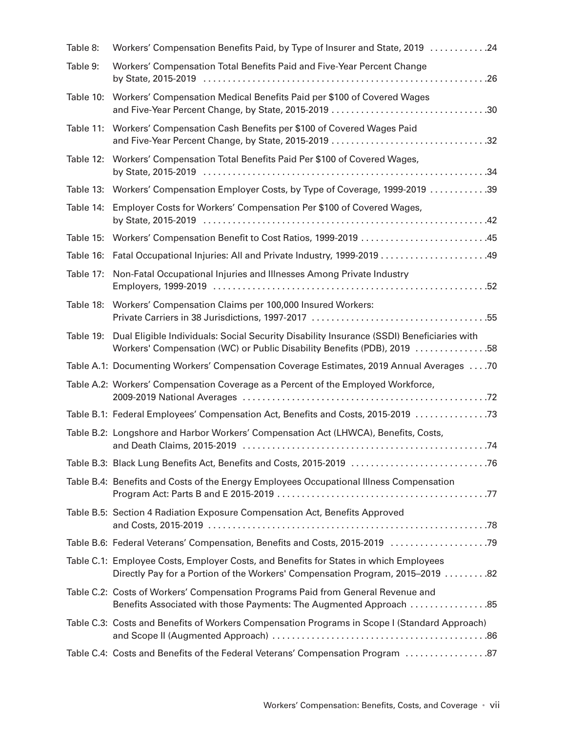Table 8: Workers' Compensation Benefits Paid, by Type of Insurer and State, 2019 . . . . . . . . . . . .24

Table 9: Workers' Compensation Total Benefits Paid and Five-Year Percent Change by State, 2015-2019 . . . . . . . . . . . . . . . . . . . . . . . . . . . . . . . . . . . . . . . . . . . . . . . . . . . . . . . . .26

Table 10: Workers' Compensation Medical Benefits Paid per $100 of Covered Wages and Five-Year Percent Change, by State, 2015-2019 . . . . . . . . . . . . . . . . . . . . . . . . . . . . . . . .30

Table 11: Workers' Compensation Cash Benefits per $100 of Covered Wages Paid and Five-Year Percent Change, by State, 2015-2019 . . . . . . . . . . . . . . . . . . . . . . . . . . . . . . . .32

Table 12: Workers' Compensation Total Benefits Paid Per $100 of Covered Wages, by State, 2015-2019 . . . . . . . . . . . . . . . . . . . . . . . . . . . . . . . . . . . . . . . . . . . . . . . . . . . . . . . . .34

Table 13: Workers' Compensation Employer Costs, by Type of Coverage, 1999-2019 . . . . . . . . . . . .39

Table 14: Employer Costs for Workers' Compensation Per $100 of Covered Wages, by State, 2015-2019 . . . . . . . . . . . . . . . . . . . . . . . . . . . . . . . . . . . . . . . . . . . . . . . . . . . . . . . . .42

Table 15: Workers' Compensation Benefit to Cost Ratios, 1999-2019 . . . . . . . . . . . . . . . . . . . . . . . . . .45

Table 16: Fatal Occupational Injuries: All and Private Industry, 1999-2019 . . . . . . . . . . . . . . . . . . . . . .49

Table 17: Non-Fatal Occupational Injuries and Illnesses Among Private Industry Employers, 1999-2019 . . . . . . . . . . . . . . . . . . . . . . . . . . . . . . . . . . . . . . . . . . . . . . . . . . . . . . .52

Table 18: Workers' Compensation Claims per 100,000 Insured Workers: Private Carriers in 38 Jurisdictions, 1997-2017 . . . . . . . . . . . . . . . . . . . . . . . . . . . . . . . . . . . .55

Table 19: Dual Eligible Individuals: Social Security Disability Insurance (SSDI) Beneficiaries with Workers' Compensation (WC) or Public Disability Benefits (PDB), 2019 . . . . . . . . . . . . . . .58

Table A.1: Documenting Workers' Compensation Coverage Estimates, 2019 Annual Averages . . . .70

Table A.2: Workers' Compensation Coverage as a Percent of the Employed Workforce, 2009-2019 National Averages . . . . . . . . . . . . . . . . . . . . . . . . . . . . . . . . . . . . . . . . . . . . . . . . . .72

Table B.1: Federal Employees' Compensation Act, Benefits and Costs, 2015-2019 . . . . . . . . . . . . . . .73

Table B.2: Longshore and Harbor Workers' Compensation Act (LHWCA), Benefits, Costs, and Death Claims, 2015-2019 . . . . . . . . . . . . . . . . . . . . . . . . . . . . . . . . . . . . . . . . . . . . . . . . . .74

Table B.3: Black Lung Benefits Act, Benefits and Costs, 2015-2019 . . . . . . . . . . . . . . . . . . . . . . . . . . . .76

Table B.4: Benefits and Costs of the Energy Employees Occupational Illness Compensation Program Act: Parts B and E 2015-2019 . . . . . . . . . . . . . . . . . . . . . . . . . . . . . . . . . . . . . . . . . . .77

Table B.5: Section 4 Radiation Exposure Compensation Act, Benefits Approved and Costs, 2015-2019 . . . . . . . . . . . . . . . . . . . . . . . . . . . . . . . . . . . . . . . . . . . . . . . . . . . . . . . . .78

Table B.6: Federal Veterans' Compensation, Benefits and Costs, 2015-2019 . . . . . . . . . . . . . . . . . . . .79

Table C.1: Employee Costs, Employer Costs, and Benefits for States in which Employees Directly Pay for a Portion of the Workers' Compensation Program, 2015–2019 . . . . . . . . .82

Table C.2: Costs of Workers' Compensation Programs Paid from General Revenue and Benefits Associated with those Payments: The Augmented Approach . . . . . . . . . . . . . . . .85

Table C.3: Costs and Benefits of Workers Compensation Programs in Scope I (Standard Approach) and Scope II (Augmented Approach) . . . . . . . . . . . . . . . . . . . . . . . . . . . . . . . . . . . . . . . . . . . .86

Table C.4: Costs and Benefits of the Federal Veterans' Compensation Program . . . . . . . . . . . . . . . . .87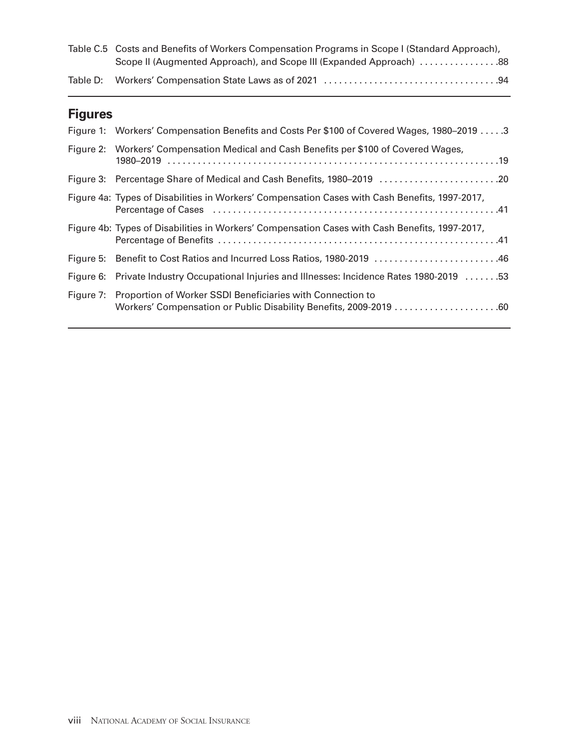Table C.5 Costs and Benefits of Workers Compensation Programs in Scope I (Standard Approach), Scope II (Augmented Approach), and Scope III (Expanded Approach) . . . . . . . . . . . . . . . .88

Table D: Workers' Compensation State Laws as of 2021 . . . . . . . . . . . . . . . . . . . . . . . . . . . . . . . . . . .94

## Figures

Figure 1: Workers' Compensation Benefits and Costs Per $100 of Covered Wages, 1980–2019 . . . . .3

Figure 2: Workers' Compensation Medical and Cash Benefits per $100 of Covered Wages, 1980–2019 . . . . . . . . . . . . . . . . . . . . . . . . . . . . . . . . . . . . . . . . . . . . . . . . . . . . . . . . . . . . . . . . .19

Figure 3: Percentage Share of Medical and Cash Benefits, 1980–2019 . . . . . . . . . . . . . . . . . . . . . . . .20

Figure 4a: Types of Disabilities in Workers' Compensation Cases with Cash Benefits, 1997-2017, Percentage of Cases . . . . . . . . . . . . . . . . . . . . . . . . . . . . . . . . . . . . . . . . . . . . . . . . . . . . . . . .41

Figure 4b: Types of Disabilities in Workers' Compensation Cases with Cash Benefits, 1997-2017, Percentage of Benefits . . . . . . . . . . . . . . . . . . . . . . . . . . . . . . . . . . . . . . . . . . . . . . . . . . . . . . .41

Figure 5: Benefit to Cost Ratios and Incurred Loss Ratios, 1980-2019 . . . . . . . . . . . . . . . . . . . . . . . . .46

Figure 6: Private Industry Occupational Injuries and Illnesses: Incidence Rates 1980-2019 . . . . . . .53

Figure 7: Proportion of Worker SSDI Beneficiaries with Connection to Workers' Compensation or Public Disability Benefits, 2009-2019 . . . . . . . . . . . . . . . . . . . . .60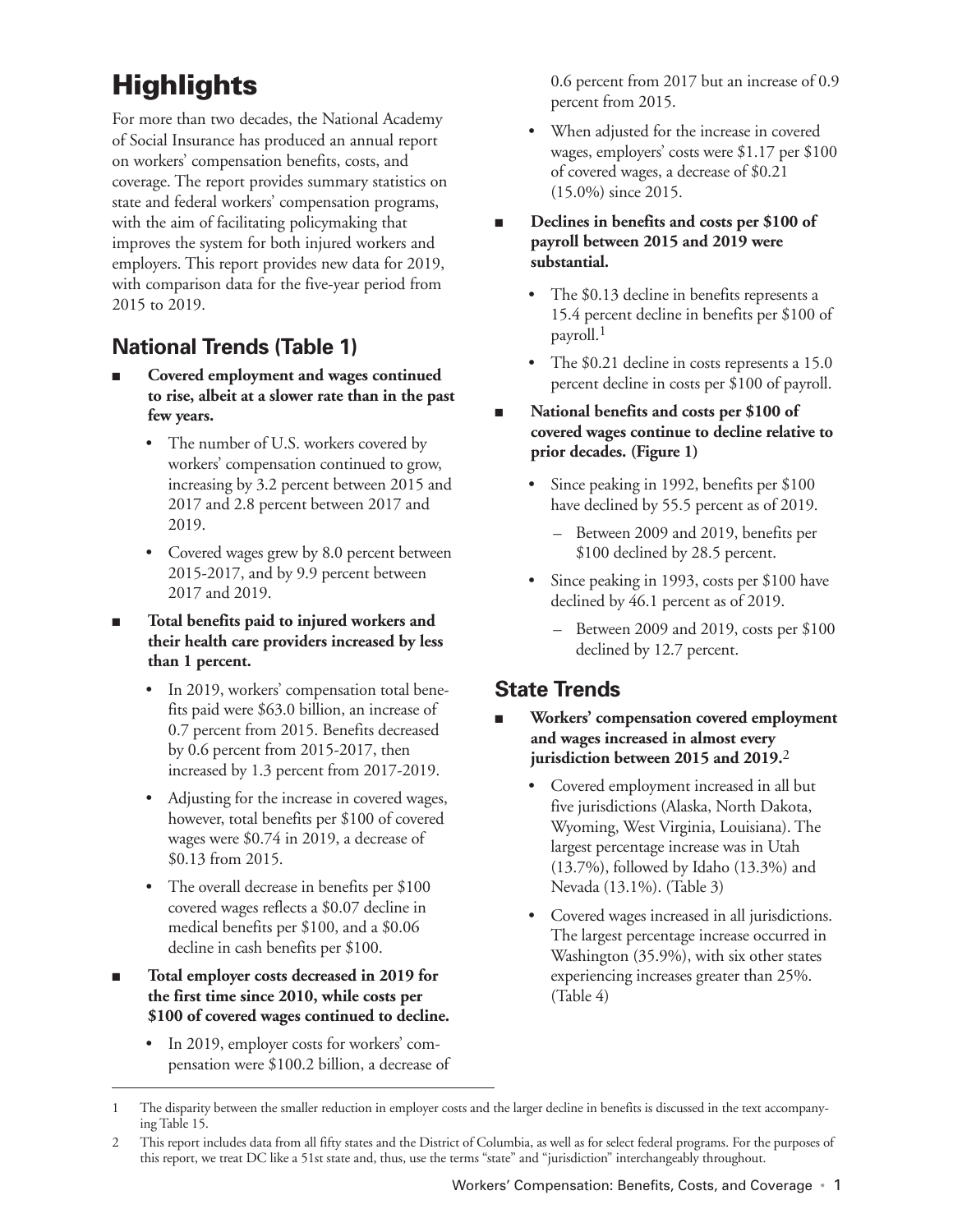# Highlights

For more than two decades, the National Academy of Social Insurance has produced an annual report on workers' compensation benefits, costs, and coverage. The report provides summary statistics on state and federal workers' compensation programs, with the aim of facilitating policymaking that improves the system for both injured workers and employers. This report provides new data for 2019, with comparison data for the five-year period from 2015 to 2019.

## National Trends (Table 1)

- **Covered employment and wages continued to rise, albeit at a slower rate than in the past few years.**
  - The number of U.S. workers covered by workers' compensation continued to grow, increasing by 3.2 percent between 2015 and 2017 and 2.8 percent between 2017 and 2019.
  - Covered wages grew by 8.0 percent between 2015-2017, and by 9.9 percent between 2017 and 2019.
- **Total benefits paid to injured workers and their health care providers increased by less than 1 percent.**
  - In 2019, workers' compensation total benefits paid were $63.0 billion, an increase of 0.7 percent from 2015. Benefits decreased by 0.6 percent from 2015-2017, then increased by 1.3 percent from 2017-2019.
  - Adjusting for the increase in covered wages, however, total benefits per $100 of covered wages were $0.74 in 2019, a decrease of $0.13 from 2015.
  - The overall decrease in benefits per $100 covered wages reflects a $0.07 decline in medical benefits per $100, and a $0.06 decline in cash benefits per $100.
- **Total employer costs decreased in 2019 for the first time since 2010, while costs per $100 of covered wages continued to decline.**
  - In 2019, employer costs for workers' compensation were $100.2 billion, a decrease of 0.6 percent from 2017 but an increase of 0.9 percent from 2015.
  - When adjusted for the increase in covered wages, employers' costs were $1.17 per $100 of covered wages, a decrease of $0.21 (15.0%) since 2015.
- **Declines in benefits and costs per $100 of payroll between 2015 and 2019 were substantial.**
  - The $0.13 decline in benefits represents a 15.4 percent decline in benefits per $100 of payroll.[1]
  - The $0.21 decline in costs represents a 15.0 percent decline in costs per $100 of payroll.
- **National benefits and costs per $100 of covered wages continue to decline relative to prior decades. (Figure 1)**
  - Since peaking in 1992, benefits per $100 have declined by 55.5 percent as of 2019.
    - Between 2009 and 2019, benefits per $100 declined by 28.5 percent.
  - Since peaking in 1993, costs per $100 have declined by 46.1 percent as of 2019.
    - Between 2009 and 2019, costs per $100 declined by 12.7 percent.

## State Trends

- **Workers' compensation covered employment and wages increased in almost every jurisdiction between 2015 and 2019.**[2]
  - Covered employment increased in all but five jurisdictions (Alaska, North Dakota, Wyoming, West Virginia, Louisiana). The largest percentage increase was in Utah (13.7%), followed by Idaho (13.3%) and Nevada (13.1%). (Table 3)
  - Covered wages increased in all jurisdictions. The largest percentage increase occurred in Washington (35.9%), with six other states experiencing increases greater than 25%. (Table 4)

---

1 The disparity between the smaller reduction in employer costs and the larger decline in benefits is discussed in the text accompanying Table 15.

2 This report includes data from all fifty states and the District of Columbia, as well as for select federal programs. For the purposes of this report, we treat DC like a 51st state and, thus, use the terms "state" and "jurisdiction" interchangeably throughout.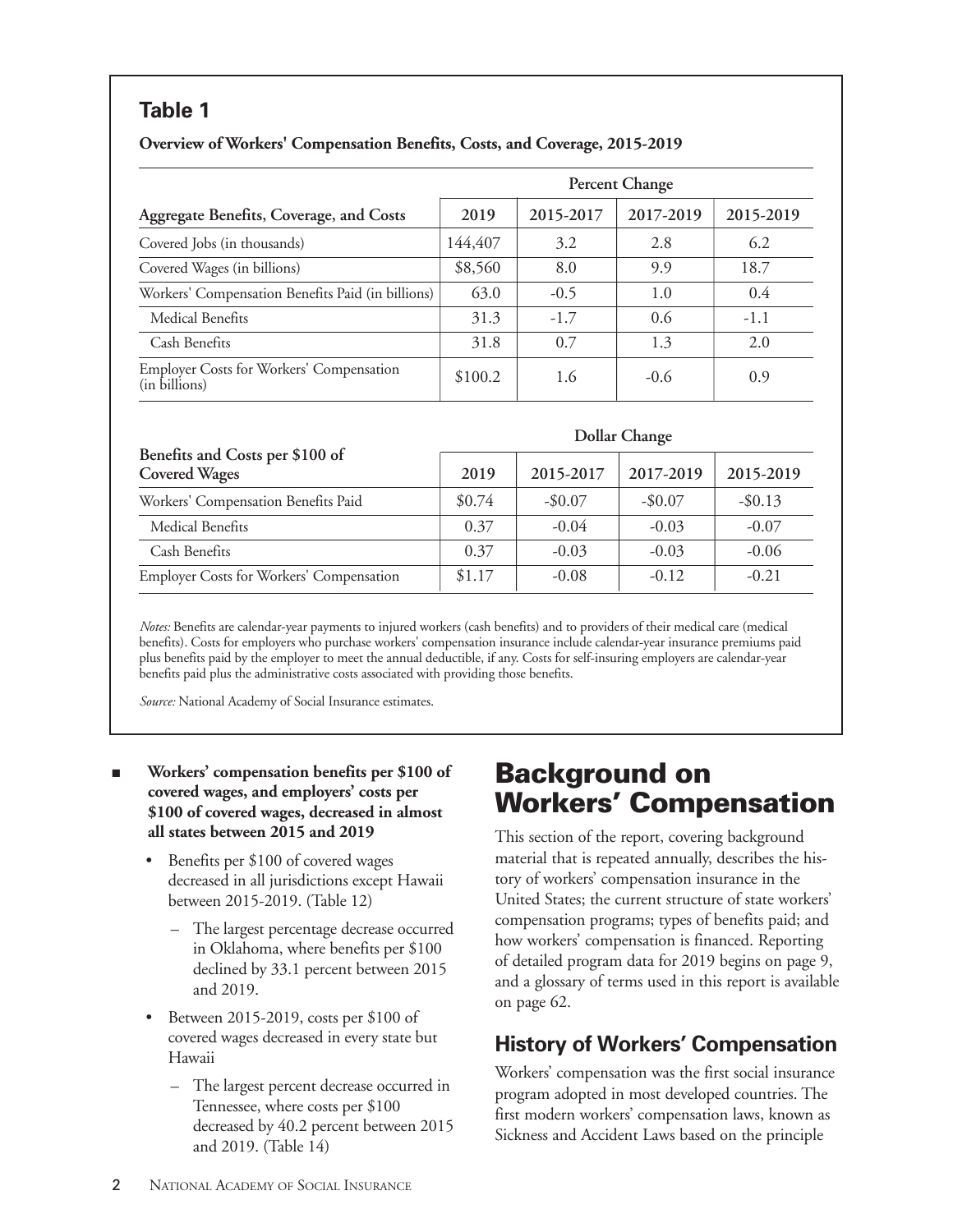## Table 1

**Overview of Workers' Compensation Benefits, Costs, and Coverage, 2015-2019**

| | | Percent Change | | |
|---|---|---|---|---|
| **Aggregate Benefits, Coverage, and Costs** | **2019** | **2015-2017** | **2017-2019** | **2015-2019** |
| Covered Jobs (in thousands) | 144,407 | 3.2 | 2.8 | 6.2 |
| Covered Wages (in billions) | $8,560 | 8.0 | 9.9 | 18.7 |
| Workers' Compensation Benefits Paid (in billions) | 63.0 | -0.5 | 1.0 | 0.4 |
| Medical Benefits | 31.3 | -1.7 | 0.6 | -1.1 |
| Cash Benefits | 31.8 | 0.7 | 1.3 | 2.0 |
| Employer Costs for Workers' Compensation (in billions) | $100.2 | 1.6 | -0.6 | 0.9 |

| | | Dollar Change | | |
|---|---|---|---|---|
| **Benefits and Costs per $100 of Covered Wages** | **2019** | **2015-2017** | **2017-2019** | **2015-2019** |
| Workers' Compensation Benefits Paid | $0.74 | -$0.07 | -$0.07 | -$0.13 |
| Medical Benefits | 0.37 | -0.04 | -0.03 | -0.07 |
| Cash Benefits | 0.37 | -0.03 | -0.03 | -0.06 |
| Employer Costs for Workers' Compensation | $1.17 | -0.08 | -0.12 | -0.21 |

*Notes:* Benefits are calendar-year payments to injured workers (cash benefits) and to providers of their medical care (medical benefits). Costs for employers who purchase workers' compensation insurance include calendar-year insurance premiums paid plus benefits paid by the employer to meet the annual deductible, if any. Costs for self-insuring employers are calendar-year benefits paid plus the administrative costs associated with providing those benefits.

*Source:* National Academy of Social Insurance estimates.

- **Workers' compensation benefits per $100 of covered wages, and employers' costs per $100 of covered wages, decreased in almost all states between 2015 and 2019**
  - Benefits per $100 of covered wages decreased in all jurisdictions except Hawaii between 2015-2019. (Table 12)
    - The largest percentage decrease occurred in Oklahoma, where benefits per $100 declined by 33.1 percent between 2015 and 2019.
  - Between 2015-2019, costs per $100 of covered wages decreased in every state but Hawaii
    - The largest percent decrease occurred in Tennessee, where costs per $100 decreased by 40.2 percent between 2015 and 2019. (Table 14)

# Background on Workers' Compensation

This section of the report, covering background material that is repeated annually, describes the history of workers' compensation insurance in the United States; the current structure of state workers' compensation programs; types of benefits paid; and how workers' compensation is financed. Reporting of detailed program data for 2019 begins on page 9, and a glossary of terms used in this report is available on page 62.

## History of Workers' Compensation

Workers' compensation was the first social insurance program adopted in most developed countries. The first modern workers' compensation laws, known as Sickness and Accident Laws based on the principle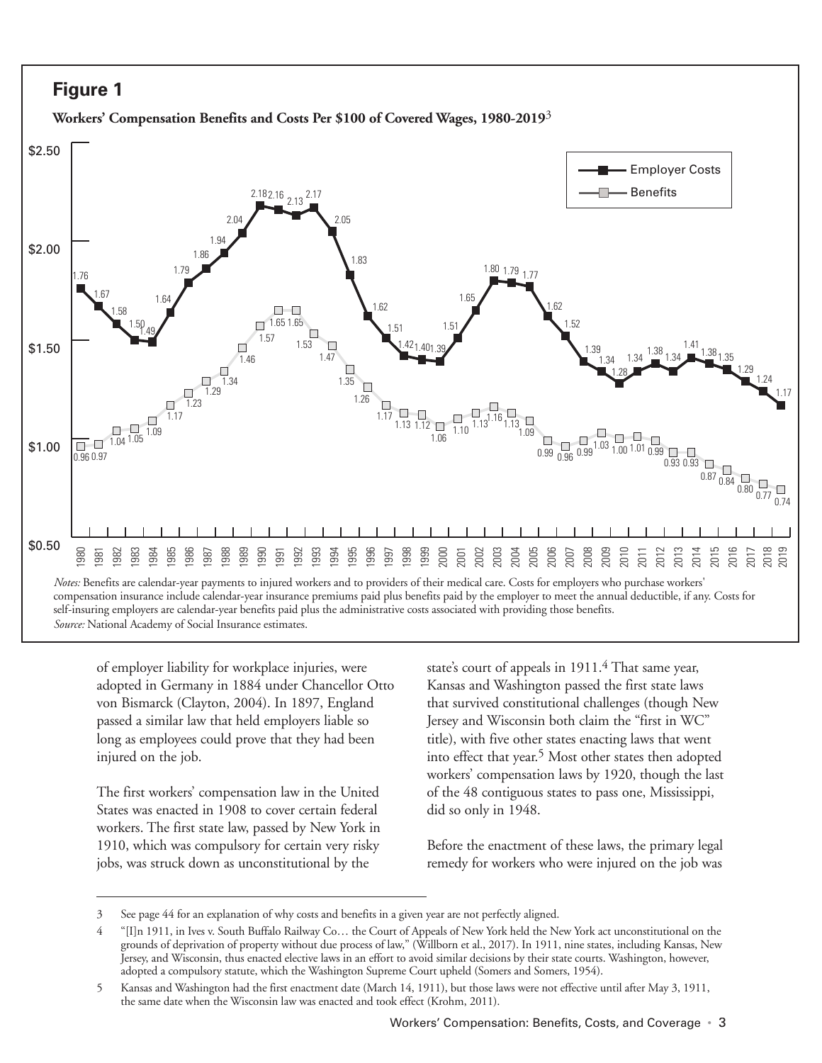## Figure 1

**Workers' Compensation Benefits and Costs Per $100 of Covered Wages, 1980-2019**[3]

| Year | Employer Costs | Benefits |
|---|---|---|
| 1980 | 1.76 | 0.96 |
| 1981 | 1.67 | 0.97 |
| 1982 | 1.58 | 1.04 |
| 1983 | 1.50 | 1.05 |
| 1984 | 1.49 | 1.09 |
| 1985 | 1.64 | 1.17 |
| 1986 | 1.79 | 1.23 |
| 1987 | 1.86 | 1.29 |
| 1988 | 1.94 | 1.34 |
| 1989 | 2.04 | 1.46 |
| 1990 | 2.18 | 1.57 |
| 1991 | 2.16 | 1.65 |
| 1992 | 2.13 | 1.65 |
| 1993 | 2.17 | 1.53 |
| 1994 | 2.05 | 1.47 |
| 1995 | 1.83 | 1.35 |
| 1996 | 1.62 | 1.26 |
| 1997 | 1.51 | 1.17 |
| 1998 | 1.42 | 1.13 |
| 1999 | 1.40 | 1.12 |
| 2000 | 1.39 | 1.06 |
| 2001 | 1.51 | 1.10 |
| 2002 | 1.65 | 1.13 |
| 2003 | 1.80 | 1.16 |
| 2004 | 1.79 | 1.13 |
| 2005 | 1.77 | 1.09 |
| 2006 | 1.62 | 0.99 |
| 2007 | 1.52 | 0.96 |
| 2008 | 1.39 | 0.99 |
| 2009 | 1.34 | 1.03 |
| 2010 | 1.28 | 1.00 |
| 2011 | 1.34 | 1.01 |
| 2012 | 1.38 | 0.99 |
| 2013 | 1.34 | 0.93 |
| 2014 | 1.41 | 0.93 |
| 2015 | 1.38 | 0.87 |
| 2016 | 1.35 | 0.84 |
| 2017 | 1.29 | 0.80 |
| 2018 | 1.24 | 0.77 |
| 2019 | 1.17 | 0.74 |

*Notes:* Benefits are calendar-year payments to injured workers and to providers of their medical care. Costs for employers who purchase workers' compensation insurance include calendar-year insurance premiums paid plus benefits paid by the employer to meet the annual deductible, if any. Costs for self-insuring employers are calendar-year benefits paid plus the administrative costs associated with providing those benefits.
*Source:* National Academy of Social Insurance estimates.

of employer liability for workplace injuries, were adopted in Germany in 1884 under Chancellor Otto von Bismarck (Clayton, 2004). In 1897, England passed a similar law that held employers liable so long as employees could prove that they had been injured on the job.

The first workers' compensation law in the United States was enacted in 1908 to cover certain federal workers. The first state law, passed by New York in 1910, which was compulsory for certain very risky jobs, was struck down as unconstitutional by the state's court of appeals in 1911.[4] That same year, Kansas and Washington passed the first state laws that survived constitutional challenges (though New Jersey and Wisconsin both claim the "first in WC" title), with five other states enacting laws that went into effect that year.[5] Most other states then adopted workers' compensation laws by 1920, though the last of the 48 contiguous states to pass one, Mississippi, did so only in 1948.

Before the enactment of these laws, the primary legal remedy for workers who were injured on the job was

---

3 See page 44 for an explanation of why costs and benefits in a given year are not perfectly aligned.

4 "[I]n 1911, in Ives v. South Buffalo Railway Co… the Court of Appeals of New York held the New York act unconstitutional on the grounds of deprivation of property without due process of law," (Willborn et al., 2017). In 1911, nine states, including Kansas, New Jersey, and Wisconsin, thus enacted elective laws in an effort to avoid similar decisions by their state courts. Washington, however, adopted a compulsory statute, which the Washington Supreme Court upheld (Somers and Somers, 1954).

5 Kansas and Washington had the first enactment date (March 14, 1911), but those laws were not effective until after May 3, 1911, the same date when the Wisconsin law was enacted and took effect (Krohm, 2011).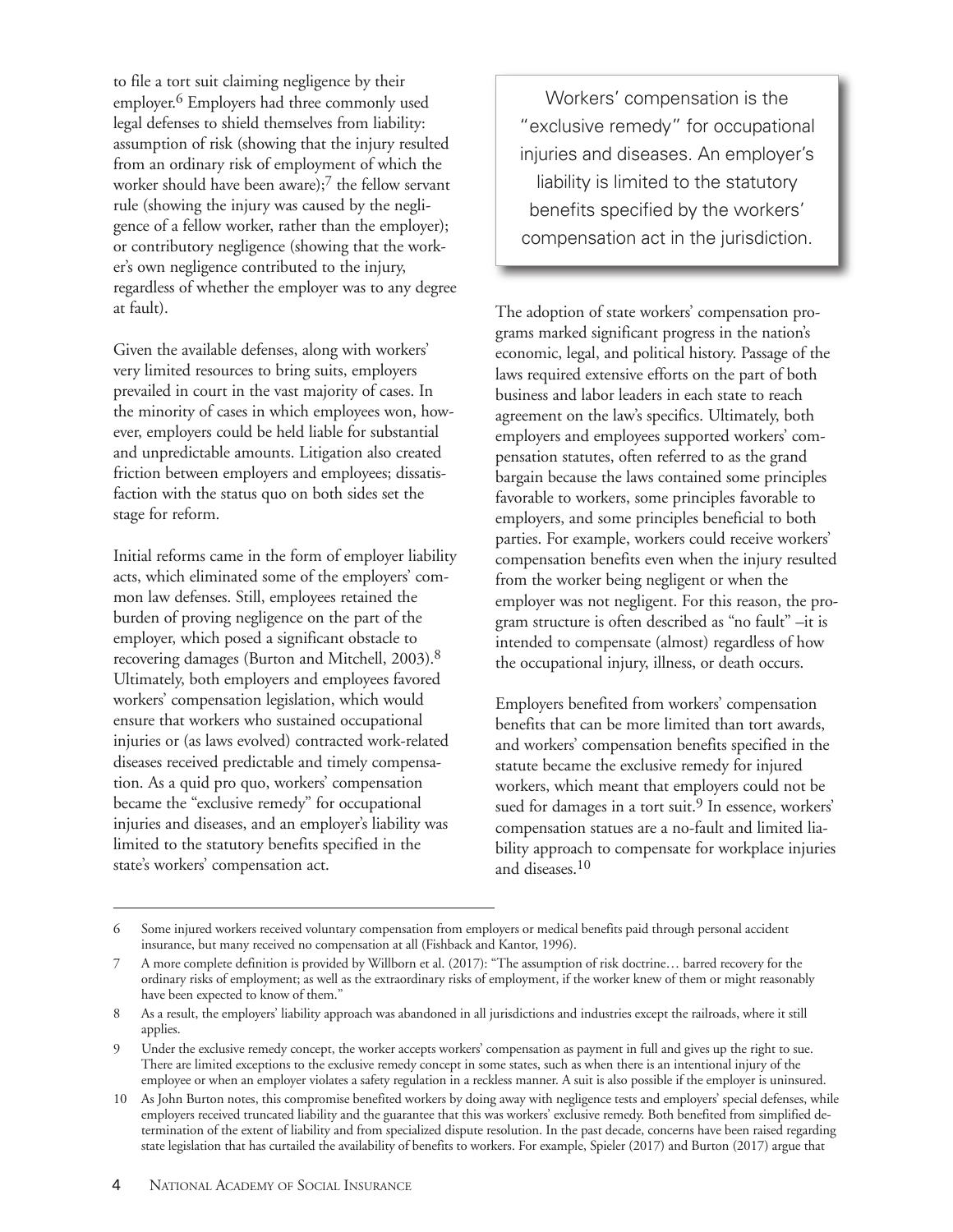to file a tort suit claiming negligence by their employer.[6] Employers had three commonly used legal defenses to shield themselves from liability: assumption of risk (showing that the injury resulted from an ordinary risk of employment of which the worker should have been aware);[7] the fellow servant rule (showing the injury was caused by the negligence of a fellow worker, rather than the employer); or contributory negligence (showing that the worker's own negligence contributed to the injury, regardless of whether the employer was to any degree at fault).

Given the available defenses, along with workers' very limited resources to bring suits, employers prevailed in court in the vast majority of cases. In the minority of cases in which employees won, however, employers could be held liable for substantial and unpredictable amounts. Litigation also created friction between employers and employees; dissatisfaction with the status quo on both sides set the stage for reform.

Initial reforms came in the form of employer liability acts, which eliminated some of the employers' common law defenses. Still, employees retained the burden of proving negligence on the part of the employer, which posed a significant obstacle to recovering damages (Burton and Mitchell, 2003).[8] Ultimately, both employers and employees favored workers' compensation legislation, which would ensure that workers who sustained occupational injuries or (as laws evolved) contracted work-related diseases received predictable and timely compensation. As a quid pro quo, workers' compensation became the "exclusive remedy" for occupational injuries and diseases, and an employer's liability was limited to the statutory benefits specified in the state's workers' compensation act.

> Workers' compensation is the "exclusive remedy" for occupational injuries and diseases. An employer's liability is limited to the statutory benefits specified by the workers' compensation act in the jurisdiction.

The adoption of state workers' compensation programs marked significant progress in the nation's economic, legal, and political history. Passage of the laws required extensive efforts on the part of both business and labor leaders in each state to reach agreement on the law's specifics. Ultimately, both employers and employees supported workers' compensation statutes, often referred to as the grand bargain because the laws contained some principles favorable to workers, some principles favorable to employers, and some principles beneficial to both parties. For example, workers could receive workers' compensation benefits even when the injury resulted from the worker being negligent or when the employer was not negligent. For this reason, the program structure is often described as "no fault" –it is intended to compensate (almost) regardless of how the occupational injury, illness, or death occurs.

Employers benefited from workers' compensation benefits that can be more limited than tort awards, and workers' compensation benefits specified in the statute became the exclusive remedy for injured workers, which meant that employers could not be sued for damages in a tort suit.[9] In essence, workers' compensation statues are a no-fault and limited liability approach to compensate for workplace injuries and diseases.[10]

---

6 Some injured workers received voluntary compensation from employers or medical benefits paid through personal accident insurance, but many received no compensation at all (Fishback and Kantor, 1996).

7 A more complete definition is provided by Willborn et al. (2017): "The assumption of risk doctrine… barred recovery for the ordinary risks of employment; as well as the extraordinary risks of employment, if the worker knew of them or might reasonably have been expected to know of them."

8 As a result, the employers' liability approach was abandoned in all jurisdictions and industries except the railroads, where it still applies.

9 Under the exclusive remedy concept, the worker accepts workers' compensation as payment in full and gives up the right to sue. There are limited exceptions to the exclusive remedy concept in some states, such as when there is an intentional injury of the employee or when an employer violates a safety regulation in a reckless manner. A suit is also possible if the employer is uninsured.

10 As John Burton notes, this compromise benefited workers by doing away with negligence tests and employers' special defenses, while employers received truncated liability and the guarantee that this was workers' exclusive remedy. Both benefited from simplified determination of the extent of liability and from specialized dispute resolution. In the past decade, concerns have been raised regarding state legislation that has curtailed the availability of benefits to workers. For example, Spieler (2017) and Burton (2017) argue that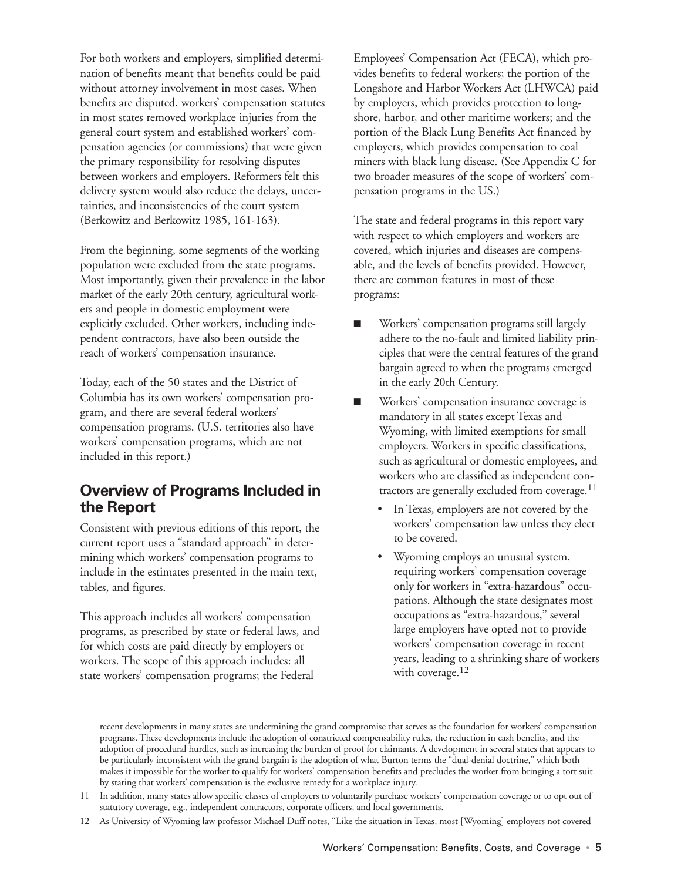For both workers and employers, simplified determination of benefits meant that benefits could be paid without attorney involvement in most cases. When benefits are disputed, workers' compensation statutes in most states removed workplace injuries from the general court system and established workers' compensation agencies (or commissions) that were given the primary responsibility for resolving disputes between workers and employers. Reformers felt this delivery system would also reduce the delays, uncertainties, and inconsistencies of the court system (Berkowitz and Berkowitz 1985, 161-163).

From the beginning, some segments of the working population were excluded from the state programs. Most importantly, given their prevalence in the labor market of the early 20th century, agricultural workers and people in domestic employment were explicitly excluded. Other workers, including independent contractors, have also been outside the reach of workers' compensation insurance.

Today, each of the 50 states and the District of Columbia has its own workers' compensation program, and there are several federal workers' compensation programs. (U.S. territories also have workers' compensation programs, which are not included in this report.)

## Overview of Programs Included in the Report

Consistent with previous editions of this report, the current report uses a "standard approach" in determining which workers' compensation programs to include in the estimates presented in the main text, tables, and figures.

This approach includes all workers' compensation programs, as prescribed by state or federal laws, and for which costs are paid directly by employers or workers. The scope of this approach includes: all state workers' compensation programs; the Federal Employees' Compensation Act (FECA), which provides benefits to federal workers; the portion of the Longshore and Harbor Workers Act (LHWCA) paid by employers, which provides protection to longshore, harbor, and other maritime workers; and the portion of the Black Lung Benefits Act financed by employers, which provides compensation to coal miners with black lung disease. (See Appendix C for two broader measures of the scope of workers' compensation programs in the US.)

The state and federal programs in this report vary with respect to which employers and workers are covered, which injuries and diseases are compensable, and the levels of benefits provided. However, there are common features in most of these programs:

- Workers' compensation programs still largely adhere to the no-fault and limited liability principles that were the central features of the grand bargain agreed to when the programs emerged in the early 20th Century.
- Workers' compensation insurance coverage is mandatory in all states except Texas and Wyoming, with limited exemptions for small employers. Workers in specific classifications, such as agricultural or domestic employees, and workers who are classified as independent contractors are generally excluded from coverage.[11]
  - In Texas, employers are not covered by the workers' compensation law unless they elect to be covered.
  - Wyoming employs an unusual system, requiring workers' compensation coverage only for workers in "extra-hazardous" occupations. Although the state designates most occupations as "extra-hazardous," several large employers have opted not to provide workers' compensation coverage in recent years, leading to a shrinking share of workers with coverage.[12]

---

recent developments in many states are undermining the grand compromise that serves as the foundation for workers' compensation programs. These developments include the adoption of constricted compensability rules, the reduction in cash benefits, and the adoption of procedural hurdles, such as increasing the burden of proof for claimants. A development in several states that appears to be particularly inconsistent with the grand bargain is the adoption of what Burton terms the "dual-denial doctrine," which both makes it impossible for the worker to qualify for workers' compensation benefits and precludes the worker from bringing a tort suit by stating that workers' compensation is the exclusive remedy for a workplace injury.

11 In addition, many states allow specific classes of employers to voluntarily purchase workers' compensation coverage or to opt out of statutory coverage, e.g., independent contractors, corporate officers, and local governments.

12 As University of Wyoming law professor Michael Duff notes, "Like the situation in Texas, most [Wyoming] employers not covered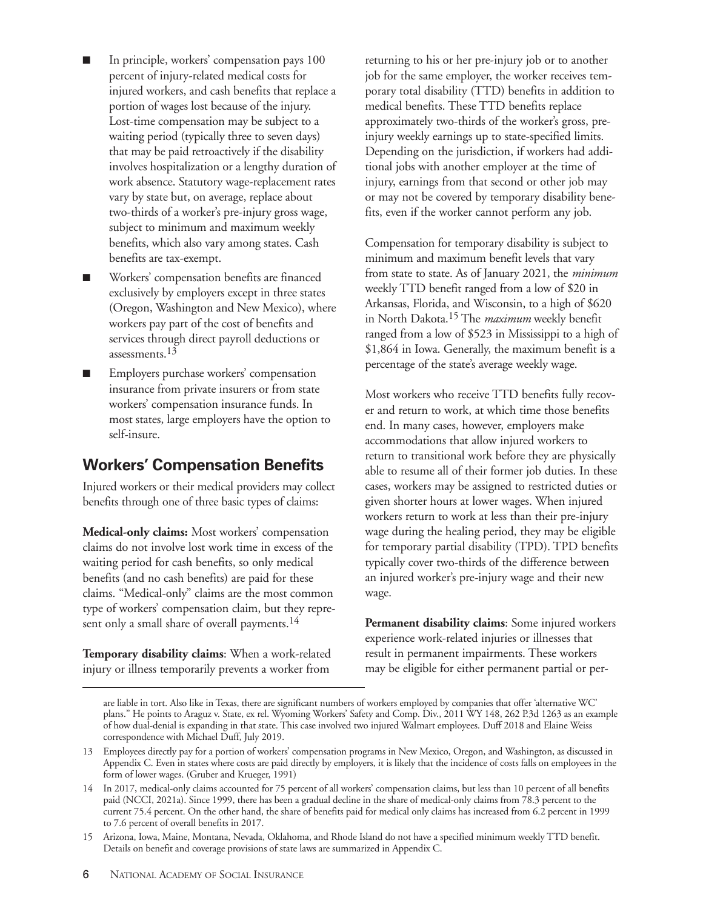- In principle, workers' compensation pays 100 percent of injury-related medical costs for injured workers, and cash benefits that replace a portion of wages lost because of the injury. Lost-time compensation may be subject to a waiting period (typically three to seven days) that may be paid retroactively if the disability involves hospitalization or a lengthy duration of work absence. Statutory wage-replacement rates vary by state but, on average, replace about two-thirds of a worker's pre-injury gross wage, subject to minimum and maximum weekly benefits, which also vary among states. Cash benefits are tax-exempt.
- Workers' compensation benefits are financed exclusively by employers except in three states (Oregon, Washington and New Mexico), where workers pay part of the cost of benefits and services through direct payroll deductions or assessments.[13]
- Employers purchase workers' compensation insurance from private insurers or from state workers' compensation insurance funds. In most states, large employers have the option to self-insure.

## Workers' Compensation Benefits

Injured workers or their medical providers may collect benefits through one of three basic types of claims:

**Medical-only claims:** Most workers' compensation claims do not involve lost work time in excess of the waiting period for cash benefits, so only medical benefits (and no cash benefits) are paid for these claims. "Medical-only" claims are the most common type of workers' compensation claim, but they represent only a small share of overall payments.[14]

**Temporary disability claims**: When a work-related injury or illness temporarily prevents a worker from returning to his or her pre-injury job or to another job for the same employer, the worker receives temporary total disability (TTD) benefits in addition to medical benefits. These TTD benefits replace approximately two-thirds of the worker's gross, pre-injury weekly earnings up to state-specified limits. Depending on the jurisdiction, if workers had additional jobs with another employer at the time of injury, earnings from that second or other job may or may not be covered by temporary disability benefits, even if the worker cannot perform any job.

Compensation for temporary disability is subject to minimum and maximum benefit levels that vary from state to state. As of January 2021, the *minimum* weekly TTD benefit ranged from a low of $20 in Arkansas, Florida, and Wisconsin, to a high of $620 in North Dakota.[15] The *maximum* weekly benefit ranged from a low of $523 in Mississippi to a high of $1,864 in Iowa. Generally, the maximum benefit is a percentage of the state's average weekly wage.

Most workers who receive TTD benefits fully recover and return to work, at which time those benefits end. In many cases, however, employers make accommodations that allow injured workers to return to transitional work before they are physically able to resume all of their former job duties. In these cases, workers may be assigned to restricted duties or given shorter hours at lower wages. When injured workers return to work at less than their pre-injury wage during the healing period, they may be eligible for temporary partial disability (TPD). TPD benefits typically cover two-thirds of the difference between an injured worker's pre-injury wage and their new wage.

**Permanent disability claims**: Some injured workers experience work-related injuries or illnesses that result in permanent impairments. These workers may be eligible for either permanent partial or per-

---

are liable in tort. Also like in Texas, there are significant numbers of workers employed by companies that offer 'alternative WC' plans." He points to Araguz v. State, ex rel. Wyoming Workers' Safety and Comp. Div., 2011 WY 148, 262 P.3d 1263 as an example of how dual-denial is expanding in that state. This case involved two injured Walmart employees. Duff 2018 and Elaine Weiss correspondence with Michael Duff, July 2019.

13 Employees directly pay for a portion of workers' compensation programs in New Mexico, Oregon, and Washington, as discussed in Appendix C. Even in states where costs are paid directly by employers, it is likely that the incidence of costs falls on employees in the form of lower wages. (Gruber and Krueger, 1991)

14 In 2017, medical-only claims accounted for 75 percent of all workers' compensation claims, but less than 10 percent of all benefits paid (NCCI, 2021a). Since 1999, there has been a gradual decline in the share of medical-only claims from 78.3 percent to the current 75.4 percent. On the other hand, the share of benefits paid for medical only claims has increased from 6.2 percent in 1999 to 7.6 percent of overall benefits in 2017.

15 Arizona, Iowa, Maine, Montana, Nevada, Oklahoma, and Rhode Island do not have a specified minimum weekly TTD benefit. Details on benefit and coverage provisions of state laws are summarized in Appendix C.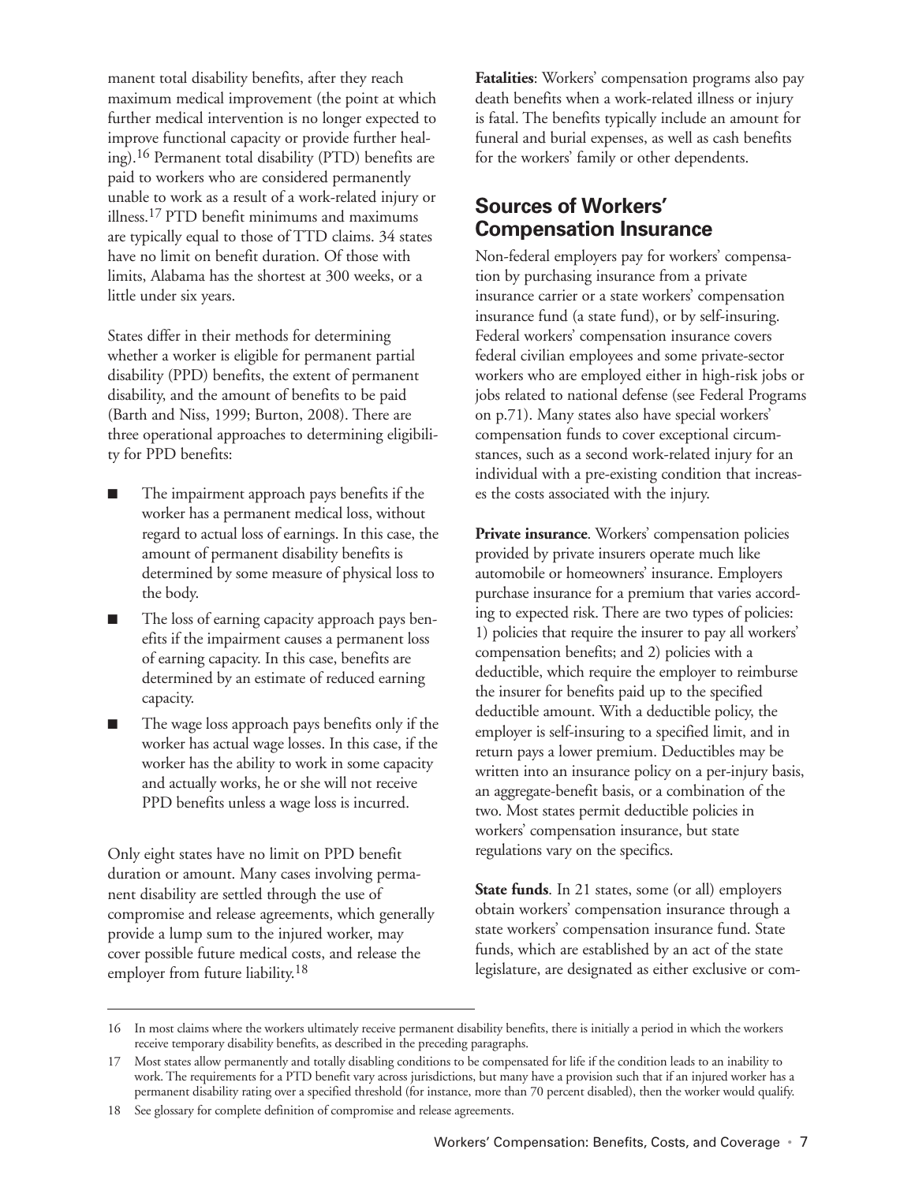manent total disability benefits, after they reach maximum medical improvement (the point at which further medical intervention is no longer expected to improve functional capacity or provide further healing).[16] Permanent total disability (PTD) benefits are paid to workers who are considered permanently unable to work as a result of a work-related injury or illness.[17] PTD benefit minimums and maximums are typically equal to those of TTD claims. 34 states have no limit on benefit duration. Of those with limits, Alabama has the shortest at 300 weeks, or a little under six years.

States differ in their methods for determining whether a worker is eligible for permanent partial disability (PPD) benefits, the extent of permanent disability, and the amount of benefits to be paid (Barth and Niss, 1999; Burton, 2008). There are three operational approaches to determining eligibility for PPD benefits:

- The impairment approach pays benefits if the worker has a permanent medical loss, without regard to actual loss of earnings. In this case, the amount of permanent disability benefits is determined by some measure of physical loss to the body.
- The loss of earning capacity approach pays benefits if the impairment causes a permanent loss of earning capacity. In this case, benefits are determined by an estimate of reduced earning capacity.
- The wage loss approach pays benefits only if the worker has actual wage losses. In this case, if the worker has the ability to work in some capacity and actually works, he or she will not receive PPD benefits unless a wage loss is incurred.

Only eight states have no limit on PPD benefit duration or amount. Many cases involving permanent disability are settled through the use of compromise and release agreements, which generally provide a lump sum to the injured worker, may cover possible future medical costs, and release the employer from future liability.[18]

**Fatalities**: Workers' compensation programs also pay death benefits when a work-related illness or injury is fatal. The benefits typically include an amount for funeral and burial expenses, as well as cash benefits for the workers' family or other dependents.

## Sources of Workers' Compensation Insurance

Non-federal employers pay for workers' compensation by purchasing insurance from a private insurance carrier or a state workers' compensation insurance fund (a state fund), or by self-insuring. Federal workers' compensation insurance covers federal civilian employees and some private-sector workers who are employed either in high-risk jobs or jobs related to national defense (see Federal Programs on p.71). Many states also have special workers' compensation funds to cover exceptional circumstances, such as a second work-related injury for an individual with a pre-existing condition that increases the costs associated with the injury.

**Private insurance**. Workers' compensation policies provided by private insurers operate much like automobile or homeowners' insurance. Employers purchase insurance for a premium that varies according to expected risk. There are two types of policies: 1) policies that require the insurer to pay all workers' compensation benefits; and 2) policies with a deductible, which require the employer to reimburse the insurer for benefits paid up to the specified deductible amount. With a deductible policy, the employer is self-insuring to a specified limit, and in return pays a lower premium. Deductibles may be written into an insurance policy on a per-injury basis, an aggregate-benefit basis, or a combination of the two. Most states permit deductible policies in workers' compensation insurance, but state regulations vary on the specifics.

**State funds**. In 21 states, some (or all) employers obtain workers' compensation insurance through a state workers' compensation insurance fund. State funds, which are established by an act of the state legislature, are designated as either exclusive or com-

---

16 In most claims where the workers ultimately receive permanent disability benefits, there is initially a period in which the workers receive temporary disability benefits, as described in the preceding paragraphs.

17 Most states allow permanently and totally disabling conditions to be compensated for life if the condition leads to an inability to work. The requirements for a PTD benefit vary across jurisdictions, but many have a provision such that if an injured worker has a permanent disability rating over a specified threshold (for instance, more than 70 percent disabled), then the worker would qualify.

18 See glossary for complete definition of compromise and release agreements.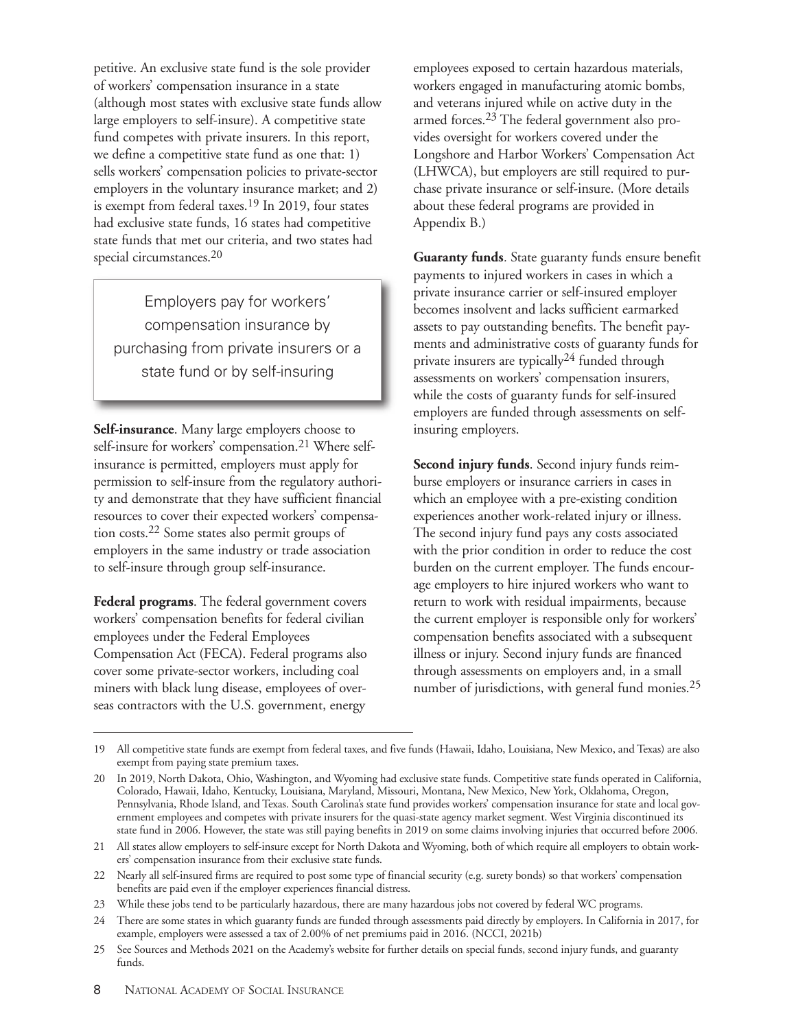petitive. An exclusive state fund is the sole provider of workers' compensation insurance in a state (although most states with exclusive state funds allow large employers to self-insure). A competitive state fund competes with private insurers. In this report, we define a competitive state fund as one that: 1) sells workers' compensation policies to private-sector employers in the voluntary insurance market; and 2) is exempt from federal taxes.[19] In 2019, four states had exclusive state funds, 16 states had competitive state funds that met our criteria, and two states had special circumstances.[20]

> Employers pay for workers' compensation insurance by purchasing from private insurers or a state fund or by self-insuring

**Self-insurance**. Many large employers choose to self-insure for workers' compensation.[21] Where self-insurance is permitted, employers must apply for permission to self-insure from the regulatory authority and demonstrate that they have sufficient financial resources to cover their expected workers' compensation costs.[22] Some states also permit groups of employers in the same industry or trade association to self-insure through group self-insurance.

**Federal programs**. The federal government covers workers' compensation benefits for federal civilian employees under the Federal Employees Compensation Act (FECA). Federal programs also cover some private-sector workers, including coal miners with black lung disease, employees of overseas contractors with the U.S. government, energy employees exposed to certain hazardous materials, workers engaged in manufacturing atomic bombs, and veterans injured while on active duty in the armed forces.[23] The federal government also provides oversight for workers covered under the Longshore and Harbor Workers' Compensation Act (LHWCA), but employers are still required to purchase private insurance or self-insure. (More details about these federal programs are provided in Appendix B.)

**Guaranty funds**. State guaranty funds ensure benefit payments to injured workers in cases in which a private insurance carrier or self-insured employer becomes insolvent and lacks sufficient earmarked assets to pay outstanding benefits. The benefit payments and administrative costs of guaranty funds for private insurers are typically[24] funded through assessments on workers' compensation insurers, while the costs of guaranty funds for self-insured employers are funded through assessments on self-insuring employers.

**Second injury funds**. Second injury funds reimburse employers or insurance carriers in cases in which an employee with a pre-existing condition experiences another work-related injury or illness. The second injury fund pays any costs associated with the prior condition in order to reduce the cost burden on the current employer. The funds encourage employers to hire injured workers who want to return to work with residual impairments, because the current employer is responsible only for workers' compensation benefits associated with a subsequent illness or injury. Second injury funds are financed through assessments on employers and, in a small number of jurisdictions, with general fund monies.[25]

---

19 All competitive state funds are exempt from federal taxes, and five funds (Hawaii, Idaho, Louisiana, New Mexico, and Texas) are also exempt from paying state premium taxes.

20 In 2019, North Dakota, Ohio, Washington, and Wyoming had exclusive state funds. Competitive state funds operated in California, Colorado, Hawaii, Idaho, Kentucky, Louisiana, Maryland, Missouri, Montana, New Mexico, New York, Oklahoma, Oregon, Pennsylvania, Rhode Island, and Texas. South Carolina's state fund provides workers' compensation insurance for state and local government employees and competes with private insurers for the quasi-state agency market segment. West Virginia discontinued its state fund in 2006. However, the state was still paying benefits in 2019 on some claims involving injuries that occurred before 2006.

21 All states allow employers to self-insure except for North Dakota and Wyoming, both of which require all employers to obtain workers' compensation insurance from their exclusive state funds.

22 Nearly all self-insured firms are required to post some type of financial security (e.g. surety bonds) so that workers' compensation benefits are paid even if the employer experiences financial distress.

23 While these jobs tend to be particularly hazardous, there are many hazardous jobs not covered by federal WC programs.

24 There are some states in which guaranty funds are funded through assessments paid directly by employers. In California in 2017, for example, employers were assessed a tax of 2.00% of net premiums paid in 2016. (NCCI, 2021b)

25 See Sources and Methods 2021 on the Academy's website for further details on special funds, second injury funds, and guaranty funds.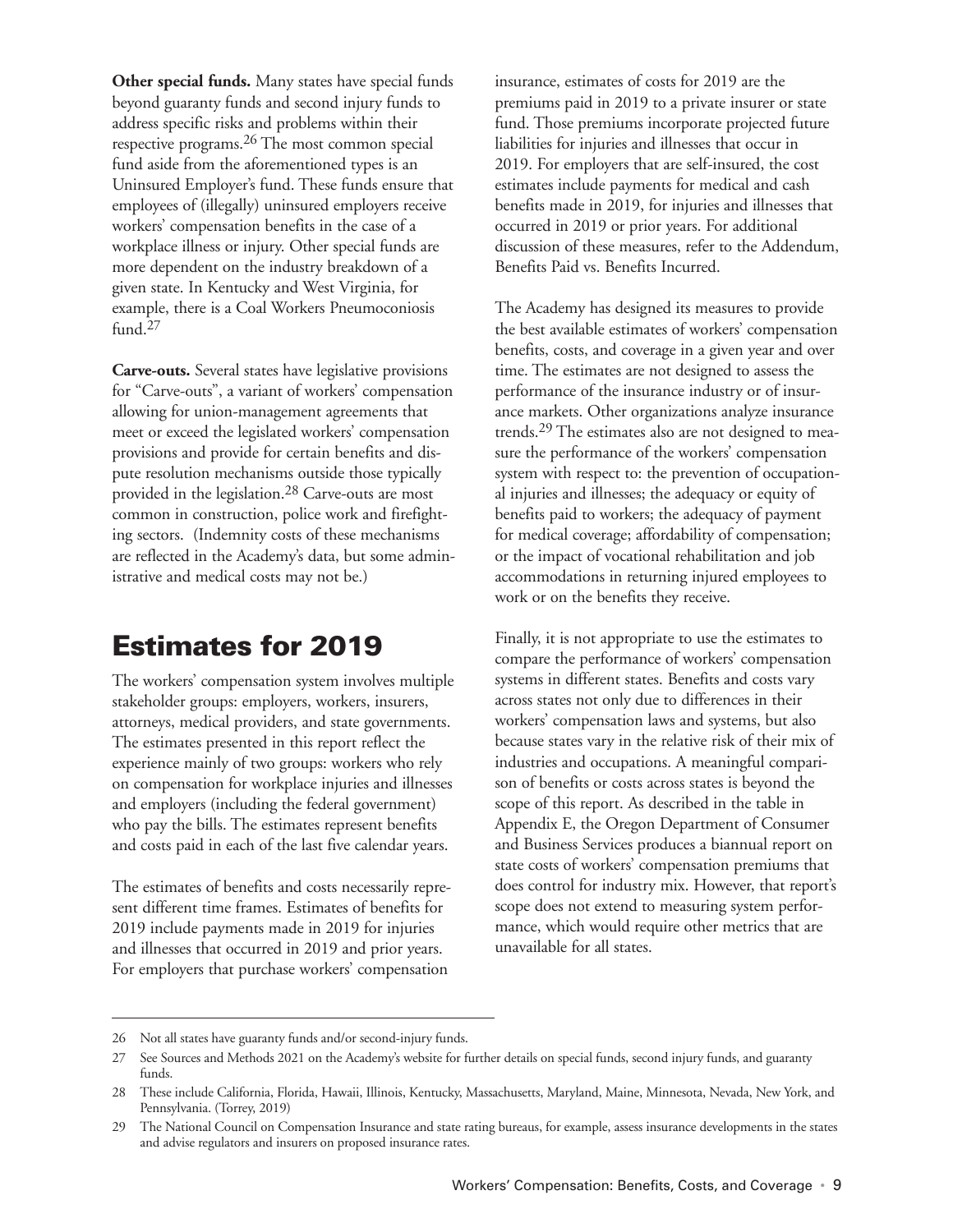**Other special funds.** Many states have special funds beyond guaranty funds and second injury funds to address specific risks and problems within their respective programs.[26] The most common special fund aside from the aforementioned types is an Uninsured Employer's fund. These funds ensure that employees of (illegally) uninsured employers receive workers' compensation benefits in the case of a workplace illness or injury. Other special funds are more dependent on the industry breakdown of a given state. In Kentucky and West Virginia, for example, there is a Coal Workers Pneumoconiosis fund.[27]

**Carve-outs.** Several states have legislative provisions for "Carve-outs", a variant of workers' compensation allowing for union-management agreements that meet or exceed the legislated workers' compensation provisions and provide for certain benefits and dispute resolution mechanisms outside those typically provided in the legislation.[28] Carve-outs are most common in construction, police work and firefighting sectors. (Indemnity costs of these mechanisms are reflected in the Academy's data, but some administrative and medical costs may not be.)

# Estimates for 2019

The workers' compensation system involves multiple stakeholder groups: employers, workers, insurers, attorneys, medical providers, and state governments. The estimates presented in this report reflect the experience mainly of two groups: workers who rely on compensation for workplace injuries and illnesses and employers (including the federal government) who pay the bills. The estimates represent benefits and costs paid in each of the last five calendar years.

The estimates of benefits and costs necessarily represent different time frames. Estimates of benefits for 2019 include payments made in 2019 for injuries and illnesses that occurred in 2019 and prior years. For employers that purchase workers' compensation insurance, estimates of costs for 2019 are the premiums paid in 2019 to a private insurer or state fund. Those premiums incorporate projected future liabilities for injuries and illnesses that occur in 2019. For employers that are self-insured, the cost estimates include payments for medical and cash benefits made in 2019, for injuries and illnesses that occurred in 2019 or prior years. For additional discussion of these measures, refer to the Addendum, Benefits Paid vs. Benefits Incurred.

The Academy has designed its measures to provide the best available estimates of workers' compensation benefits, costs, and coverage in a given year and over time. The estimates are not designed to assess the performance of the insurance industry or of insurance markets. Other organizations analyze insurance trends.[29] The estimates also are not designed to measure the performance of the workers' compensation system with respect to: the prevention of occupational injuries and illnesses; the adequacy or equity of benefits paid to workers; the adequacy of payment for medical coverage; affordability of compensation; or the impact of vocational rehabilitation and job accommodations in returning injured employees to work or on the benefits they receive.

Finally, it is not appropriate to use the estimates to compare the performance of workers' compensation systems in different states. Benefits and costs vary across states not only due to differences in their workers' compensation laws and systems, but also because states vary in the relative risk of their mix of industries and occupations. A meaningful comparison of benefits or costs across states is beyond the scope of this report. As described in the table in Appendix E, the Oregon Department of Consumer and Business Services produces a biannual report on state costs of workers' compensation premiums that does control for industry mix. However, that report's scope does not extend to measuring system performance, which would require other metrics that are unavailable for all states.

---

26 Not all states have guaranty funds and/or second-injury funds.

27 See Sources and Methods 2021 on the Academy's website for further details on special funds, second injury funds, and guaranty funds.

28 These include California, Florida, Hawaii, Illinois, Kentucky, Massachusetts, Maryland, Maine, Minnesota, Nevada, New York, and Pennsylvania. (Torrey, 2019)

29 The National Council on Compensation Insurance and state rating bureaus, for example, assess insurance developments in the states and advise regulators and insurers on proposed insurance rates.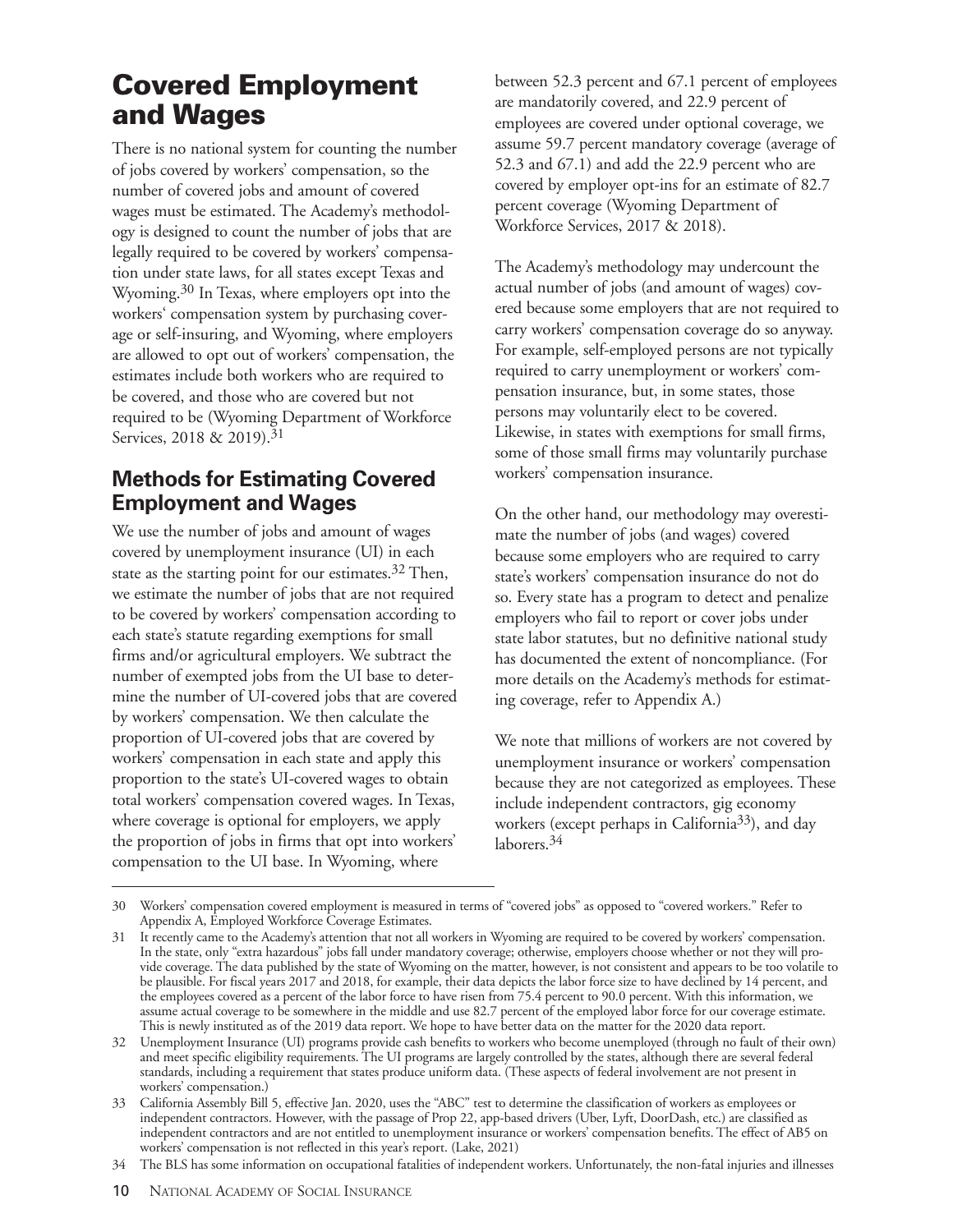# Covered Employment and Wages

There is no national system for counting the number of jobs covered by workers' compensation, so the number of covered jobs and amount of covered wages must be estimated. The Academy's methodology is designed to count the number of jobs that are legally required to be covered by workers' compensation under state laws, for all states except Texas and Wyoming.[30] In Texas, where employers opt into the workers' compensation system by purchasing coverage or self-insuring, and Wyoming, where employers are allowed to opt out of workers' compensation, the estimates include both workers who are required to be covered, and those who are covered but not required to be (Wyoming Department of Workforce Services, 2018 & 2019).[31]

## Methods for Estimating Covered Employment and Wages

We use the number of jobs and amount of wages covered by unemployment insurance (UI) in each state as the starting point for our estimates.[32] Then, we estimate the number of jobs that are not required to be covered by workers' compensation according to each state's statute regarding exemptions for small firms and/or agricultural employers. We subtract the number of exempted jobs from the UI base to determine the number of UI-covered jobs that are covered by workers' compensation. We then calculate the proportion of UI-covered jobs that are covered by workers' compensation in each state and apply this proportion to the state's UI-covered wages to obtain total workers' compensation covered wages. In Texas, where coverage is optional for employers, we apply the proportion of jobs in firms that opt into workers' compensation to the UI base. In Wyoming, where between 52.3 percent and 67.1 percent of employees are mandatorily covered, and 22.9 percent of employees are covered under optional coverage, we assume 59.7 percent mandatory coverage (average of 52.3 and 67.1) and add the 22.9 percent who are covered by employer opt-ins for an estimate of 82.7 percent coverage (Wyoming Department of Workforce Services, 2017 & 2018).

The Academy's methodology may undercount the actual number of jobs (and amount of wages) covered because some employers that are not required to carry workers' compensation coverage do so anyway. For example, self-employed persons are not typically required to carry unemployment or workers' compensation insurance, but, in some states, those persons may voluntarily elect to be covered. Likewise, in states with exemptions for small firms, some of those small firms may voluntarily purchase workers' compensation insurance.

On the other hand, our methodology may overestimate the number of jobs (and wages) covered because some employers who are required to carry state's workers' compensation insurance do not do so. Every state has a program to detect and penalize employers who fail to report or cover jobs under state labor statutes, but no definitive national study has documented the extent of noncompliance. (For more details on the Academy's methods for estimating coverage, refer to Appendix A.)

We note that millions of workers are not covered by unemployment insurance or workers' compensation because they are not categorized as employees. These include independent contractors, gig economy workers (except perhaps in California[33]), and day laborers.[34]

---

30 Workers' compensation covered employment is measured in terms of "covered jobs" as opposed to "covered workers." Refer to Appendix A, Employed Workforce Coverage Estimates.

31 It recently came to the Academy's attention that not all workers in Wyoming are required to be covered by workers' compensation. In the state, only "extra hazardous" jobs fall under mandatory coverage; otherwise, employers choose whether or not they will provide coverage. The data published by the state of Wyoming on the matter, however, is not consistent and appears to be too volatile to be plausible. For fiscal years 2017 and 2018, for example, their data depicts the labor force size to have declined by 14 percent, and the employees covered as a percent of the labor force to have risen from 75.4 percent to 90.0 percent. With this information, we assume actual coverage to be somewhere in the middle and use 82.7 percent of the employed labor force for our coverage estimate. This is newly instituted as of the 2019 data report. We hope to have better data on the matter for the 2020 data report.

32 Unemployment Insurance (UI) programs provide cash benefits to workers who become unemployed (through no fault of their own) and meet specific eligibility requirements. The UI programs are largely controlled by the states, although there are several federal standards, including a requirement that states produce uniform data. (These aspects of federal involvement are not present in workers' compensation.)

33 California Assembly Bill 5, effective Jan. 2020, uses the "ABC" test to determine the classification of workers as employees or independent contractors. However, with the passage of Prop 22, app-based drivers (Uber, Lyft, DoorDash, etc.) are classified as independent contractors and are not entitled to unemployment insurance or workers' compensation benefits. The effect of AB5 on workers' compensation is not reflected in this year's report. (Lake, 2021)

34 The BLS has some information on occupational fatalities of independent workers. Unfortunately, the non-fatal injuries and illnesses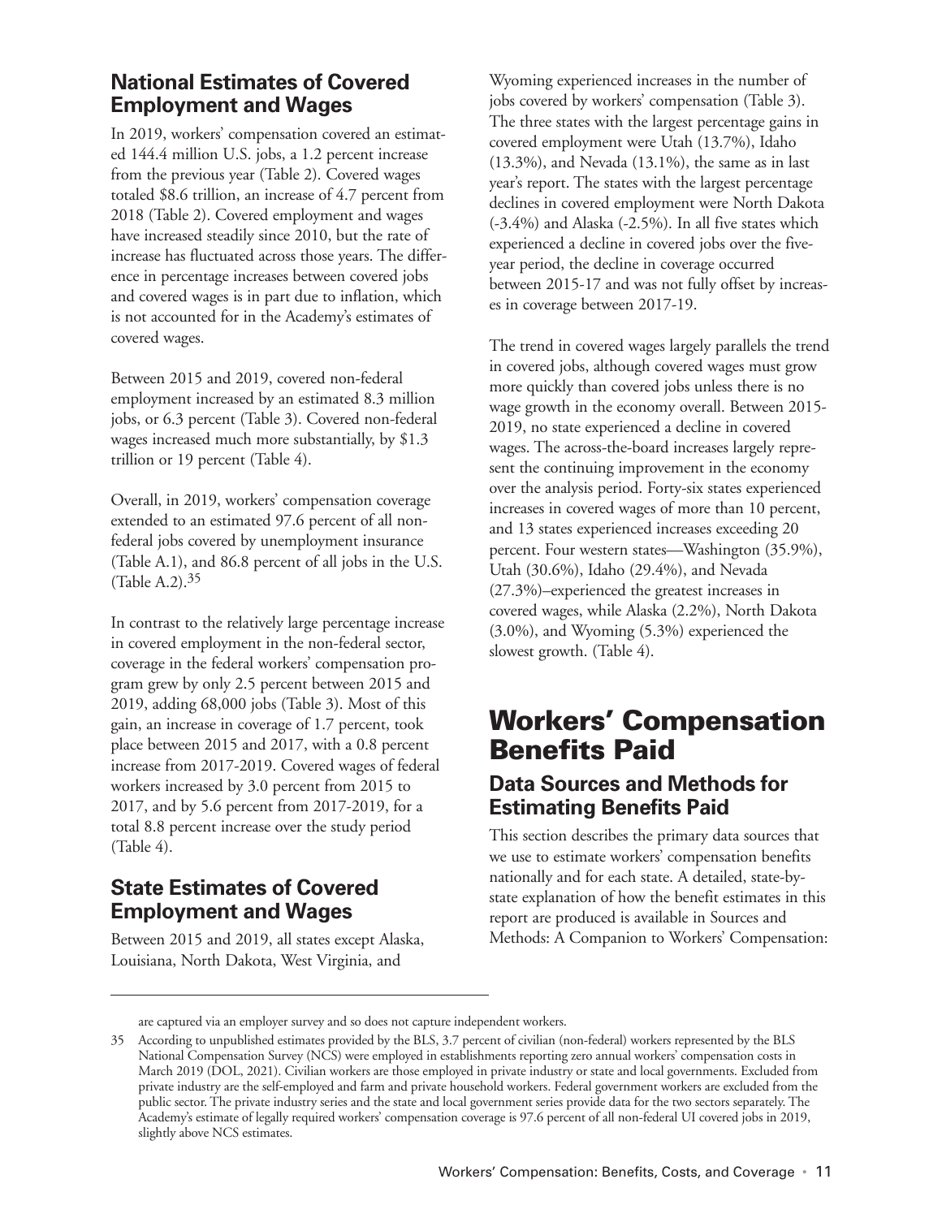## National Estimates of Covered Employment and Wages

In 2019, workers' compensation covered an estimated 144.4 million U.S. jobs, a 1.2 percent increase from the previous year (Table 2). Covered wages totaled $8.6 trillion, an increase of 4.7 percent from 2018 (Table 2). Covered employment and wages have increased steadily since 2010, but the rate of increase has fluctuated across those years. The difference in percentage increases between covered jobs and covered wages is in part due to inflation, which is not accounted for in the Academy's estimates of covered wages.

Between 2015 and 2019, covered non-federal employment increased by an estimated 8.3 million jobs, or 6.3 percent (Table 3). Covered non-federal wages increased much more substantially, by $1.3 trillion or 19 percent (Table 4).

Overall, in 2019, workers' compensation coverage extended to an estimated 97.6 percent of all non-federal jobs covered by unemployment insurance (Table A.1), and 86.8 percent of all jobs in the U.S. (Table A.2).[35]

In contrast to the relatively large percentage increase in covered employment in the non-federal sector, coverage in the federal workers' compensation program grew by only 2.5 percent between 2015 and 2019, adding 68,000 jobs (Table 3). Most of this gain, an increase in coverage of 1.7 percent, took place between 2015 and 2017, with a 0.8 percent increase from 2017-2019. Covered wages of federal workers increased by 3.0 percent from 2015 to 2017, and by 5.6 percent from 2017-2019, for a total 8.8 percent increase over the study period (Table 4).

## State Estimates of Covered Employment and Wages

Between 2015 and 2019, all states except Alaska, Louisiana, North Dakota, West Virginia, and Wyoming experienced increases in the number of jobs covered by workers' compensation (Table 3). The three states with the largest percentage gains in covered employment were Utah (13.7%), Idaho (13.3%), and Nevada (13.1%), the same as in last year's report. The states with the largest percentage declines in covered employment were North Dakota (-3.4%) and Alaska (-2.5%). In all five states which experienced a decline in covered jobs over the five-year period, the decline in coverage occurred between 2015-17 and was not fully offset by increases in coverage between 2017-19.

The trend in covered wages largely parallels the trend in covered jobs, although covered wages must grow more quickly than covered jobs unless there is no wage growth in the economy overall. Between 2015-2019, no state experienced a decline in covered wages. The across-the-board increases largely represent the continuing improvement in the economy over the analysis period. Forty-six states experienced increases in covered wages of more than 10 percent, and 13 states experienced increases exceeding 20 percent. Four western states—Washington (35.9%), Utah (30.6%), Idaho (29.4%), and Nevada (27.3%)–experienced the greatest increases in covered wages, while Alaska (2.2%), North Dakota (3.0%), and Wyoming (5.3%) experienced the slowest growth. (Table 4).

# Workers' Compensation Benefits Paid

## Data Sources and Methods for Estimating Benefits Paid

This section describes the primary data sources that we use to estimate workers' compensation benefits nationally and for each state. A detailed, state-by-state explanation of how the benefit estimates in this report are produced is available in Sources and Methods: A Companion to Workers' Compensation:

---

are captured via an employer survey and so does not capture independent workers.

35 According to unpublished estimates provided by the BLS, 3.7 percent of civilian (non-federal) workers represented by the BLS National Compensation Survey (NCS) were employed in establishments reporting zero annual workers' compensation costs in March 2019 (DOL, 2021). Civilian workers are those employed in private industry or state and local governments. Excluded from private industry are the self-employed and farm and private household workers. Federal government workers are excluded from the public sector. The private industry series and the state and local government series provide data for the two sectors separately. The Academy's estimate of legally required workers' compensation coverage is 97.6 percent of all non-federal UI covered jobs in 2019, slightly above NCS estimates.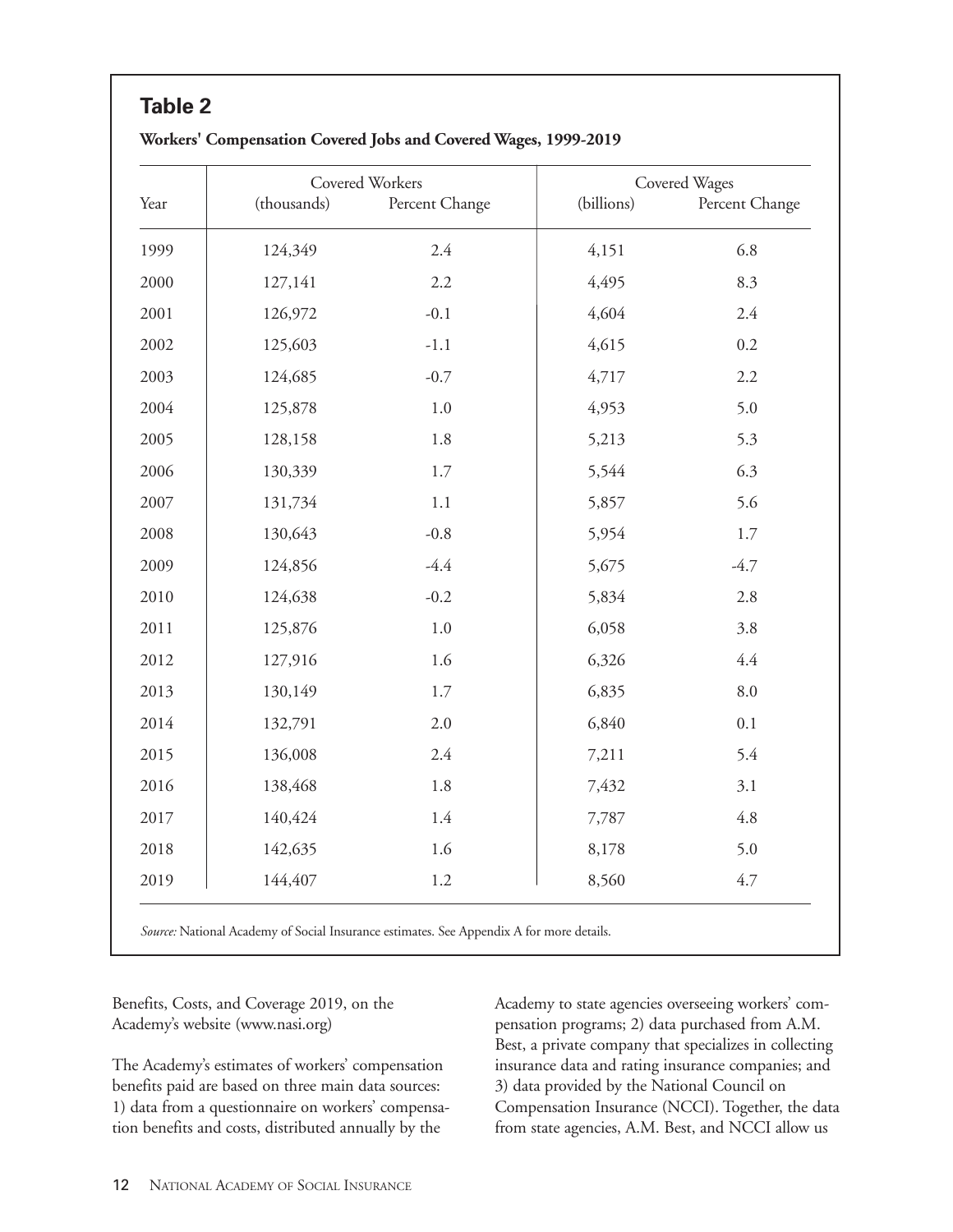## Table 2

**Workers' Compensation Covered Jobs and Covered Wages, 1999-2019**

| Year | Covered Workers (thousands) | Covered Workers Percent Change | Covered Wages (billions) | Covered Wages Percent Change |
|---|---|---|---|---|
| 1999 | 124,349 | 2.4 | 4,151 | 6.8 |
| 2000 | 127,141 | 2.2 | 4,495 | 8.3 |
| 2001 | 126,972 | -0.1 | 4,604 | 2.4 |
| 2002 | 125,603 | -1.1 | 4,615 | 0.2 |
| 2003 | 124,685 | -0.7 | 4,717 | 2.2 |
| 2004 | 125,878 | 1.0 | 4,953 | 5.0 |
| 2005 | 128,158 | 1.8 | 5,213 | 5.3 |
| 2006 | 130,339 | 1.7 | 5,544 | 6.3 |
| 2007 | 131,734 | 1.1 | 5,857 | 5.6 |
| 2008 | 130,643 | -0.8 | 5,954 | 1.7 |
| 2009 | 124,856 | -4.4 | 5,675 | -4.7 |
| 2010 | 124,638 | -0.2 | 5,834 | 2.8 |
| 2011 | 125,876 | 1.0 | 6,058 | 3.8 |
| 2012 | 127,916 | 1.6 | 6,326 | 4.4 |
| 2013 | 130,149 | 1.7 | 6,835 | 8.0 |
| 2014 | 132,791 | 2.0 | 6,840 | 0.1 |
| 2015 | 136,008 | 2.4 | 7,211 | 5.4 |
| 2016 | 138,468 | 1.8 | 7,432 | 3.1 |
| 2017 | 140,424 | 1.4 | 7,787 | 4.8 |
| 2018 | 142,635 | 1.6 | 8,178 | 5.0 |
| 2019 | 144,407 | 1.2 | 8,560 | 4.7 |

*Source:* National Academy of Social Insurance estimates. See Appendix A for more details.

Benefits, Costs, and Coverage 2019, on the Academy's website (www.nasi.org)

The Academy's estimates of workers' compensation benefits paid are based on three main data sources: 1) data from a questionnaire on workers' compensation benefits and costs, distributed annually by the Academy to state agencies overseeing workers' compensation programs; 2) data purchased from A.M. Best, a private company that specializes in collecting insurance data and rating insurance companies; and 3) data provided by the National Council on Compensation Insurance (NCCI). Together, the data from state agencies, A.M. Best, and NCCI allow us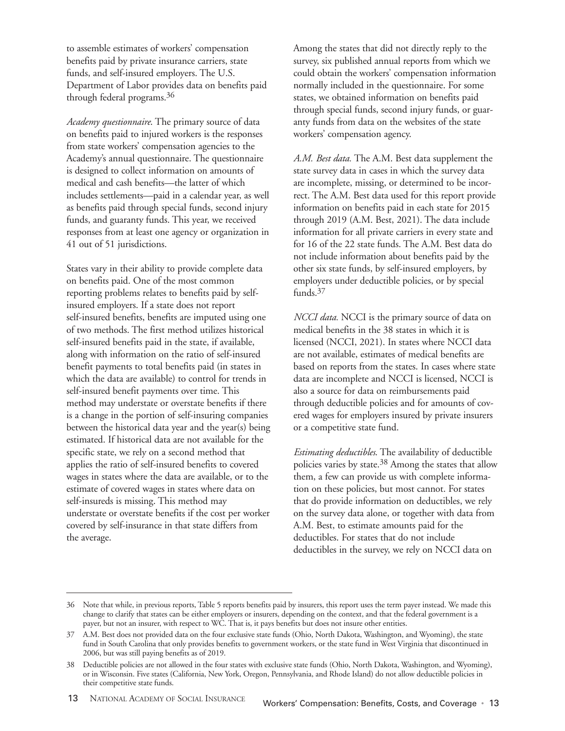to assemble estimates of workers' compensation benefits paid by private insurance carriers, state funds, and self-insured employers. The U.S. Department of Labor provides data on benefits paid through federal programs.[36]

*Academy questionnaire*. The primary source of data on benefits paid to injured workers is the responses from state workers' compensation agencies to the Academy's annual questionnaire. The questionnaire is designed to collect information on amounts of medical and cash benefits—the latter of which includes settlements—paid in a calendar year, as well as benefits paid through special funds, second injury funds, and guaranty funds. This year, we received responses from at least one agency or organization in 41 out of 51 jurisdictions.

States vary in their ability to provide complete data on benefits paid. One of the most common reporting problems relates to benefits paid by self-insured employers. If a state does not report self-insured benefits, benefits are imputed using one of two methods. The first method utilizes historical self-insured benefits paid in the state, if available, along with information on the ratio of self-insured benefit payments to total benefits paid (in states in which the data are available) to control for trends in self-insured benefit payments over time. This method may understate or overstate benefits if there is a change in the portion of self-insuring companies between the historical data year and the year(s) being estimated. If historical data are not available for the specific state, we rely on a second method that applies the ratio of self-insured benefits to covered wages in states where the data are available, or to the estimate of covered wages in states where data on self-insureds is missing. This method may understate or overstate benefits if the cost per worker covered by self-insurance in that state differs from the average.

Among the states that did not directly reply to the survey, six published annual reports from which we could obtain the workers' compensation information normally included in the questionnaire. For some states, we obtained information on benefits paid through special funds, second injury funds, or guaranty funds from data on the websites of the state workers' compensation agency.

*A.M. Best data.* The A.M. Best data supplement the state survey data in cases in which the survey data are incomplete, missing, or determined to be incorrect. The A.M. Best data used for this report provide information on benefits paid in each state for 2015 through 2019 (A.M. Best, 2021). The data include information for all private carriers in every state and for 16 of the 22 state funds. The A.M. Best data do not include information about benefits paid by the other six state funds, by self-insured employers, by employers under deductible policies, or by special funds.[37]

*NCCI data.* NCCI is the primary source of data on medical benefits in the 38 states in which it is licensed (NCCI, 2021). In states where NCCI data are not available, estimates of medical benefits are based on reports from the states. In cases where state data are incomplete and NCCI is licensed, NCCI is also a source for data on reimbursements paid through deductible policies and for amounts of covered wages for employers insured by private insurers or a competitive state fund.

*Estimating deductibles*. The availability of deductible policies varies by state.[38] Among the states that allow them, a few can provide us with complete information on these policies, but most cannot. For states that do provide information on deductibles, we rely on the survey data alone, or together with data from A.M. Best, to estimate amounts paid for the deductibles. For states that do not include deductibles in the survey, we rely on NCCI data on

---

36 Note that while, in previous reports, Table 5 reports benefits paid by insurers, this report uses the term payer instead. We made this change to clarify that states can be either employers or insurers, depending on the context, and that the federal government is a payer, but not an insurer, with respect to WC. That is, it pays benefits but does not insure other entities.

37 A.M. Best does not provided data on the four exclusive state funds (Ohio, North Dakota, Washington, and Wyoming), the state fund in South Carolina that only provides benefits to government workers, or the state fund in West Virginia that discontinued in 2006, but was still paying benefits as of 2019.

38 Deductible policies are not allowed in the four states with exclusive state funds (Ohio, North Dakota, Washington, and Wyoming), or in Wisconsin. Five states (California, New York, Oregon, Pennsylvania, and Rhode Island) do not allow deductible policies in their competitive state funds.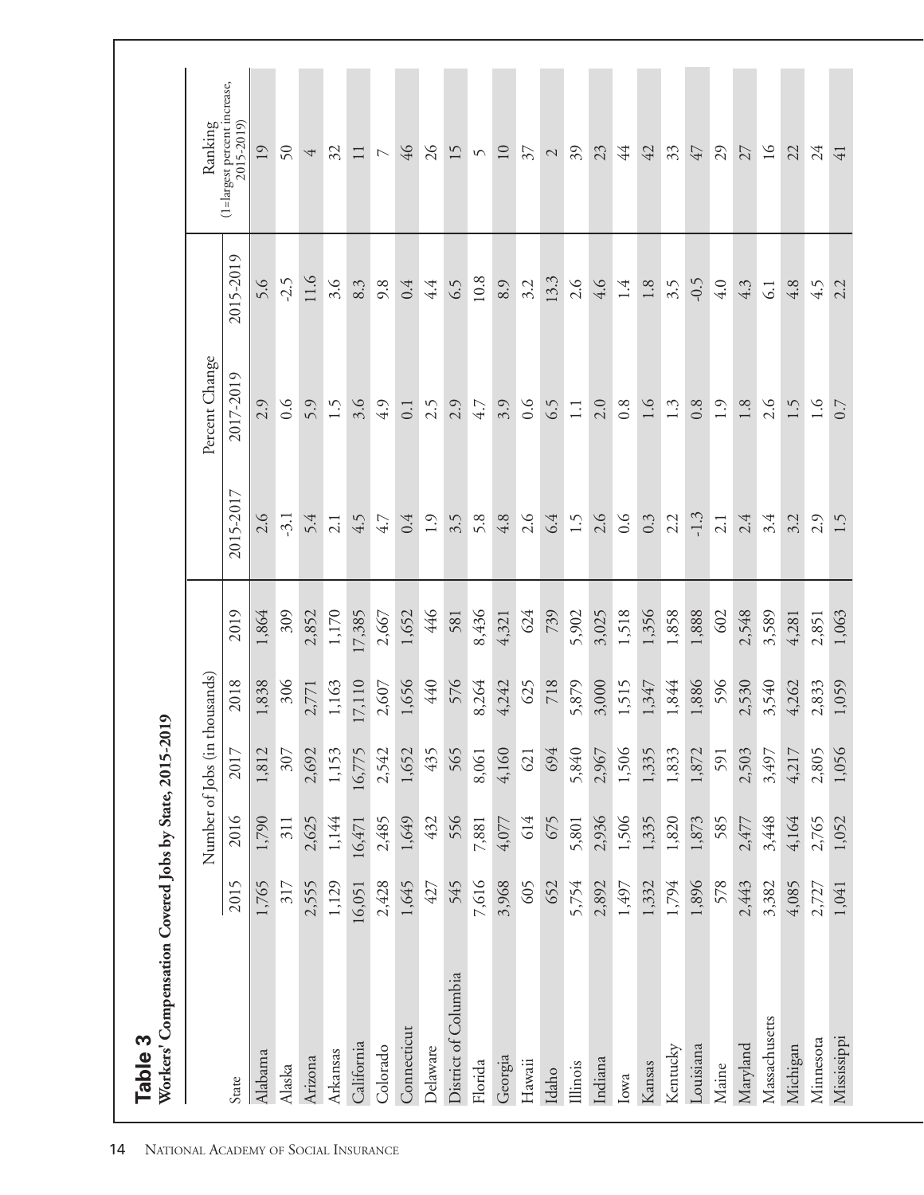## Table 3

**Workers' Compensation Covered Jobs by State, 2015-2019**

| State | Number of Jobs (in thousands) | | | | | Percent Change | | | Ranking (1=largest percent increase, 2015-2019) |
|---|---|---|---|---|---|---|---|---|---|
| | 2015 | 2016 | 2017 | 2018 | 2019 | 2015-2017 | 2017-2019 | 2015-2019 | |
| Alabama | 1,765 | 1,790 | 1,812 | 1,838 | 1,864 | 2.6 | 2.9 | 5.6 | 19 |
| Alaska | 317 | 311 | 307 | 306 | 309 | -3.1 | 0.6 | -2.5 | 50 |
| Arizona | 2,555 | 2,625 | 2,692 | 2,771 | 2,852 | 5.4 | 5.9 | 11.6 | 4 |
| Arkansas | 1,129 | 1,144 | 1,153 | 1,163 | 1,170 | 2.1 | 1.5 | 3.6 | 32 |
| California | 16,051 | 16,471 | 16,775 | 17,110 | 17,385 | 4.5 | 3.6 | 8.3 | 11 |
| Colorado | 2,428 | 2,485 | 2,542 | 2,607 | 2,667 | 4.7 | 4.9 | 9.8 | 7 |
| Connecticut | 1,645 | 1,649 | 1,652 | 1,656 | 1,652 | 0.4 | 0.1 | 0.4 | 46 |
| Delaware | 427 | 432 | 435 | 440 | 446 | 1.9 | 2.5 | 4.4 | 26 |
| District of Columbia | 545 | 556 | 565 | 576 | 581 | 3.5 | 2.9 | 6.5 | 15 |
| Florida | 7,616 | 7,881 | 8,061 | 8,264 | 8,436 | 5.8 | 4.7 | 10.8 | 5 |
| Georgia | 3,968 | 4,077 | 4,160 | 4,242 | 4,321 | 4.8 | 3.9 | 8.9 | 10 |
| Hawaii | 605 | 614 | 621 | 625 | 624 | 2.6 | 0.6 | 3.2 | 37 |
| Idaho | 652 | 675 | 694 | 718 | 739 | 6.4 | 6.5 | 13.3 | 2 |
| Illinois | 5,754 | 5,801 | 5,840 | 5,879 | 5,902 | 1.5 | 1.1 | 2.6 | 39 |
| Indiana | 2,892 | 2,936 | 2,967 | 3,000 | 3,025 | 2.6 | 2.0 | 4.6 | 23 |
| Iowa | 1,497 | 1,506 | 1,506 | 1,515 | 1,518 | 0.6 | 0.8 | 1.4 | 44 |
| Kansas | 1,332 | 1,335 | 1,335 | 1,347 | 1,356 | 0.3 | 1.6 | 1.8 | 42 |
| Kentucky | 1,794 | 1,820 | 1,833 | 1,844 | 1,858 | 2.2 | 1.3 | 3.5 | 33 |
| Louisiana | 1,896 | 1,873 | 1,872 | 1,886 | 1,888 | -1.3 | 0.8 | -0.5 | 47 |
| Maine | 578 | 585 | 591 | 596 | 602 | 2.1 | 1.9 | 4.0 | 29 |
| Maryland | 2,443 | 2,477 | 2,503 | 2,530 | 2,548 | 2.4 | 1.8 | 4.3 | 27 |
| Massachusetts | 3,382 | 3,448 | 3,497 | 3,540 | 3,589 | 3.4 | 2.6 | 6.1 | 16 |
| Michigan | 4,085 | 4,164 | 4,217 | 4,262 | 4,281 | 3.2 | 1.5 | 4.8 | 22 |
| Minnesota | 2,727 | 2,765 | 2,805 | 2,833 | 2,851 | 2.9 | 1.6 | 4.5 | 24 |
| Mississippi | 1,041 | 1,052 | 1,056 | 1,059 | 1,063 | 1.5 | 0.7 | 2.2 | 41 |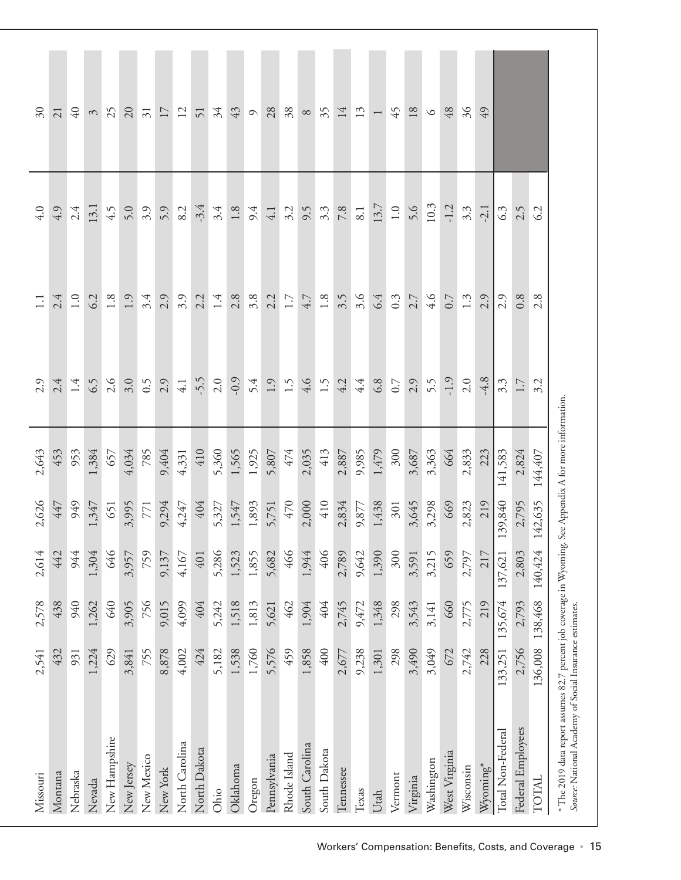| | | | | | | | | | |
|---|---|---|---|---|---|---|---|---|---|
| Missouri | 2,541 | 2,578 | 2,614 | 2,626 | 2,643 | 2.9 | 1.1 | 4.0 | 30 |
| Montana | 432 | 438 | 442 | 447 | 453 | 2.4 | 2.4 | 4.9 | 21 |
| Nebraska | 931 | 940 | 944 | 949 | 953 | 1.4 | 1.0 | 2.4 | 40 |
| Nevada | 1,224 | 1,262 | 1,304 | 1,347 | 1,384 | 6.5 | 6.2 | 13.1 | 3 |
| New Hampshire | 629 | 640 | 646 | 651 | 657 | 2.6 | 1.8 | 4.5 | 25 |
| New Jersey | 3,841 | 3,905 | 3,957 | 3,995 | 4,034 | 3.0 | 1.9 | 5.0 | 20 |
| New Mexico | 755 | 756 | 759 | 771 | 785 | 0.5 | 3.4 | 3.9 | 31 |
| New York | 8,878 | 9,015 | 9,137 | 9,294 | 9,404 | 2.9 | 2.9 | 5.9 | 17 |
| North Carolina | 4,002 | 4,099 | 4,167 | 4,247 | 4,331 | 4.1 | 3.9 | 8.2 | 12 |
| North Dakota | 424 | 404 | 401 | 404 | 410 | -5.5 | 2.2 | -3.4 | 51 |
| Ohio | 5,182 | 5,242 | 5,286 | 5,327 | 5,360 | 2.0 | 1.4 | 3.4 | 34 |
| Oklahoma | 1,538 | 1,518 | 1,523 | 1,547 | 1,565 | -0.9 | 2.8 | 1.8 | 43 |
| Oregon | 1,760 | 1,813 | 1,855 | 1,893 | 1,925 | 5.4 | 3.8 | 9.4 | 9 |
| Pennsylvania | 5,576 | 5,621 | 5,682 | 5,751 | 5,807 | 1.9 | 2.2 | 4.1 | 28 |
| Rhode Island | 459 | 462 | 466 | 470 | 474 | 1.5 | 1.7 | 3.2 | 38 |
| South Carolina | 1,858 | 1,904 | 1,944 | 2,000 | 2,035 | 4.6 | 4.7 | 9.5 | 8 |
| South Dakota | 400 | 404 | 406 | 410 | 413 | 1.5 | 1.8 | 3.3 | 35 |
| Tennessee | 2,677 | 2,745 | 2,789 | 2,834 | 2,887 | 4.2 | 3.5 | 7.8 | 14 |
| Texas | 9,238 | 9,472 | 9,642 | 9,877 | 9,985 | 4.4 | 3.6 | 8.1 | 13 |
| Utah | 1,301 | 1,348 | 1,390 | 1,438 | 1,479 | 6.8 | 6.4 | 13.7 | 1 |
| Vermont | 298 | 298 | 300 | 301 | 300 | 0.7 | 0.3 | 1.0 | 45 |
| Virginia | 3,490 | 3,543 | 3,591 | 3,645 | 3,687 | 2.9 | 2.7 | 5.6 | 18 |
| Washington | 3,049 | 3,141 | 3,215 | 3,298 | 3,363 | 5.5 | 4.6 | 10.3 | 6 |
| West Virginia | 672 | 660 | 659 | 669 | 664 | -1.9 | 0.7 | -1.2 | 48 |
| Wisconsin | 2,742 | 2,775 | 2,797 | 2,823 | 2,833 | 2.0 | 1.3 | 3.3 | 36 |
| Wyoming* | 228 | 219 | 217 | 219 | 223 | -4.8 | 2.9 | -2.1 | 49 |
| Total Non-Federal | 133,251 | 135,674 | 137,621 | 139,840 | 141,583 | 3.3 | 2.9 | 6.3 | |
| Federal Employees | 2,756 | 2,793 | 2,803 | 2,795 | 2,824 | 1.7 | 0.8 | 2.5 | |
| TOTAL | 136,008 | 138,468 | 140,424 | 142,635 | 144,407 | 3.2 | 2.8 | 6.2 | |

* The 2019 data report assumes 82.7 percent job coverage in Wyoming. See Appendix A for more information.
*Source:* National Academy of Social Insurance estimates.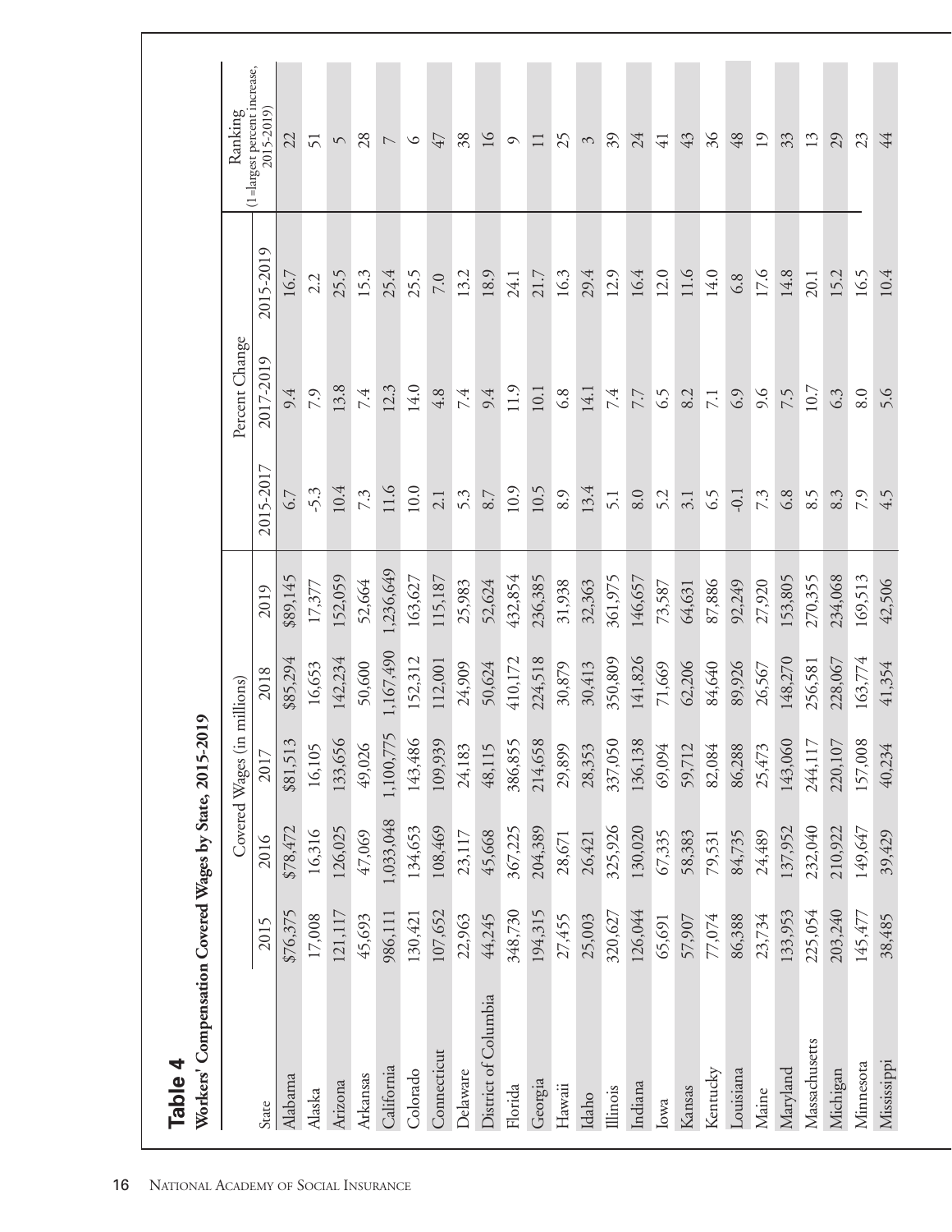## Table 4

**Workers' Compensation Covered Wages by State, 2015-2019**

| State | Covered Wages (in millions) | | | | | Percent Change | | | Ranking (1=largest percent increase, 2015-2019) |
|---|---|---|---|---|---|---|---|---|---|
| | 2015 | 2016 | 2017 | 2018 | 2019 | 2015-2017 | 2017-2019 | 2015-2019 | |
| Alabama | $76,375 | $78,472 | $81,513 | $85,294 | $89,145 | 6.7 | 9.4 | 16.7 | 22 |
| Alaska | 17,008 | 16,316 | 16,105 | 16,653 | 17,377 | -5.3 | 7.9 | 2.2 | 51 |
| Arizona | 121,117 | 126,025 | 133,656 | 142,234 | 152,059 | 10.4 | 13.8 | 25.5 | 5 |
| Arkansas | 45,693 | 47,069 | 49,026 | 50,600 | 52,664 | 7.3 | 7.4 | 15.3 | 28 |
| California | 986,111 | 1,033,048 | 1,100,775 | 1,167,490 | 1,236,649 | 11.6 | 12.3 | 25.4 | 7 |
| Colorado | 130,421 | 134,653 | 143,486 | 152,312 | 163,627 | 10.0 | 14.0 | 25.5 | 6 |
| Connecticut | 107,652 | 108,469 | 109,939 | 112,001 | 115,187 | 2.1 | 4.8 | 7.0 | 47 |
| Delaware | 22,963 | 23,117 | 24,183 | 24,909 | 25,983 | 5.3 | 7.4 | 13.2 | 38 |
| District of Columbia | 44,245 | 45,668 | 48,115 | 50,624 | 52,624 | 8.7 | 9.4 | 18.9 | 16 |
| Florida | 348,730 | 367,225 | 386,855 | 410,172 | 432,854 | 10.9 | 11.9 | 24.1 | 9 |
| Georgia | 194,315 | 204,389 | 214,658 | 224,518 | 236,385 | 10.5 | 10.1 | 21.7 | 11 |
| Hawaii | 27,455 | 28,671 | 29,899 | 30,879 | 31,938 | 8.9 | 6.8 | 16.3 | 25 |
| Idaho | 25,003 | 26,421 | 28,353 | 30,413 | 32,363 | 13.4 | 14.1 | 29.4 | 3 |
| Illinois | 320,627 | 325,926 | 337,050 | 350,809 | 361,975 | 5.1 | 7.4 | 12.9 | 39 |
| Indiana | 126,044 | 130,020 | 136,138 | 141,826 | 146,657 | 8.0 | 7.7 | 16.4 | 24 |
| Iowa | 65,691 | 67,335 | 69,094 | 71,669 | 73,587 | 5.2 | 6.5 | 12.0 | 41 |
| Kansas | 57,907 | 58,383 | 59,712 | 62,206 | 64,631 | 3.1 | 8.2 | 11.6 | 43 |
| Kentucky | 77,074 | 79,531 | 82,084 | 84,640 | 87,886 | 6.5 | 7.1 | 14.0 | 36 |
| Louisiana | 86,388 | 84,735 | 86,288 | 89,926 | 92,249 | -0.1 | 6.9 | 6.8 | 48 |
| Maine | 23,734 | 24,489 | 25,473 | 26,567 | 27,920 | 7.3 | 9.6 | 17.6 | 19 |
| Maryland | 133,953 | 137,952 | 143,060 | 148,270 | 153,805 | 6.8 | 7.5 | 14.8 | 33 |
| Massachusetts | 225,054 | 232,040 | 244,117 | 256,581 | 270,355 | 8.5 | 10.7 | 20.1 | 13 |
| Michigan | 203,240 | 210,922 | 220,107 | 228,067 | 234,068 | 8.3 | 6.3 | 15.2 | 29 |
| Minnesota | 145,477 | 149,647 | 157,008 | 163,774 | 169,513 | 7.9 | 8.0 | 16.5 | 23 |
| Mississippi | 38,485 | 39,429 | 40,234 | 41,354 | 42,506 | 4.5 | 5.6 | 10.4 | 44 |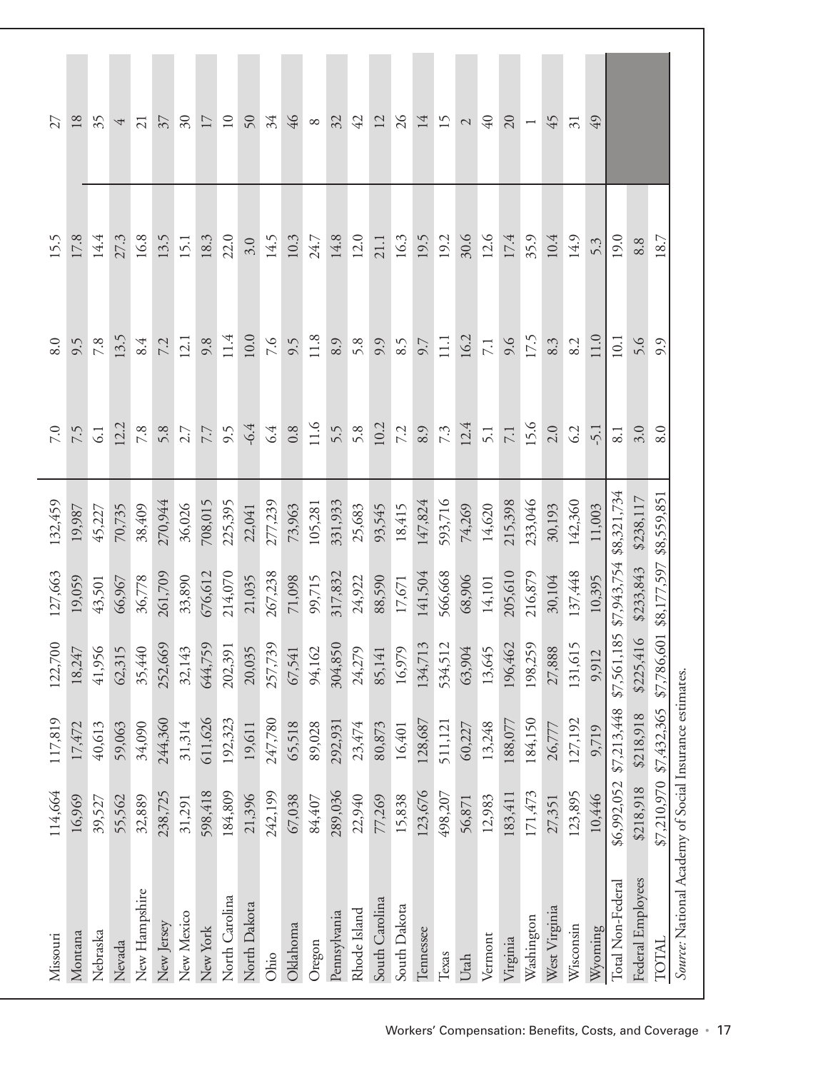| | | | | | | | | | |
|---|---|---|---|---|---|---|---|---|---|
| Missouri | 114,664 | 117,819 | 122,700 | 127,663 | 132,459 | 7.0 | 8.0 | 15.5 | 27 |
| Montana | 16,969 | 17,472 | 18,247 | 19,059 | 19,987 | 7.5 | 9.5 | 17.8 | 18 |
| Nebraska | 39,527 | 40,613 | 41,956 | 43,501 | 45,227 | 6.1 | 7.8 | 14.4 | 35 |
| Nevada | 55,562 | 59,063 | 62,315 | 66,967 | 70,735 | 12.2 | 13.5 | 27.3 | 4 |
| New Hampshire | 32,889 | 34,090 | 35,440 | 36,778 | 38,409 | 7.8 | 8.4 | 16.8 | 21 |
| New Jersey | 238,725 | 244,360 | 252,669 | 261,709 | 270,944 | 5.8 | 7.2 | 13.5 | 37 |
| New Mexico | 31,291 | 31,314 | 32,143 | 33,890 | 36,026 | 2.7 | 12.1 | 15.1 | 30 |
| New York | 598,418 | 611,626 | 644,759 | 676,612 | 708,015 | 7.7 | 9.8 | 18.3 | 17 |
| North Carolina | 184,809 | 192,323 | 202,391 | 214,070 | 225,395 | 9.5 | 11.4 | 22.0 | 10 |
| North Dakota | 21,396 | 19,611 | 20,035 | 21,035 | 22,041 | -6.4 | 10.0 | 3.0 | 50 |
| Ohio | 242,199 | 247,780 | 257,739 | 267,238 | 277,239 | 6.4 | 7.6 | 14.5 | 34 |
| Oklahoma | 67,038 | 65,518 | 67,541 | 71,098 | 73,963 | 0.8 | 9.5 | 10.3 | 46 |
| Oregon | 84,407 | 89,028 | 94,162 | 99,715 | 105,281 | 11.6 | 11.8 | 24.7 | 8 |
| Pennsylvania | 289,036 | 292,931 | 304,850 | 317,832 | 331,933 | 5.5 | 8.9 | 14.8 | 32 |
| Rhode Island | 22,940 | 23,474 | 24,279 | 24,922 | 25,683 | 5.8 | 5.8 | 12.0 | 42 |
| South Carolina | 77,269 | 80,873 | 85,141 | 88,590 | 93,545 | 10.2 | 9.9 | 21.1 | 12 |
| South Dakota | 15,838 | 16,401 | 16,979 | 17,671 | 18,415 | 7.2 | 8.5 | 16.3 | 26 |
| Tennessee | 123,676 | 128,687 | 134,713 | 141,504 | 147,824 | 8.9 | 9.7 | 19.5 | 14 |
| Texas | 498,207 | 511,121 | 534,512 | 566,668 | 593,716 | 7.3 | 11.1 | 19.2 | 15 |
| Utah | 56,871 | 60,227 | 63,904 | 68,906 | 74,269 | 12.4 | 16.2 | 30.6 | 2 |
| Vermont | 12,983 | 13,248 | 13,645 | 14,101 | 14,620 | 5.1 | 7.1 | 12.6 | 40 |
| Virginia | 183,411 | 188,077 | 196,462 | 205,610 | 215,398 | 7.1 | 9.6 | 17.4 | 20 |
| Washington | 171,473 | 184,150 | 198,259 | 216,879 | 233,046 | 15.6 | 17.5 | 35.9 | 1 |
| West Virginia | 27,351 | 26,777 | 27,888 | 30,104 | 30,193 | 2.0 | 8.3 | 10.4 | 45 |
| Wisconsin | 123,895 | 127,192 | 131,615 | 137,448 | 142,360 | 6.2 | 8.2 | 14.9 | 31 |
| Wyoming | 10,446 | 9,719 | 9,912 | 10,395 | 11,003 | -5.1 | 11.0 | 5.3 | 49 |
| Total Non-Federal | $6,992,052 | $7,213,448 | $7,561,185 | $7,943,754 | $8,321,734 | 8.1 | 10.1 | 19.0 | |
| Federal Employees | $218,918 | $218,918 | $225,416 | $233,843 | $238,117 | 3.0 | 5.6 | 8.8 | |
| TOTAL | $7,210,970 | $7,432,365 | $7,786,601 | $8,177,597 | $8,559,851 | 8.0 | 9.9 | 18.7 | |

*Source:* National Academy of Social Insurance estimates.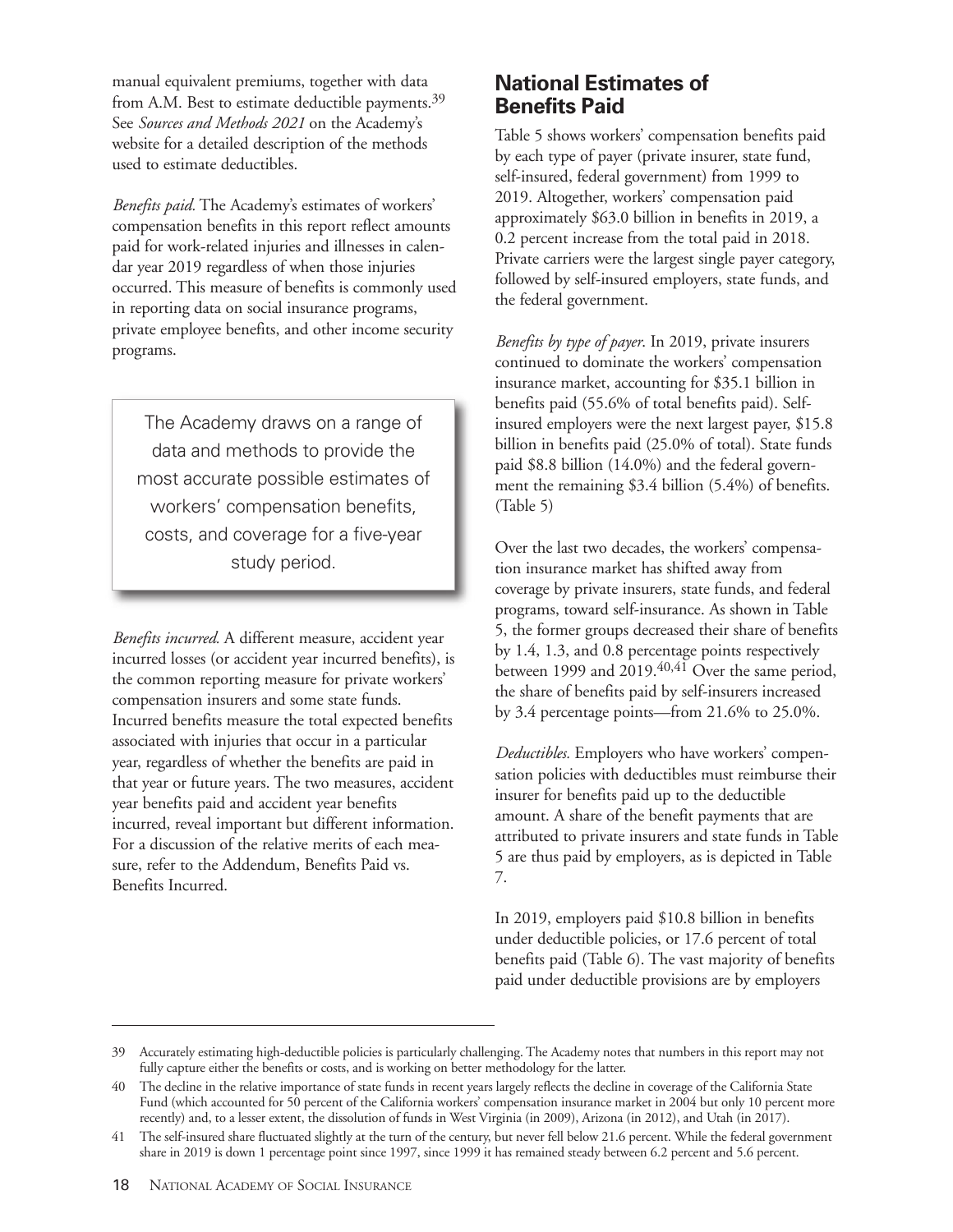manual equivalent premiums, together with data from A.M. Best to estimate deductible payments.[39] See *Sources and Methods 2021* on the Academy's website for a detailed description of the methods used to estimate deductibles.

*Benefits paid.* The Academy's estimates of workers' compensation benefits in this report reflect amounts paid for work-related injuries and illnesses in calendar year 2019 regardless of when those injuries occurred. This measure of benefits is commonly used in reporting data on social insurance programs, private employee benefits, and other income security programs.

> The Academy draws on a range of data and methods to provide the most accurate possible estimates of workers' compensation benefits, costs, and coverage for a five-year study period.

*Benefits incurred.* A different measure, accident year incurred losses (or accident year incurred benefits), is the common reporting measure for private workers' compensation insurers and some state funds. Incurred benefits measure the total expected benefits associated with injuries that occur in a particular year, regardless of whether the benefits are paid in that year or future years. The two measures, accident year benefits paid and accident year benefits incurred, reveal important but different information. For a discussion of the relative merits of each measure, refer to the Addendum, Benefits Paid vs. Benefits Incurred.

## National Estimates of Benefits Paid

Table 5 shows workers' compensation benefits paid by each type of payer (private insurer, state fund, self-insured, federal government) from 1999 to 2019. Altogether, workers' compensation paid approximately $63.0 billion in benefits in 2019, a 0.2 percent increase from the total paid in 2018. Private carriers were the largest single payer category, followed by self-insured employers, state funds, and the federal government.

*Benefits by type of payer.* In 2019, private insurers continued to dominate the workers' compensation insurance market, accounting for $35.1 billion in benefits paid (55.6% of total benefits paid). Self-insured employers were the next largest payer, $15.8 billion in benefits paid (25.0% of total). State funds paid $8.8 billion (14.0%) and the federal government the remaining $3.4 billion (5.4%) of benefits. (Table 5)

Over the last two decades, the workers' compensation insurance market has shifted away from coverage by private insurers, state funds, and federal programs, toward self-insurance. As shown in Table 5, the former groups decreased their share of benefits by 1.4, 1.3, and 0.8 percentage points respectively between 1999 and 2019.[40,41] Over the same period, the share of benefits paid by self-insurers increased by 3.4 percentage points—from 21.6% to 25.0%.

*Deductibles.* Employers who have workers' compensation policies with deductibles must reimburse their insurer for benefits paid up to the deductible amount. A share of the benefit payments that are attributed to private insurers and state funds in Table 5 are thus paid by employers, as is depicted in Table 7.

In 2019, employers paid $10.8 billion in benefits under deductible policies, or 17.6 percent of total benefits paid (Table 6). The vast majority of benefits paid under deductible provisions are by employers

---

39 Accurately estimating high-deductible policies is particularly challenging. The Academy notes that numbers in this report may not fully capture either the benefits or costs, and is working on better methodology for the latter.

40 The decline in the relative importance of state funds in recent years largely reflects the decline in coverage of the California State Fund (which accounted for 50 percent of the California workers' compensation insurance market in 2004 but only 10 percent more recently) and, to a lesser extent, the dissolution of funds in West Virginia (in 2009), Arizona (in 2012), and Utah (in 2017).

41 The self-insured share fluctuated slightly at the turn of the century, but never fell below 21.6 percent. While the federal government share in 2019 is down 1 percentage point since 1997, since 1999 it has remained steady between 6.2 percent and 5.6 percent.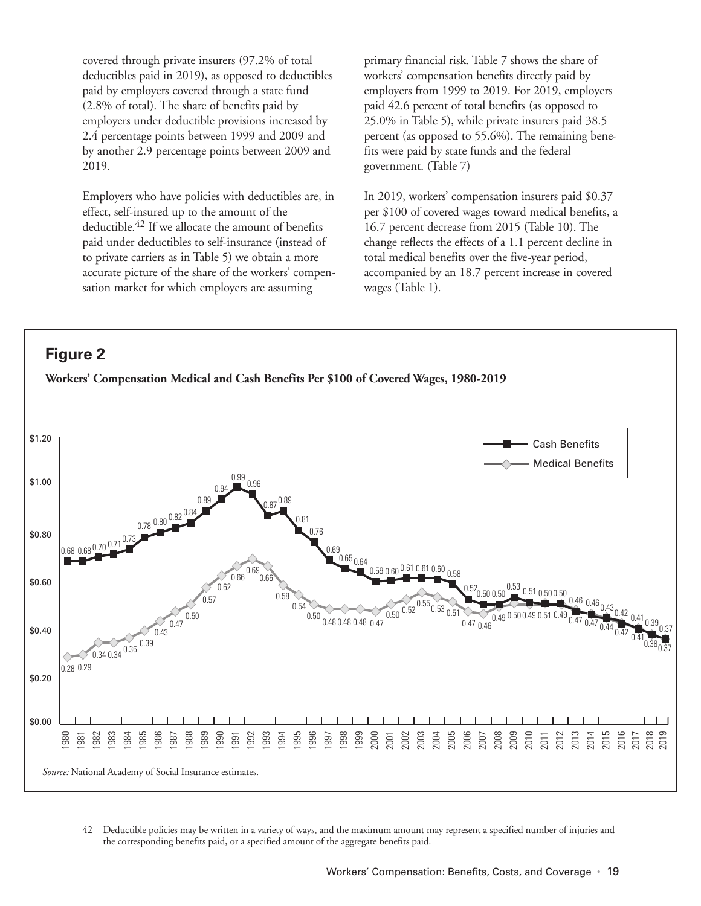covered through private insurers (97.2% of total deductibles paid in 2019), as opposed to deductibles paid by employers covered through a state fund (2.8% of total). The share of benefits paid by employers under deductible provisions increased by 2.4 percentage points between 1999 and 2009 and by another 2.9 percentage points between 2009 and 2019.

Employers who have policies with deductibles are, in effect, self-insured up to the amount of the deductible.[42] If we allocate the amount of benefits paid under deductibles to self-insurance (instead of to private carriers as in Table 5) we obtain a more accurate picture of the share of the workers' compensation market for which employers are assuming primary financial risk. Table 7 shows the share of workers' compensation benefits directly paid by employers from 1999 to 2019. For 2019, employers paid 42.6 percent of total benefits (as opposed to 25.0% in Table 5), while private insurers paid 38.5 percent (as opposed to 55.6%). The remaining benefits were paid by state funds and the federal government. (Table 7)

In 2019, workers' compensation insurers paid $0.37 per $100 of covered wages toward medical benefits, a 16.7 percent decrease from 2015 (Table 10). The change reflects the effects of a 1.1 percent decline in total medical benefits over the five-year period, accompanied by an 18.7 percent increase in covered wages (Table 1).

## Figure 2

**Workers' Compensation Medical and Cash Benefits Per $100 of Covered Wages, 1980-2019**

| Year | Cash Benefits | Medical Benefits |
|---|---|---|
| 1980 | 0.68 | 0.28 |
| 1981 | 0.68 | 0.29 |
| 1982 | 0.70 | 0.34 |
| 1983 | 0.71 | 0.34 |
| 1984 | 0.73 | 0.36 |
| 1985 | 0.78 | 0.39 |
| 1986 | 0.80 | 0.43 |
| 1987 | 0.82 | 0.47 |
| 1988 | 0.84 | 0.50 |
| 1989 | 0.89 | 0.57 |
| 1990 | 0.94 | 0.62 |
| 1991 | 0.99 | 0.66 |
| 1992 | 0.96 | 0.69 |
| 1993 | 0.87 | 0.66 |
| 1994 | 0.89 | 0.58 |
| 1995 | 0.81 | 0.54 |
| 1996 | 0.76 | 0.50 |
| 1997 | 0.69 | 0.48 |
| 1998 | 0.65 | 0.48 |
| 1999 | 0.64 | 0.48 |
| 2000 | 0.59 | 0.47 |
| 2001 | 0.60 | 0.50 |
| 2002 | 0.61 | 0.52 |
| 2003 | 0.61 | 0.55 |
| 2004 | 0.60 | 0.53 |
| 2005 | 0.58 | 0.51 |
| 2006 | 0.52 | 0.47 |
| 2007 | 0.50 | 0.46 |
| 2008 | 0.50 | 0.49 |
| 2009 | 0.53 | 0.50 |
| 2010 | 0.51 | 0.49 |
| 2011 | 0.50 | 0.51 |
| 2012 | 0.50 | 0.49 |
| 2013 | 0.46 | 0.47 |
| 2014 | 0.46 | 0.47 |
| 2015 | 0.43 | 0.44 |
| 2016 | 0.42 | 0.42 |
| 2017 | 0.41 | 0.41 |
| 2018 | 0.39 | 0.38 |
| 2019 | 0.37 | 0.37 |

*Source:* National Academy of Social Insurance estimates.

---

42 Deductible policies may be written in a variety of ways, and the maximum amount may represent a specified number of injuries and the corresponding benefits paid, or a specified amount of the aggregate benefits paid.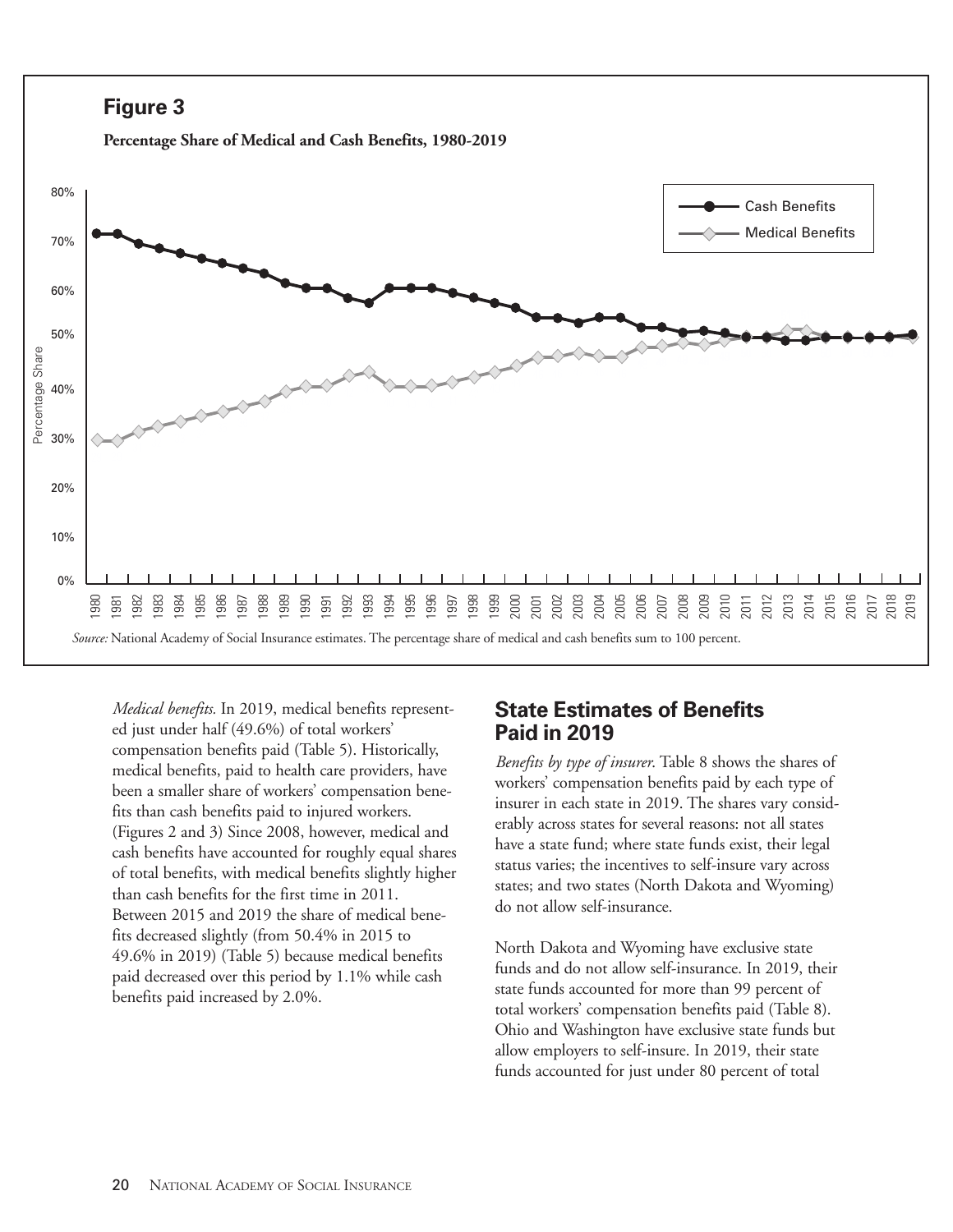## Figure 3

**Percentage Share of Medical and Cash Benefits, 1980-2019**

*Source:* National Academy of Social Insurance estimates. The percentage share of medical and cash benefits sum to 100 percent.

*Medical benefits.* In 2019, medical benefits represented just under half (49.6%) of total workers' compensation benefits paid (Table 5). Historically, medical benefits, paid to health care providers, have been a smaller share of workers' compensation benefits than cash benefits paid to injured workers. (Figures 2 and 3) Since 2008, however, medical and cash benefits have accounted for roughly equal shares of total benefits, with medical benefits slightly higher than cash benefits for the first time in 2011. Between 2015 and 2019 the share of medical benefits decreased slightly (from 50.4% in 2015 to 49.6% in 2019) (Table 5) because medical benefits paid decreased over this period by 1.1% while cash benefits paid increased by 2.0%.

## State Estimates of Benefits Paid in 2019

*Benefits by type of insurer*. Table 8 shows the shares of workers' compensation benefits paid by each type of insurer in each state in 2019. The shares vary considerably across states for several reasons: not all states have a state fund; where state funds exist, their legal status varies; the incentives to self-insure vary across states; and two states (North Dakota and Wyoming) do not allow self-insurance.

North Dakota and Wyoming have exclusive state funds and do not allow self-insurance. In 2019, their state funds accounted for more than 99 percent of total workers' compensation benefits paid (Table 8). Ohio and Washington have exclusive state funds but allow employers to self-insure. In 2019, their state funds accounted for just under 80 percent of total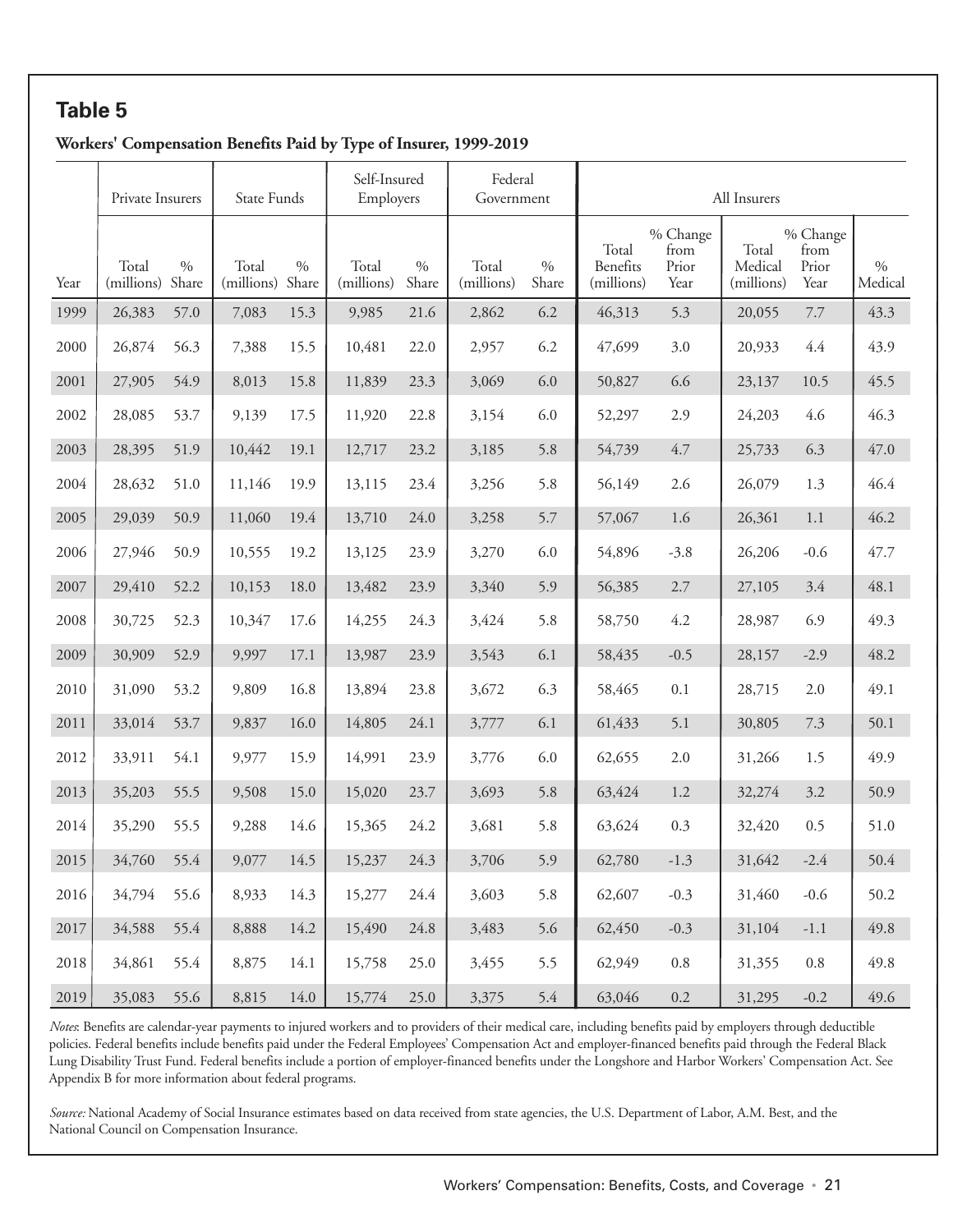## Table 5

**Workers' Compensation Benefits Paid by Type of Insurer, 1999-2019**

| | Private Insurers | | State Funds | | Self-Insured Employers | | Federal Government | | All Insurers | | | | |
|---|---|---|---|---|---|---|---|---|---|---|---|---|---|
| Year | Total (millions) | % Share | Total (millions) | % Share | Total (millions) | % Share | Total (millions) | % Share | Total Benefits (millions) | % Change from Prior Year | Total Medical (millions) | % Change from Prior Year | % Medical |
| 1999 | 26,383 | 57.0 | 7,083 | 15.3 | 9,985 | 21.6 | 2,862 | 6.2 | 46,313 | 5.3 | 20,055 | 7.7 | 43.3 |
| 2000 | 26,874 | 56.3 | 7,388 | 15.5 | 10,481 | 22.0 | 2,957 | 6.2 | 47,699 | 3.0 | 20,933 | 4.4 | 43.9 |
| 2001 | 27,905 | 54.9 | 8,013 | 15.8 | 11,839 | 23.3 | 3,069 | 6.0 | 50,827 | 6.6 | 23,137 | 10.5 | 45.5 |
| 2002 | 28,085 | 53.7 | 9,139 | 17.5 | 11,920 | 22.8 | 3,154 | 6.0 | 52,297 | 2.9 | 24,203 | 4.6 | 46.3 |
| 2003 | 28,395 | 51.9 | 10,442 | 19.1 | 12,717 | 23.2 | 3,185 | 5.8 | 54,739 | 4.7 | 25,733 | 6.3 | 47.0 |
| 2004 | 28,632 | 51.0 | 11,146 | 19.9 | 13,115 | 23.4 | 3,256 | 5.8 | 56,149 | 2.6 | 26,079 | 1.3 | 46.4 |
| 2005 | 29,039 | 50.9 | 11,060 | 19.4 | 13,710 | 24.0 | 3,258 | 5.7 | 57,067 | 1.6 | 26,361 | 1.1 | 46.2 |
| 2006 | 27,946 | 50.9 | 10,555 | 19.2 | 13,125 | 23.9 | 3,270 | 6.0 | 54,896 | -3.8 | 26,206 | -0.6 | 47.7 |
| 2007 | 29,410 | 52.2 | 10,153 | 18.0 | 13,482 | 23.9 | 3,340 | 5.9 | 56,385 | 2.7 | 27,105 | 3.4 | 48.1 |
| 2008 | 30,725 | 52.3 | 10,347 | 17.6 | 14,255 | 24.3 | 3,424 | 5.8 | 58,750 | 4.2 | 28,987 | 6.9 | 49.3 |
| 2009 | 30,909 | 52.9 | 9,997 | 17.1 | 13,987 | 23.9 | 3,543 | 6.1 | 58,435 | -0.5 | 28,157 | -2.9 | 48.2 |
| 2010 | 31,090 | 53.2 | 9,809 | 16.8 | 13,894 | 23.8 | 3,672 | 6.3 | 58,465 | 0.1 | 28,715 | 2.0 | 49.1 |
| 2011 | 33,014 | 53.7 | 9,837 | 16.0 | 14,805 | 24.1 | 3,777 | 6.1 | 61,433 | 5.1 | 30,805 | 7.3 | 50.1 |
| 2012 | 33,911 | 54.1 | 9,977 | 15.9 | 14,991 | 23.9 | 3,776 | 6.0 | 62,655 | 2.0 | 31,266 | 1.5 | 49.9 |
| 2013 | 35,203 | 55.5 | 9,508 | 15.0 | 15,020 | 23.7 | 3,693 | 5.8 | 63,424 | 1.2 | 32,274 | 3.2 | 50.9 |
| 2014 | 35,290 | 55.5 | 9,288 | 14.6 | 15,365 | 24.2 | 3,681 | 5.8 | 63,624 | 0.3 | 32,420 | 0.5 | 51.0 |
| 2015 | 34,760 | 55.4 | 9,077 | 14.5 | 15,237 | 24.3 | 3,706 | 5.9 | 62,780 | -1.3 | 31,642 | -2.4 | 50.4 |
| 2016 | 34,794 | 55.6 | 8,933 | 14.3 | 15,277 | 24.4 | 3,603 | 5.8 | 62,607 | -0.3 | 31,460 | -0.6 | 50.2 |
| 2017 | 34,588 | 55.4 | 8,888 | 14.2 | 15,490 | 24.8 | 3,483 | 5.6 | 62,450 | -0.3 | 31,104 | -1.1 | 49.8 |
| 2018 | 34,861 | 55.4 | 8,875 | 14.1 | 15,758 | 25.0 | 3,455 | 5.5 | 62,949 | 0.8 | 31,355 | 0.8 | 49.8 |
| 2019 | 35,083 | 55.6 | 8,815 | 14.0 | 15,774 | 25.0 | 3,375 | 5.4 | 63,046 | 0.2 | 31,295 | -0.2 | 49.6 |

*Notes*: Benefits are calendar-year payments to injured workers and to providers of their medical care, including benefits paid by employers through deductible policies. Federal benefits include benefits paid under the Federal Employees' Compensation Act and employer-financed benefits paid through the Federal Black Lung Disability Trust Fund. Federal benefits include a portion of employer-financed benefits under the Longshore and Harbor Workers' Compensation Act. See Appendix B for more information about federal programs.

*Source:* National Academy of Social Insurance estimates based on data received from state agencies, the U.S. Department of Labor, A.M. Best, and the National Council on Compensation Insurance.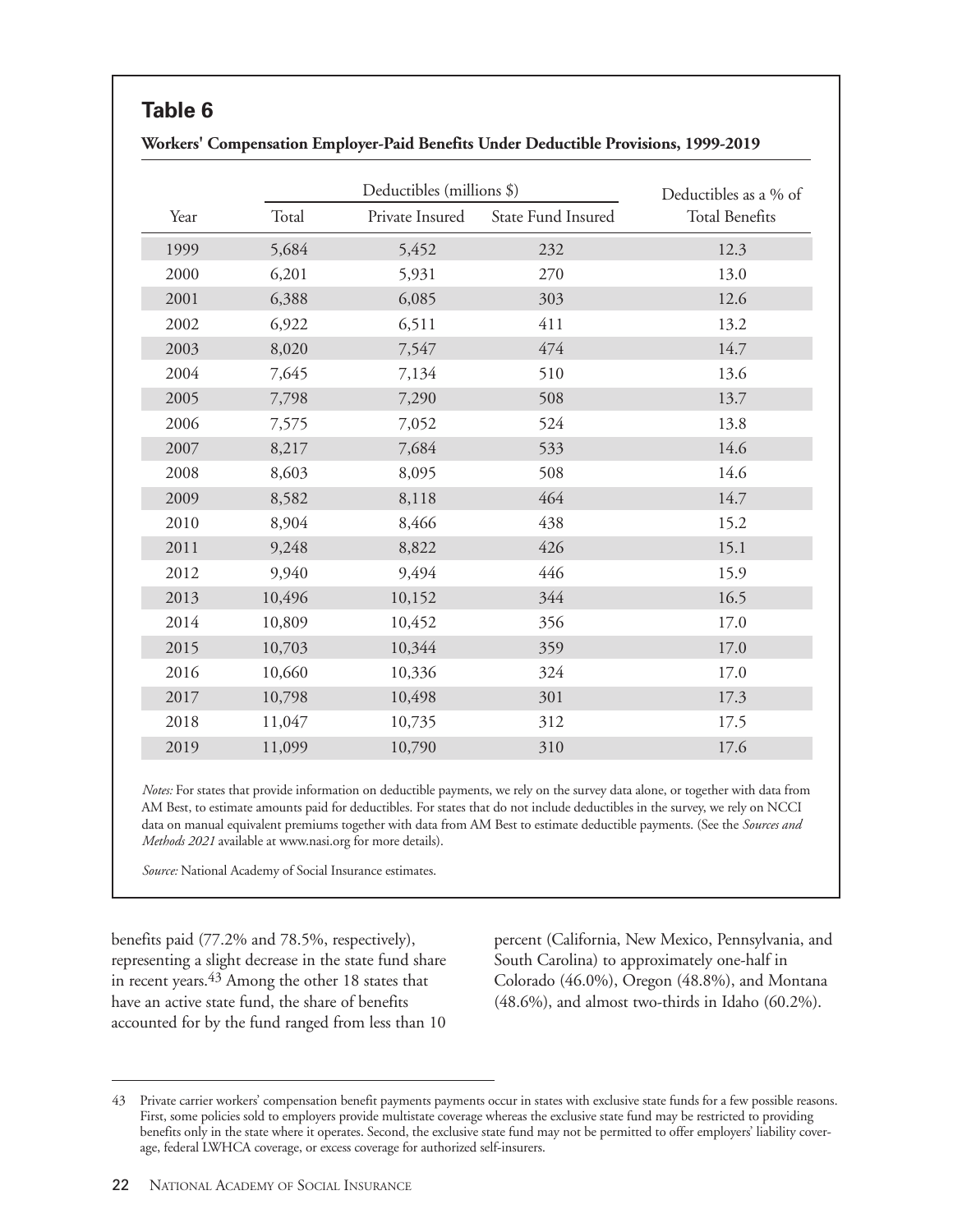## Table 6

**Workers' Compensation Employer-Paid Benefits Under Deductible Provisions, 1999-2019**

| Year | Deductibles (millions $) | | | Deductibles as a % of |
|---|---|---|---|---|
| | Total | Private Insured | State Fund Insured | Total Benefits |
| 1999 | 5,684 | 5,452 | 232 | 12.3 |
| 2000 | 6,201 | 5,931 | 270 | 13.0 |
| 2001 | 6,388 | 6,085 | 303 | 12.6 |
| 2002 | 6,922 | 6,511 | 411 | 13.2 |
| 2003 | 8,020 | 7,547 | 474 | 14.7 |
| 2004 | 7,645 | 7,134 | 510 | 13.6 |
| 2005 | 7,798 | 7,290 | 508 | 13.7 |
| 2006 | 7,575 | 7,052 | 524 | 13.8 |
| 2007 | 8,217 | 7,684 | 533 | 14.6 |
| 2008 | 8,603 | 8,095 | 508 | 14.6 |
| 2009 | 8,582 | 8,118 | 464 | 14.7 |
| 2010 | 8,904 | 8,466 | 438 | 15.2 |
| 2011 | 9,248 | 8,822 | 426 | 15.1 |
| 2012 | 9,940 | 9,494 | 446 | 15.9 |
| 2013 | 10,496 | 10,152 | 344 | 16.5 |
| 2014 | 10,809 | 10,452 | 356 | 17.0 |
| 2015 | 10,703 | 10,344 | 359 | 17.0 |
| 2016 | 10,660 | 10,336 | 324 | 17.0 |
| 2017 | 10,798 | 10,498 | 301 | 17.3 |
| 2018 | 11,047 | 10,735 | 312 | 17.5 |
| 2019 | 11,099 | 10,790 | 310 | 17.6 |

*Notes:* For states that provide information on deductible payments, we rely on the survey data alone, or together with data from AM Best, to estimate amounts paid for deductibles. For states that do not include deductibles in the survey, we rely on NCCI data on manual equivalent premiums together with data from AM Best to estimate deductible payments. (See the *Sources and Methods 2021* available at www.nasi.org for more details).

*Source:* National Academy of Social Insurance estimates.

benefits paid (77.2% and 78.5%, respectively), representing a slight decrease in the state fund share in recent years.[43] Among the other 18 states that have an active state fund, the share of benefits accounted for by the fund ranged from less than 10 percent (California, New Mexico, Pennsylvania, and South Carolina) to approximately one-half in Colorado (46.0%), Oregon (48.8%), and Montana (48.6%), and almost two-thirds in Idaho (60.2%).

---

43 Private carrier workers' compensation benefit payments payments occur in states with exclusive state funds for a few possible reasons. First, some policies sold to employers provide multistate coverage whereas the exclusive state fund may be restricted to providing benefits only in the state where it operates. Second, the exclusive state fund may not be permitted to offer employers' liability coverage, federal LWHCA coverage, or excess coverage for authorized self-insurers.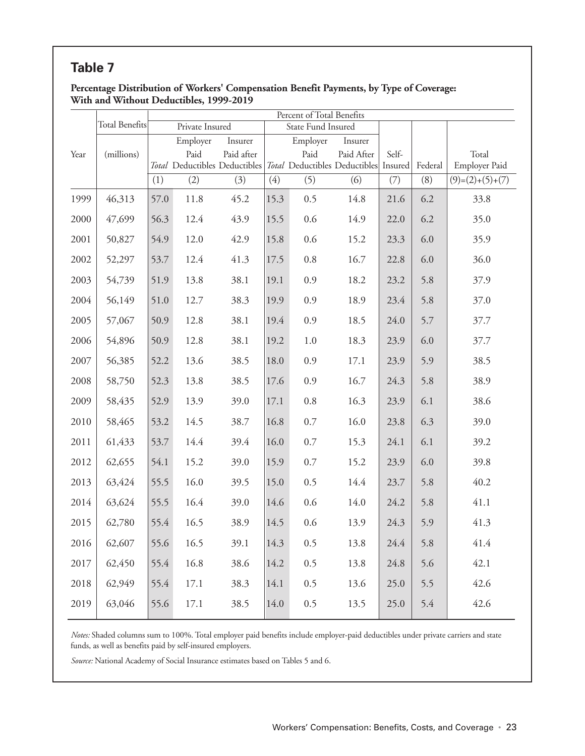## Table 7

**Percentage Distribution of Workers' Compensation Benefit Payments, by Type of Coverage: With and Without Deductibles, 1999-2019**

| Year | Total Benefits (millions) | Percent of Total Benefits | | | | | | | | |
|---|---|---|---|---|---|---|---|---|---|---|
| | | Private Insured | | | State Fund Insured | | | | | |
| | | *Total* | Employer Paid Deductibles | Insurer Paid after Deductibles | *Total* | Employer Paid Deductibles | Insurer Paid After Deductibles | Self-Insured | Federal | Total Employer Paid |
| | | (1) | (2) | (3) | (4) | (5) | (6) | (7) | (8) | (9)=(2)+(5)+(7) |
| 1999 | 46,313 | 57.0 | 11.8 | 45.2 | 15.3 | 0.5 | 14.8 | 21.6 | 6.2 | 33.8 |
| 2000 | 47,699 | 56.3 | 12.4 | 43.9 | 15.5 | 0.6 | 14.9 | 22.0 | 6.2 | 35.0 |
| 2001 | 50,827 | 54.9 | 12.0 | 42.9 | 15.8 | 0.6 | 15.2 | 23.3 | 6.0 | 35.9 |
| 2002 | 52,297 | 53.7 | 12.4 | 41.3 | 17.5 | 0.8 | 16.7 | 22.8 | 6.0 | 36.0 |
| 2003 | 54,739 | 51.9 | 13.8 | 38.1 | 19.1 | 0.9 | 18.2 | 23.2 | 5.8 | 37.9 |
| 2004 | 56,149 | 51.0 | 12.7 | 38.3 | 19.9 | 0.9 | 18.9 | 23.4 | 5.8 | 37.0 |
| 2005 | 57,067 | 50.9 | 12.8 | 38.1 | 19.4 | 0.9 | 18.5 | 24.0 | 5.7 | 37.7 |
| 2006 | 54,896 | 50.9 | 12.8 | 38.1 | 19.2 | 1.0 | 18.3 | 23.9 | 6.0 | 37.7 |
| 2007 | 56,385 | 52.2 | 13.6 | 38.5 | 18.0 | 0.9 | 17.1 | 23.9 | 5.9 | 38.5 |
| 2008 | 58,750 | 52.3 | 13.8 | 38.5 | 17.6 | 0.9 | 16.7 | 24.3 | 5.8 | 38.9 |
| 2009 | 58,435 | 52.9 | 13.9 | 39.0 | 17.1 | 0.8 | 16.3 | 23.9 | 6.1 | 38.6 |
| 2010 | 58,465 | 53.2 | 14.5 | 38.7 | 16.8 | 0.7 | 16.0 | 23.8 | 6.3 | 39.0 |
| 2011 | 61,433 | 53.7 | 14.4 | 39.4 | 16.0 | 0.7 | 15.3 | 24.1 | 6.1 | 39.2 |
| 2012 | 62,655 | 54.1 | 15.2 | 39.0 | 15.9 | 0.7 | 15.2 | 23.9 | 6.0 | 39.8 |
| 2013 | 63,424 | 55.5 | 16.0 | 39.5 | 15.0 | 0.5 | 14.4 | 23.7 | 5.8 | 40.2 |
| 2014 | 63,624 | 55.5 | 16.4 | 39.0 | 14.6 | 0.6 | 14.0 | 24.2 | 5.8 | 41.1 |
| 2015 | 62,780 | 55.4 | 16.5 | 38.9 | 14.5 | 0.6 | 13.9 | 24.3 | 5.9 | 41.3 |
| 2016 | 62,607 | 55.6 | 16.5 | 39.1 | 14.3 | 0.5 | 13.8 | 24.4 | 5.8 | 41.4 |
| 2017 | 62,450 | 55.4 | 16.8 | 38.6 | 14.2 | 0.5 | 13.8 | 24.8 | 5.6 | 42.1 |
| 2018 | 62,949 | 55.4 | 17.1 | 38.3 | 14.1 | 0.5 | 13.6 | 25.0 | 5.5 | 42.6 |
| 2019 | 63,046 | 55.6 | 17.1 | 38.5 | 14.0 | 0.5 | 13.5 | 25.0 | 5.4 | 42.6 |

*Notes:* Shaded columns sum to 100%. Total employer paid benefits include employer-paid deductibles under private carriers and state funds, as well as benefits paid by self-insured employers.

*Source:* National Academy of Social Insurance estimates based on Tables 5 and 6.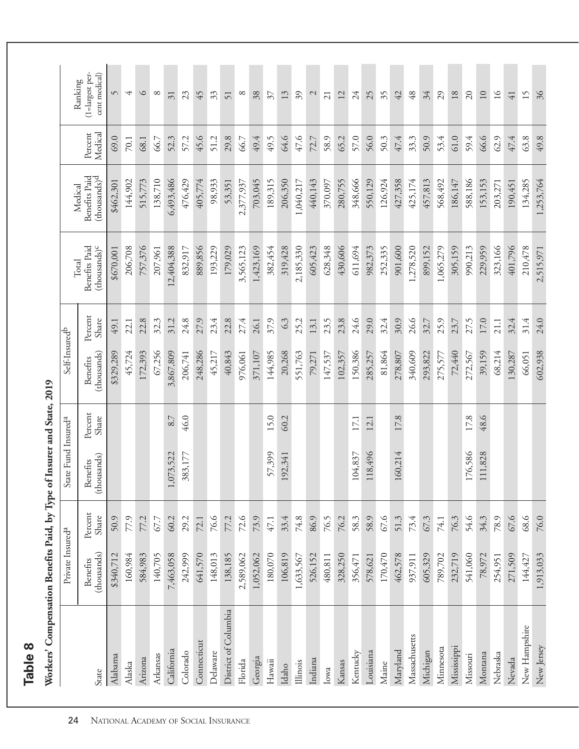## Table 8

**Workers' Compensation Benefits Paid, by Type of Insurer and State, 2019**

| State | Private Insured[a] | | State Fund Insured[a] | | Self-Insured[b] | | Total Benefits Paid (thousands)[c] | Medical Benefits Paid (thousands)[d] | Percent Medical | Ranking (1=largest percent medical) |
|---|---|---|---|---|---|---|---|---|---|---|
| | Benefits (thousands) | Percent Share | Benefits (thousands) | Percent Share | Benefits (thousands) | Percent Share | | | | |
| Alabama | $340,712 | 50.9 | | | $329,289 | 49.1 | $670,001 | $462,301 | 69.0 | 5 |
| Alaska | 160,984 | 77.9 | | | 45,724 | 22.1 | 206,708 | 144,902 | 70.1 | 4 |
| Arizona | 584,983 | 77.2 | | | 172,393 | 22.8 | 757,376 | 515,773 | 68.1 | 6 |
| Arkansas | 140,705 | 67.7 | | | 67,256 | 32.3 | 207,961 | 138,710 | 66.7 | 8 |
| California | 7,463,058 | 60.2 | 1,073,522 | 8.7 | 3,867,809 | 31.2 | 12,404,388 | 6,493,486 | 52.3 | 31 |
| Colorado | 242,999 | 29.2 | 383,177 | 46.0 | 206,741 | 24.8 | 832,917 | 476,429 | 57.2 | 23 |
| Connecticut | 641,570 | 72.1 | | | 248,286 | 27.9 | 889,856 | 405,774 | 45.6 | 45 |
| Delaware | 148,013 | 76.6 | | | 45,217 | 23.4 | 193,229 | 98,933 | 51.2 | 33 |
| District of Columbia | 138,185 | 77.2 | | | 40,843 | 22.8 | 179,029 | 53,351 | 29.8 | 51 |
| Florida | 2,589,062 | 72.6 | | | 976,061 | 27.4 | 3,565,123 | 2,377,937 | 66.7 | 8 |
| Georgia | 1,052,062 | 73.9 | | | 371,107 | 26.1 | 1,423,169 | 703,045 | 49.4 | 38 |
| Hawaii | 180,070 | 47.1 | 57,399 | 15.0 | 144,985 | 37.9 | 382,454 | 189,315 | 49.5 | 37 |
| Idaho | 106,819 | 33.4 | 192,341 | 60.2 | 20,268 | 6.3 | 319,428 | 206,350 | 64.6 | 13 |
| Illinois | 1,633,567 | 74.8 | | | 551,763 | 25.2 | 2,185,330 | 1,040,217 | 47.6 | 39 |
| Indiana | 526,152 | 86.9 | | | 79,271 | 13.1 | 605,423 | 440,143 | 72.7 | 2 |
| Iowa | 480,811 | 76.5 | | | 147,537 | 23.5 | 628,348 | 370,097 | 58.9 | 21 |
| Kansas | 328,250 | 76.2 | | | 102,357 | 23.8 | 430,606 | 280,755 | 65.2 | 12 |
| Kentucky | 356,471 | 58.3 | 104,837 | 17.1 | 150,386 | 24.6 | 611,694 | 348,666 | 57.0 | 24 |
| Louisiana | 578,621 | 58.9 | 118,496 | 12.1 | 285,257 | 29.0 | 982,373 | 550,129 | 56.0 | 25 |
| Maine | 170,470 | 67.6 | | | 81,864 | 32.4 | 252,335 | 126,924 | 50.3 | 35 |
| Maryland | 462,578 | 51.3 | 160,214 | 17.8 | 278,807 | 30.9 | 901,600 | 427,358 | 47.4 | 42 |
| Massachusetts | 937,911 | 73.4 | | | 340,609 | 26.6 | 1,278,520 | 425,174 | 33.3 | 48 |
| Michigan | 605,329 | 67.3 | | | 293,822 | 32.7 | 899,152 | 457,813 | 50.9 | 34 |
| Minnesota | 789,702 | 74.1 | | | 275,577 | 25.9 | 1,065,279 | 568,492 | 53.4 | 29 |
| Mississippi | 232,719 | 76.3 | | | 72,440 | 23.7 | 305,159 | 186,147 | 61.0 | 18 |
| Missouri | 541,060 | 54.6 | 176,586 | 17.8 | 272,567 | 27.5 | 990,213 | 588,186 | 59.4 | 20 |
| Montana | 78,972 | 34.3 | 111,828 | 48.6 | 39,159 | 17.0 | 229,959 | 153,153 | 66.6 | 10 |
| Nebraska | 254,951 | 78.9 | | | 68,214 | 21.1 | 323,166 | 203,271 | 62.9 | 16 |
| Nevada | 271,509 | 67.6 | | | 130,287 | 32.4 | 401,796 | 190,451 | 47.4 | 41 |
| New Hampshire | 144,427 | 68.6 | | | 66,051 | 31.4 | 210,478 | 134,285 | 63.8 | 15 |
| New Jersey | 1,913,033 | 76.0 | | | 602,938 | 24.0 | 2,515,971 | 1,253,764 | 49.8 | 36 |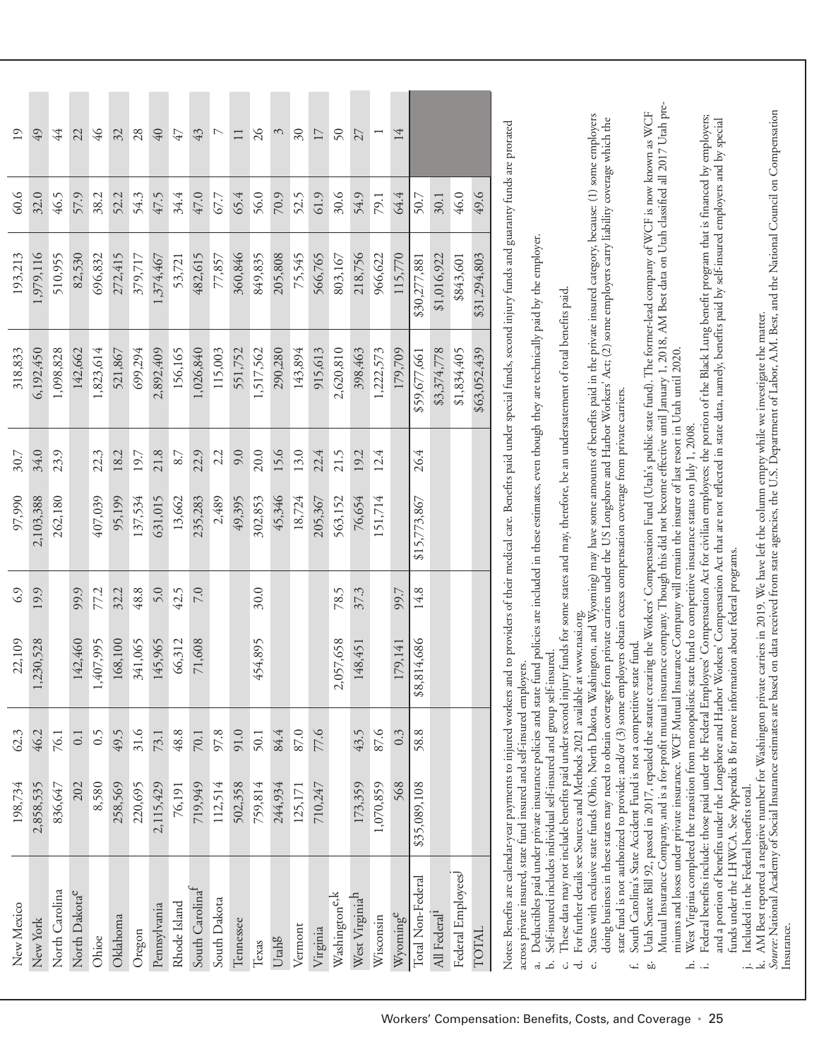| | | | | | | | | | |
|---|---|---|---|---|---|---|---|---|---|
| New Mexico | 198,734 | 62.3 | 22,109 | 6.9 | 97,990 | 30.7 | 318,833 | 193,213 | 60.6 | 19 |
| New York | 2,858,535 | 46.2 | 1,230,528 | 19.9 | 2,103,388 | 34.0 | 6,192,450 | 1,979,116 | 32.0 | 49 |
| North Carolina | 836,647 | 76.1 | | | 262,180 | 23.9 | 1,098,828 | 510,955 | 46.5 | 44 |
| North Dakota[e] | 202 | 0.1 | 142,460 | 99.9 | | | 142,662 | 82,530 | 57.9 | 22 |
| Ohio[e] | 8,580 | 0.5 | 1,407,995 | 77.2 | 407,039 | 22.3 | 1,823,614 | 696,832 | 38.2 | 46 |
| Oklahoma | 258,569 | 49.5 | 168,100 | 32.2 | 95,199 | 18.2 | 521,867 | 272,415 | 52.2 | 32 |
| Oregon | 220,695 | 31.6 | 341,065 | 48.8 | 137,534 | 19.7 | 699,294 | 379,717 | 54.3 | 28 |
| Pennsylvania | 2,115,429 | 73.1 | 145,965 | 5.0 | 631,015 | 21.8 | 2,892,409 | 1,374,467 | 47.5 | 40 |
| Rhode Island | 76,191 | 48.8 | 66,312 | 42.5 | 13,662 | 8.7 | 156,165 | 53,721 | 34.4 | 47 |
| South Carolina[f] | 719,949 | 70.1 | 71,608 | 7.0 | 235,283 | 22.9 | 1,026,840 | 482,615 | 47.0 | 43 |
| South Dakota | 112,514 | 97.8 | | | 2,489 | 2.2 | 115,003 | 77,857 | 67.7 | 7 |
| Tennessee | 502,358 | 91.0 | | | 49,395 | 9.0 | 551,752 | 360,846 | 65.4 | 11 |
| Texas | 759,814 | 50.1 | 454,895 | 30.0 | 302,853 | 20.0 | 1,517,562 | 849,835 | 56.0 | 26 |
| Utah[g] | 244,934 | 84.4 | | | 45,346 | 15.6 | 290,280 | 205,808 | 70.9 | 3 |
| Vermont | 125,171 | 87.0 | | | 18,724 | 13.0 | 143,894 | 75,545 | 52.5 | 30 |
| Virginia | 710,247 | 77.6 | | | 205,367 | 22.4 | 915,613 | 566,765 | 61.9 | 17 |
| Washington[e,k] | | | 2,057,658 | 78.5 | 563,152 | 21.5 | 2,620,810 | 803,167 | 30.6 | 50 |
| West Virginia[h] | 173,359 | 43.5 | 148,451 | 37.3 | 76,654 | 19.2 | 398,463 | 218,756 | 54.9 | 27 |
| Wisconsin | 1,070,859 | 87.6 | | | 151,714 | 12.4 | 1,222,573 | 966,622 | 79.1 | 1 |
| Wyoming[e] | 568 | 0.3 | 179,141 | 99.7 | | | 179,709 | 115,770 | 64.4 | 14 |
| Total Non-Federal | $35,089,108 | 58.8 | $8,814,686 | 14.8 | $15,773,867 | 26.4 | $59,677,661 | $30,277,881 | 50.7 | |
| All Federal[i] | | | | | | | $3,374,778 | $1,016,922 | 30.1 | |
| Federal Employees[j] | | | | | | | $1,834,405 | $843,601 | 46.0 | |
| TOTAL | | | | | | | $63,052,439 | $31,294,803 | 49.6 | |

Notes: Benefits are calendar-year payments to injured workers and to providers of their medical care. Benefits paid under special funds, second injury funds and guaranty funds are prorated across private insured, state fund insured and self-insured employers.

a. Deductibles paid under private insurance policies and state fund policies are included in these estimates, even though they are technically paid by the employer.
b. Self-insured includes individual self-insured and group self-insured.
c. These data may not include benefits paid under second injury funds for some states and may, therefore, be an understatement of total benefits paid.
d. For further details see Sources and Methods 2021 available at www.nasi.org.
e. States with exclusive state funds (Ohio, North Dakota, Washington, and Wyoming) may have some amounts of benefits paid in the private insured category, because: (1) some employers doing business in these states may need to obtain coverage from private carriers under the US Longshore and Harbor Workers' Act; (2) some employers carry liability coverage which the state fund is not authorized to provide; and/or (3) some employers obtain excess compensation coverage from private carriers.
f. South Carolina's State Accident Fund is not a competitive state fund.
g. Utah Senate Bill 92, passed in 2017, repealed the statute creating the Workers' Compensation Fund (Utah's public state fund). The former-lead company of WCF is now known as WCF Mutual Insurance Company, and is a for-profit mutual insurance company. Though this did not become effective until January 1, 2018, AM Best data on Utah classified all 2017 Utah premiums and losses under private insurance. WCF Mutual Insurance Company will remain the insurer of last resort in Utah until 2020.
h. West Virginia completed the transition from monopolistic state fund to competitive insurance status on July 1, 2008.
i. Federal benefits include: those paid under the Federal Employees' Compensation Act for civilian employees; the portion of the Black Lung benefit program that is financed by employers; and a portion of benefits under the Longshore and Harbor Workers' Compensation Act that are not reflected in state data, namely, benefits paid by self-insured employers and by special funds under the LHWCA. See Appendix B for more information about federal programs.
j. Included in the Federal benefits total.
k. AM Best reported a negative number for Washington private carriers in 2019. We have left the column empty while we investigate the matter.

*Source:* National Academy of Social Insurance estimates are based on data received from state agencies, the U.S. Department of Labor, A.M. Best, and the National Council on Compensation Insurance.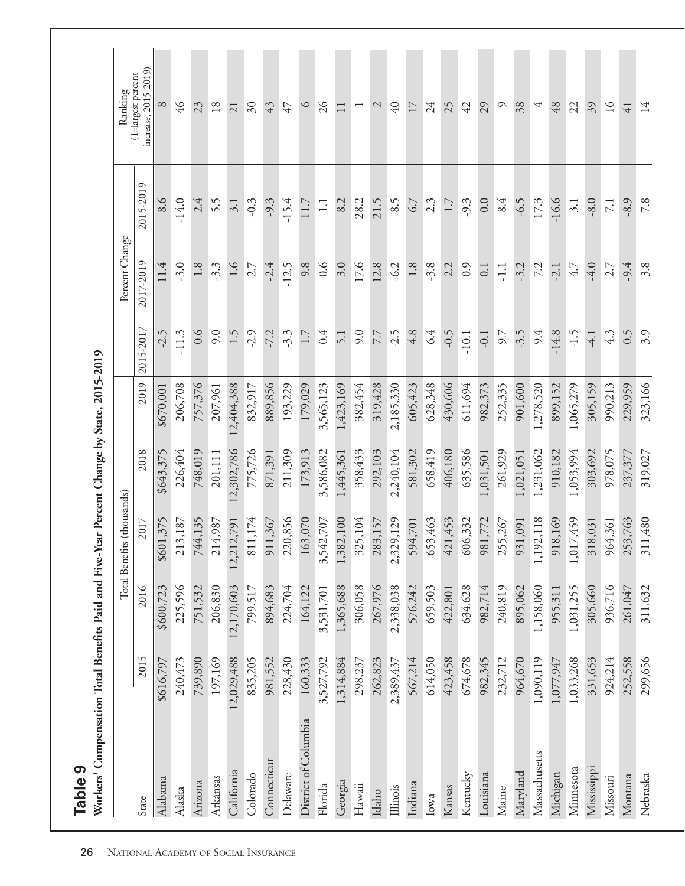## Table 9

**Workers' Compensation Total Benefits Paid and Five-Year Percent Change by State, 2015-2019**

| State | Total Benefits (thousands) | | | | | Percent Change | | | Ranking (1=largest percent increase, 2015-2019) |
|---|---|---|---|---|---|---|---|---|---|
| | 2015 | 2016 | 2017 | 2018 | 2019 | 2015-2017 | 2017-2019 | 2015-2019 | |
| Alabama | $616,797 | $600,723 | $601,375 | $643,375 | $670,001 | -2.5 | 11.4 | 8.6 | 8 |
| Alaska | 240,473 | 225,596 | 213,187 | 226,404 | 206,708 | -11.3 | -3.0 | -14.0 | 46 |
| Arizona | 739,890 | 751,532 | 744,135 | 748,019 | 757,376 | 0.6 | 1.8 | 2.4 | 23 |
| Arkansas | 197,169 | 206,830 | 214,987 | 201,111 | 207,961 | 9.0 | -3.3 | 5.5 | 18 |
| California | 12,029,488 | 12,170,603 | 12,212,791 | 12,302,786 | 12,404,388 | 1.5 | 1.6 | 3.1 | 21 |
| Colorado | 835,205 | 799,517 | 811,174 | 775,726 | 832,917 | -2.9 | 2.7 | -0.3 | 30 |
| Connecticut | 981,552 | 894,683 | 911,367 | 871,391 | 889,856 | -7.2 | -2.4 | -9.3 | 43 |
| Delaware | 228,430 | 224,704 | 220,856 | 211,309 | 193,229 | -3.3 | -12.5 | -15.4 | 47 |
| District of Columbia | 160,333 | 164,122 | 163,070 | 173,913 | 179,029 | 1.7 | 9.8 | 11.7 | 6 |
| Florida | 3,527,792 | 3,531,701 | 3,542,707 | 3,586,082 | 3,565,123 | 0.4 | 0.6 | 1.1 | 26 |
| Georgia | 1,314,884 | 1,365,688 | 1,382,100 | 1,445,361 | 1,423,169 | 5.1 | 3.0 | 8.2 | 11 |
| Hawaii | 298,237 | 306,058 | 325,104 | 358,433 | 382,454 | 9.0 | 17.6 | 28.2 | 1 |
| Idaho | 262,823 | 267,976 | 283,157 | 292,103 | 319,428 | 7.7 | 12.8 | 21.5 | 2 |
| Illinois | 2,389,437 | 2,338,038 | 2,329,129 | 2,240,104 | 2,185,330 | -2.5 | -6.2 | -8.5 | 40 |
| Indiana | 567,214 | 576,242 | 594,701 | 581,302 | 605,423 | 4.8 | 1.8 | 6.7 | 17 |
| Iowa | 614,050 | 659,503 | 653,463 | 658,419 | 628,348 | 6.4 | -3.8 | 2.3 | 24 |
| Kansas | 423,458 | 422,801 | 421,453 | 406,180 | 430,606 | -0.5 | 2.2 | 1.7 | 25 |
| Kentucky | 674,678 | 634,628 | 606,332 | 635,586 | 611,694 | -10.1 | 0.9 | -9.3 | 42 |
| Louisiana | 982,345 | 982,714 | 981,772 | 1,031,501 | 982,373 | -0.1 | 0.1 | 0.0 | 29 |
| Maine | 232,712 | 240,819 | 255,267 | 261,929 | 252,335 | 9.7 | -1.1 | 8.4 | 9 |
| Maryland | 964,670 | 895,062 | 931,091 | 1,021,051 | 901,600 | -3.5 | -3.2 | -6.5 | 38 |
| Massachusetts | 1,090,119 | 1,158,060 | 1,192,118 | 1,231,062 | 1,278,520 | 9.4 | 7.2 | 17.3 | 4 |
| Michigan | 1,077,947 | 955,311 | 918,169 | 910,182 | 899,152 | -14.8 | -2.1 | -16.6 | 48 |
| Minnesota | 1,033,268 | 1,031,255 | 1,017,459 | 1,053,994 | 1,065,279 | -1.5 | 4.7 | 3.1 | 22 |
| Mississippi | 331,653 | 305,660 | 318,031 | 303,692 | 305,159 | -4.1 | -4.0 | -8.0 | 39 |
| Missouri | 924,214 | 936,716 | 964,361 | 978,075 | 990,213 | 4.3 | 2.7 | 7.1 | 16 |
| Montana | 252,558 | 261,047 | 253,763 | 237,377 | 229,959 | 0.5 | -9.4 | -8.9 | 41 |
| Nebraska | 299,656 | 311,632 | 311,480 | 319,027 | 323,166 | 3.9 | 3.8 | 7.8 | 14 |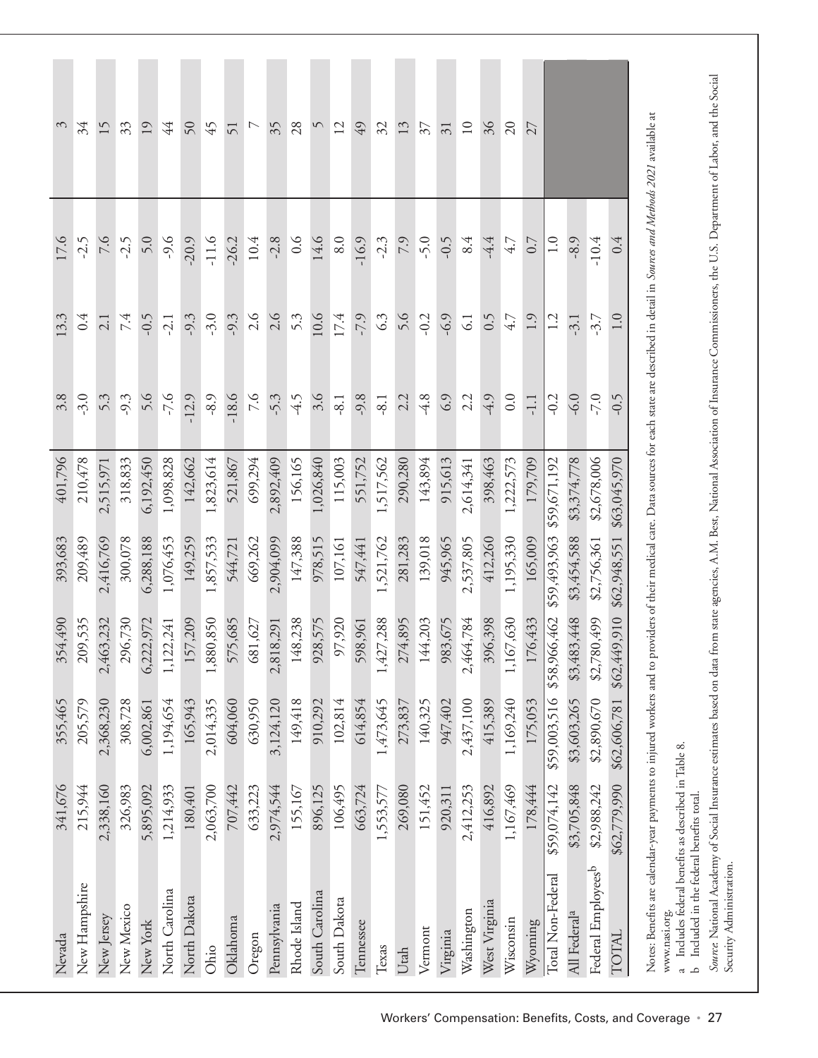| | | | | | | | | | |
|---|---|---|---|---|---|---|---|---|---|
| Nevada | 341,676 | 355,465 | 354,490 | 393,683 | 401,796 | 3.8 | 13.3 | 17.6 | 3 |
| New Hampshire | 215,944 | 205,579 | 209,535 | 209,489 | 210,478 | -3.0 | 0.4 | -2.5 | 34 |
| New Jersey | 2,338,160 | 2,368,230 | 2,463,232 | 2,416,769 | 2,515,971 | 5.3 | 2.1 | 7.6 | 15 |
| New Mexico | 326,983 | 308,728 | 296,730 | 300,078 | 318,833 | -9.3 | 7.4 | -2.5 | 33 |
| New York | 5,895,092 | 6,002,861 | 6,222,972 | 6,288,188 | 6,192,450 | 5.6 | -0.5 | 5.0 | 19 |
| North Carolina | 1,214,933 | 1,194,654 | 1,122,241 | 1,076,453 | 1,098,828 | -7.6 | -2.1 | -9.6 | 44 |
| North Dakota | 180,401 | 165,943 | 157,209 | 149,259 | 142,662 | -12.9 | -9.3 | -20.9 | 50 |
| Ohio | 2,063,700 | 2,014,335 | 1,880,850 | 1,857,533 | 1,823,614 | -8.9 | -3.0 | -11.6 | 45 |
| Oklahoma | 707,442 | 604,060 | 575,685 | 544,721 | 521,867 | -18.6 | -9.3 | -26.2 | 51 |
| Oregon | 633,223 | 630,950 | 681,627 | 669,262 | 699,294 | 7.6 | 2.6 | 10.4 | 7 |
| Pennsylvania | 2,974,544 | 3,124,120 | 2,818,291 | 2,904,099 | 2,892,409 | -5.3 | 2.6 | -2.8 | 35 |
| Rhode Island | 155,167 | 149,418 | 148,238 | 147,388 | 156,165 | -4.5 | 5.3 | 0.6 | 28 |
| South Carolina | 896,125 | 910,292 | 928,575 | 978,515 | 1,026,840 | 3.6 | 10.6 | 14.6 | 5 |
| South Dakota | 106,495 | 102,814 | 97,920 | 107,161 | 115,003 | -8.1 | 17.4 | 8.0 | 12 |
| Tennessee | 663,724 | 614,854 | 598,961 | 547,441 | 551,752 | -9.8 | -7.9 | -16.9 | 49 |
| Texas | 1,553,577 | 1,473,645 | 1,427,288 | 1,521,762 | 1,517,562 | -8.1 | 6.3 | -2.3 | 32 |
| Utah | 269,080 | 273,837 | 274,895 | 281,283 | 290,280 | 2.2 | 5.6 | 7.9 | 13 |
| Vermont | 151,452 | 140,325 | 144,203 | 139,018 | 143,894 | -4.8 | -0.2 | -5.0 | 37 |
| Virginia | 920,311 | 947,402 | 983,675 | 945,965 | 915,613 | 6.9 | -6.9 | -0.5 | 31 |
| Washington | 2,412,253 | 2,437,100 | 2,464,784 | 2,537,805 | 2,614,341 | 2.2 | 6.1 | 8.4 | 10 |
| West Virginia | 416,892 | 415,389 | 396,398 | 412,260 | 398,463 | -4.9 | 0.5 | -4.4 | 36 |
| Wisconsin | 1,167,469 | 1,169,240 | 1,167,630 | 1,195,330 | 1,222,573 | 0.0 | 4.7 | 4.7 | 20 |
| Wyoming | 178,444 | 175,053 | 176,433 | 165,009 | 179,709 | -1.1 | 1.9 | 0.7 | 27 |
| Total Non-Federal | $59,074,142 | $59,003,516 | $58,966,462 | $59,493,963 | $59,671,192 | -0.2 | 1.2 | 1.0 | |
| All Federal[a] | $3,705,848 | $3,603,265 | $3,483,448 | $3,454,588 | $3,374,778 | -6.0 | -3.1 | -8.9 | |
| Federal Employees[b] | $2,988,242 | $2,890,670 | $2,780,499 | $2,756,361 | $2,678,006 | -7.0 | -3.7 | -10.4 | |
| TOTAL | $62,779,990 | $62,606,781 | $62,449,910 | $62,948,551 | $63,045,970 | -0.5 | 1.0 | 0.4 | |

Notes: Benefits are calendar-year payments to injured workers and to providers of their medical care. Data sources for each state are described in detail in *Sources and Methods 2021* available at www.nasi.org.

a Includes federal benefits as described in Table 8.

b Included in the federal benefits total.

*Source*: National Academy of Social Insurance estimates based on data from state agencies, A.M. Best, National Association of Insurance Commissioners, the U.S. Department of Labor, and the Social Security Administration.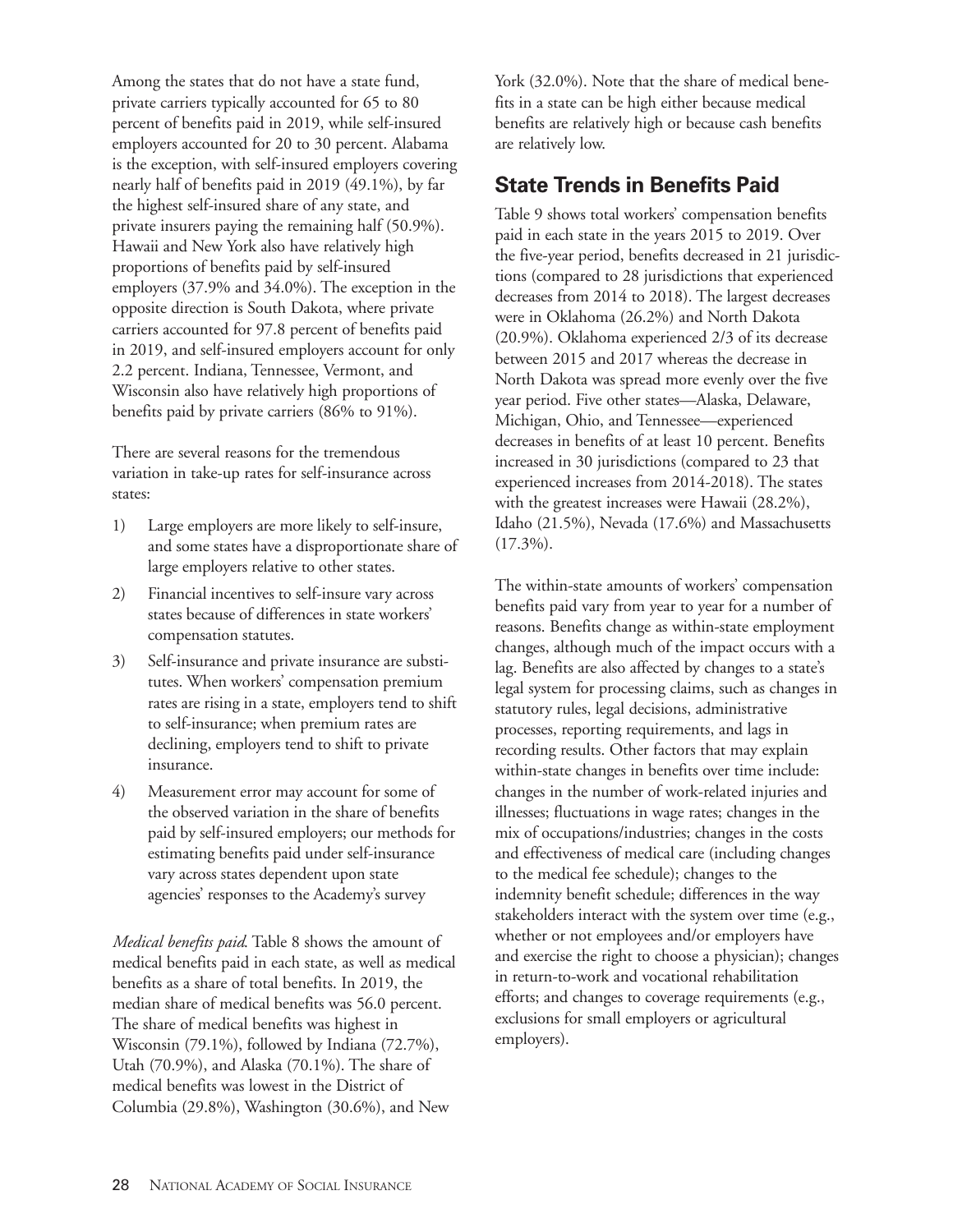Among the states that do not have a state fund, private carriers typically accounted for 65 to 80 percent of benefits paid in 2019, while self-insured employers accounted for 20 to 30 percent. Alabama is the exception, with self-insured employers covering nearly half of benefits paid in 2019 (49.1%), by far the highest self-insured share of any state, and private insurers paying the remaining half (50.9%). Hawaii and New York also have relatively high proportions of benefits paid by self-insured employers (37.9% and 34.0%). The exception in the opposite direction is South Dakota, where private carriers accounted for 97.8 percent of benefits paid in 2019, and self-insured employers account for only 2.2 percent. Indiana, Tennessee, Vermont, and Wisconsin also have relatively high proportions of benefits paid by private carriers (86% to 91%).

There are several reasons for the tremendous variation in take-up rates for self-insurance across states:

1) Large employers are more likely to self-insure, and some states have a disproportionate share of large employers relative to other states.
2) Financial incentives to self-insure vary across states because of differences in state workers' compensation statutes.
3) Self-insurance and private insurance are substitutes. When workers' compensation premium rates are rising in a state, employers tend to shift to self-insurance; when premium rates are declining, employers tend to shift to private insurance.
4) Measurement error may account for some of the observed variation in the share of benefits paid by self-insured employers; our methods for estimating benefits paid under self-insurance vary across states dependent upon state agencies' responses to the Academy's survey

*Medical benefits paid*. Table 8 shows the amount of medical benefits paid in each state, as well as medical benefits as a share of total benefits. In 2019, the median share of medical benefits was 56.0 percent. The share of medical benefits was highest in Wisconsin (79.1%), followed by Indiana (72.7%), Utah (70.9%), and Alaska (70.1%). The share of medical benefits was lowest in the District of Columbia (29.8%), Washington (30.6%), and New York (32.0%). Note that the share of medical benefits in a state can be high either because medical benefits are relatively high or because cash benefits are relatively low.

## State Trends in Benefits Paid

Table 9 shows total workers' compensation benefits paid in each state in the years 2015 to 2019. Over the five-year period, benefits decreased in 21 jurisdictions (compared to 28 jurisdictions that experienced decreases from 2014 to 2018). The largest decreases were in Oklahoma (26.2%) and North Dakota (20.9%). Oklahoma experienced 2/3 of its decrease between 2015 and 2017 whereas the decrease in North Dakota was spread more evenly over the five year period. Five other states—Alaska, Delaware, Michigan, Ohio, and Tennessee—experienced decreases in benefits of at least 10 percent. Benefits increased in 30 jurisdictions (compared to 23 that experienced increases from 2014-2018). The states with the greatest increases were Hawaii (28.2%), Idaho (21.5%), Nevada (17.6%) and Massachusetts (17.3%).

The within-state amounts of workers' compensation benefits paid vary from year to year for a number of reasons. Benefits change as within-state employment changes, although much of the impact occurs with a lag. Benefits are also affected by changes to a state's legal system for processing claims, such as changes in statutory rules, legal decisions, administrative processes, reporting requirements, and lags in recording results. Other factors that may explain within-state changes in benefits over time include: changes in the number of work-related injuries and illnesses; fluctuations in wage rates; changes in the mix of occupations/industries; changes in the costs and effectiveness of medical care (including changes to the medical fee schedule); changes to the indemnity benefit schedule; differences in the way stakeholders interact with the system over time (e.g., whether or not employees and/or employers have and exercise the right to choose a physician); changes in return-to-work and vocational rehabilitation efforts; and changes to coverage requirements (e.g., exclusions for small employers or agricultural employers).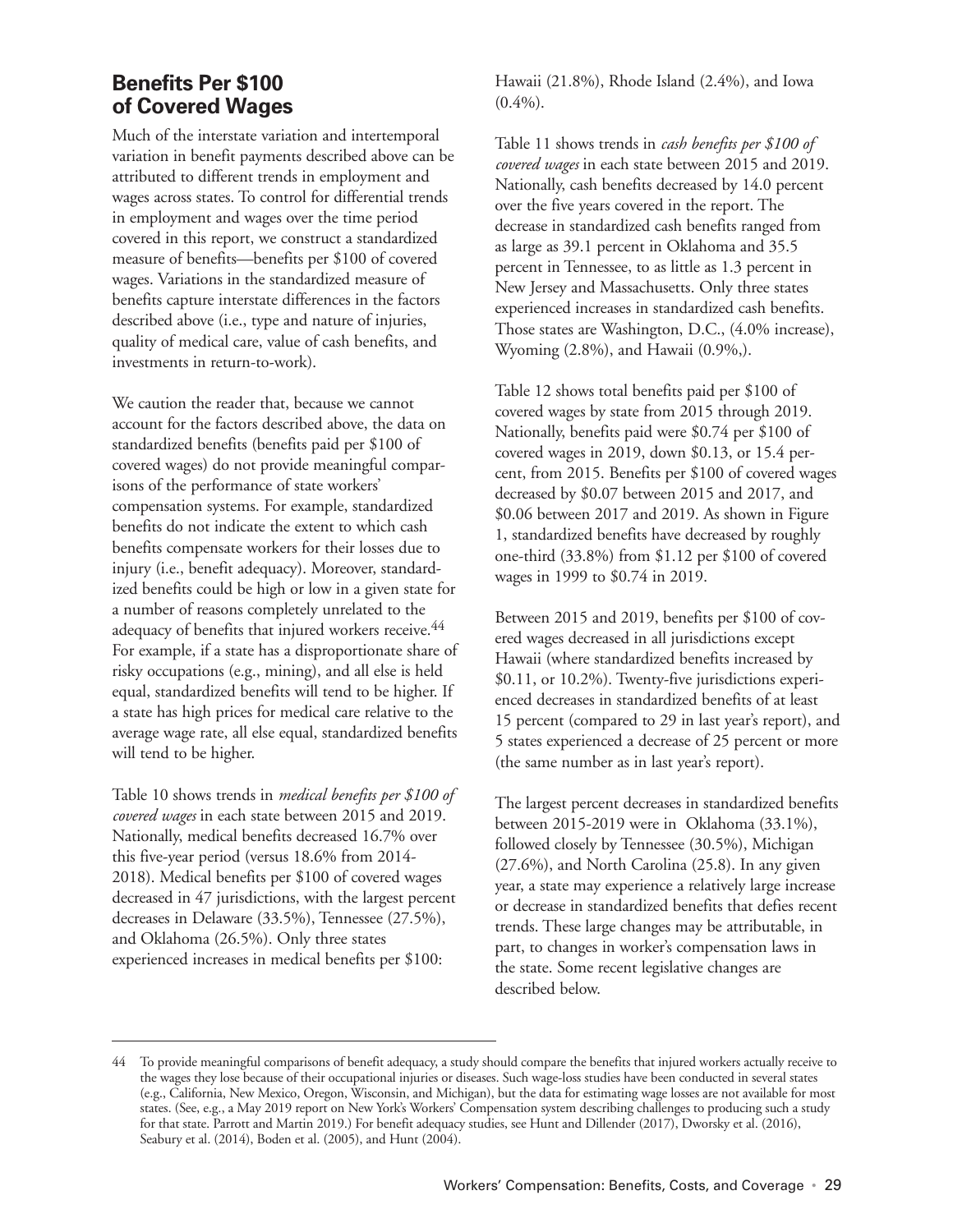## Benefits Per $100 of Covered Wages

Much of the interstate variation and intertemporal variation in benefit payments described above can be attributed to different trends in employment and wages across states. To control for differential trends in employment and wages over the time period covered in this report, we construct a standardized measure of benefits—benefits per $100 of covered wages. Variations in the standardized measure of benefits capture interstate differences in the factors described above (i.e., type and nature of injuries, quality of medical care, value of cash benefits, and investments in return-to-work).

We caution the reader that, because we cannot account for the factors described above, the data on standardized benefits (benefits paid per $100 of covered wages) do not provide meaningful comparisons of the performance of state workers' compensation systems. For example, standardized benefits do not indicate the extent to which cash benefits compensate workers for their losses due to injury (i.e., benefit adequacy). Moreover, standardized benefits could be high or low in a given state for a number of reasons completely unrelated to the adequacy of benefits that injured workers receive.[44] For example, if a state has a disproportionate share of risky occupations (e.g., mining), and all else is held equal, standardized benefits will tend to be higher. If a state has high prices for medical care relative to the average wage rate, all else equal, standardized benefits will tend to be higher.

Table 10 shows trends in *medical benefits per $100 of covered wages* in each state between 2015 and 2019. Nationally, medical benefits decreased 16.7% over this five-year period (versus 18.6% from 2014-2018). Medical benefits per $100 of covered wages decreased in 47 jurisdictions, with the largest percent decreases in Delaware (33.5%), Tennessee (27.5%), and Oklahoma (26.5%). Only three states experienced increases in medical benefits per $100: Hawaii (21.8%), Rhode Island (2.4%), and Iowa (0.4%).

Table 11 shows trends in *cash benefits per $100 of covered wages* in each state between 2015 and 2019. Nationally, cash benefits decreased by 14.0 percent over the five years covered in the report. The decrease in standardized cash benefits ranged from as large as 39.1 percent in Oklahoma and 35.5 percent in Tennessee, to as little as 1.3 percent in New Jersey and Massachusetts. Only three states experienced increases in standardized cash benefits. Those states are Washington, D.C., (4.0% increase), Wyoming (2.8%), and Hawaii (0.9%,).

Table 12 shows total benefits paid per $100 of covered wages by state from 2015 through 2019. Nationally, benefits paid were $0.74 per $100 of covered wages in 2019, down $0.13, or 15.4 percent, from 2015. Benefits per $100 of covered wages decreased by $0.07 between 2015 and 2017, and $0.06 between 2017 and 2019. As shown in Figure 1, standardized benefits have decreased by roughly one-third (33.8%) from $1.12 per $100 of covered wages in 1999 to $0.74 in 2019.

Between 2015 and 2019, benefits per $100 of covered wages decreased in all jurisdictions except Hawaii (where standardized benefits increased by $0.11, or 10.2%). Twenty-five jurisdictions experienced decreases in standardized benefits of at least 15 percent (compared to 29 in last year's report), and 5 states experienced a decrease of 25 percent or more (the same number as in last year's report).

The largest percent decreases in standardized benefits between 2015-2019 were in Oklahoma (33.1%), followed closely by Tennessee (30.5%), Michigan (27.6%), and North Carolina (25.8). In any given year, a state may experience a relatively large increase or decrease in standardized benefits that defies recent trends. These large changes may be attributable, in part, to changes in worker's compensation laws in the state. Some recent legislative changes are described below.

---

44 To provide meaningful comparisons of benefit adequacy, a study should compare the benefits that injured workers actually receive to the wages they lose because of their occupational injuries or diseases. Such wage-loss studies have been conducted in several states (e.g., California, New Mexico, Oregon, Wisconsin, and Michigan), but the data for estimating wage losses are not available for most states. (See, e.g., a May 2019 report on New York's Workers' Compensation system describing challenges to producing such a study for that state. Parrott and Martin 2019.) For benefit adequacy studies, see Hunt and Dillender (2017), Dworsky et al. (2016), Seabury et al. (2014), Boden et al. (2005), and Hunt (2004).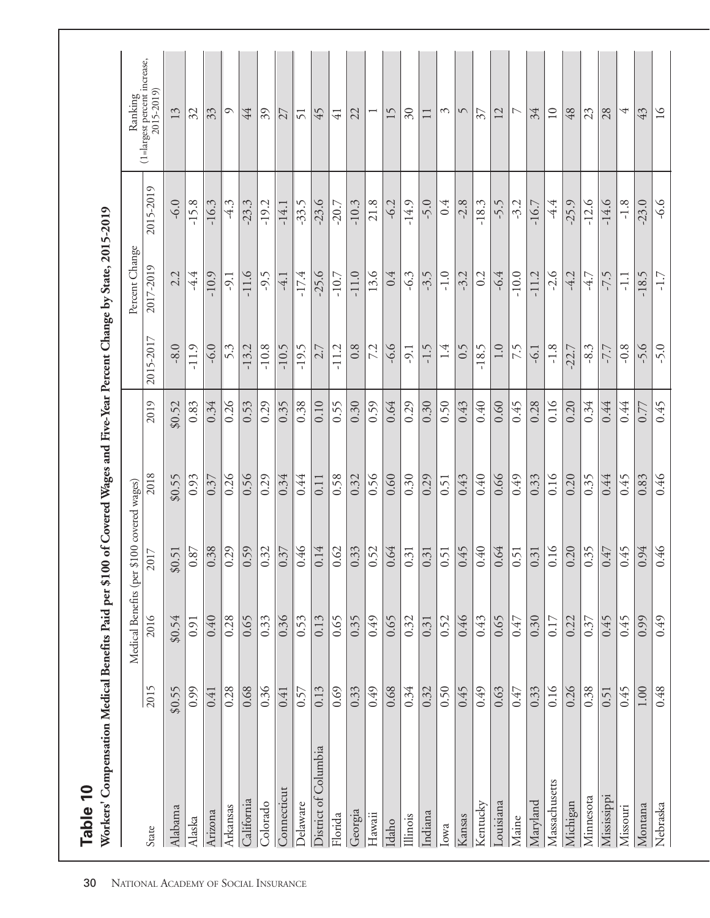## Table 10

**Workers' Compensation Medical Benefits Paid per $100 of Covered Wages and Five-Year Percent Change by State, 2015-2019**

| State | Medical Benefits (per $100 covered wages) | | | | | Percent Change | | | Ranking (1=largest percent increase, 2015-2019) |
|---|---|---|---|---|---|---|---|---|---|
| | 2015 | 2016 | 2017 | 2018 | 2019 | 2015-2017 | 2017-2019 | 2015-2019 | |
| Alabama | $0.55 | $0.54 | $0.51 | $0.55 | $0.52 | -8.0 | 2.2 | -6.0 | 13 |
| Alaska | 0.99 | 0.91 | 0.87 | 0.93 | 0.83 | -11.9 | -4.4 | -15.8 | 32 |
| Arizona | 0.41 | 0.40 | 0.38 | 0.37 | 0.34 | -6.0 | -10.9 | -16.3 | 33 |
| Arkansas | 0.28 | 0.28 | 0.29 | 0.26 | 0.26 | 5.3 | -9.1 | -4.3 | 9 |
| California | 0.68 | 0.65 | 0.59 | 0.56 | 0.53 | -13.2 | -11.6 | -23.3 | 44 |
| Colorado | 0.36 | 0.33 | 0.32 | 0.29 | 0.29 | -10.8 | -9.5 | -19.2 | 39 |
| Connecticut | 0.41 | 0.36 | 0.37 | 0.34 | 0.35 | -10.5 | -4.1 | -14.1 | 27 |
| Delaware | 0.57 | 0.53 | 0.46 | 0.44 | 0.38 | -19.5 | -17.4 | -33.5 | 51 |
| District of Columbia | 0.13 | 0.13 | 0.14 | 0.11 | 0.10 | 2.7 | -25.6 | -23.6 | 45 |
| Florida | 0.69 | 0.65 | 0.62 | 0.58 | 0.55 | -11.2 | -10.7 | -20.7 | 41 |
| Georgia | 0.33 | 0.35 | 0.33 | 0.32 | 0.30 | 0.8 | -11.0 | -10.3 | 22 |
| Hawaii | 0.49 | 0.49 | 0.52 | 0.56 | 0.59 | 7.2 | 13.6 | 21.8 | 1 |
| Idaho | 0.68 | 0.65 | 0.64 | 0.60 | 0.64 | -6.6 | 0.4 | -6.2 | 15 |
| Illinois | 0.34 | 0.32 | 0.31 | 0.30 | 0.29 | -9.1 | -6.3 | -14.9 | 30 |
| Indiana | 0.32 | 0.31 | 0.31 | 0.29 | 0.30 | -1.5 | -3.5 | -5.0 | 11 |
| Iowa | 0.50 | 0.52 | 0.51 | 0.51 | 0.50 | 1.4 | -1.0 | 0.4 | 3 |
| Kansas | 0.45 | 0.46 | 0.45 | 0.43 | 0.43 | 0.5 | -3.2 | -2.8 | 5 |
| Kentucky | 0.49 | 0.43 | 0.40 | 0.40 | 0.40 | -18.5 | 0.2 | -18.3 | 37 |
| Louisiana | 0.63 | 0.65 | 0.64 | 0.66 | 0.60 | 1.0 | -6.4 | -5.5 | 12 |
| Maine | 0.47 | 0.47 | 0.51 | 0.49 | 0.45 | 7.5 | -10.0 | -3.2 | 7 |
| Maryland | 0.33 | 0.30 | 0.31 | 0.33 | 0.28 | -6.1 | -11.2 | -16.7 | 34 |
| Massachusetts | 0.16 | 0.17 | 0.16 | 0.16 | 0.16 | -1.8 | -2.6 | -4.4 | 10 |
| Michigan | 0.26 | 0.22 | 0.20 | 0.20 | 0.20 | -22.7 | -4.2 | -25.9 | 48 |
| Minnesota | 0.38 | 0.37 | 0.35 | 0.35 | 0.34 | -8.3 | -4.7 | -12.6 | 23 |
| Mississippi | 0.51 | 0.45 | 0.47 | 0.44 | 0.44 | -7.7 | -7.5 | -14.6 | 28 |
| Missouri | 0.45 | 0.45 | 0.45 | 0.45 | 0.44 | -0.8 | -1.1 | -1.8 | 4 |
| Montana | 1.00 | 0.99 | 0.94 | 0.83 | 0.77 | -5.6 | -18.5 | -23.0 | 43 |
| Nebraska | 0.48 | 0.49 | 0.46 | 0.46 | 0.45 | -5.0 | -1.7 | -6.6 | 16 |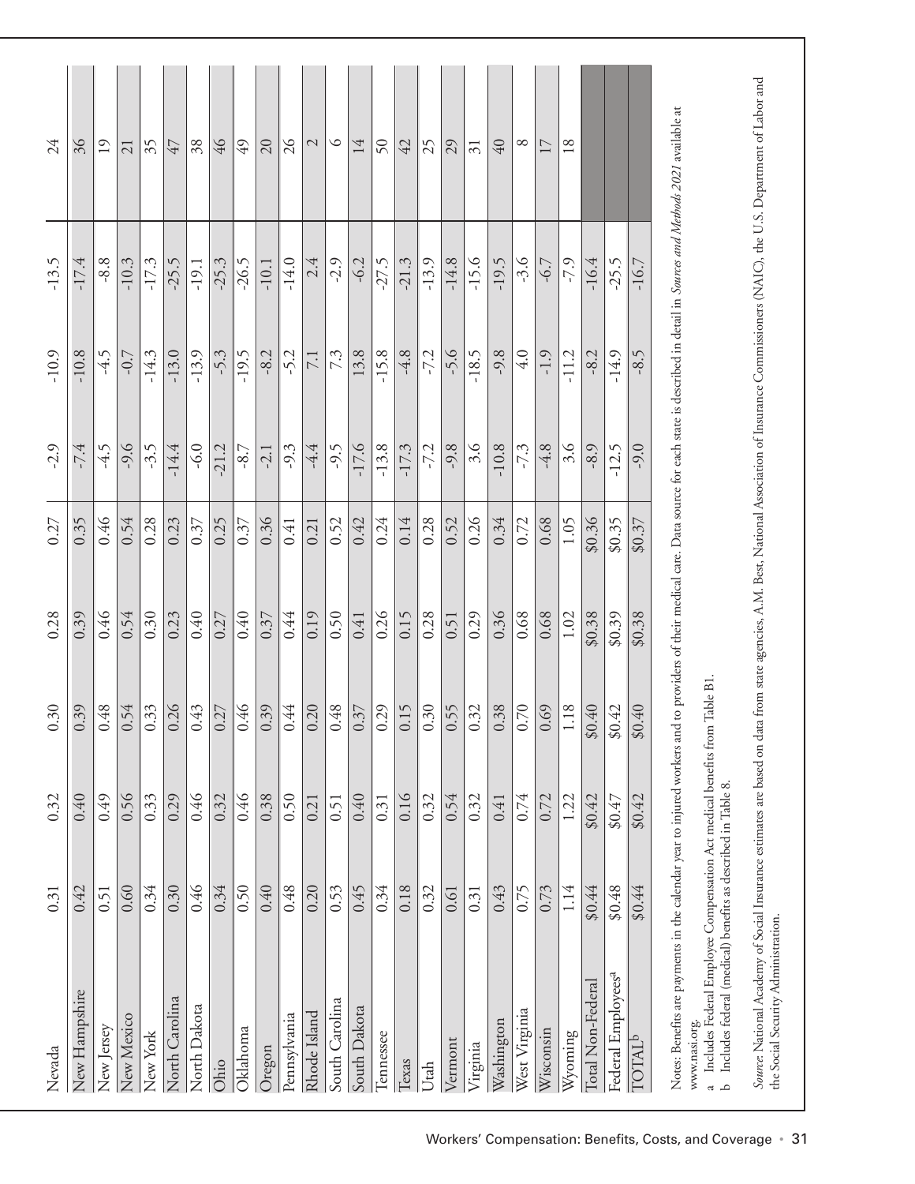| | | | | | | | | |
|---|---|---|---|---|---|---|---|---|
| Nevada | 0.31 | 0.32 | 0.30 | 0.28 | 0.27 | -2.9 | -10.9 | -13.5 | 24 |
| New Hampshire | 0.42 | 0.40 | 0.39 | 0.39 | 0.35 | -7.4 | -10.8 | -17.4 | 36 |
| New Jersey | 0.51 | 0.49 | 0.48 | 0.46 | 0.46 | -4.5 | -4.5 | -8.8 | 19 |
| New Mexico | 0.60 | 0.56 | 0.54 | 0.54 | 0.54 | -9.6 | -0.7 | -10.3 | 21 |
| New York | 0.34 | 0.33 | 0.33 | 0.30 | 0.28 | -3.5 | -14.3 | -17.3 | 35 |
| North Carolina | 0.30 | 0.29 | 0.26 | 0.23 | 0.23 | -14.4 | -13.0 | -25.5 | 47 |
| North Dakota | 0.46 | 0.46 | 0.43 | 0.40 | 0.37 | -6.0 | -13.9 | -19.1 | 38 |
| Ohio | 0.34 | 0.32 | 0.27 | 0.27 | 0.25 | -21.2 | -5.3 | -25.3 | 46 |
| Oklahoma | 0.50 | 0.46 | 0.46 | 0.40 | 0.37 | -8.7 | -19.5 | -26.5 | 49 |
| Oregon | 0.40 | 0.38 | 0.39 | 0.37 | 0.36 | -2.1 | -8.2 | -10.1 | 20 |
| Pennsylvania | 0.48 | 0.50 | 0.44 | 0.44 | 0.41 | -9.3 | -5.2 | -14.0 | 26 |
| Rhode Island | 0.20 | 0.21 | 0.20 | 0.19 | 0.21 | -4.4 | 7.1 | 2.4 | 2 |
| South Carolina | 0.53 | 0.51 | 0.48 | 0.50 | 0.52 | -9.5 | 7.3 | -2.9 | 6 |
| South Dakota | 0.45 | 0.40 | 0.37 | 0.41 | 0.42 | -17.6 | 13.8 | -6.2 | 14 |
| Tennessee | 0.34 | 0.31 | 0.29 | 0.26 | 0.24 | -13.8 | -15.8 | -27.5 | 50 |
| Texas | 0.18 | 0.16 | 0.15 | 0.15 | 0.14 | -17.3 | -4.8 | -21.3 | 42 |
| Utah | 0.32 | 0.32 | 0.30 | 0.28 | 0.28 | -7.2 | -7.2 | -13.9 | 25 |
| Vermont | 0.61 | 0.54 | 0.55 | 0.51 | 0.52 | -9.8 | -5.6 | -14.8 | 29 |
| Virginia | 0.31 | 0.32 | 0.32 | 0.29 | 0.26 | 3.6 | -18.5 | -15.6 | 31 |
| Washington | 0.43 | 0.41 | 0.38 | 0.36 | 0.34 | -10.8 | -9.8 | -19.5 | 40 |
| West Virginia | 0.75 | 0.74 | 0.70 | 0.68 | 0.72 | -7.3 | 4.0 | -3.6 | 8 |
| Wisconsin | 0.73 | 0.72 | 0.69 | 0.68 | 0.68 | -4.8 | -1.9 | -6.7 | 17 |
| Wyoming | 1.14 | 1.22 | 1.18 | 1.02 | 1.05 | 3.6 | -11.2 | -7.9 | 18 |
| Total Non-Federal | $0.44 | $0.42 | $0.40 | $0.38 | $0.36 | -8.9 | -8.2 | -16.4 | |
| Federal Employees[a] | $0.48 | $0.47 | $0.42 | $0.39 | $0.35 | -12.5 | -14.9 | -25.5 | |
| TOTAL[b] | $0.44 | $0.42 | $0.40 | $0.38 | $0.37 | -9.0 | -8.5 | -16.7 | |

Notes: Benefits are payments in the calendar year to injured workers and to providers of their medical care. Data source for each state is described in detail in *Sources and Methods 2021* available at www.nasi.org.

a Includes Federal Employee Compensation Act medical benefits from Table B1.

b Includes federal (medical) benefits as described in Table 8.

*Source*: National Academy of Social Insurance estimates are based on data from state agencies, A.M. Best, National Association of Insurance Commissioners (NAIC), the U.S. Department of Labor and the Social Security Administration.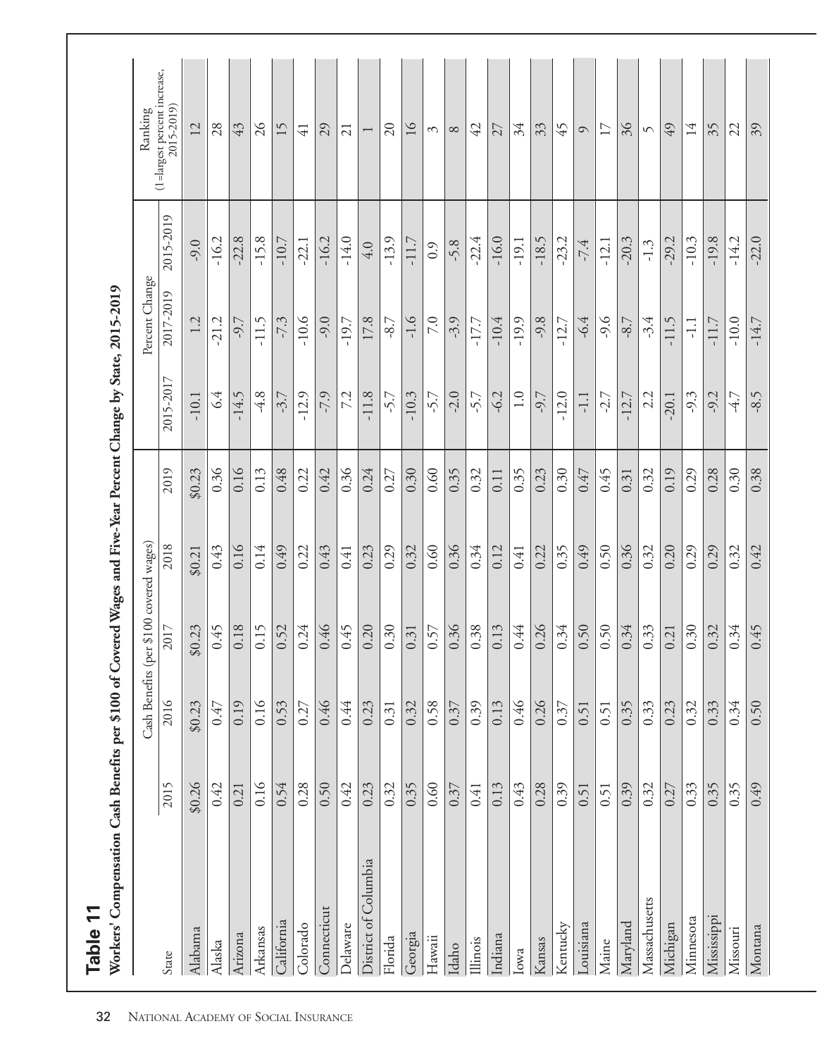## Table 11

**Workers' Compensation Cash Benefits per $100 of Covered Wages and Five-Year Percent Change by State, 2015-2019**

| State | Cash Benefits (per $100 covered wages) | | | | | Percent Change | | | Ranking (1=largest percent increase, 2015-2019) |
|---|---|---|---|---|---|---|---|---|---|
| | 2015 | 2016 | 2017 | 2018 | 2019 | 2015-2017 | 2017-2019 | 2015-2019 | |
| Alabama | $0.26 | $0.23 | $0.23 | $0.21 | $0.23 | -10.1 | 1.2 | -9.0 | 12 |
| Alaska | 0.42 | 0.47 | 0.45 | 0.43 | 0.36 | 6.4 | -21.2 | -16.2 | 28 |
| Arizona | 0.21 | 0.19 | 0.18 | 0.16 | 0.16 | -14.5 | -9.7 | -22.8 | 43 |
| Arkansas | 0.16 | 0.16 | 0.15 | 0.14 | 0.13 | -4.8 | -11.5 | -15.8 | 26 |
| California | 0.54 | 0.53 | 0.52 | 0.49 | 0.48 | -3.7 | -7.3 | -10.7 | 15 |
| Colorado | 0.28 | 0.27 | 0.24 | 0.22 | 0.22 | -12.9 | -10.6 | -22.1 | 41 |
| Connecticut | 0.50 | 0.46 | 0.46 | 0.43 | 0.42 | -7.9 | -9.0 | -16.2 | 29 |
| Delaware | 0.42 | 0.44 | 0.45 | 0.41 | 0.36 | 7.2 | -19.7 | -14.0 | 21 |
| District of Columbia | 0.23 | 0.23 | 0.20 | 0.23 | 0.24 | -11.8 | 17.8 | 4.0 | 1 |
| Florida | 0.32 | 0.31 | 0.30 | 0.29 | 0.27 | -5.7 | -8.7 | -13.9 | 20 |
| Georgia | 0.35 | 0.32 | 0.31 | 0.32 | 0.30 | -10.3 | -1.6 | -11.7 | 16 |
| Hawaii | 0.60 | 0.58 | 0.57 | 0.60 | 0.60 | -5.7 | 7.0 | 0.9 | 3 |
| Idaho | 0.37 | 0.37 | 0.36 | 0.36 | 0.35 | -2.0 | -3.9 | -5.8 | 8 |
| Illinois | 0.41 | 0.39 | 0.38 | 0.34 | 0.32 | -5.7 | -17.7 | -22.4 | 42 |
| Indiana | 0.13 | 0.13 | 0.13 | 0.12 | 0.11 | -6.2 | -10.4 | -16.0 | 27 |
| Iowa | 0.43 | 0.46 | 0.44 | 0.41 | 0.35 | 1.0 | -19.9 | -19.1 | 34 |
| Kansas | 0.28 | 0.26 | 0.26 | 0.22 | 0.23 | -9.7 | -9.8 | -18.5 | 33 |
| Kentucky | 0.39 | 0.37 | 0.34 | 0.35 | 0.30 | -12.0 | -12.7 | -23.2 | 45 |
| Louisiana | 0.51 | 0.51 | 0.50 | 0.49 | 0.47 | -1.1 | -6.4 | -7.4 | 9 |
| Maine | 0.51 | 0.51 | 0.50 | 0.50 | 0.45 | -2.7 | -9.6 | -12.1 | 17 |
| Maryland | 0.39 | 0.35 | 0.34 | 0.36 | 0.31 | -12.7 | -8.7 | -20.3 | 36 |
| Massachusetts | 0.32 | 0.33 | 0.33 | 0.32 | 0.32 | 2.2 | -3.4 | -1.3 | 5 |
| Michigan | 0.27 | 0.23 | 0.21 | 0.20 | 0.19 | -20.1 | -11.5 | -29.2 | 49 |
| Minnesota | 0.33 | 0.32 | 0.30 | 0.29 | 0.29 | -9.3 | -1.1 | -10.3 | 14 |
| Mississippi | 0.35 | 0.33 | 0.32 | 0.29 | 0.28 | -9.2 | -11.7 | -19.8 | 35 |
| Missouri | 0.35 | 0.34 | 0.34 | 0.32 | 0.30 | -4.7 | -10.0 | -14.2 | 22 |
| Montana | 0.49 | 0.50 | 0.45 | 0.42 | 0.38 | -8.5 | -14.7 | -22.0 | 39 |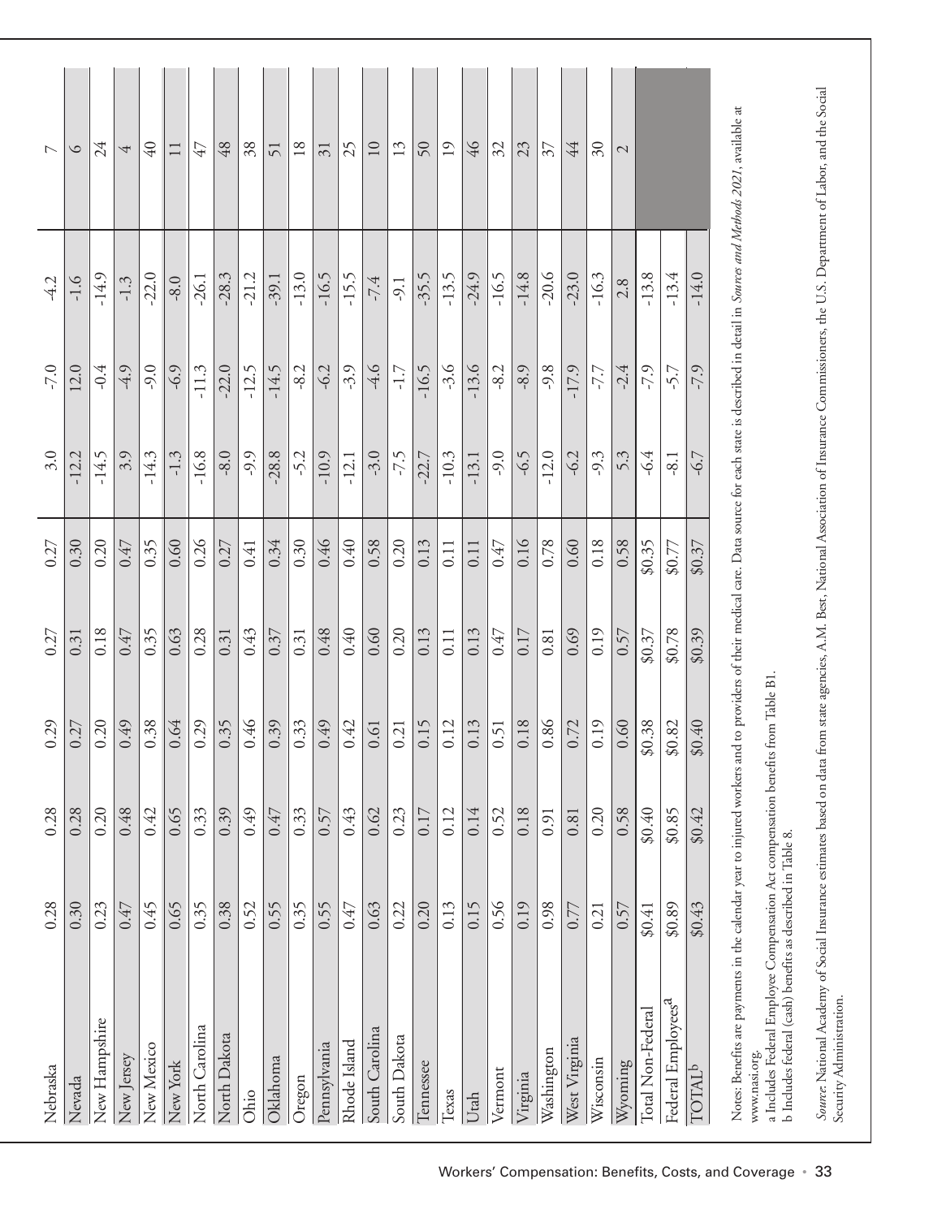| | | | | | | | | |
|---|---|---|---|---|---|---|---|---|
| Nebraska | 0.28 | 0.28 | 0.29 | 0.27 | 0.27 | 3.0 | -7.0 | -4.2 | 7 |
| Nevada | 0.30 | 0.28 | 0.27 | 0.31 | 0.30 | -12.2 | 12.0 | -1.6 | 6 |
| New Hampshire | 0.23 | 0.20 | 0.20 | 0.18 | 0.20 | -14.5 | -0.4 | -14.9 | 24 |
| New Jersey | 0.47 | 0.48 | 0.49 | 0.47 | 0.47 | 3.9 | -4.9 | -1.3 | 4 |
| New Mexico | 0.45 | 0.42 | 0.38 | 0.35 | 0.35 | -14.3 | -9.0 | -22.0 | 40 |
| New York | 0.65 | 0.65 | 0.64 | 0.63 | 0.60 | -1.3 | -6.9 | -8.0 | 11 |
| North Carolina | 0.35 | 0.33 | 0.29 | 0.28 | 0.26 | -16.8 | -11.3 | -26.1 | 47 |
| North Dakota | 0.38 | 0.39 | 0.35 | 0.31 | 0.27 | -8.0 | -22.0 | -28.3 | 48 |
| Ohio | 0.52 | 0.49 | 0.46 | 0.43 | 0.41 | -9.9 | -12.5 | -21.2 | 38 |
| Oklahoma | 0.55 | 0.47 | 0.39 | 0.37 | 0.34 | -28.8 | -14.5 | -39.1 | 51 |
| Oregon | 0.35 | 0.33 | 0.33 | 0.31 | 0.30 | -5.2 | -8.2 | -13.0 | 18 |
| Pennsylvania | 0.55 | 0.57 | 0.49 | 0.48 | 0.46 | -10.9 | -6.2 | -16.5 | 31 |
| Rhode Island | 0.47 | 0.43 | 0.42 | 0.40 | 0.40 | -12.1 | -3.9 | -15.5 | 25 |
| South Carolina | 0.63 | 0.62 | 0.61 | 0.60 | 0.58 | -3.0 | -4.6 | -7.4 | 10 |
| South Dakota | 0.22 | 0.23 | 0.21 | 0.20 | 0.20 | -7.5 | -1.7 | -9.1 | 13 |
| Tennessee | 0.20 | 0.17 | 0.15 | 0.13 | 0.13 | -22.7 | -16.5 | -35.5 | 50 |
| Texas | 0.13 | 0.12 | 0.12 | 0.11 | 0.11 | -10.3 | -3.6 | -13.5 | 19 |
| Utah | 0.15 | 0.14 | 0.13 | 0.13 | 0.11 | -13.1 | -13.6 | -24.9 | 46 |
| Vermont | 0.56 | 0.52 | 0.51 | 0.47 | 0.47 | -9.0 | -8.2 | -16.5 | 32 |
| Virginia | 0.19 | 0.18 | 0.18 | 0.17 | 0.16 | -6.5 | -8.9 | -14.8 | 23 |
| Washington | 0.98 | 0.91 | 0.86 | 0.81 | 0.78 | -12.0 | -9.8 | -20.6 | 37 |
| West Virginia | 0.77 | 0.81 | 0.72 | 0.69 | 0.60 | -6.2 | -17.9 | -23.0 | 44 |
| Wisconsin | 0.21 | 0.20 | 0.19 | 0.19 | 0.18 | -9.3 | -7.7 | -16.3 | 30 |
| Wyoming | 0.57 | 0.58 | 0.60 | 0.57 | 0.58 | 5.3 | -2.4 | 2.8 | 2 |
| Total Non-Federal | $0.41 | $0.40 | $0.38 | $0.37 | $0.35 | -6.4 | -7.9 | -13.8 | |
| Federal Employees[a] | $0.89 | $0.85 | $0.82 | $0.78 | $0.77 | -8.1 | -5.7 | -13.4 | |
| TOTAL[b] | $0.43 | $0.42 | $0.40 | $0.39 | $0.37 | -6.7 | -7.9 | -14.0 | |

Notes: Benefits are payments in the calendar year to injured workers and to providers of their medical care. Data source for each state is described in detail in *Sources and Methods 2021*, available at www.nasi.org.

a Includes Federal Employee Compensation Act compensation benefits from Table B1.

b Includes federal (cash) benefits as described in Table 8.

*Source*: National Academy of Social Insurance estimates based on data from state agencies, A.M. Best, National Association of Insurance Commissioners, the U.S. Department of Labor, and the Social Security Administration.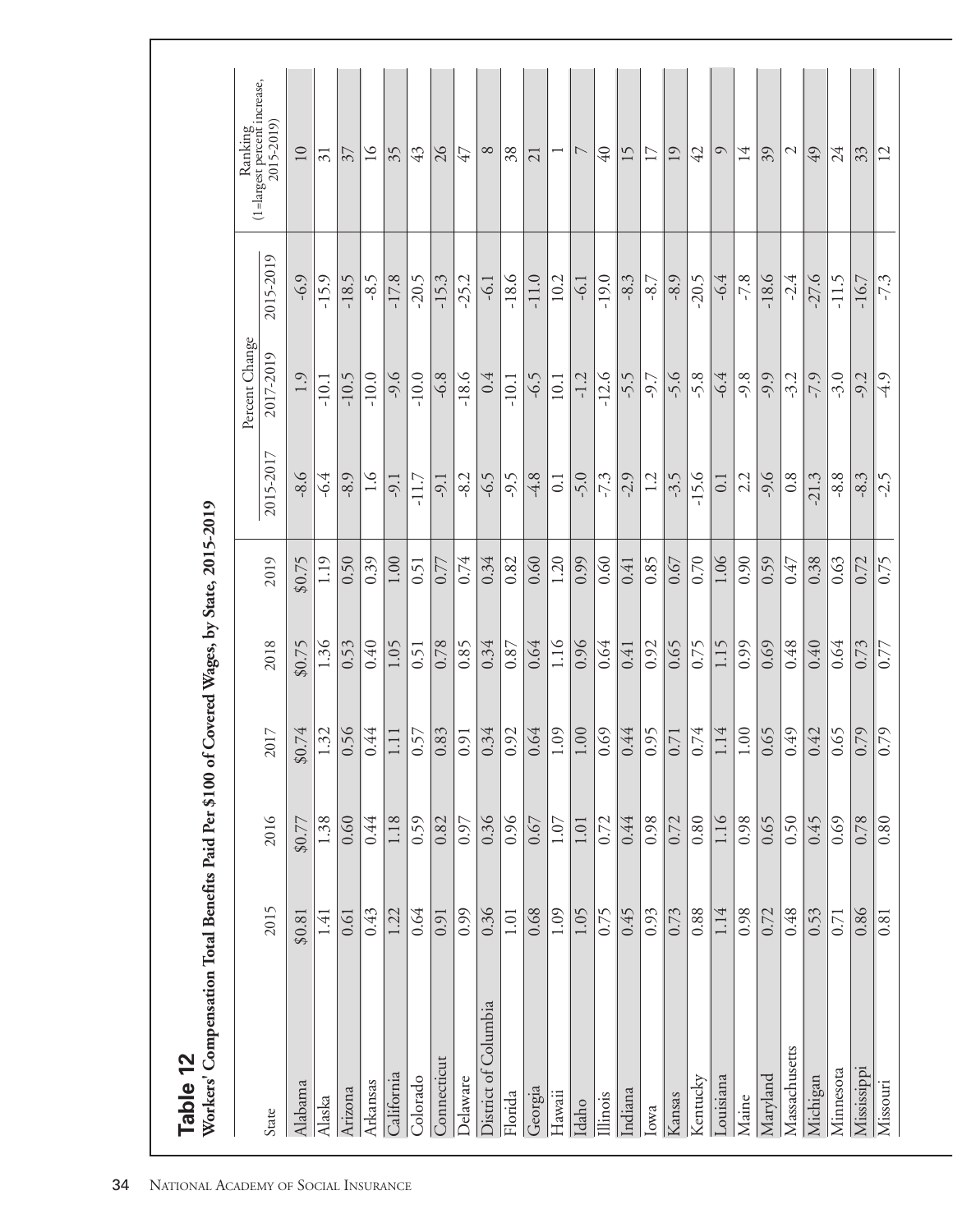## Table 12

**Workers' Compensation Total Benefits Paid Per $100 of Covered Wages, by State, 2015-2019**

| State | 2015 | 2016 | 2017 | 2018 | 2019 | Percent Change | | | Ranking (1=largest percent increase, 2015-2019) |
|---|---|---|---|---|---|---|---|---|---|
| | | | | | | 2015-2017 | 2017-2019 | 2015-2019 | |
| Alabama | $0.81 | $0.77 | $0.74 | $0.75 | $0.75 | -8.6 | 1.9 | -6.9 | 10 |
| Alaska | 1.41 | 1.38 | 1.32 | 1.36 | 1.19 | -6.4 | -10.1 | -15.9 | 31 |
| Arizona | 0.61 | 0.60 | 0.56 | 0.53 | 0.50 | -8.9 | -10.5 | -18.5 | 37 |
| Arkansas | 0.43 | 0.44 | 0.44 | 0.40 | 0.39 | 1.6 | -10.0 | -8.5 | 16 |
| California | 1.22 | 1.18 | 1.11 | 1.05 | 1.00 | -9.1 | -9.6 | -17.8 | 35 |
| Colorado | 0.64 | 0.59 | 0.57 | 0.51 | 0.51 | -11.7 | -10.0 | -20.5 | 43 |
| Connecticut | 0.91 | 0.82 | 0.83 | 0.78 | 0.77 | -9.1 | -6.8 | -15.3 | 26 |
| Delaware | 0.99 | 0.97 | 0.91 | 0.85 | 0.74 | -8.2 | -18.6 | -25.2 | 47 |
| District of Columbia | 0.36 | 0.36 | 0.34 | 0.34 | 0.34 | -6.5 | 0.4 | -6.1 | 8 |
| Florida | 1.01 | 0.96 | 0.92 | 0.87 | 0.82 | -9.5 | -10.1 | -18.6 | 38 |
| Georgia | 0.68 | 0.67 | 0.64 | 0.64 | 0.60 | -4.8 | -6.5 | -11.0 | 21 |
| Hawaii | 1.09 | 1.07 | 1.09 | 1.16 | 1.20 | 0.1 | 10.1 | 10.2 | 1 |
| Idaho | 1.05 | 1.01 | 1.00 | 0.96 | 0.99 | -5.0 | -1.2 | -6.1 | 7 |
| Illinois | 0.75 | 0.72 | 0.69 | 0.64 | 0.60 | -7.3 | -12.6 | -19.0 | 40 |
| Indiana | 0.45 | 0.44 | 0.44 | 0.41 | 0.41 | -2.9 | -5.5 | -8.3 | 15 |
| Iowa | 0.93 | 0.98 | 0.95 | 0.92 | 0.85 | 1.2 | -9.7 | -8.7 | 17 |
| Kansas | 0.73 | 0.72 | 0.71 | 0.65 | 0.67 | -3.5 | -5.6 | -8.9 | 19 |
| Kentucky | 0.88 | 0.80 | 0.74 | 0.75 | 0.70 | -15.6 | -5.8 | -20.5 | 42 |
| Louisiana | 1.14 | 1.16 | 1.14 | 1.15 | 1.06 | 0.1 | -6.4 | -6.4 | 9 |
| Maine | 0.98 | 0.98 | 1.00 | 0.99 | 0.90 | 2.2 | -9.8 | -7.8 | 14 |
| Maryland | 0.72 | 0.65 | 0.65 | 0.69 | 0.59 | -9.6 | -9.9 | -18.6 | 39 |
| Massachusetts | 0.48 | 0.50 | 0.49 | 0.48 | 0.47 | 0.8 | -3.2 | -2.4 | 2 |
| Michigan | 0.53 | 0.45 | 0.42 | 0.40 | 0.38 | -21.3 | -7.9 | -27.6 | 49 |
| Minnesota | 0.71 | 0.69 | 0.65 | 0.64 | 0.63 | -8.8 | -3.0 | -11.5 | 24 |
| Mississippi | 0.86 | 0.78 | 0.79 | 0.73 | 0.72 | -8.3 | -9.2 | -16.7 | 33 |
| Missouri | 0.81 | 0.80 | 0.79 | 0.77 | 0.75 | -2.5 | -4.9 | -7.3 | 12 |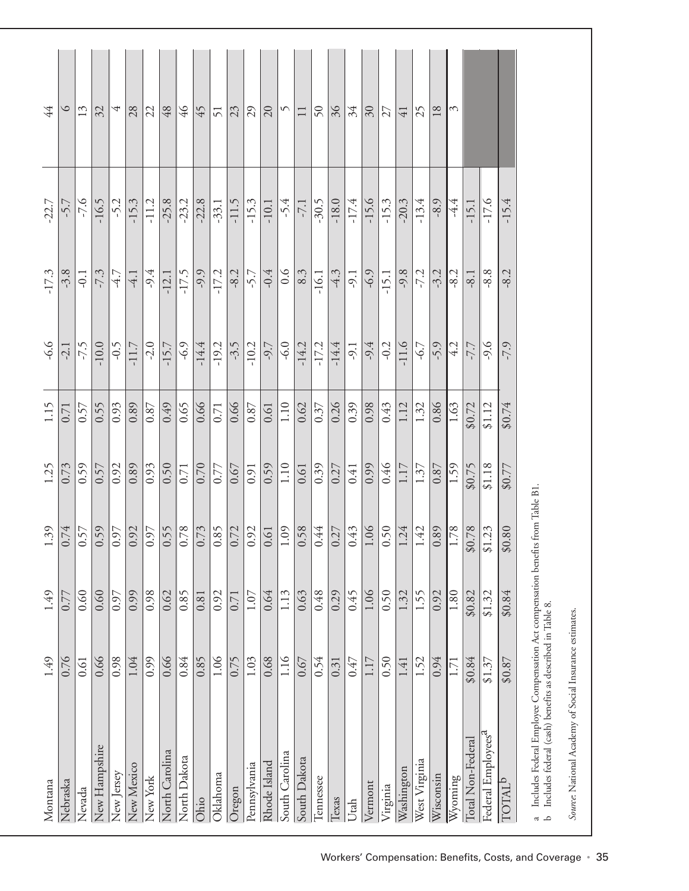| Montana | 1.49 | 1.49 | 1.39 | 1.25 | 1.15 | -6.6 | -17.3 | -22.7 | 44 |
|---|---|---|---|---|---|---|---|---|---|
| Nebraska | 0.76 | 0.77 | 0.74 | 0.73 | 0.71 | -2.1 | -3.8 | -5.7 | 6 |
| Nevada | 0.61 | 0.60 | 0.57 | 0.59 | 0.57 | -7.5 | -0.1 | -7.6 | 13 |
| New Hampshire | 0.66 | 0.60 | 0.59 | 0.57 | 0.55 | -10.0 | -7.3 | -16.5 | 32 |
| New Jersey | 0.98 | 0.97 | 0.97 | 0.92 | 0.93 | -0.5 | -4.7 | -5.2 | 4 |
| New Mexico | 1.04 | 0.99 | 0.92 | 0.89 | 0.89 | -11.7 | -4.1 | -15.3 | 28 |
| New York | 0.99 | 0.98 | 0.97 | 0.93 | 0.87 | -2.0 | -9.4 | -11.2 | 22 |
| North Carolina | 0.66 | 0.62 | 0.55 | 0.50 | 0.49 | -15.7 | -12.1 | -25.8 | 48 |
| North Dakota | 0.84 | 0.85 | 0.78 | 0.71 | 0.65 | -6.9 | -17.5 | -23.2 | 46 |
| Ohio | 0.85 | 0.81 | 0.73 | 0.70 | 0.66 | -14.4 | -9.9 | -22.8 | 45 |
| Oklahoma | 1.06 | 0.92 | 0.85 | 0.77 | 0.71 | -19.2 | -17.2 | -33.1 | 51 |
| Oregon | 0.75 | 0.71 | 0.72 | 0.67 | 0.66 | -3.5 | -8.2 | -11.5 | 23 |
| Pennsylvania | 1.03 | 1.07 | 0.92 | 0.91 | 0.87 | -10.2 | -5.7 | -15.3 | 29 |
| Rhode Island | 0.68 | 0.64 | 0.61 | 0.59 | 0.61 | -9.7 | -0.4 | -10.1 | 20 |
| South Carolina | 1.16 | 1.13 | 1.09 | 1.10 | 1.10 | -6.0 | 0.6 | -5.4 | 5 |
| South Dakota | 0.67 | 0.63 | 0.58 | 0.61 | 0.62 | -14.2 | 8.3 | -7.1 | 11 |
| Tennessee | 0.54 | 0.48 | 0.44 | 0.39 | 0.37 | -17.2 | -16.1 | -30.5 | 50 |
| Texas | 0.31 | 0.29 | 0.27 | 0.27 | 0.26 | -14.4 | -4.3 | -18.0 | 36 |
| Utah | 0.47 | 0.45 | 0.43 | 0.41 | 0.39 | -9.1 | -9.1 | -17.4 | 34 |
| Vermont | 1.17 | 1.06 | 1.06 | 0.99 | 0.98 | -9.4 | -6.9 | -15.6 | 30 |
| Virginia | 0.50 | 0.50 | 0.50 | 0.46 | 0.43 | -0.2 | -15.1 | -15.3 | 27 |
| Washington | 1.41 | 1.32 | 1.24 | 1.17 | 1.12 | -11.6 | -9.8 | -20.3 | 41 |
| West Virginia | 1.52 | 1.55 | 1.42 | 1.37 | 1.32 | -6.7 | -7.2 | -13.4 | 25 |
| Wisconsin | 0.94 | 0.92 | 0.89 | 0.87 | 0.86 | -5.9 | -3.2 | -8.9 | 18 |
| Wyoming | 1.71 | 1.80 | 1.78 | 1.59 | 1.63 | 4.2 | -8.2 | -4.4 | 3 |
| Total Non-Federal | $0.84 | $0.82 | $0.78 | $0.75 | $0.72 | -7.7 | -8.1 | -15.1 | |
| Federal Employees[a] | $1.37 | $1.32 | $1.23 | $1.18 | $1.12 | -9.6 | -8.8 | -17.6 | |
| TOTAL[b] | $0.87 | $0.84 | $0.80 | $0.77 | $0.74 | -7.9 | -8.2 | -15.4 | |

a Includes Federal Employee Compensation Act compensation benefits from Table B1.
b Includes federal (cash) benefits as described in Table 8.

*Source:* National Academy of Social Insurance estimates.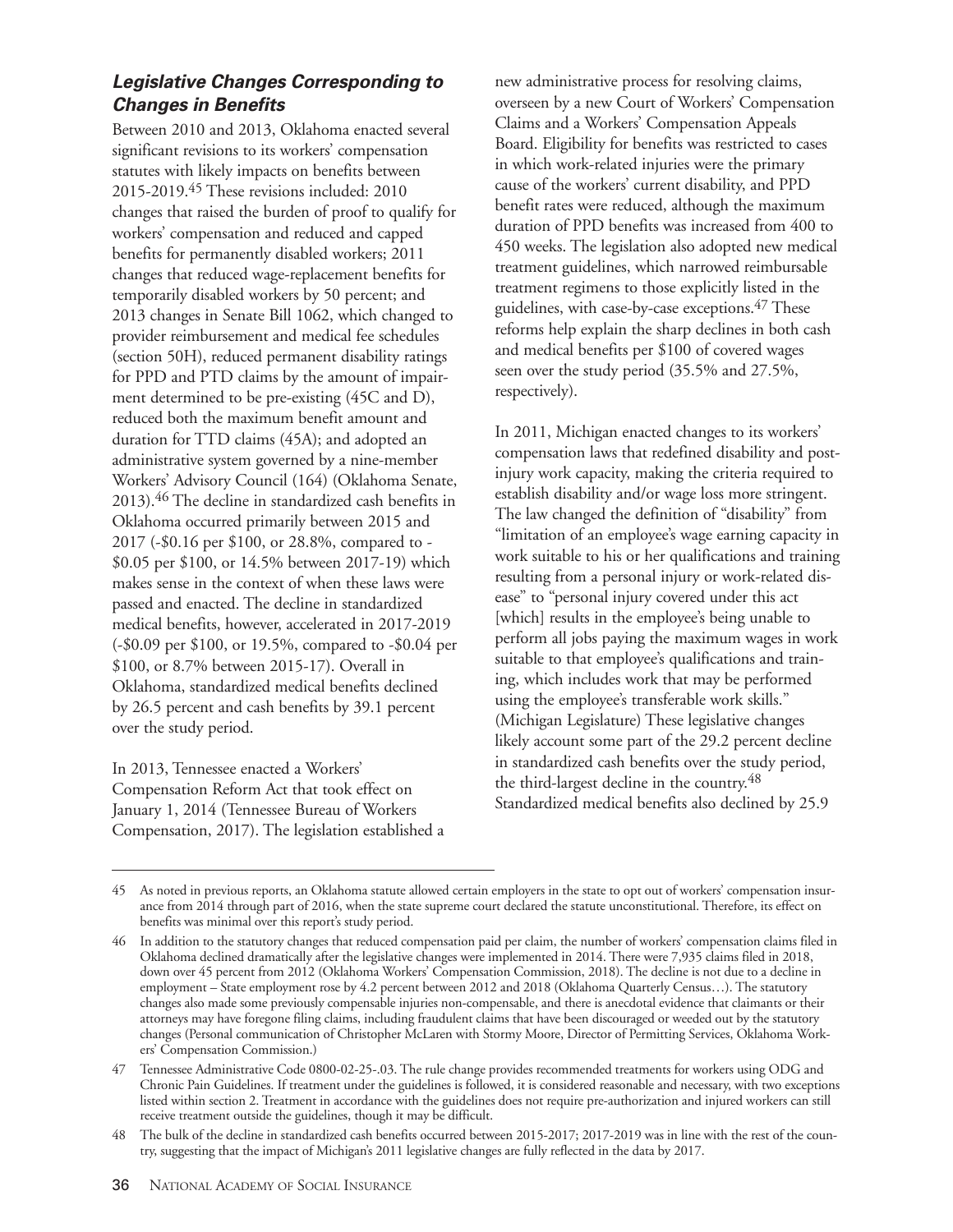### *Legislative Changes Corresponding to Changes in Benefits*

Between 2010 and 2013, Oklahoma enacted several significant revisions to its workers' compensation statutes with likely impacts on benefits between 2015-2019.[45] These revisions included: 2010 changes that raised the burden of proof to qualify for workers' compensation and reduced and capped benefits for permanently disabled workers; 2011 changes that reduced wage-replacement benefits for temporarily disabled workers by 50 percent; and 2013 changes in Senate Bill 1062, which changed to provider reimbursement and medical fee schedules (section 50H), reduced permanent disability ratings for PPD and PTD claims by the amount of impairment determined to be pre-existing (45C and D), reduced both the maximum benefit amount and duration for TTD claims (45A); and adopted an administrative system governed by a nine-member Workers' Advisory Council (164) (Oklahoma Senate, 2013).[46] The decline in standardized cash benefits in Oklahoma occurred primarily between 2015 and 2017 (-$0.16 per $100, or 28.8%, compared to -$0.05 per $100, or 14.5% between 2017-19) which makes sense in the context of when these laws were passed and enacted. The decline in standardized medical benefits, however, accelerated in 2017-2019 (-$0.09 per $100, or 19.5%, compared to -$0.04 per $100, or 8.7% between 2015-17). Overall in Oklahoma, standardized medical benefits declined by 26.5 percent and cash benefits by 39.1 percent over the study period.

In 2013, Tennessee enacted a Workers' Compensation Reform Act that took effect on January 1, 2014 (Tennessee Bureau of Workers Compensation, 2017). The legislation established a new administrative process for resolving claims, overseen by a new Court of Workers' Compensation Claims and a Workers' Compensation Appeals Board. Eligibility for benefits was restricted to cases in which work-related injuries were the primary cause of the workers' current disability, and PPD benefit rates were reduced, although the maximum duration of PPD benefits was increased from 400 to 450 weeks. The legislation also adopted new medical treatment guidelines, which narrowed reimbursable treatment regimens to those explicitly listed in the guidelines, with case-by-case exceptions.[47] These reforms help explain the sharp declines in both cash and medical benefits per $100 of covered wages seen over the study period (35.5% and 27.5%, respectively).

In 2011, Michigan enacted changes to its workers' compensation laws that redefined disability and post-injury work capacity, making the criteria required to establish disability and/or wage loss more stringent. The law changed the definition of "disability" from "limitation of an employee's wage earning capacity in work suitable to his or her qualifications and training resulting from a personal injury or work-related disease" to "personal injury covered under this act [which] results in the employee's being unable to perform all jobs paying the maximum wages in work suitable to that employee's qualifications and training, which includes work that may be performed using the employee's transferable work skills." (Michigan Legislature) These legislative changes likely account some part of the 29.2 percent decline in standardized cash benefits over the study period, the third-largest decline in the country.[48] Standardized medical benefits also declined by 25.9

---

45 As noted in previous reports, an Oklahoma statute allowed certain employers in the state to opt out of workers' compensation insurance from 2014 through part of 2016, when the state supreme court declared the statute unconstitutional. Therefore, its effect on benefits was minimal over this report's study period.

46 In addition to the statutory changes that reduced compensation paid per claim, the number of workers' compensation claims filed in Oklahoma declined dramatically after the legislative changes were implemented in 2014. There were 7,935 claims filed in 2018, down over 45 percent from 2012 (Oklahoma Workers' Compensation Commission, 2018). The decline is not due to a decline in employment – State employment rose by 4.2 percent between 2012 and 2018 (Oklahoma Quarterly Census…). The statutory changes also made some previously compensable injuries non-compensable, and there is anecdotal evidence that claimants or their attorneys may have foregone filing claims, including fraudulent claims that have been discouraged or weeded out by the statutory changes (Personal communication of Christopher McLaren with Stormy Moore, Director of Permitting Services, Oklahoma Workers' Compensation Commission.)

47 Tennessee Administrative Code 0800-02-25-.03. The rule change provides recommended treatments for workers using ODG and Chronic Pain Guidelines. If treatment under the guidelines is followed, it is considered reasonable and necessary, with two exceptions listed within section 2. Treatment in accordance with the guidelines does not require pre-authorization and injured workers can still receive treatment outside the guidelines, though it may be difficult.

48 The bulk of the decline in standardized cash benefits occurred between 2015-2017; 2017-2019 was in line with the rest of the country, suggesting that the impact of Michigan's 2011 legislative changes are fully reflected in the data by 2017.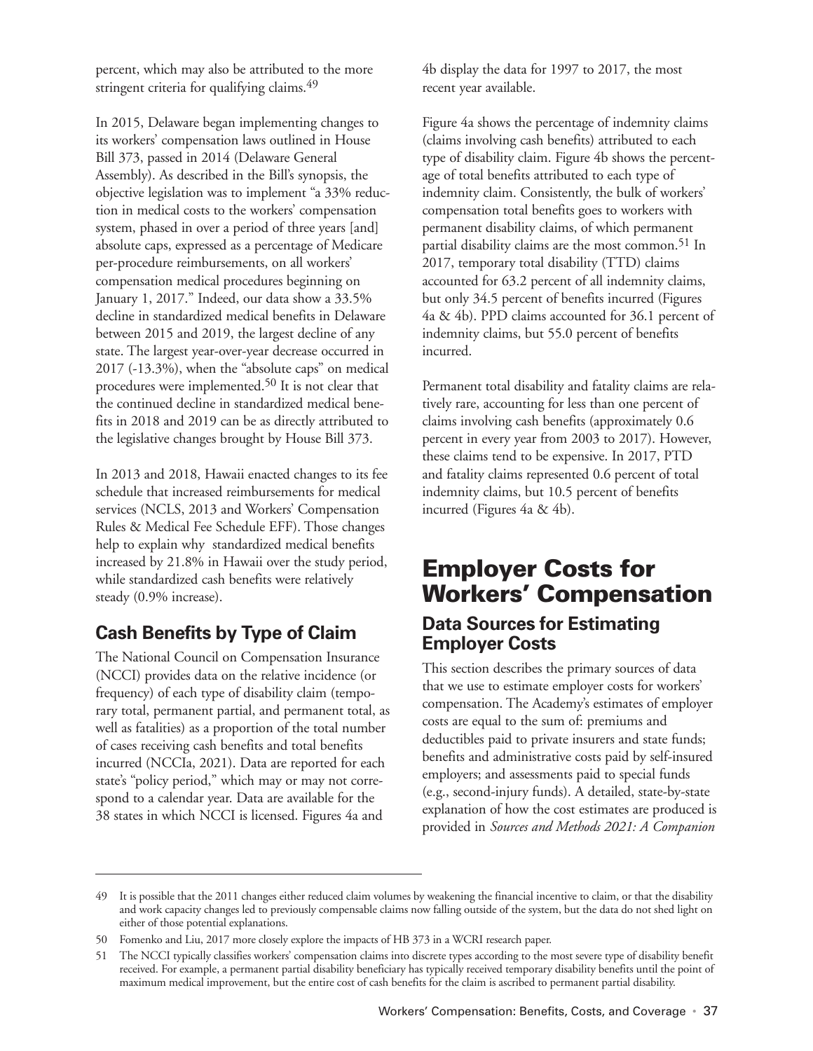percent, which may also be attributed to the more stringent criteria for qualifying claims.[49]

In 2015, Delaware began implementing changes to its workers' compensation laws outlined in House Bill 373, passed in 2014 (Delaware General Assembly). As described in the Bill's synopsis, the objective legislation was to implement "a 33% reduction in medical costs to the workers' compensation system, phased in over a period of three years [and] absolute caps, expressed as a percentage of Medicare per-procedure reimbursements, on all workers' compensation medical procedures beginning on January 1, 2017." Indeed, our data show a 33.5% decline in standardized medical benefits in Delaware between 2015 and 2019, the largest decline of any state. The largest year-over-year decrease occurred in 2017 (-13.3%), when the "absolute caps" on medical procedures were implemented.[50] It is not clear that the continued decline in standardized medical benefits in 2018 and 2019 can be as directly attributed to the legislative changes brought by House Bill 373.

In 2013 and 2018, Hawaii enacted changes to its fee schedule that increased reimbursements for medical services (NCLS, 2013 and Workers' Compensation Rules & Medical Fee Schedule EFF). Those changes help to explain why standardized medical benefits increased by 21.8% in Hawaii over the study period, while standardized cash benefits were relatively steady (0.9% increase).

## Cash Benefits by Type of Claim

The National Council on Compensation Insurance (NCCI) provides data on the relative incidence (or frequency) of each type of disability claim (temporary total, permanent partial, and permanent total, as well as fatalities) as a proportion of the total number of cases receiving cash benefits and total benefits incurred (NCCIa, 2021). Data are reported for each state's "policy period," which may or may not correspond to a calendar year. Data are available for the 38 states in which NCCI is licensed. Figures 4a and 4b display the data for 1997 to 2017, the most recent year available.

Figure 4a shows the percentage of indemnity claims (claims involving cash benefits) attributed to each type of disability claim. Figure 4b shows the percentage of total benefits attributed to each type of indemnity claim. Consistently, the bulk of workers' compensation total benefits goes to workers with permanent disability claims, of which permanent partial disability claims are the most common.[51] In 2017, temporary total disability (TTD) claims accounted for 63.2 percent of all indemnity claims, but only 34.5 percent of benefits incurred (Figures 4a & 4b). PPD claims accounted for 36.1 percent of indemnity claims, but 55.0 percent of benefits incurred.

Permanent total disability and fatality claims are relatively rare, accounting for less than one percent of claims involving cash benefits (approximately 0.6 percent in every year from 2003 to 2017). However, these claims tend to be expensive. In 2017, PTD and fatality claims represented 0.6 percent of total indemnity claims, but 10.5 percent of benefits incurred (Figures 4a & 4b).

# Employer Costs for Workers' Compensation

## Data Sources for Estimating Employer Costs

This section describes the primary sources of data that we use to estimate employer costs for workers' compensation. The Academy's estimates of employer costs are equal to the sum of: premiums and deductibles paid to private insurers and state funds; benefits and administrative costs paid by self-insured employers; and assessments paid to special funds (e.g., second-injury funds). A detailed, state-by-state explanation of how the cost estimates are produced is provided in *Sources and Methods 2021: A Companion*

---

49 It is possible that the 2011 changes either reduced claim volumes by weakening the financial incentive to claim, or that the disability and work capacity changes led to previously compensable claims now falling outside of the system, but the data do not shed light on either of those potential explanations.

50 Fomenko and Liu, 2017 more closely explore the impacts of HB 373 in a WCRI research paper.

51 The NCCI typically classifies workers' compensation claims into discrete types according to the most severe type of disability benefit received. For example, a permanent partial disability beneficiary has typically received temporary disability benefits until the point of maximum medical improvement, but the entire cost of cash benefits for the claim is ascribed to permanent partial disability.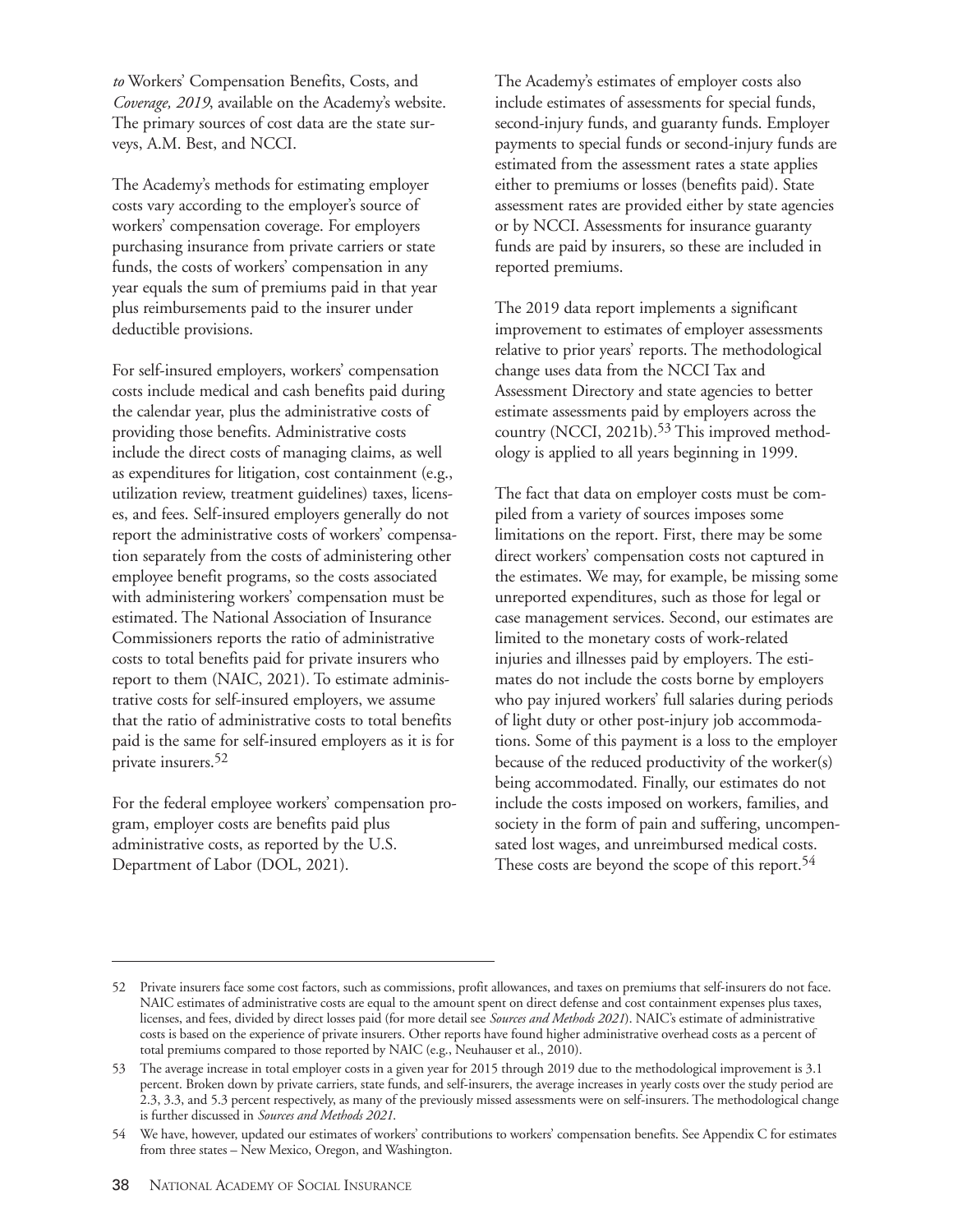*to* Workers' Compensation Benefits, Costs, and *Coverage, 2019*, available on the Academy's website. The primary sources of cost data are the state surveys, A.M. Best, and NCCI.

The Academy's methods for estimating employer costs vary according to the employer's source of workers' compensation coverage. For employers purchasing insurance from private carriers or state funds, the costs of workers' compensation in any year equals the sum of premiums paid in that year plus reimbursements paid to the insurer under deductible provisions.

For self-insured employers, workers' compensation costs include medical and cash benefits paid during the calendar year, plus the administrative costs of providing those benefits. Administrative costs include the direct costs of managing claims, as well as expenditures for litigation, cost containment (e.g., utilization review, treatment guidelines) taxes, licenses, and fees. Self-insured employers generally do not report the administrative costs of workers' compensation separately from the costs of administering other employee benefit programs, so the costs associated with administering workers' compensation must be estimated. The National Association of Insurance Commissioners reports the ratio of administrative costs to total benefits paid for private insurers who report to them (NAIC, 2021). To estimate administrative costs for self-insured employers, we assume that the ratio of administrative costs to total benefits paid is the same for self-insured employers as it is for private insurers.[52]

For the federal employee workers' compensation program, employer costs are benefits paid plus administrative costs, as reported by the U.S. Department of Labor (DOL, 2021).

The Academy's estimates of employer costs also include estimates of assessments for special funds, second-injury funds, and guaranty funds. Employer payments to special funds or second-injury funds are estimated from the assessment rates a state applies either to premiums or losses (benefits paid). State assessment rates are provided either by state agencies or by NCCI. Assessments for insurance guaranty funds are paid by insurers, so these are included in reported premiums.

The 2019 data report implements a significant improvement to estimates of employer assessments relative to prior years' reports. The methodological change uses data from the NCCI Tax and Assessment Directory and state agencies to better estimate assessments paid by employers across the country (NCCI, 2021b).[53] This improved methodology is applied to all years beginning in 1999.

The fact that data on employer costs must be compiled from a variety of sources imposes some limitations on the report. First, there may be some direct workers' compensation costs not captured in the estimates. We may, for example, be missing some unreported expenditures, such as those for legal or case management services. Second, our estimates are limited to the monetary costs of work-related injuries and illnesses paid by employers. The estimates do not include the costs borne by employers who pay injured workers' full salaries during periods of light duty or other post-injury job accommodations. Some of this payment is a loss to the employer because of the reduced productivity of the worker(s) being accommodated. Finally, our estimates do not include the costs imposed on workers, families, and society in the form of pain and suffering, uncompensated lost wages, and unreimbursed medical costs. These costs are beyond the scope of this report.[54]

---

52 Private insurers face some cost factors, such as commissions, profit allowances, and taxes on premiums that self-insurers do not face. NAIC estimates of administrative costs are equal to the amount spent on direct defense and cost containment expenses plus taxes, licenses, and fees, divided by direct losses paid (for more detail see *Sources and Methods 2021*). NAIC's estimate of administrative costs is based on the experience of private insurers. Other reports have found higher administrative overhead costs as a percent of total premiums compared to those reported by NAIC (e.g., Neuhauser et al., 2010).

53 The average increase in total employer costs in a given year for 2015 through 2019 due to the methodological improvement is 3.1 percent. Broken down by private carriers, state funds, and self-insurers, the average increases in yearly costs over the study period are 2.3, 3.3, and 5.3 percent respectively, as many of the previously missed assessments were on self-insurers. The methodological change is further discussed in *Sources and Methods 2021*.

54 We have, however, updated our estimates of workers' contributions to workers' compensation benefits. See Appendix C for estimates from three states – New Mexico, Oregon, and Washington.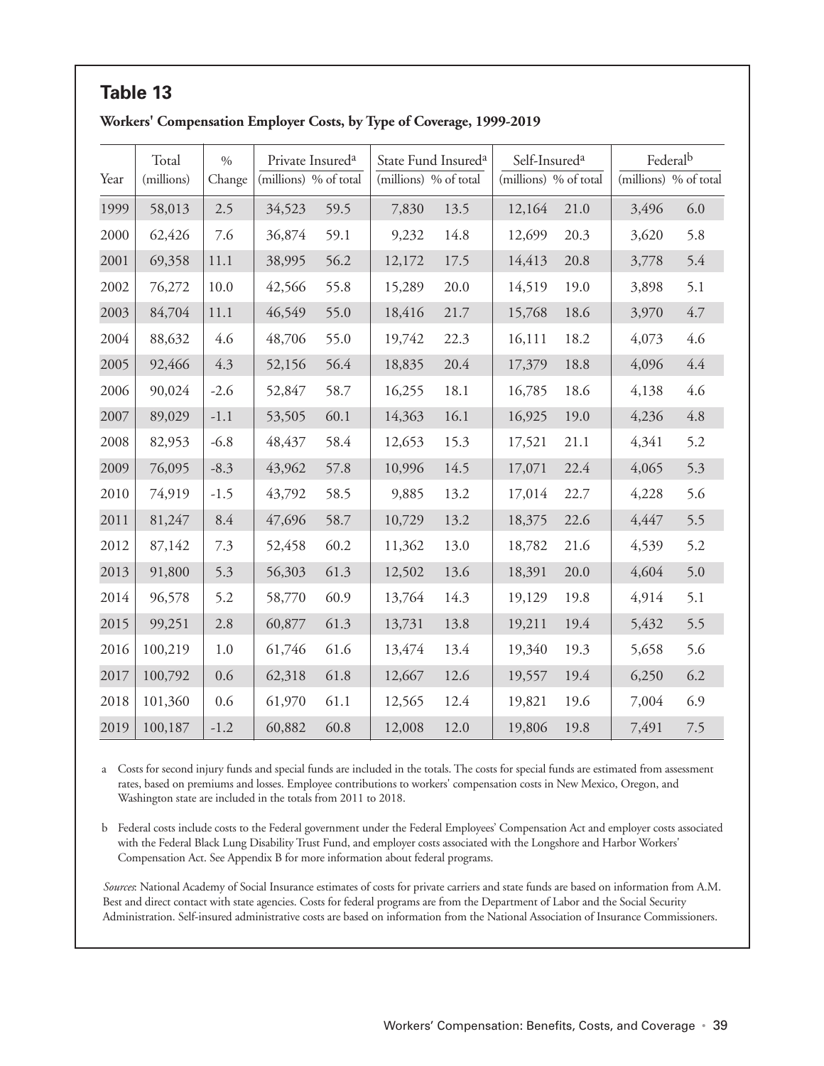## Table 13

**Workers' Compensation Employer Costs, by Type of Coverage, 1999-2019**

| Year | Total (millions) | % Change | Private Insured[a] (millions) | Private Insured[a] % of total | State Fund Insured[a] (millions) | State Fund Insured[a] % of total | Self-Insured[a] (millions) | Self-Insured[a] % of total | Federal[b] (millions) | Federal[b] % of total |
|---|---|---|---|---|---|---|---|---|---|---|
| 1999 | 58,013 | 2.5 | 34,523 | 59.5 | 7,830 | 13.5 | 12,164 | 21.0 | 3,496 | 6.0 |
| 2000 | 62,426 | 7.6 | 36,874 | 59.1 | 9,232 | 14.8 | 12,699 | 20.3 | 3,620 | 5.8 |
| 2001 | 69,358 | 11.1 | 38,995 | 56.2 | 12,172 | 17.5 | 14,413 | 20.8 | 3,778 | 5.4 |
| 2002 | 76,272 | 10.0 | 42,566 | 55.8 | 15,289 | 20.0 | 14,519 | 19.0 | 3,898 | 5.1 |
| 2003 | 84,704 | 11.1 | 46,549 | 55.0 | 18,416 | 21.7 | 15,768 | 18.6 | 3,970 | 4.7 |
| 2004 | 88,632 | 4.6 | 48,706 | 55.0 | 19,742 | 22.3 | 16,111 | 18.2 | 4,073 | 4.6 |
| 2005 | 92,466 | 4.3 | 52,156 | 56.4 | 18,835 | 20.4 | 17,379 | 18.8 | 4,096 | 4.4 |
| 2006 | 90,024 | -2.6 | 52,847 | 58.7 | 16,255 | 18.1 | 16,785 | 18.6 | 4,138 | 4.6 |
| 2007 | 89,029 | -1.1 | 53,505 | 60.1 | 14,363 | 16.1 | 16,925 | 19.0 | 4,236 | 4.8 |
| 2008 | 82,953 | -6.8 | 48,437 | 58.4 | 12,653 | 15.3 | 17,521 | 21.1 | 4,341 | 5.2 |
| 2009 | 76,095 | -8.3 | 43,962 | 57.8 | 10,996 | 14.5 | 17,071 | 22.4 | 4,065 | 5.3 |
| 2010 | 74,919 | -1.5 | 43,792 | 58.5 | 9,885 | 13.2 | 17,014 | 22.7 | 4,228 | 5.6 |
| 2011 | 81,247 | 8.4 | 47,696 | 58.7 | 10,729 | 13.2 | 18,375 | 22.6 | 4,447 | 5.5 |
| 2012 | 87,142 | 7.3 | 52,458 | 60.2 | 11,362 | 13.0 | 18,782 | 21.6 | 4,539 | 5.2 |
| 2013 | 91,800 | 5.3 | 56,303 | 61.3 | 12,502 | 13.6 | 18,391 | 20.0 | 4,604 | 5.0 |
| 2014 | 96,578 | 5.2 | 58,770 | 60.9 | 13,764 | 14.3 | 19,129 | 19.8 | 4,914 | 5.1 |
| 2015 | 99,251 | 2.8 | 60,877 | 61.3 | 13,731 | 13.8 | 19,211 | 19.4 | 5,432 | 5.5 |
| 2016 | 100,219 | 1.0 | 61,746 | 61.6 | 13,474 | 13.4 | 19,340 | 19.3 | 5,658 | 5.6 |
| 2017 | 100,792 | 0.6 | 62,318 | 61.8 | 12,667 | 12.6 | 19,557 | 19.4 | 6,250 | 6.2 |
| 2018 | 101,360 | 0.6 | 61,970 | 61.1 | 12,565 | 12.4 | 19,821 | 19.6 | 7,004 | 6.9 |
| 2019 | 100,187 | -1.2 | 60,882 | 60.8 | 12,008 | 12.0 | 19,806 | 19.8 | 7,491 | 7.5 |

a Costs for second injury funds and special funds are included in the totals. The costs for special funds are estimated from assessment rates, based on premiums and losses. Employee contributions to workers' compensation costs in New Mexico, Oregon, and Washington state are included in the totals from 2011 to 2018.

b Federal costs include costs to the Federal government under the Federal Employees' Compensation Act and employer costs associated with the Federal Black Lung Disability Trust Fund, and employer costs associated with the Longshore and Harbor Workers' Compensation Act. See Appendix B for more information about federal programs.

*Sources*: National Academy of Social Insurance estimates of costs for private carriers and state funds are based on information from A.M. Best and direct contact with state agencies. Costs for federal programs are from the Department of Labor and the Social Security Administration. Self-insured administrative costs are based on information from the National Association of Insurance Commissioners.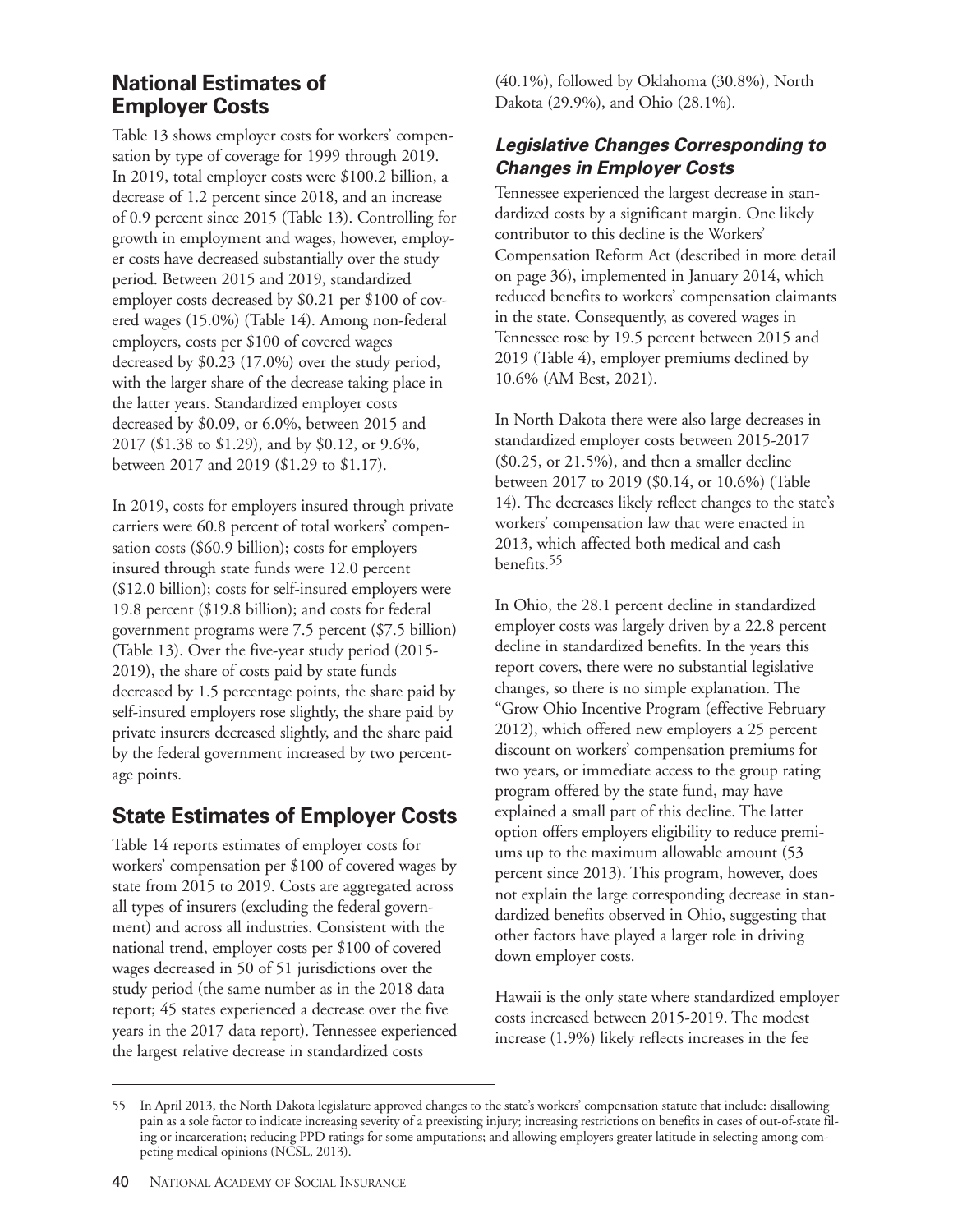## National Estimates of Employer Costs

Table 13 shows employer costs for workers' compensation by type of coverage for 1999 through 2019. In 2019, total employer costs were $100.2 billion, a decrease of 1.2 percent since 2018, and an increase of 0.9 percent since 2015 (Table 13). Controlling for growth in employment and wages, however, employer costs have decreased substantially over the study period. Between 2015 and 2019, standardized employer costs decreased by $0.21 per $100 of covered wages (15.0%) (Table 14). Among non-federal employers, costs per $100 of covered wages decreased by $0.23 (17.0%) over the study period, with the larger share of the decrease taking place in the latter years. Standardized employer costs decreased by $0.09, or 6.0%, between 2015 and 2017 ($1.38 to $1.29), and by $0.12, or 9.6%, between 2017 and 2019 ($1.29 to $1.17).

In 2019, costs for employers insured through private carriers were 60.8 percent of total workers' compensation costs ($60.9 billion); costs for employers insured through state funds were 12.0 percent ($12.0 billion); costs for self-insured employers were 19.8 percent ($19.8 billion); and costs for federal government programs were 7.5 percent ($7.5 billion) (Table 13). Over the five-year study period (2015-2019), the share of costs paid by state funds decreased by 1.5 percentage points, the share paid by self-insured employers rose slightly, the share paid by private insurers decreased slightly, and the share paid by the federal government increased by two percentage points.

## State Estimates of Employer Costs

Table 14 reports estimates of employer costs for workers' compensation per $100 of covered wages by state from 2015 to 2019. Costs are aggregated across all types of insurers (excluding the federal government) and across all industries. Consistent with the national trend, employer costs per $100 of covered wages decreased in 50 of 51 jurisdictions over the study period (the same number as in the 2018 data report; 45 states experienced a decrease over the five years in the 2017 data report). Tennessee experienced the largest relative decrease in standardized costs (40.1%), followed by Oklahoma (30.8%), North Dakota (29.9%), and Ohio (28.1%).

### *Legislative Changes Corresponding to Changes in Employer Costs*

Tennessee experienced the largest decrease in standardized costs by a significant margin. One likely contributor to this decline is the Workers' Compensation Reform Act (described in more detail on page 36), implemented in January 2014, which reduced benefits to workers' compensation claimants in the state. Consequently, as covered wages in Tennessee rose by 19.5 percent between 2015 and 2019 (Table 4), employer premiums declined by 10.6% (AM Best, 2021).

In North Dakota there were also large decreases in standardized employer costs between 2015-2017 ($0.25, or 21.5%), and then a smaller decline between 2017 to 2019 ($0.14, or 10.6%) (Table 14). The decreases likely reflect changes to the state's workers' compensation law that were enacted in 2013, which affected both medical and cash benefits.[55]

In Ohio, the 28.1 percent decline in standardized employer costs was largely driven by a 22.8 percent decline in standardized benefits. In the years this report covers, there were no substantial legislative changes, so there is no simple explanation. The "Grow Ohio Incentive Program (effective February 2012), which offered new employers a 25 percent discount on workers' compensation premiums for two years, or immediate access to the group rating program offered by the state fund, may have explained a small part of this decline. The latter option offers employers eligibility to reduce premiums up to the maximum allowable amount (53 percent since 2013). This program, however, does not explain the large corresponding decrease in standardized benefits observed in Ohio, suggesting that other factors have played a larger role in driving down employer costs.

Hawaii is the only state where standardized employer costs increased between 2015-2019. The modest increase (1.9%) likely reflects increases in the fee

---

55 In April 2013, the North Dakota legislature approved changes to the state's workers' compensation statute that include: disallowing pain as a sole factor to indicate increasing severity of a preexisting injury; increasing restrictions on benefits in cases of out-of-state filing or incarceration; reducing PPD ratings for some amputations; and allowing employers greater latitude in selecting among competing medical opinions (NCSL, 2013).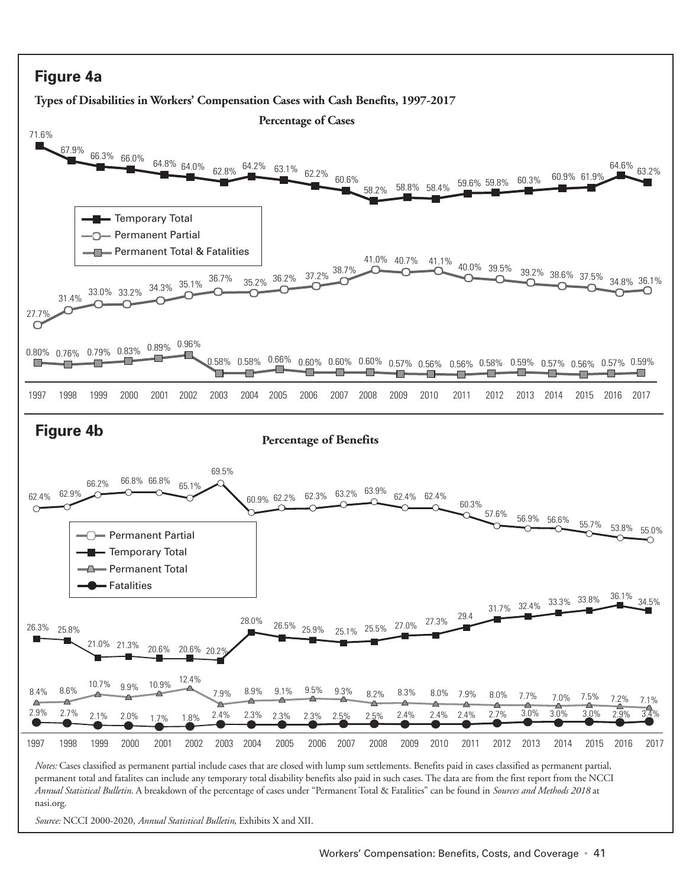## Figure 4a

**Types of Disabilities in Workers' Compensation Cases with Cash Benefits, 1997-2017**

**Percentage of Cases**

| Year | Temporary Total | Permanent Partial | Permanent Total & Fatalities |
|---|---|---|---|
| 1997 | 71.6% | 27.7% | 0.80% |
| 1998 | 67.9% | 31.4% | 0.76% |
| 1999 | 66.3% | 33.0% | 0.79% |
| 2000 | 66.0% | 33.2% | 0.83% |
| 2001 | 64.8% | 34.3% | 0.89% |
| 2002 | 64.0% | 35.1% | 0.96% |
| 2003 | 62.8% | 36.7% | 0.58% |
| 2004 | 64.2% | 35.2% | 0.58% |
| 2005 | 63.1% | 36.2% | 0.66% |
| 2006 | 62.2% | 37.2% | 0.60% |
| 2007 | 60.6% | 38.7% | 0.60% |
| 2008 | 58.2% | 41.0% | 0.60% |
| 2009 | 58.8% | 40.7% | 0.57% |
| 2010 | 58.4% | 41.1% | 0.56% |
| 2011 | 59.6% | 40.0% | 0.56% |
| 2012 | 59.8% | 39.5% | 0.58% |
| 2013 | 60.3% | 39.2% | 0.59% |
| 2014 | 60.9% | 38.6% | 0.57% |
| 2015 | 61.9% | 37.5% | 0.56% |
| 2016 | 64.6% | 34.8% | 0.57% |
| 2017 | 63.2% | 36.1% | 0.59% |

## Figure 4b

**Percentage of Benefits**

| Year | Permanent Partial | Temporary Total | Permanent Total | Fatalities |
|---|---|---|---|---|
| 1997 | 62.4% | 26.3% | 8.4% | 2.9% |
| 1998 | 62.9% | 25.8% | 8.6% | 2.7% |
| 1999 | 66.2% | 21.0% | 10.7% | 2.1% |
| 2000 | 66.8% | 21.3% | 9.9% | 2.0% |
| 2001 | 66.8% | 20.6% | 10.9% | 1.7% |
| 2002 | 65.1% | 20.6% | 12.4% | 1.8% |
| 2003 | 69.5% | 20.2% | 7.9% | 2.4% |
| 2004 | 60.9% | 28.0% | 8.9% | 2.3% |
| 2005 | 62.2% | 26.5% | 9.1% | 2.3% |
| 2006 | 62.3% | 25.9% | 9.5% | 2.3% |
| 2007 | 63.2% | 25.1% | 9.3% | 2.5% |
| 2008 | 63.9% | 25.5% | 8.2% | 2.5% |
| 2009 | 62.4% | 27.0% | 8.3% | 2.4% |
| 2010 | 62.4% | 27.3% | 8.0% | 2.4% |
| 2011 | 60.3% | 29.4 | 7.9% | 2.4% |
| 2012 | 57.6% | 31.7% | 8.0% | 2.7% |
| 2013 | 56.9% | 32.4% | 7.7% | 3.0% |
| 2014 | 56.6% | 33.3% | 7.0% | 3.0% |
| 2015 | 55.7% | 33.8% | 7.5% | 3.0% |
| 2016 | 53.8% | 36.1% | 7.2% | 2.9% |
| 2017 | 55.0% | 34.5% | 7.1% | 3.4% |

*Notes:* Cases classified as permanent partial include cases that are closed with lump sum settlements. Benefits paid in cases classified as permanent partial, permanent total and fatalites can include any temporary total disability benefits also paid in such cases. The data are from the first report from the NCCI *Annual Statistical Bulletin*. A breakdown of the percentage of cases under "Permanent Total & Fatalities" can be found in *Sources and Methods 2018* at nasi.org.

*Source:* NCCI 2000-2020, *Annual Statistical Bulletin*, Exhibits X and XII.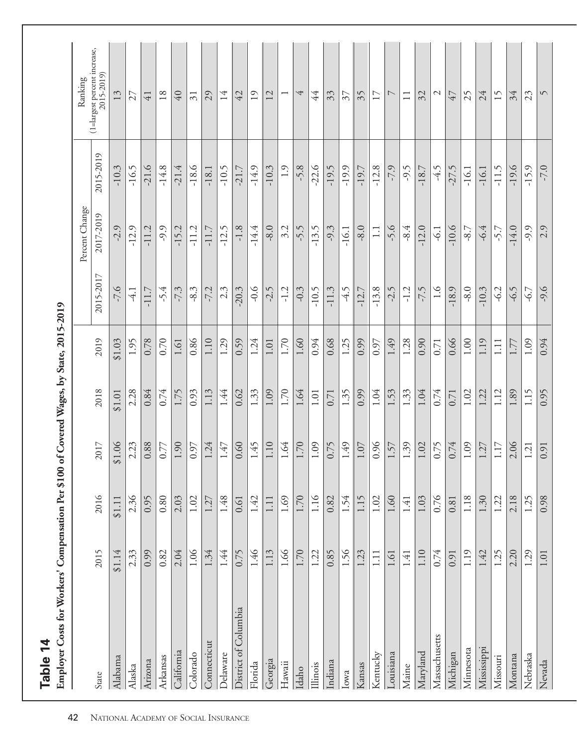## Table 14

**Employer Costs for Workers' Compensation Per $100 of Covered Wages, by State, 2015-2019**

| State | 2015 | 2016 | 2017 | 2018 | 2019 | Percent Change | | | Ranking (1=largest percent increase, 2015-2019) |
|---|---|---|---|---|---|---|---|---|---|
| | | | | | | 2015-2017 | 2017-2019 | 2015-2019 | |
| Alabama | $1.14 | $1.11 | $1.06 | $1.01 | $1.03 | -7.6 | -2.9 | -10.3 | 13 |
| Alaska | 2.33 | 2.36 | 2.23 | 2.28 | 1.95 | -4.1 | -12.9 | -16.5 | 27 |
| Arizona | 0.99 | 0.95 | 0.88 | 0.84 | 0.78 | -11.7 | -11.2 | -21.6 | 41 |
| Arkansas | 0.82 | 0.80 | 0.77 | 0.74 | 0.70 | -5.4 | -9.9 | -14.8 | 18 |
| California | 2.04 | 2.03 | 1.90 | 1.75 | 1.61 | -7.3 | -15.2 | -21.4 | 40 |
| Colorado | 1.06 | 1.02 | 0.97 | 0.93 | 0.86 | -8.3 | -11.2 | -18.6 | 31 |
| Connecticut | 1.34 | 1.27 | 1.24 | 1.13 | 1.10 | -7.2 | -11.7 | -18.1 | 29 |
| Delaware | 1.44 | 1.48 | 1.47 | 1.44 | 1.29 | 2.3 | -12.5 | -10.5 | 14 |
| District of Columbia | 0.75 | 0.61 | 0.60 | 0.62 | 0.59 | -20.3 | -1.8 | -21.7 | 42 |
| Florida | 1.46 | 1.42 | 1.45 | 1.33 | 1.24 | -0.6 | -14.4 | -14.9 | 19 |
| Georgia | 1.13 | 1.11 | 1.10 | 1.09 | 1.01 | -2.5 | -8.0 | -10.3 | 12 |
| Hawaii | 1.66 | 1.69 | 1.64 | 1.70 | 1.70 | -1.2 | 3.2 | 1.9 | 1 |
| Idaho | 1.70 | 1.70 | 1.70 | 1.64 | 1.60 | -0.3 | -5.5 | -5.8 | 4 |
| Illinois | 1.22 | 1.16 | 1.09 | 1.01 | 0.94 | -10.5 | -13.5 | -22.6 | 44 |
| Indiana | 0.85 | 0.82 | 0.75 | 0.71 | 0.68 | -11.3 | -9.3 | -19.5 | 33 |
| Iowa | 1.56 | 1.54 | 1.49 | 1.35 | 1.25 | -4.5 | -16.1 | -19.9 | 37 |
| Kansas | 1.23 | 1.15 | 1.07 | 0.99 | 0.99 | -12.7 | -8.0 | -19.7 | 35 |
| Kentucky | 1.11 | 1.02 | 0.96 | 1.04 | 0.97 | -13.8 | 1.1 | -12.8 | 17 |
| Louisiana | 1.61 | 1.60 | 1.57 | 1.53 | 1.49 | -2.5 | -5.6 | -7.9 | 7 |
| Maine | 1.41 | 1.41 | 1.39 | 1.33 | 1.28 | -1.2 | -8.4 | -9.5 | 11 |
| Maryland | 1.10 | 1.03 | 1.02 | 1.04 | 0.90 | -7.5 | -12.0 | -18.7 | 32 |
| Massachusetts | 0.74 | 0.76 | 0.75 | 0.74 | 0.71 | 1.6 | -6.1 | -4.5 | 2 |
| Michigan | 0.91 | 0.81 | 0.74 | 0.71 | 0.66 | -18.9 | -10.6 | -27.5 | 47 |
| Minnesota | 1.19 | 1.18 | 1.09 | 1.02 | 1.00 | -8.0 | -8.7 | -16.1 | 25 |
| Mississippi | 1.42 | 1.30 | 1.27 | 1.22 | 1.19 | -10.3 | -6.4 | -16.1 | 24 |
| Missouri | 1.25 | 1.22 | 1.17 | 1.12 | 1.11 | -6.2 | -5.7 | -11.5 | 15 |
| Montana | 2.20 | 2.18 | 2.06 | 1.89 | 1.77 | -6.5 | -14.0 | -19.6 | 34 |
| Nebraska | 1.29 | 1.25 | 1.21 | 1.15 | 1.09 | -6.7 | -9.9 | -15.9 | 23 |
| Nevada | 1.01 | 0.98 | 0.91 | 0.95 | 0.94 | -9.6 | 2.9 | -7.0 | 5 |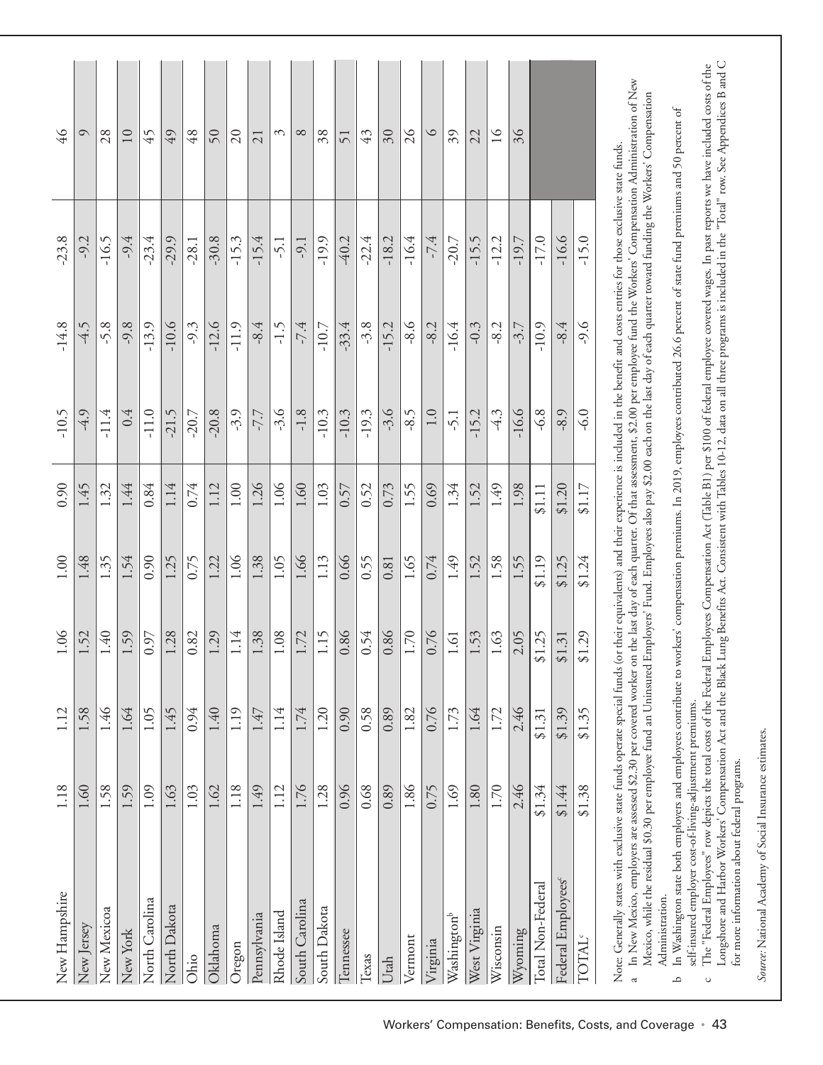| | | | | | | | | | |
|---|---|---|---|---|---|---|---|---|---|
| New Hampshire | 1.18 | 1.12 | 1.06 | 1.00 | 0.90 | -10.5 | -14.8 | -23.8 | 46 |
| New Jersey | 1.60 | 1.58 | 1.52 | 1.48 | 1.45 | -4.9 | -4.5 | -9.2 | 9 |
| New Mexico[a] | 1.58 | 1.46 | 1.40 | 1.35 | 1.32 | -11.4 | -5.8 | -16.5 | 28 |
| New York | 1.59 | 1.64 | 1.59 | 1.54 | 1.44 | 0.4 | -9.8 | -9.4 | 10 |
| North Carolina | 1.09 | 1.05 | 0.97 | 0.90 | 0.84 | -11.0 | -13.9 | -23.4 | 45 |
| North Dakota | 1.63 | 1.45 | 1.28 | 1.25 | 1.14 | -21.5 | -10.6 | -29.9 | 49 |
| Ohio | 1.03 | 0.94 | 0.82 | 0.75 | 0.74 | -20.7 | -9.3 | -28.1 | 48 |
| Oklahoma | 1.62 | 1.40 | 1.29 | 1.22 | 1.12 | -20.8 | -12.6 | -30.8 | 50 |
| Oregon | 1.18 | 1.19 | 1.14 | 1.06 | 1.00 | -3.9 | -11.9 | -15.3 | 20 |
| Pennsylvania | 1.49 | 1.47 | 1.38 | 1.38 | 1.26 | -7.7 | -8.4 | -15.4 | 21 |
| Rhode Island | 1.12 | 1.14 | 1.08 | 1.05 | 1.06 | -3.6 | -1.5 | -5.1 | 3 |
| South Carolina | 1.76 | 1.74 | 1.72 | 1.66 | 1.60 | -1.8 | -7.4 | -9.1 | 8 |
| South Dakota | 1.28 | 1.20 | 1.15 | 1.13 | 1.03 | -10.3 | -10.7 | -19.9 | 38 |
| Tennessee | 0.96 | 0.90 | 0.86 | 0.66 | 0.57 | -10.3 | -33.4 | -40.2 | 51 |
| Texas | 0.68 | 0.58 | 0.54 | 0.55 | 0.52 | -19.3 | -3.8 | -22.4 | 43 |
| Utah | 0.89 | 0.89 | 0.86 | 0.81 | 0.73 | -3.6 | -15.2 | -18.2 | 30 |
| Vermont | 1.86 | 1.82 | 1.70 | 1.65 | 1.55 | -8.5 | -8.6 | -16.4 | 26 |
| Virginia | 0.75 | 0.76 | 0.76 | 0.74 | 0.69 | 1.0 | -8.2 | -7.4 | 6 |
| Washington[b] | 1.69 | 1.73 | 1.61 | 1.49 | 1.34 | -5.1 | -16.4 | -20.7 | 39 |
| West Virginia | 1.80 | 1.64 | 1.53 | 1.52 | 1.52 | -15.2 | -0.3 | -15.5 | 22 |
| Wisconsin | 1.70 | 1.72 | 1.63 | 1.58 | 1.49 | -4.3 | -8.2 | -12.2 | 16 |
| Wyoming | 2.46 | 2.46 | 2.05 | 1.55 | 1.98 | -16.6 | -3.7 | -19.7 | 36 |
| Total Non-Federal | $1.34 | $1.31 | $1.25 | $1.19 | $1.11 | -6.8 | -10.9 | -17.0 | |
| Federal Employees[c] | $1.44 | $1.39 | $1.31 | $1.25 | $1.20 | -8.9 | -8.4 | -16.6 | |
| TOTAL[c] | $1.38 | $1.35 | $1.29 | $1.24 | $1.17 | -6.0 | -9.6 | -15.0 | |

Note: Generally states with exclusive state funds operate special funds (or their equivalents) and their experience is included in the benefit and costs entries for those exclusive state funds.

a In New Mexico, employers are assessed $2.30 per covered worker on the last day of each quarter. Of that assessment, $2.00 per employee fund the Workers' Compensation Administration of New Mexico, while the residual $0.30 per employee fund an Uninsured Employers' Fund. Employees also pay $2.00 each on the last day of each quarter toward funding the Workers' Compensation Administration.

b In Washington state both employers and employees contribute to workers' compensation premiums. In 2019, employees contributed 26.6 percent of state fund premiums and 50 percent of self-insured employer cost-of-living-adjustment premiums.

c The "Federal Employees" row depicts the total costs of the Federal Employees Compensation Act (Table B1) per $100 of federal employee covered wages. In past reports we have included costs of the Longshore and Harbor Workers' Compensation Act and the Black Lung Benefits Act. Consistent with Tables 10-12, data on all three programs is included in the "Total" row. See Appendices B and C for more information about federal programs.

*Source:* National Academy of Social Insurance estimates.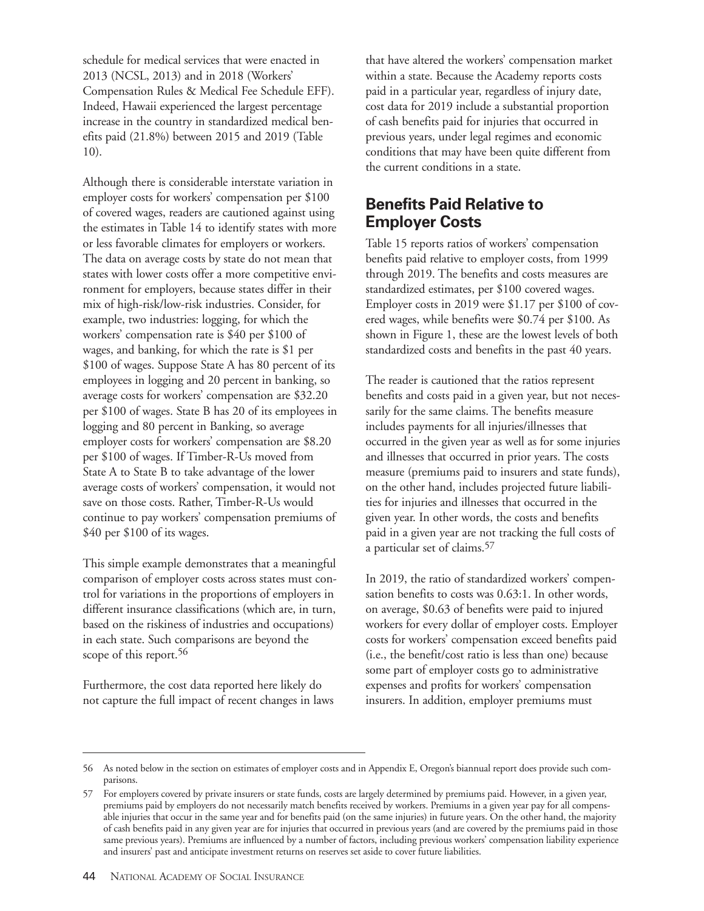schedule for medical services that were enacted in 2013 (NCSL, 2013) and in 2018 (Workers' Compensation Rules & Medical Fee Schedule EFF). Indeed, Hawaii experienced the largest percentage increase in the country in standardized medical benefits paid (21.8%) between 2015 and 2019 (Table 10).

Although there is considerable interstate variation in employer costs for workers' compensation per $100 of covered wages, readers are cautioned against using the estimates in Table 14 to identify states with more or less favorable climates for employers or workers. The data on average costs by state do not mean that states with lower costs offer a more competitive environment for employers, because states differ in their mix of high-risk/low-risk industries. Consider, for example, two industries: logging, for which the workers' compensation rate is $40 per $100 of wages, and banking, for which the rate is $1 per $100 of wages. Suppose State A has 80 percent of its employees in logging and 20 percent in banking, so average costs for workers' compensation are $32.20 per $100 of wages. State B has 20 of its employees in logging and 80 percent in Banking, so average employer costs for workers' compensation are $8.20 per $100 of wages. If Timber-R-Us moved from State A to State B to take advantage of the lower average costs of workers' compensation, it would not save on those costs. Rather, Timber-R-Us would continue to pay workers' compensation premiums of $40 per $100 of its wages.

This simple example demonstrates that a meaningful comparison of employer costs across states must control for variations in the proportions of employers in different insurance classifications (which are, in turn, based on the riskiness of industries and occupations) in each state. Such comparisons are beyond the scope of this report.[56]

Furthermore, the cost data reported here likely do not capture the full impact of recent changes in laws that have altered the workers' compensation market within a state. Because the Academy reports costs paid in a particular year, regardless of injury date, cost data for 2019 include a substantial proportion of cash benefits paid for injuries that occurred in previous years, under legal regimes and economic conditions that may have been quite different from the current conditions in a state.

## Benefits Paid Relative to Employer Costs

Table 15 reports ratios of workers' compensation benefits paid relative to employer costs, from 1999 through 2019. The benefits and costs measures are standardized estimates, per $100 covered wages. Employer costs in 2019 were $1.17 per $100 of covered wages, while benefits were $0.74 per $100. As shown in Figure 1, these are the lowest levels of both standardized costs and benefits in the past 40 years.

The reader is cautioned that the ratios represent benefits and costs paid in a given year, but not necessarily for the same claims. The benefits measure includes payments for all injuries/illnesses that occurred in the given year as well as for some injuries and illnesses that occurred in prior years. The costs measure (premiums paid to insurers and state funds), on the other hand, includes projected future liabilities for injuries and illnesses that occurred in the given year. In other words, the costs and benefits paid in a given year are not tracking the full costs of a particular set of claims.[57]

In 2019, the ratio of standardized workers' compensation benefits to costs was 0.63:1. In other words, on average, $0.63 of benefits were paid to injured workers for every dollar of employer costs. Employer costs for workers' compensation exceed benefits paid (i.e., the benefit/cost ratio is less than one) because some part of employer costs go to administrative expenses and profits for workers' compensation insurers. In addition, employer premiums must

---

56 As noted below in the section on estimates of employer costs and in Appendix E, Oregon's biannual report does provide such comparisons.

57 For employers covered by private insurers or state funds, costs are largely determined by premiums paid. However, in a given year, premiums paid by employers do not necessarily match benefits received by workers. Premiums in a given year pay for all compensable injuries that occur in the same year and for benefits paid (on the same injuries) in future years. On the other hand, the majority of cash benefits paid in any given year are for injuries that occurred in previous years (and are covered by the premiums paid in those same previous years). Premiums are influenced by a number of factors, including previous workers' compensation liability experience and insurers' past and anticipate investment returns on reserves set aside to cover future liabilities.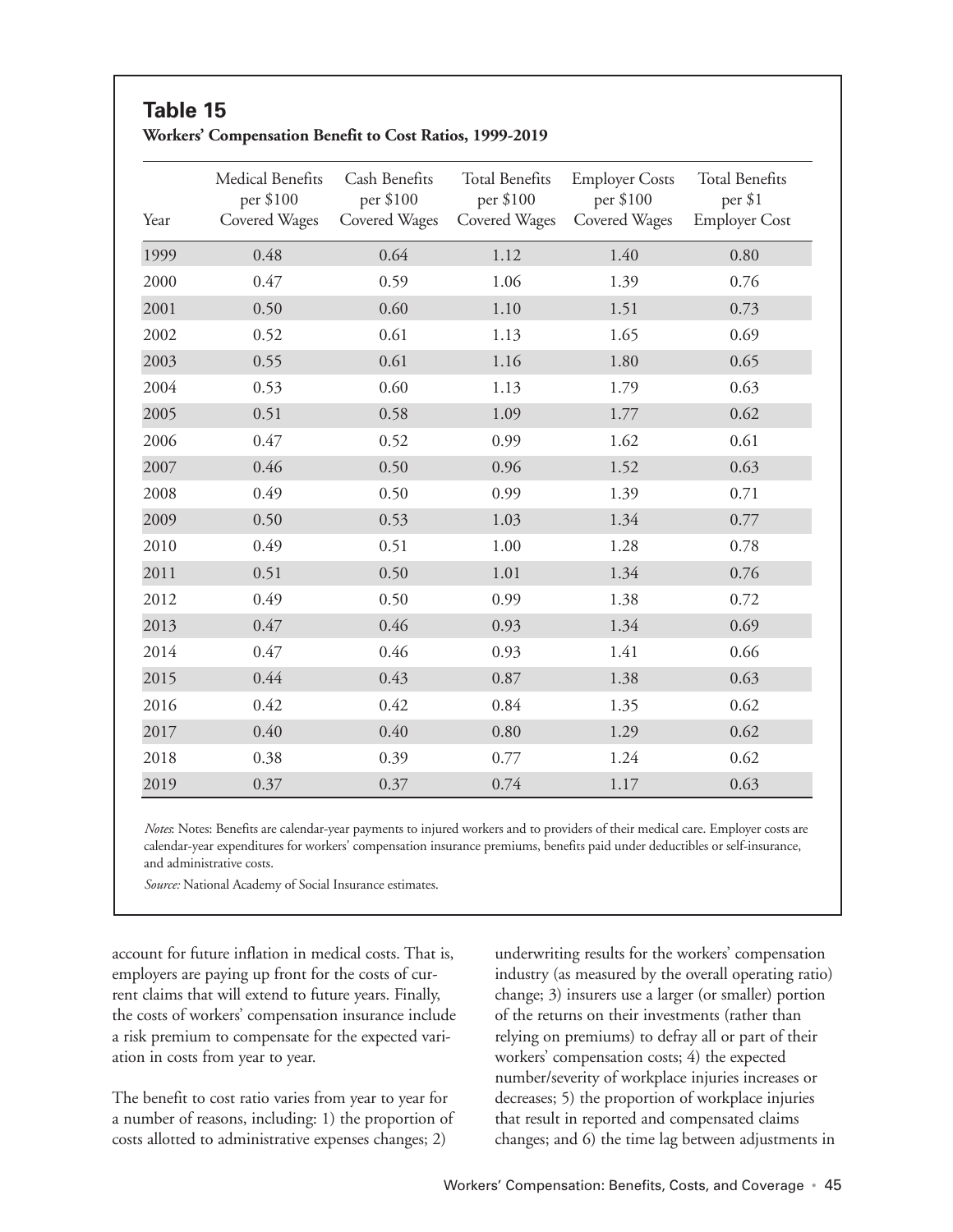## Table 15

**Workers' Compensation Benefit to Cost Ratios, 1999-2019**

| Year | Medical Benefits per $100 Covered Wages | Cash Benefits per $100 Covered Wages | Total Benefits per $100 Covered Wages | Employer Costs per $100 Covered Wages | Total Benefits per $1 Employer Cost |
|---|---|---|---|---|---|
| 1999 | 0.48 | 0.64 | 1.12 | 1.40 | 0.80 |
| 2000 | 0.47 | 0.59 | 1.06 | 1.39 | 0.76 |
| 2001 | 0.50 | 0.60 | 1.10 | 1.51 | 0.73 |
| 2002 | 0.52 | 0.61 | 1.13 | 1.65 | 0.69 |
| 2003 | 0.55 | 0.61 | 1.16 | 1.80 | 0.65 |
| 2004 | 0.53 | 0.60 | 1.13 | 1.79 | 0.63 |
| 2005 | 0.51 | 0.58 | 1.09 | 1.77 | 0.62 |
| 2006 | 0.47 | 0.52 | 0.99 | 1.62 | 0.61 |
| 2007 | 0.46 | 0.50 | 0.96 | 1.52 | 0.63 |
| 2008 | 0.49 | 0.50 | 0.99 | 1.39 | 0.71 |
| 2009 | 0.50 | 0.53 | 1.03 | 1.34 | 0.77 |
| 2010 | 0.49 | 0.51 | 1.00 | 1.28 | 0.78 |
| 2011 | 0.51 | 0.50 | 1.01 | 1.34 | 0.76 |
| 2012 | 0.49 | 0.50 | 0.99 | 1.38 | 0.72 |
| 2013 | 0.47 | 0.46 | 0.93 | 1.34 | 0.69 |
| 2014 | 0.47 | 0.46 | 0.93 | 1.41 | 0.66 |
| 2015 | 0.44 | 0.43 | 0.87 | 1.38 | 0.63 |
| 2016 | 0.42 | 0.42 | 0.84 | 1.35 | 0.62 |
| 2017 | 0.40 | 0.40 | 0.80 | 1.29 | 0.62 |
| 2018 | 0.38 | 0.39 | 0.77 | 1.24 | 0.62 |
| 2019 | 0.37 | 0.37 | 0.74 | 1.17 | 0.63 |

*Notes*: Notes: Benefits are calendar-year payments to injured workers and to providers of their medical care. Employer costs are calendar-year expenditures for workers' compensation insurance premiums, benefits paid under deductibles or self-insurance, and administrative costs.

*Source:* National Academy of Social Insurance estimates.

account for future inflation in medical costs. That is, employers are paying up front for the costs of current claims that will extend to future years. Finally, the costs of workers' compensation insurance include a risk premium to compensate for the expected variation in costs from year to year.

The benefit to cost ratio varies from year to year for a number of reasons, including: 1) the proportion of costs allotted to administrative expenses changes; 2) underwriting results for the workers' compensation industry (as measured by the overall operating ratio) change; 3) insurers use a larger (or smaller) portion of the returns on their investments (rather than relying on premiums) to defray all or part of their workers' compensation costs; 4) the expected number/severity of workplace injuries increases or decreases; 5) the proportion of workplace injuries that result in reported and compensated claims changes; and 6) the time lag between adjustments in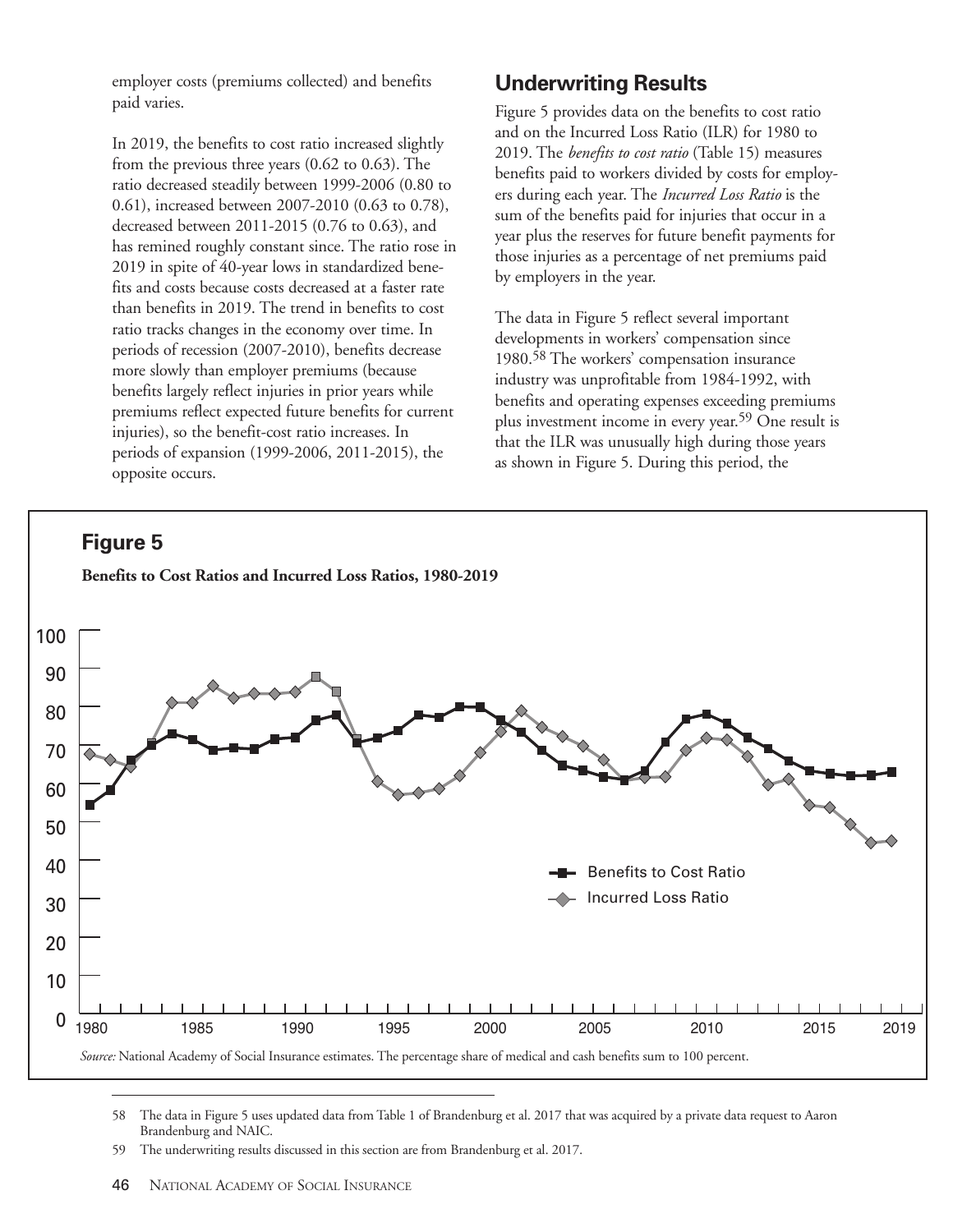employer costs (premiums collected) and benefits paid varies.

In 2019, the benefits to cost ratio increased slightly from the previous three years (0.62 to 0.63). The ratio decreased steadily between 1999-2006 (0.80 to 0.61), increased between 2007-2010 (0.63 to 0.78), decreased between 2011-2015 (0.76 to 0.63), and has remined roughly constant since. The ratio rose in 2019 in spite of 40-year lows in standardized benefits and costs because costs decreased at a faster rate than benefits in 2019. The trend in benefits to cost ratio tracks changes in the economy over time. In periods of recession (2007-2010), benefits decrease more slowly than employer premiums (because benefits largely reflect injuries in prior years while premiums reflect expected future benefits for current injuries), so the benefit-cost ratio increases. In periods of expansion (1999-2006, 2011-2015), the opposite occurs.

## Underwriting Results

Figure 5 provides data on the benefits to cost ratio and on the Incurred Loss Ratio (ILR) for 1980 to 2019. The *benefits to cost ratio* (Table 15) measures benefits paid to workers divided by costs for employers during each year. The *Incurred Loss Ratio* is the sum of the benefits paid for injuries that occur in a year plus the reserves for future benefit payments for those injuries as a percentage of net premiums paid by employers in the year.

The data in Figure 5 reflect several important developments in workers' compensation since 1980.[58] The workers' compensation insurance industry was unprofitable from 1984-1992, with benefits and operating expenses exceeding premiums plus investment income in every year.[59] One result is that the ILR was unusually high during those years as shown in Figure 5. During this period, the

## Figure 5

**Benefits to Cost Ratios and Incurred Loss Ratios, 1980-2019**

*Source:* National Academy of Social Insurance estimates. The percentage share of medical and cash benefits sum to 100 percent.

---

58 The data in Figure 5 uses updated data from Table 1 of Brandenburg et al. 2017 that was acquired by a private data request to Aaron Brandenburg and NAIC.

59 The underwriting results discussed in this section are from Brandenburg et al. 2017.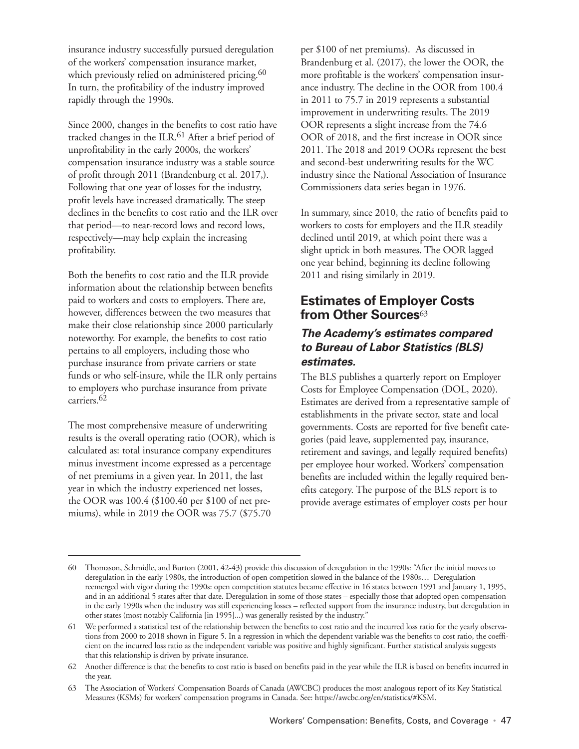insurance industry successfully pursued deregulation of the workers' compensation insurance market, which previously relied on administered pricing.[60] In turn, the profitability of the industry improved rapidly through the 1990s.

Since 2000, changes in the benefits to cost ratio have tracked changes in the ILR.[61] After a brief period of unprofitability in the early 2000s, the workers' compensation insurance industry was a stable source of profit through 2011 (Brandenburg et al. 2017,). Following that one year of losses for the industry, profit levels have increased dramatically. The steep declines in the benefits to cost ratio and the ILR over that period—to near-record lows and record lows, respectively—may help explain the increasing profitability.

Both the benefits to cost ratio and the ILR provide information about the relationship between benefits paid to workers and costs to employers. There are, however, differences between the two measures that make their close relationship since 2000 particularly noteworthy. For example, the benefits to cost ratio pertains to all employers, including those who purchase insurance from private carriers or state funds or who self-insure, while the ILR only pertains to employers who purchase insurance from private carriers.[62]

The most comprehensive measure of underwriting results is the overall operating ratio (OOR), which is calculated as: total insurance company expenditures minus investment income expressed as a percentage of net premiums in a given year. In 2011, the last year in which the industry experienced net losses, the OOR was 100.4 ($100.40 per $100 of net premiums), while in 2019 the OOR was 75.7 ($75.70 per $100 of net premiums). As discussed in Brandenburg et al. (2017), the lower the OOR, the more profitable is the workers' compensation insurance industry. The decline in the OOR from 100.4 in 2011 to 75.7 in 2019 represents a substantial improvement in underwriting results. The 2019 OOR represents a slight increase from the 74.6 OOR of 2018, and the first increase in OOR since 2011. The 2018 and 2019 OORs represent the best and second-best underwriting results for the WC industry since the National Association of Insurance Commissioners data series began in 1976.

In summary, since 2010, the ratio of benefits paid to workers to costs for employers and the ILR steadily declined until 2019, at which point there was a slight uptick in both measures. The OOR lagged one year behind, beginning its decline following 2011 and rising similarly in 2019.

## Estimates of Employer Costs from Other Sources[63]

### *The Academy's estimates compared to Bureau of Labor Statistics (BLS) estimates.*

The BLS publishes a quarterly report on Employer Costs for Employee Compensation (DOL, 2020). Estimates are derived from a representative sample of establishments in the private sector, state and local governments. Costs are reported for five benefit categories (paid leave, supplemented pay, insurance, retirement and savings, and legally required benefits) per employee hour worked. Workers' compensation benefits are included within the legally required benefits category. The purpose of the BLS report is to provide average estimates of employer costs per hour

---

60 Thomason, Schmidle, and Burton (2001, 42-43) provide this discussion of deregulation in the 1990s: "After the initial moves to deregulation in the early 1980s, the introduction of open competition slowed in the balance of the 1980s… Deregulation reemerged with vigor during the 1990s: open competition statutes became effective in 16 states between 1991 and January 1, 1995, and in an additional 5 states after that date. Deregulation in some of those states – especially those that adopted open compensation in the early 1990s when the industry was still experiencing losses – reflected support from the insurance industry, but deregulation in other states (most notably California [in 1995]...) was generally resisted by the industry."

61 We performed a statistical test of the relationship between the benefits to cost ratio and the incurred loss ratio for the yearly observations from 2000 to 2018 shown in Figure 5. In a regression in which the dependent variable was the benefits to cost ratio, the coefficient on the incurred loss ratio as the independent variable was positive and highly significant. Further statistical analysis suggests that this relationship is driven by private insurance.

62 Another difference is that the benefits to cost ratio is based on benefits paid in the year while the ILR is based on benefits incurred in the year.

63 The Association of Workers' Compensation Boards of Canada (AWCBC) produces the most analogous report of its Key Statistical Measures (KSMs) for workers' compensation programs in Canada. See: https://awcbc.org/en/statistics/#KSM.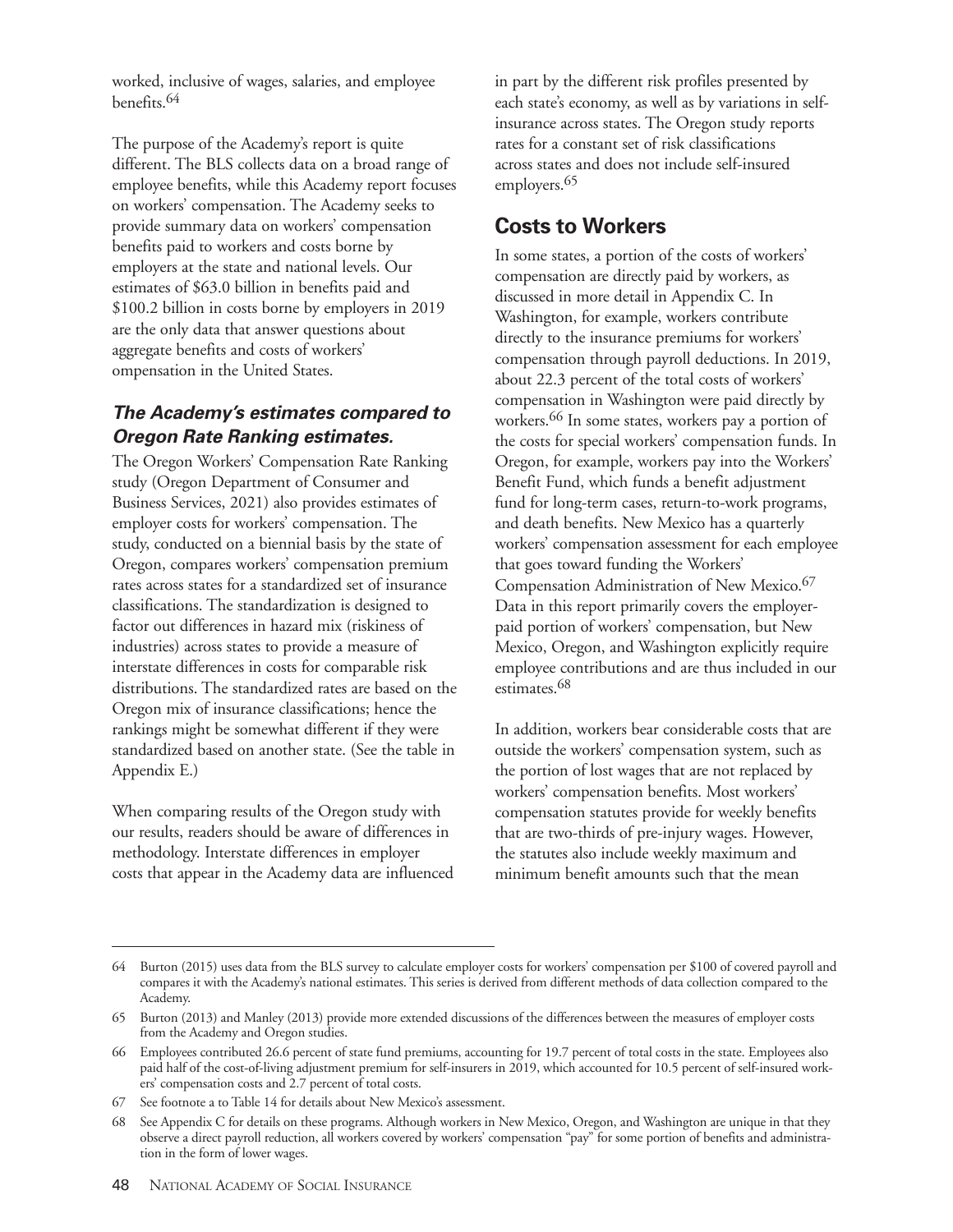worked, inclusive of wages, salaries, and employee benefits.[64]

The purpose of the Academy's report is quite different. The BLS collects data on a broad range of employee benefits, while this Academy report focuses on workers' compensation. The Academy seeks to provide summary data on workers' compensation benefits paid to workers and costs borne by employers at the state and national levels. Our estimates of $63.0 billion in benefits paid and $100.2 billion in costs borne by employers in 2019 are the only data that answer questions about aggregate benefits and costs of workers' ompensation in the United States.

### *The Academy's estimates compared to Oregon Rate Ranking estimates.*

The Oregon Workers' Compensation Rate Ranking study (Oregon Department of Consumer and Business Services, 2021) also provides estimates of employer costs for workers' compensation. The study, conducted on a biennial basis by the state of Oregon, compares workers' compensation premium rates across states for a standardized set of insurance classifications. The standardization is designed to factor out differences in hazard mix (riskiness of industries) across states to provide a measure of interstate differences in costs for comparable risk distributions. The standardized rates are based on the Oregon mix of insurance classifications; hence the rankings might be somewhat different if they were standardized based on another state. (See the table in Appendix E.)

When comparing results of the Oregon study with our results, readers should be aware of differences in methodology. Interstate differences in employer costs that appear in the Academy data are influenced in part by the different risk profiles presented by each state's economy, as well as by variations in self-insurance across states. The Oregon study reports rates for a constant set of risk classifications across states and does not include self-insured employers.[65]

## Costs to Workers

In some states, a portion of the costs of workers' compensation are directly paid by workers, as discussed in more detail in Appendix C. In Washington, for example, workers contribute directly to the insurance premiums for workers' compensation through payroll deductions. In 2019, about 22.3 percent of the total costs of workers' compensation in Washington were paid directly by workers.[66] In some states, workers pay a portion of the costs for special workers' compensation funds. In Oregon, for example, workers pay into the Workers' Benefit Fund, which funds a benefit adjustment fund for long-term cases, return-to-work programs, and death benefits. New Mexico has a quarterly workers' compensation assessment for each employee that goes toward funding the Workers' Compensation Administration of New Mexico.[67] Data in this report primarily covers the employer-paid portion of workers' compensation, but New Mexico, Oregon, and Washington explicitly require employee contributions and are thus included in our estimates.[68]

In addition, workers bear considerable costs that are outside the workers' compensation system, such as the portion of lost wages that are not replaced by workers' compensation benefits. Most workers' compensation statutes provide for weekly benefits that are two-thirds of pre-injury wages. However, the statutes also include weekly maximum and minimum benefit amounts such that the mean

---

64 Burton (2015) uses data from the BLS survey to calculate employer costs for workers' compensation per $100 of covered payroll and compares it with the Academy's national estimates. This series is derived from different methods of data collection compared to the Academy.

65 Burton (2013) and Manley (2013) provide more extended discussions of the differences between the measures of employer costs from the Academy and Oregon studies.

66 Employees contributed 26.6 percent of state fund premiums, accounting for 19.7 percent of total costs in the state. Employees also paid half of the cost-of-living adjustment premium for self-insurers in 2019, which accounted for 10.5 percent of self-insured workers' compensation costs and 2.7 percent of total costs.

67 See footnote a to Table 14 for details about New Mexico's assessment.

68 See Appendix C for details on these programs. Although workers in New Mexico, Oregon, and Washington are unique in that they observe a direct payroll reduction, all workers covered by workers' compensation "pay" for some portion of benefits and administration in the form of lower wages.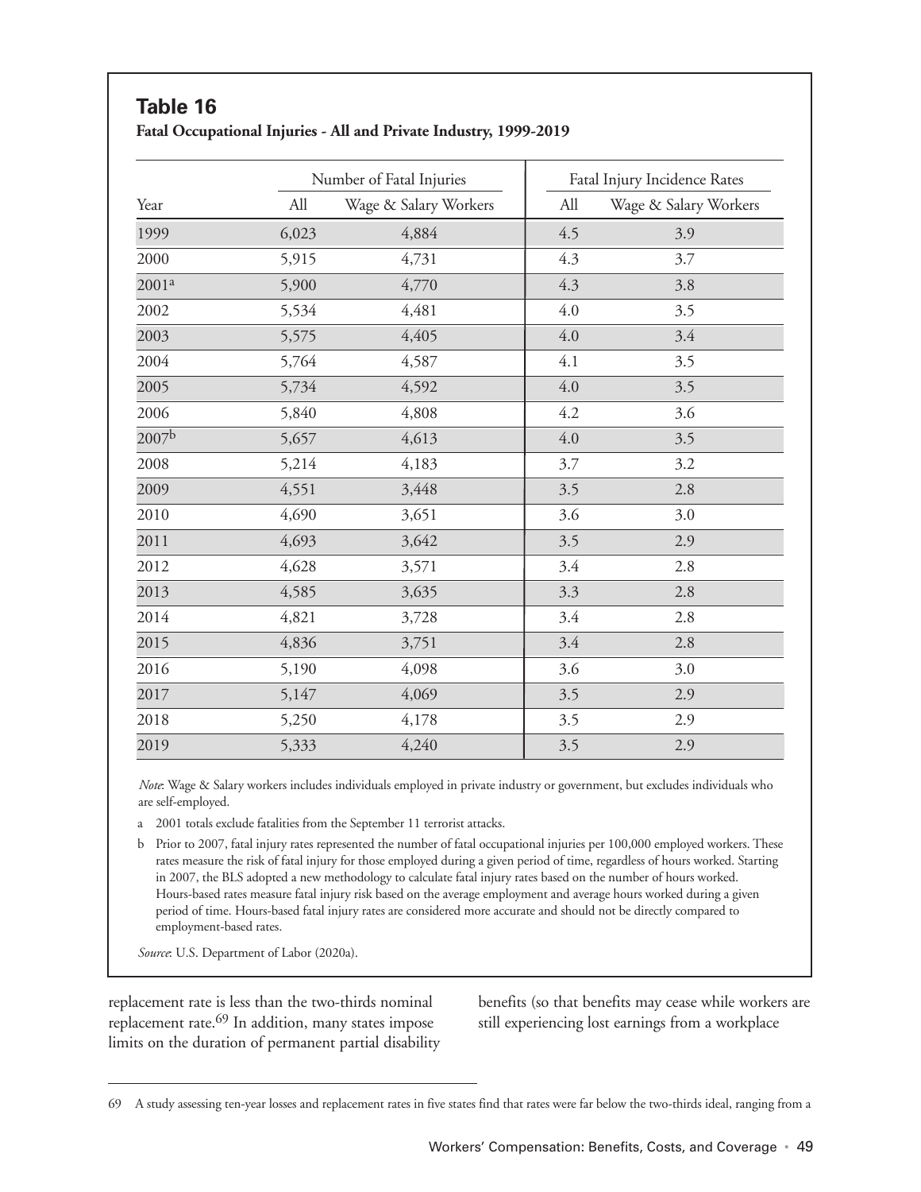## Table 16

**Fatal Occupational Injuries - All and Private Industry, 1999-2019**

| Year | Number of Fatal Injuries | | Fatal Injury Incidence Rates | |
|---|---|---|---|---|
| | All | Wage & Salary Workers | All | Wage & Salary Workers |
| 1999 | 6,023 | 4,884 | 4.5 | 3.9 |
| 2000 | 5,915 | 4,731 | 4.3 | 3.7 |
| 2001[a] | 5,900 | 4,770 | 4.3 | 3.8 |
| 2002 | 5,534 | 4,481 | 4.0 | 3.5 |
| 2003 | 5,575 | 4,405 | 4.0 | 3.4 |
| 2004 | 5,764 | 4,587 | 4.1 | 3.5 |
| 2005 | 5,734 | 4,592 | 4.0 | 3.5 |
| 2006 | 5,840 | 4,808 | 4.2 | 3.6 |
| 2007[b] | 5,657 | 4,613 | 4.0 | 3.5 |
| 2008 | 5,214 | 4,183 | 3.7 | 3.2 |
| 2009 | 4,551 | 3,448 | 3.5 | 2.8 |
| 2010 | 4,690 | 3,651 | 3.6 | 3.0 |
| 2011 | 4,693 | 3,642 | 3.5 | 2.9 |
| 2012 | 4,628 | 3,571 | 3.4 | 2.8 |
| 2013 | 4,585 | 3,635 | 3.3 | 2.8 |
| 2014 | 4,821 | 3,728 | 3.4 | 2.8 |
| 2015 | 4,836 | 3,751 | 3.4 | 2.8 |
| 2016 | 5,190 | 4,098 | 3.6 | 3.0 |
| 2017 | 5,147 | 4,069 | 3.5 | 2.9 |
| 2018 | 5,250 | 4,178 | 3.5 | 2.9 |
| 2019 | 5,333 | 4,240 | 3.5 | 2.9 |

*Note*: Wage & Salary workers includes individuals employed in private industry or government, but excludes individuals who are self-employed.

a 2001 totals exclude fatalities from the September 11 terrorist attacks.

b Prior to 2007, fatal injury rates represented the number of fatal occupational injuries per 100,000 employed workers. These rates measure the risk of fatal injury for those employed during a given period of time, regardless of hours worked. Starting in 2007, the BLS adopted a new methodology to calculate fatal injury rates based on the number of hours worked. Hours-based rates measure fatal injury risk based on the average employment and average hours worked during a given period of time. Hours-based fatal injury rates are considered more accurate and should not be directly compared to employment-based rates.

*Source*: U.S. Department of Labor (2020a).

replacement rate is less than the two-thirds nominal replacement rate.[69] In addition, many states impose limits on the duration of permanent partial disability benefits (so that benefits may cease while workers are still experiencing lost earnings from a workplace

69 A study assessing ten-year losses and replacement rates in five states find that rates were far below the two-thirds ideal, ranging from a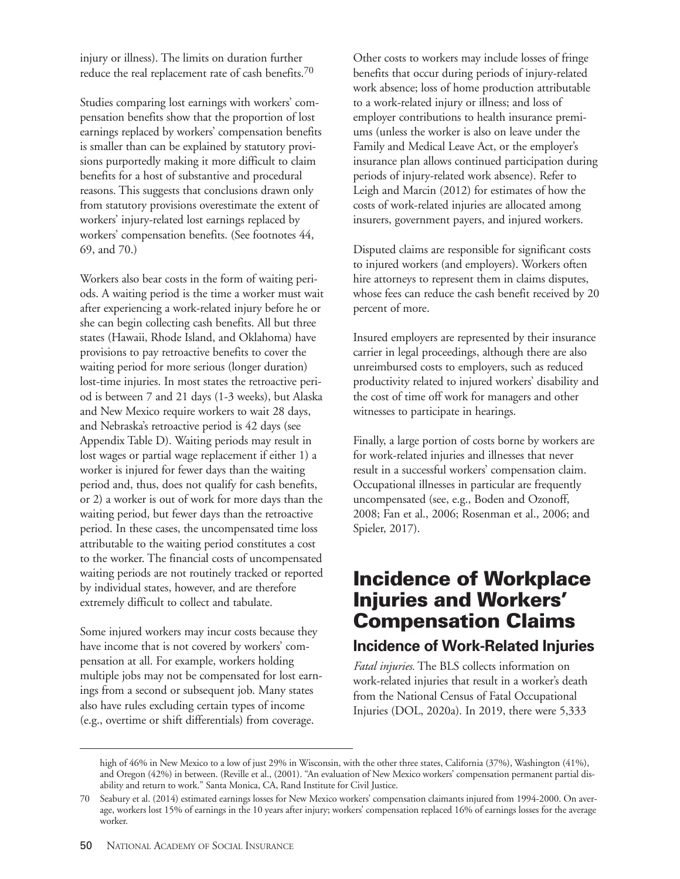injury or illness). The limits on duration further reduce the real replacement rate of cash benefits.[70]

Studies comparing lost earnings with workers' compensation benefits show that the proportion of lost earnings replaced by workers' compensation benefits is smaller than can be explained by statutory provisions purportedly making it more difficult to claim benefits for a host of substantive and procedural reasons. This suggests that conclusions drawn only from statutory provisions overestimate the extent of workers' injury-related lost earnings replaced by workers' compensation benefits. (See footnotes 44, 69, and 70.)

Workers also bear costs in the form of waiting periods. A waiting period is the time a worker must wait after experiencing a work-related injury before he or she can begin collecting cash benefits. All but three states (Hawaii, Rhode Island, and Oklahoma) have provisions to pay retroactive benefits to cover the waiting period for more serious (longer duration) lost-time injuries. In most states the retroactive period is between 7 and 21 days (1-3 weeks), but Alaska and New Mexico require workers to wait 28 days, and Nebraska's retroactive period is 42 days (see Appendix Table D). Waiting periods may result in lost wages or partial wage replacement if either 1) a worker is injured for fewer days than the waiting period and, thus, does not qualify for cash benefits, or 2) a worker is out of work for more days than the waiting period, but fewer days than the retroactive period. In these cases, the uncompensated time loss attributable to the waiting period constitutes a cost to the worker. The financial costs of uncompensated waiting periods are not routinely tracked or reported by individual states, however, and are therefore extremely difficult to collect and tabulate.

Some injured workers may incur costs because they have income that is not covered by workers' compensation at all. For example, workers holding multiple jobs may not be compensated for lost earnings from a second or subsequent job. Many states also have rules excluding certain types of income (e.g., overtime or shift differentials) from coverage.

Other costs to workers may include losses of fringe benefits that occur during periods of injury-related work absence; loss of home production attributable to a work-related injury or illness; and loss of employer contributions to health insurance premiums (unless the worker is also on leave under the Family and Medical Leave Act, or the employer's insurance plan allows continued participation during periods of injury-related work absence). Refer to Leigh and Marcin (2012) for estimates of how the costs of work-related injuries are allocated among insurers, government payers, and injured workers.

Disputed claims are responsible for significant costs to injured workers (and employers). Workers often hire attorneys to represent them in claims disputes, whose fees can reduce the cash benefit received by 20 percent of more.

Insured employers are represented by their insurance carrier in legal proceedings, although there are also unreimbursed costs to employers, such as reduced productivity related to injured workers' disability and the cost of time off work for managers and other witnesses to participate in hearings.

Finally, a large portion of costs borne by workers are for work-related injuries and illnesses that never result in a successful workers' compensation claim. Occupational illnesses in particular are frequently uncompensated (see, e.g., Boden and Ozonoff, 2008; Fan et al., 2006; Rosenman et al., 2006; and Spieler, 2017).

# Incidence of Workplace Injuries and Workers' Compensation Claims

## Incidence of Work-Related Injuries

*Fatal injuries.* The BLS collects information on work-related injuries that result in a worker's death from the National Census of Fatal Occupational Injuries (DOL, 2020a). In 2019, there were 5,333

---

high of 46% in New Mexico to a low of just 29% in Wisconsin, with the other three states, California (37%), Washington (41%), and Oregon (42%) in between. (Reville et al., (2001). "An evaluation of New Mexico workers' compensation permanent partial disability and return to work." Santa Monica, CA, Rand Institute for Civil Justice.

70 Seabury et al. (2014) estimated earnings losses for New Mexico workers' compensation claimants injured from 1994-2000. On average, workers lost 15% of earnings in the 10 years after injury; workers' compensation replaced 16% of earnings losses for the average worker.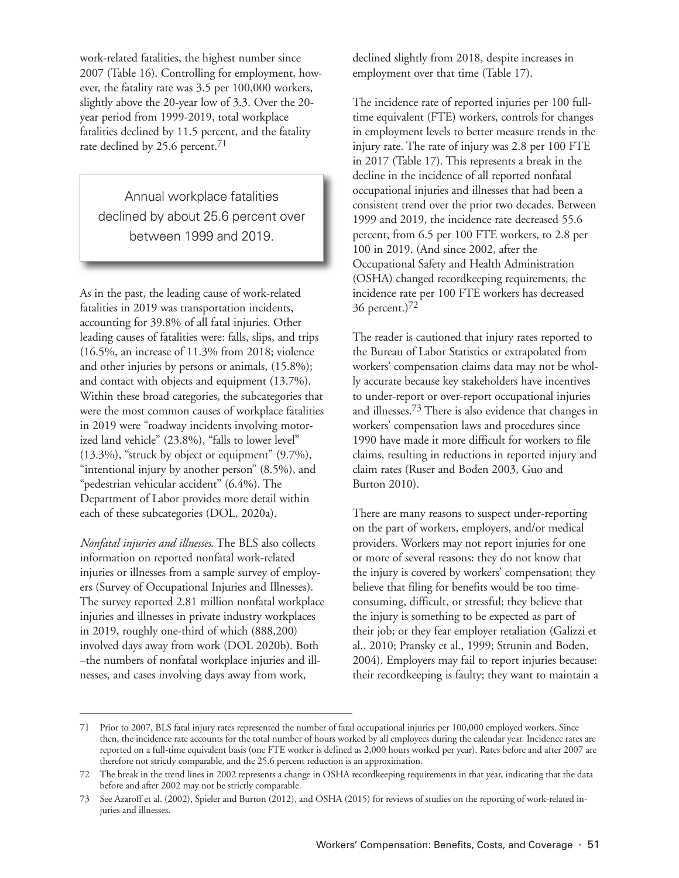work-related fatalities, the highest number since 2007 (Table 16). Controlling for employment, however, the fatality rate was 3.5 per 100,000 workers, slightly above the 20-year low of 3.3. Over the 20-year period from 1999-2019, total workplace fatalities declined by 11.5 percent, and the fatality rate declined by 25.6 percent.[71]

> Annual workplace fatalities declined by about 25.6 percent over between 1999 and 2019.

As in the past, the leading cause of work-related fatalities in 2019 was transportation incidents, accounting for 39.8% of all fatal injuries. Other leading causes of fatalities were: falls, slips, and trips (16.5%, an increase of 11.3% from 2018; violence and other injuries by persons or animals, (15.8%); and contact with objects and equipment (13.7%). Within these broad categories, the subcategories that were the most common causes of workplace fatalities in 2019 were "roadway incidents involving motorized land vehicle" (23.8%), "falls to lower level" (13.3%), "struck by object or equipment" (9.7%), "intentional injury by another person" (8.5%), and "pedestrian vehicular accident" (6.4%). The Department of Labor provides more detail within each of these subcategories (DOL, 2020a).

*Nonfatal injuries and illnesses*. The BLS also collects information on reported nonfatal work-related injuries or illnesses from a sample survey of employers (Survey of Occupational Injuries and Illnesses). The survey reported 2.81 million nonfatal workplace injuries and illnesses in private industry workplaces in 2019, roughly one-third of which (888,200) involved days away from work (DOL 2020b). Both –the numbers of nonfatal workplace injuries and illnesses, and cases involving days away from work, declined slightly from 2018, despite increases in employment over that time (Table 17).

The incidence rate of reported injuries per 100 full-time equivalent (FTE) workers, controls for changes in employment levels to better measure trends in the injury rate. The rate of injury was 2.8 per 100 FTE in 2017 (Table 17). This represents a break in the decline in the incidence of all reported nonfatal occupational injuries and illnesses that had been a consistent trend over the prior two decades. Between 1999 and 2019, the incidence rate decreased 55.6 percent, from 6.5 per 100 FTE workers, to 2.8 per 100 in 2019. (And since 2002, after the Occupational Safety and Health Administration (OSHA) changed recordkeeping requirements, the incidence rate per 100 FTE workers has decreased 36 percent.)[72]

The reader is cautioned that injury rates reported to the Bureau of Labor Statistics or extrapolated from workers' compensation claims data may not be wholly accurate because key stakeholders have incentives to under-report or over-report occupational injuries and illnesses.[73] There is also evidence that changes in workers' compensation laws and procedures since 1990 have made it more difficult for workers to file claims, resulting in reductions in reported injury and claim rates (Ruser and Boden 2003, Guo and Burton 2010).

There are many reasons to suspect under-reporting on the part of workers, employers, and/or medical providers. Workers may not report injuries for one or more of several reasons: they do not know that the injury is covered by workers' compensation; they believe that filing for benefits would be too time-consuming, difficult, or stressful; they believe that the injury is something to be expected as part of their job; or they fear employer retaliation (Galizzi et al., 2010; Pransky et al., 1999; Strunin and Boden, 2004). Employers may fail to report injuries because: their recordkeeping is faulty; they want to maintain a

---

71 Prior to 2007, BLS fatal injury rates represented the number of fatal occupational injuries per 100,000 employed workers. Since then, the incidence rate accounts for the total number of hours worked by all employees during the calendar year. Incidence rates are reported on a full-time equivalent basis (one FTE worker is defined as 2,000 hours worked per year). Rates before and after 2007 are therefore not strictly comparable, and the 25.6 percent reduction is an approximation.

72 The break in the trend lines in 2002 represents a change in OSHA recordkeeping requirements in that year, indicating that the data before and after 2002 may not be strictly comparable.

73 See Azaroff et al. (2002), Spieler and Burton (2012), and OSHA (2015) for reviews of studies on the reporting of work-related injuries and illnesses.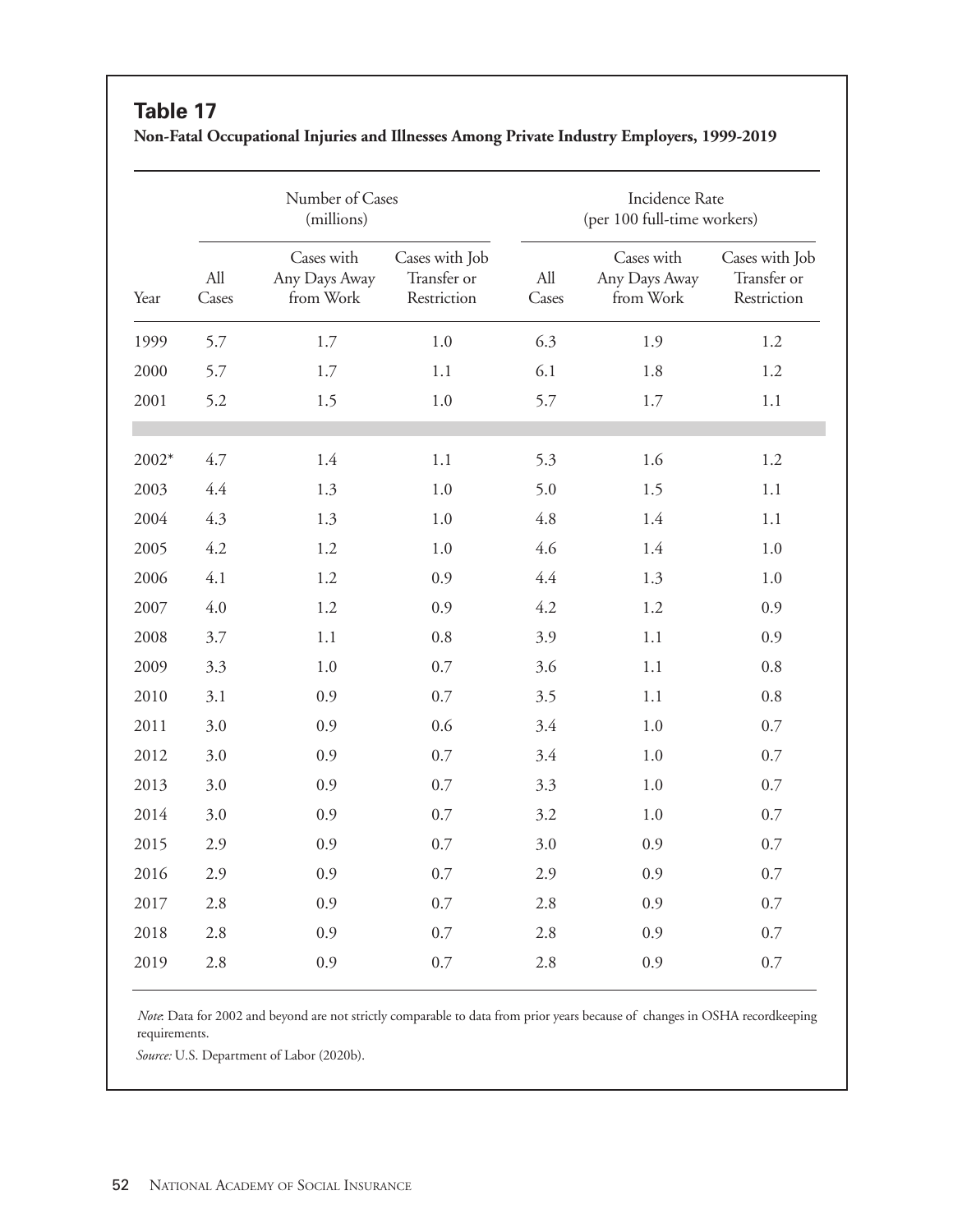## Table 17

**Non-Fatal Occupational Injuries and Illnesses Among Private Industry Employers, 1999-2019**

| | Number of Cases (millions) | | | Incidence Rate (per 100 full-time workers) | | |
|---|---|---|---|---|---|---|
| Year | All Cases | Cases with Any Days Away from Work | Cases with Job Transfer or Restriction | All Cases | Cases with Any Days Away from Work | Cases with Job Transfer or Restriction |
| 1999 | 5.7 | 1.7 | 1.0 | 6.3 | 1.9 | 1.2 |
| 2000 | 5.7 | 1.7 | 1.1 | 6.1 | 1.8 | 1.2 |
| 2001 | 5.2 | 1.5 | 1.0 | 5.7 | 1.7 | 1.1 |
| 2002* | 4.7 | 1.4 | 1.1 | 5.3 | 1.6 | 1.2 |
| 2003 | 4.4 | 1.3 | 1.0 | 5.0 | 1.5 | 1.1 |
| 2004 | 4.3 | 1.3 | 1.0 | 4.8 | 1.4 | 1.1 |
| 2005 | 4.2 | 1.2 | 1.0 | 4.6 | 1.4 | 1.0 |
| 2006 | 4.1 | 1.2 | 0.9 | 4.4 | 1.3 | 1.0 |
| 2007 | 4.0 | 1.2 | 0.9 | 4.2 | 1.2 | 0.9 |
| 2008 | 3.7 | 1.1 | 0.8 | 3.9 | 1.1 | 0.9 |
| 2009 | 3.3 | 1.0 | 0.7 | 3.6 | 1.1 | 0.8 |
| 2010 | 3.1 | 0.9 | 0.7 | 3.5 | 1.1 | 0.8 |
| 2011 | 3.0 | 0.9 | 0.6 | 3.4 | 1.0 | 0.7 |
| 2012 | 3.0 | 0.9 | 0.7 | 3.4 | 1.0 | 0.7 |
| 2013 | 3.0 | 0.9 | 0.7 | 3.3 | 1.0 | 0.7 |
| 2014 | 3.0 | 0.9 | 0.7 | 3.2 | 1.0 | 0.7 |
| 2015 | 2.9 | 0.9 | 0.7 | 3.0 | 0.9 | 0.7 |
| 2016 | 2.9 | 0.9 | 0.7 | 2.9 | 0.9 | 0.7 |
| 2017 | 2.8 | 0.9 | 0.7 | 2.8 | 0.9 | 0.7 |
| 2018 | 2.8 | 0.9 | 0.7 | 2.8 | 0.9 | 0.7 |
| 2019 | 2.8 | 0.9 | 0.7 | 2.8 | 0.9 | 0.7 |

*Note*: Data for 2002 and beyond are not strictly comparable to data from prior years because of changes in OSHA recordkeeping requirements.

*Source:* U.S. Department of Labor (2020b).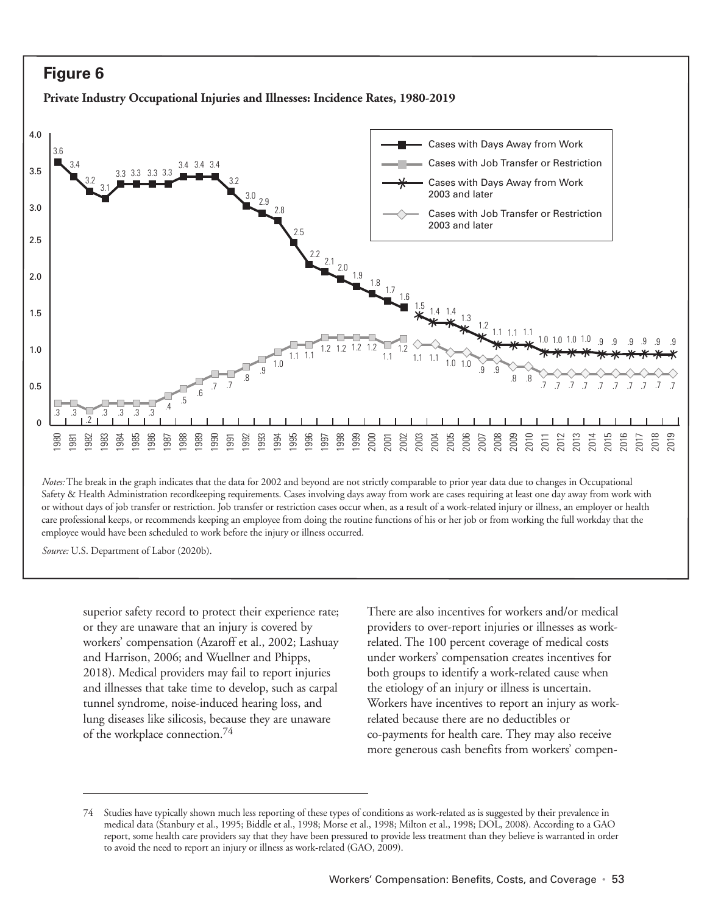## Figure 6

**Private Industry Occupational Injuries and Illnesses: Incidence Rates, 1980-2019**

| Year | Cases with Days Away from Work | Cases with Job Transfer or Restriction |
|---|---|---|
| 1980 | 3.6 | .3 |
| 1981 | 3.4 | .3 |
| 1982 | 3.2 | .2 |
| 1983 | 3.1 | .3 |
| 1984 | 3.3 | .3 |
| 1985 | 3.3 | .3 |
| 1986 | 3.3 | .3 |
| 1987 | 3.3 | .4 |
| 1988 | 3.4 | .5 |
| 1989 | 3.4 | .6 |
| 1990 | 3.4 | .7 |
| 1991 | 3.2 | .7 |
| 1992 | 3.0 | .8 |
| 1993 | 2.9 | .9 |
| 1994 | 2.8 | 1.0 |
| 1995 | 2.5 | 1.1 |
| 1996 | 2.2 | 1.1 |
| 1997 | 2.1 | 1.2 |
| 1998 | 2.0 | 1.2 |
| 1999 | 1.9 | 1.2 |
| 2000 | 1.8 | 1.2 |
| 2001 | 1.7 | 1.1 |
| 2002 | 1.6 | 1.2 |

| Year | Cases with Days Away from Work 2003 and later | Cases with Job Transfer or Restriction 2003 and later |
|---|---|---|
| 2003 | 1.5 | 1.1 |
| 2004 | 1.4 | 1.1 |
| 2005 | 1.4 | 1.0 |
| 2006 | 1.3 | 1.0 |
| 2007 | 1.2 | .9 |
| 2008 | 1.1 | .9 |
| 2009 | 1.1 | .8 |
| 2010 | 1.1 | .8 |
| 2011 | 1.0 | .7 |
| 2012 | 1.0 | .7 |
| 2013 | 1.0 | .7 |
| 2014 | 1.0 | .7 |
| 2015 | .9 | .7 |
| 2016 | .9 | .7 |
| 2017 | .9 | .7 |
| 2018 | .9 | .7 |
| 2019 | .9 | .7 |

*Notes:* The break in the graph indicates that the data for 2002 and beyond are not strictly comparable to prior year data due to changes in Occupational Safety & Health Administration recordkeeping requirements. Cases involving days away from work are cases requiring at least one day away from work with or without days of job transfer or restriction. Job transfer or restriction cases occur when, as a result of a work-related injury or illness, an employer or health care professional keeps, or recommends keeping an employee from doing the routine functions of his or her job or from working the full workday that the employee would have been scheduled to work before the injury or illness occurred.

*Source:* U.S. Department of Labor (2020b).

superior safety record to protect their experience rate; or they are unaware that an injury is covered by workers' compensation (Azaroff et al., 2002; Lashuay and Harrison, 2006; and Wuellner and Phipps, 2018). Medical providers may fail to report injuries and illnesses that take time to develop, such as carpal tunnel syndrome, noise-induced hearing loss, and lung diseases like silicosis, because they are unaware of the workplace connection.[74]

There are also incentives for workers and/or medical providers to over-report injuries or illnesses as work-related. The 100 percent coverage of medical costs under workers' compensation creates incentives for both groups to identify a work-related cause when the etiology of an injury or illness is uncertain. Workers have incentives to report an injury as work-related because there are no deductibles or co-payments for health care. They may also receive more generous cash benefits from workers' compen-

---

74 Studies have typically shown much less reporting of these types of conditions as work-related as is suggested by their prevalence in medical data (Stanbury et al., 1995; Biddle et al., 1998; Morse et al., 1998; Milton et al., 1998; DOL, 2008). According to a GAO report, some health care providers say that they have been pressured to provide less treatment than they believe is warranted in order to avoid the need to report an injury or illness as work-related (GAO, 2009).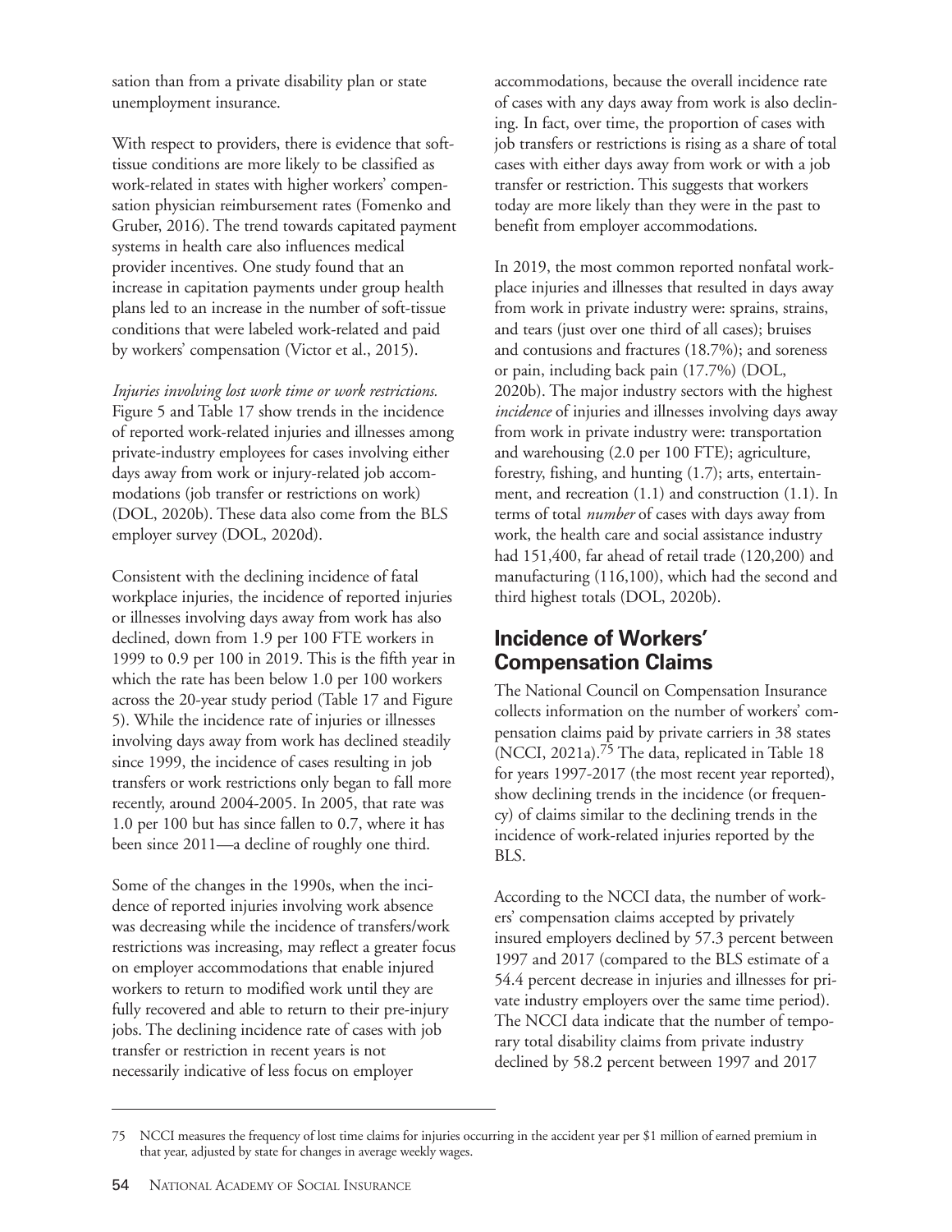sation than from a private disability plan or state unemployment insurance.

With respect to providers, there is evidence that soft-tissue conditions are more likely to be classified as work-related in states with higher workers' compensation physician reimbursement rates (Fomenko and Gruber, 2016). The trend towards capitated payment systems in health care also influences medical provider incentives. One study found that an increase in capitation payments under group health plans led to an increase in the number of soft-tissue conditions that were labeled work-related and paid by workers' compensation (Victor et al., 2015).

*Injuries involving lost work time or work restrictions.* Figure 5 and Table 17 show trends in the incidence of reported work-related injuries and illnesses among private-industry employees for cases involving either days away from work or injury-related job accommodations (job transfer or restrictions on work) (DOL, 2020b). These data also come from the BLS employer survey (DOL, 2020d).

Consistent with the declining incidence of fatal workplace injuries, the incidence of reported injuries or illnesses involving days away from work has also declined, down from 1.9 per 100 FTE workers in 1999 to 0.9 per 100 in 2019. This is the fifth year in which the rate has been below 1.0 per 100 workers across the 20-year study period (Table 17 and Figure 5). While the incidence rate of injuries or illnesses involving days away from work has declined steadily since 1999, the incidence of cases resulting in job transfers or work restrictions only began to fall more recently, around 2004-2005. In 2005, that rate was 1.0 per 100 but has since fallen to 0.7, where it has been since 2011—a decline of roughly one third.

Some of the changes in the 1990s, when the incidence of reported injuries involving work absence was decreasing while the incidence of transfers/work restrictions was increasing, may reflect a greater focus on employer accommodations that enable injured workers to return to modified work until they are fully recovered and able to return to their pre-injury jobs. The declining incidence rate of cases with job transfer or restriction in recent years is not necessarily indicative of less focus on employer accommodations, because the overall incidence rate of cases with any days away from work is also declining. In fact, over time, the proportion of cases with job transfers or restrictions is rising as a share of total cases with either days away from work or with a job transfer or restriction. This suggests that workers today are more likely than they were in the past to benefit from employer accommodations.

In 2019, the most common reported nonfatal workplace injuries and illnesses that resulted in days away from work in private industry were: sprains, strains, and tears (just over one third of all cases); bruises and contusions and fractures (18.7%); and soreness or pain, including back pain (17.7%) (DOL, 2020b). The major industry sectors with the highest *incidence* of injuries and illnesses involving days away from work in private industry were: transportation and warehousing (2.0 per 100 FTE); agriculture, forestry, fishing, and hunting (1.7); arts, entertainment, and recreation (1.1) and construction (1.1). In terms of total *number* of cases with days away from work, the health care and social assistance industry had 151,400, far ahead of retail trade (120,200) and manufacturing (116,100), which had the second and third highest totals (DOL, 2020b).

## Incidence of Workers' Compensation Claims

The National Council on Compensation Insurance collects information on the number of workers' compensation claims paid by private carriers in 38 states (NCCI, 2021a).[75] The data, replicated in Table 18 for years 1997-2017 (the most recent year reported), show declining trends in the incidence (or frequency) of claims similar to the declining trends in the incidence of work-related injuries reported by the BLS.

According to the NCCI data, the number of workers' compensation claims accepted by privately insured employers declined by 57.3 percent between 1997 and 2017 (compared to the BLS estimate of a 54.4 percent decrease in injuries and illnesses for private industry employers over the same time period). The NCCI data indicate that the number of temporary total disability claims from private industry declined by 58.2 percent between 1997 and 2017

---

75 NCCI measures the frequency of lost time claims for injuries occurring in the accident year per $1 million of earned premium in that year, adjusted by state for changes in average weekly wages.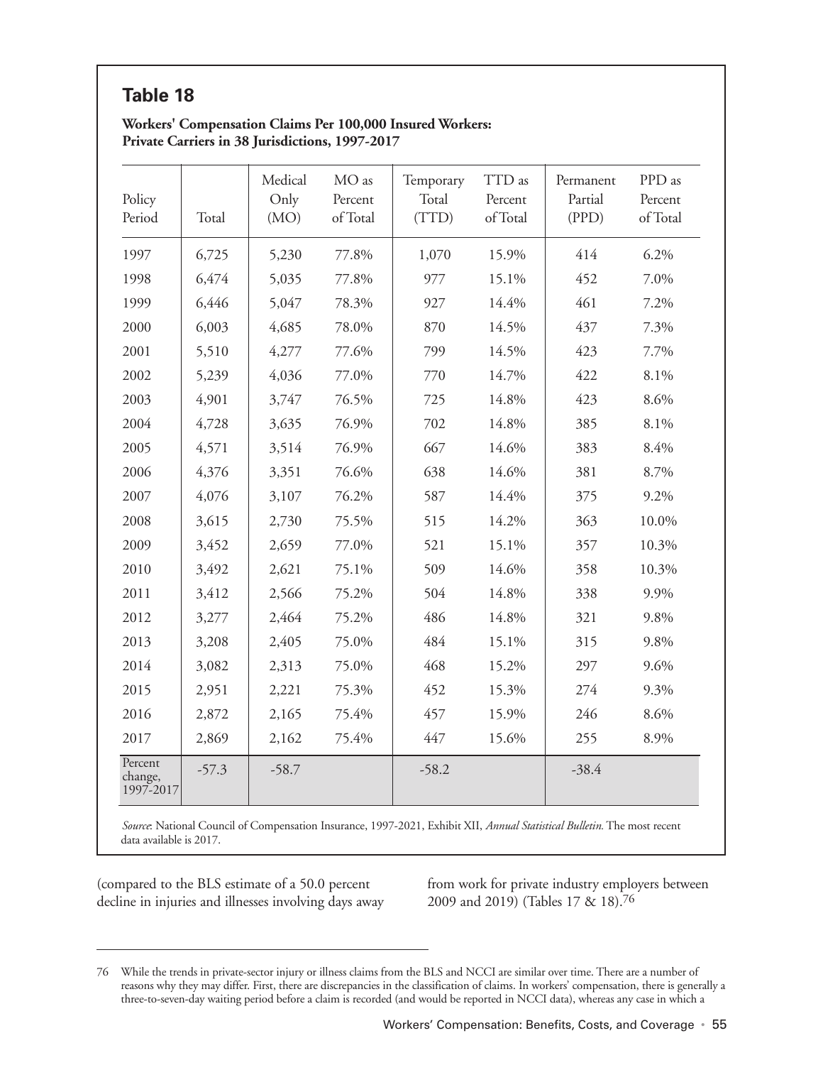## Table 18

**Workers' Compensation Claims Per 100,000 Insured Workers: Private Carriers in 38 Jurisdictions, 1997-2017**

| Policy Period | Total | Medical Only (MO) | MO as Percent of Total | Temporary Total (TTD) | TTD as Percent of Total | Permanent Partial (PPD) | PPD as Percent of Total |
|---|---|---|---|---|---|---|---|
| 1997 | 6,725 | 5,230 | 77.8% | 1,070 | 15.9% | 414 | 6.2% |
| 1998 | 6,474 | 5,035 | 77.8% | 977 | 15.1% | 452 | 7.0% |
| 1999 | 6,446 | 5,047 | 78.3% | 927 | 14.4% | 461 | 7.2% |
| 2000 | 6,003 | 4,685 | 78.0% | 870 | 14.5% | 437 | 7.3% |
| 2001 | 5,510 | 4,277 | 77.6% | 799 | 14.5% | 423 | 7.7% |
| 2002 | 5,239 | 4,036 | 77.0% | 770 | 14.7% | 422 | 8.1% |
| 2003 | 4,901 | 3,747 | 76.5% | 725 | 14.8% | 423 | 8.6% |
| 2004 | 4,728 | 3,635 | 76.9% | 702 | 14.8% | 385 | 8.1% |
| 2005 | 4,571 | 3,514 | 76.9% | 667 | 14.6% | 383 | 8.4% |
| 2006 | 4,376 | 3,351 | 76.6% | 638 | 14.6% | 381 | 8.7% |
| 2007 | 4,076 | 3,107 | 76.2% | 587 | 14.4% | 375 | 9.2% |
| 2008 | 3,615 | 2,730 | 75.5% | 515 | 14.2% | 363 | 10.0% |
| 2009 | 3,452 | 2,659 | 77.0% | 521 | 15.1% | 357 | 10.3% |
| 2010 | 3,492 | 2,621 | 75.1% | 509 | 14.6% | 358 | 10.3% |
| 2011 | 3,412 | 2,566 | 75.2% | 504 | 14.8% | 338 | 9.9% |
| 2012 | 3,277 | 2,464 | 75.2% | 486 | 14.8% | 321 | 9.8% |
| 2013 | 3,208 | 2,405 | 75.0% | 484 | 15.1% | 315 | 9.8% |
| 2014 | 3,082 | 2,313 | 75.0% | 468 | 15.2% | 297 | 9.6% |
| 2015 | 2,951 | 2,221 | 75.3% | 452 | 15.3% | 274 | 9.3% |
| 2016 | 2,872 | 2,165 | 75.4% | 457 | 15.9% | 246 | 8.6% |
| 2017 | 2,869 | 2,162 | 75.4% | 447 | 15.6% | 255 | 8.9% |
| Percent change, 1997-2017 | -57.3 | -58.7 | | -58.2 | | -38.4 | |

*Source*: National Council of Compensation Insurance, 1997-2021, Exhibit XII, *Annual Statistical Bulletin.* The most recent data available is 2017.

(compared to the BLS estimate of a 50.0 percent decline in injuries and illnesses involving days away from work for private industry employers between 2009 and 2019) (Tables 17 & 18).[76]

---

76 While the trends in private-sector injury or illness claims from the BLS and NCCI are similar over time. There are a number of reasons why they may differ. First, there are discrepancies in the classification of claims. In workers' compensation, there is generally a three-to-seven-day waiting period before a claim is recorded (and would be reported in NCCI data), whereas any case in which a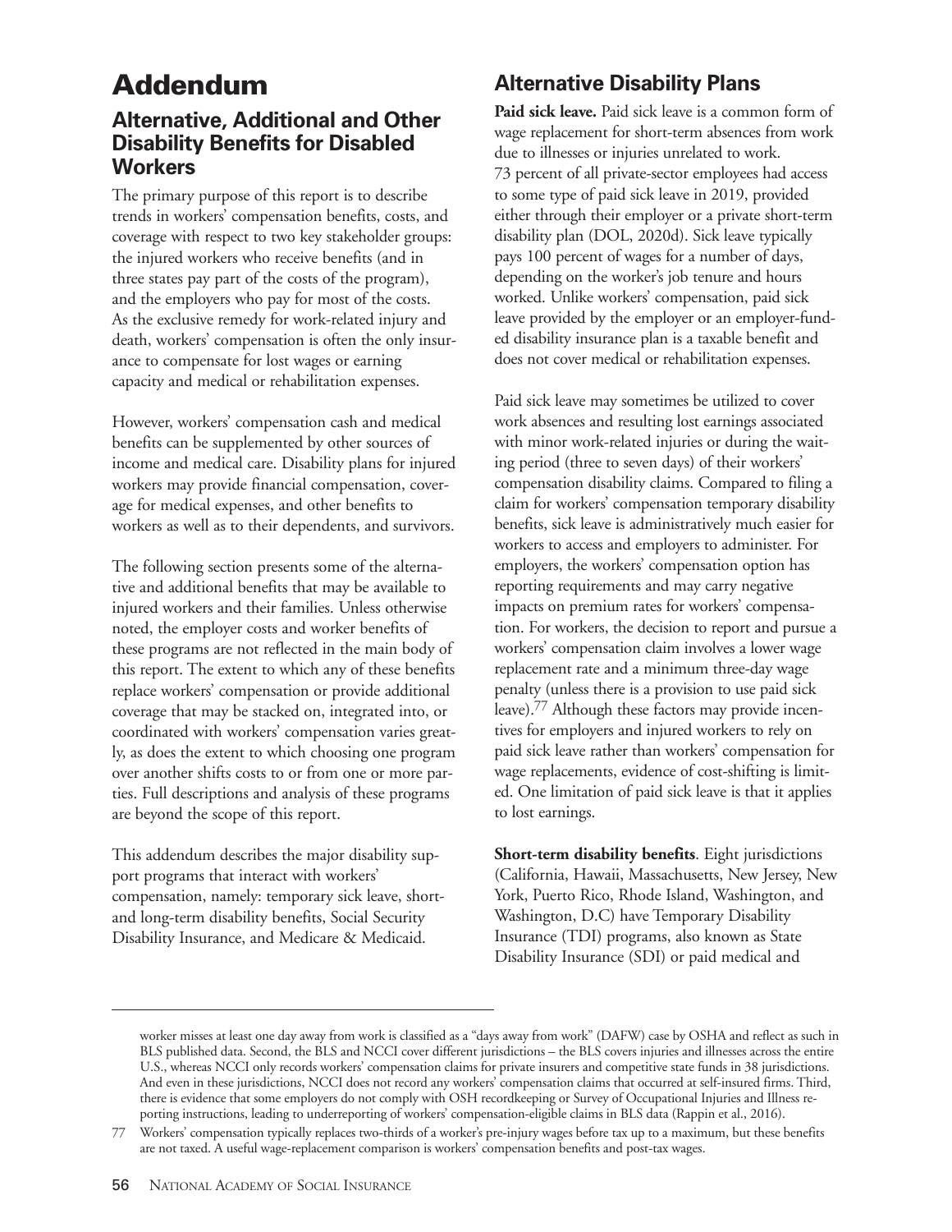# Addendum

## Alternative, Additional and Other Disability Benefits for Disabled Workers

The primary purpose of this report is to describe trends in workers' compensation benefits, costs, and coverage with respect to two key stakeholder groups: the injured workers who receive benefits (and in three states pay part of the costs of the program), and the employers who pay for most of the costs. As the exclusive remedy for work-related injury and death, workers' compensation is often the only insurance to compensate for lost wages or earning capacity and medical or rehabilitation expenses.

However, workers' compensation cash and medical benefits can be supplemented by other sources of income and medical care. Disability plans for injured workers may provide financial compensation, coverage for medical expenses, and other benefits to workers as well as to their dependents, and survivors.

The following section presents some of the alternative and additional benefits that may be available to injured workers and their families. Unless otherwise noted, the employer costs and worker benefits of these programs are not reflected in the main body of this report. The extent to which any of these benefits replace workers' compensation or provide additional coverage that may be stacked on, integrated into, or coordinated with workers' compensation varies greatly, as does the extent to which choosing one program over another shifts costs to or from one or more parties. Full descriptions and analysis of these programs are beyond the scope of this report.

This addendum describes the major disability support programs that interact with workers' compensation, namely: temporary sick leave, short- and long-term disability benefits, Social Security Disability Insurance, and Medicare & Medicaid.

## Alternative Disability Plans

**Paid sick leave.** Paid sick leave is a common form of wage replacement for short-term absences from work due to illnesses or injuries unrelated to work. 73 percent of all private-sector employees had access to some type of paid sick leave in 2019, provided either through their employer or a private short-term disability plan (DOL, 2020d). Sick leave typically pays 100 percent of wages for a number of days, depending on the worker's job tenure and hours worked. Unlike workers' compensation, paid sick leave provided by the employer or an employer-funded disability insurance plan is a taxable benefit and does not cover medical or rehabilitation expenses.

Paid sick leave may sometimes be utilized to cover work absences and resulting lost earnings associated with minor work-related injuries or during the waiting period (three to seven days) of their workers' compensation disability claims. Compared to filing a claim for workers' compensation temporary disability benefits, sick leave is administratively much easier for workers to access and employers to administer. For employers, the workers' compensation option has reporting requirements and may carry negative impacts on premium rates for workers' compensation. For workers, the decision to report and pursue a workers' compensation claim involves a lower wage replacement rate and a minimum three-day wage penalty (unless there is a provision to use paid sick leave).[77] Although these factors may provide incentives for employers and injured workers to rely on paid sick leave rather than workers' compensation for wage replacements, evidence of cost-shifting is limited. One limitation of paid sick leave is that it applies to lost earnings.

**Short-term disability benefits**. Eight jurisdictions (California, Hawaii, Massachusetts, New Jersey, New York, Puerto Rico, Rhode Island, Washington, and Washington, D.C) have Temporary Disability Insurance (TDI) programs, also known as State Disability Insurance (SDI) or paid medical and

---

worker misses at least one day away from work is classified as a "days away from work" (DAFW) case by OSHA and reflect as such in BLS published data. Second, the BLS and NCCI cover different jurisdictions – the BLS covers injuries and illnesses across the entire U.S., whereas NCCI only records workers' compensation claims for private insurers and competitive state funds in 38 jurisdictions. And even in these jurisdictions, NCCI does not record any workers' compensation claims that occurred at self-insured firms. Third, there is evidence that some employers do not comply with OSH recordkeeping or Survey of Occupational Injuries and Illness reporting instructions, leading to underreporting of workers' compensation-eligible claims in BLS data (Rappin et al., 2016).

77 Workers' compensation typically replaces two-thirds of a worker's pre-injury wages before tax up to a maximum, but these benefits are not taxed. A useful wage-replacement comparison is workers' compensation benefits and post-tax wages.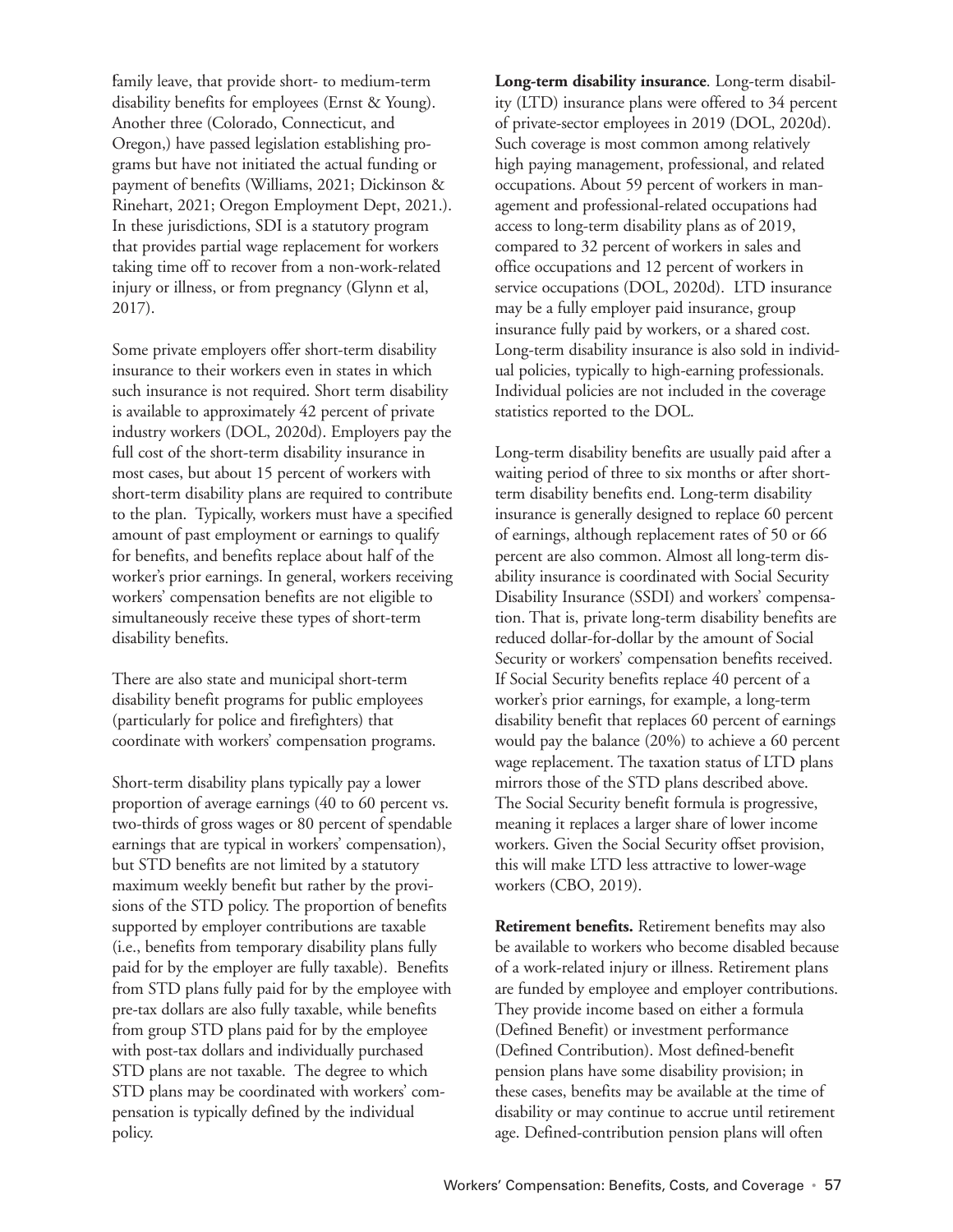family leave, that provide short- to medium-term disability benefits for employees (Ernst & Young). Another three (Colorado, Connecticut, and Oregon,) have passed legislation establishing programs but have not initiated the actual funding or payment of benefits (Williams, 2021; Dickinson & Rinehart, 2021; Oregon Employment Dept, 2021.). In these jurisdictions, SDI is a statutory program that provides partial wage replacement for workers taking time off to recover from a non-work-related injury or illness, or from pregnancy (Glynn et al, 2017).

Some private employers offer short-term disability insurance to their workers even in states in which such insurance is not required. Short term disability is available to approximately 42 percent of private industry workers (DOL, 2020d). Employers pay the full cost of the short-term disability insurance in most cases, but about 15 percent of workers with short-term disability plans are required to contribute to the plan. Typically, workers must have a specified amount of past employment or earnings to qualify for benefits, and benefits replace about half of the worker's prior earnings. In general, workers receiving workers' compensation benefits are not eligible to simultaneously receive these types of short-term disability benefits.

There are also state and municipal short-term disability benefit programs for public employees (particularly for police and firefighters) that coordinate with workers' compensation programs.

Short-term disability plans typically pay a lower proportion of average earnings (40 to 60 percent vs. two-thirds of gross wages or 80 percent of spendable earnings that are typical in workers' compensation), but STD benefits are not limited by a statutory maximum weekly benefit but rather by the provisions of the STD policy. The proportion of benefits supported by employer contributions are taxable (i.e., benefits from temporary disability plans fully paid for by the employer are fully taxable). Benefits from STD plans fully paid for by the employee with pre-tax dollars are also fully taxable, while benefits from group STD plans paid for by the employee with post-tax dollars and individually purchased STD plans are not taxable. The degree to which STD plans may be coordinated with workers' compensation is typically defined by the individual policy.

**Long-term disability insurance**. Long-term disability (LTD) insurance plans were offered to 34 percent of private-sector employees in 2019 (DOL, 2020d). Such coverage is most common among relatively high paying management, professional, and related occupations. About 59 percent of workers in management and professional-related occupations had access to long-term disability plans as of 2019, compared to 32 percent of workers in sales and office occupations and 12 percent of workers in service occupations (DOL, 2020d). LTD insurance may be a fully employer paid insurance, group insurance fully paid by workers, or a shared cost. Long-term disability insurance is also sold in individual policies, typically to high-earning professionals. Individual policies are not included in the coverage statistics reported to the DOL.

Long-term disability benefits are usually paid after a waiting period of three to six months or after short-term disability benefits end. Long-term disability insurance is generally designed to replace 60 percent of earnings, although replacement rates of 50 or 66 percent are also common. Almost all long-term disability insurance is coordinated with Social Security Disability Insurance (SSDI) and workers' compensation. That is, private long-term disability benefits are reduced dollar-for-dollar by the amount of Social Security or workers' compensation benefits received. If Social Security benefits replace 40 percent of a worker's prior earnings, for example, a long-term disability benefit that replaces 60 percent of earnings would pay the balance (20%) to achieve a 60 percent wage replacement. The taxation status of LTD plans mirrors those of the STD plans described above. The Social Security benefit formula is progressive, meaning it replaces a larger share of lower income workers. Given the Social Security offset provision, this will make LTD less attractive to lower-wage workers (CBO, 2019).

**Retirement benefits.** Retirement benefits may also be available to workers who become disabled because of a work-related injury or illness. Retirement plans are funded by employee and employer contributions. They provide income based on either a formula (Defined Benefit) or investment performance (Defined Contribution). Most defined-benefit pension plans have some disability provision; in these cases, benefits may be available at the time of disability or may continue to accrue until retirement age. Defined-contribution pension plans will often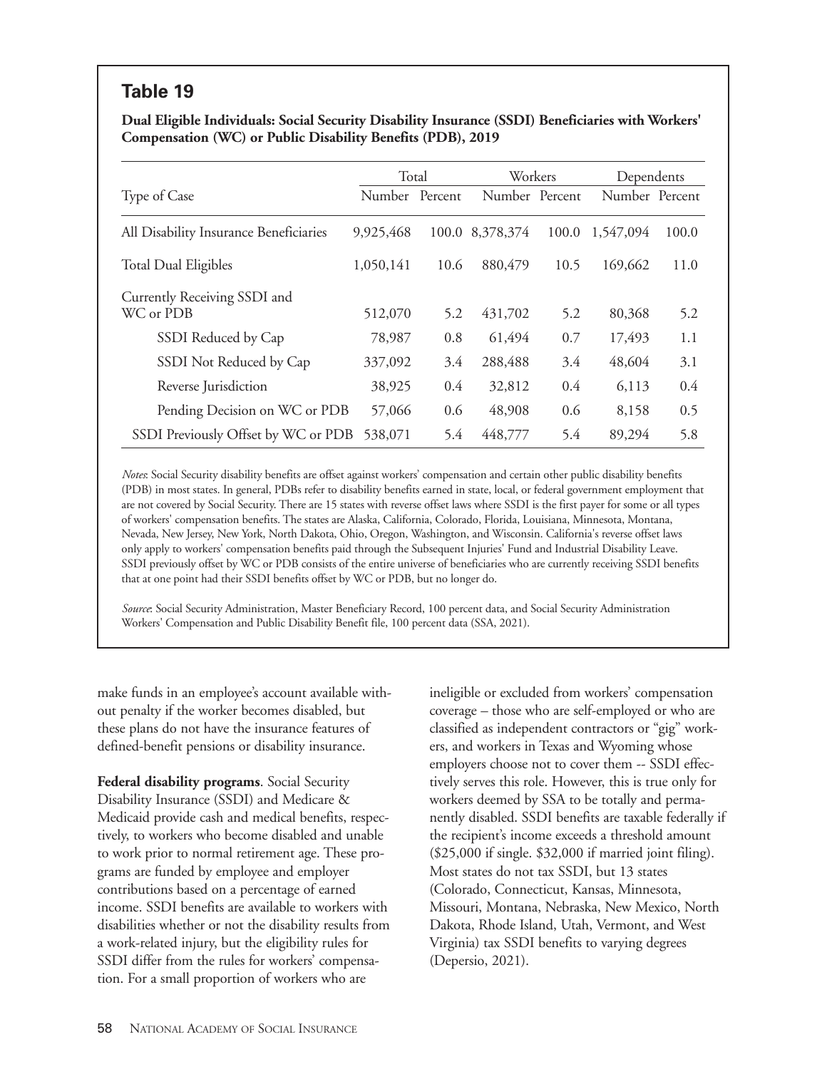## Table 19

**Dual Eligible Individuals: Social Security Disability Insurance (SSDI) Beneficiaries with Workers' Compensation (WC) or Public Disability Benefits (PDB), 2019**

| Type of Case | Total | | Workers | | Dependents | |
|---|---|---|---|---|---|---|
| | Number | Percent | Number | Percent | Number | Percent |
| All Disability Insurance Beneficiaries | 9,925,468 | 100.0 | 8,378,374 | 100.0 | 1,547,094 | 100.0 |
| Total Dual Eligibles | 1,050,141 | 10.6 | 880,479 | 10.5 | 169,662 | 11.0 |
| Currently Receiving SSDI and WC or PDB | 512,070 | 5.2 | 431,702 | 5.2 | 80,368 | 5.2 |
| SSDI Reduced by Cap | 78,987 | 0.8 | 61,494 | 0.7 | 17,493 | 1.1 |
| SSDI Not Reduced by Cap | 337,092 | 3.4 | 288,488 | 3.4 | 48,604 | 3.1 |
| Reverse Jurisdiction | 38,925 | 0.4 | 32,812 | 0.4 | 6,113 | 0.4 |
| Pending Decision on WC or PDB | 57,066 | 0.6 | 48,908 | 0.6 | 8,158 | 0.5 |
| SSDI Previously Offset by WC or PDB | 538,071 | 5.4 | 448,777 | 5.4 | 89,294 | 5.8 |

*Notes*: Social Security disability benefits are offset against workers' compensation and certain other public disability benefits (PDB) in most states. In general, PDBs refer to disability benefits earned in state, local, or federal government employment that are not covered by Social Security. There are 15 states with reverse offset laws where SSDI is the first payer for some or all types of workers' compensation benefits. The states are Alaska, California, Colorado, Florida, Louisiana, Minnesota, Montana, Nevada, New Jersey, New York, North Dakota, Ohio, Oregon, Washington, and Wisconsin. California's reverse offset laws only apply to workers' compensation benefits paid through the Subsequent Injuries' Fund and Industrial Disability Leave. SSDI previously offset by WC or PDB consists of the entire universe of beneficiaries who are currently receiving SSDI benefits that at one point had their SSDI benefits offset by WC or PDB, but no longer do.

*Source*: Social Security Administration, Master Beneficiary Record, 100 percent data, and Social Security Administration Workers' Compensation and Public Disability Benefit file, 100 percent data (SSA, 2021).

make funds in an employee's account available without penalty if the worker becomes disabled, but these plans do not have the insurance features of defined-benefit pensions or disability insurance.

**Federal disability programs**. Social Security Disability Insurance (SSDI) and Medicare & Medicaid provide cash and medical benefits, respectively, to workers who become disabled and unable to work prior to normal retirement age. These programs are funded by employee and employer contributions based on a percentage of earned income. SSDI benefits are available to workers with disabilities whether or not the disability results from a work-related injury, but the eligibility rules for SSDI differ from the rules for workers' compensation. For a small proportion of workers who are ineligible or excluded from workers' compensation coverage – those who are self-employed or who are classified as independent contractors or "gig" workers, and workers in Texas and Wyoming whose employers choose not to cover them -- SSDI effectively serves this role. However, this is true only for workers deemed by SSA to be totally and permanently disabled. SSDI benefits are taxable federally if the recipient's income exceeds a threshold amount ($25,000 if single. $32,000 if married joint filing). Most states do not tax SSDI, but 13 states (Colorado, Connecticut, Kansas, Minnesota, Missouri, Montana, Nebraska, New Mexico, North Dakota, Rhode Island, Utah, Vermont, and West Virginia) tax SSDI benefits to varying degrees (Depersio, 2021).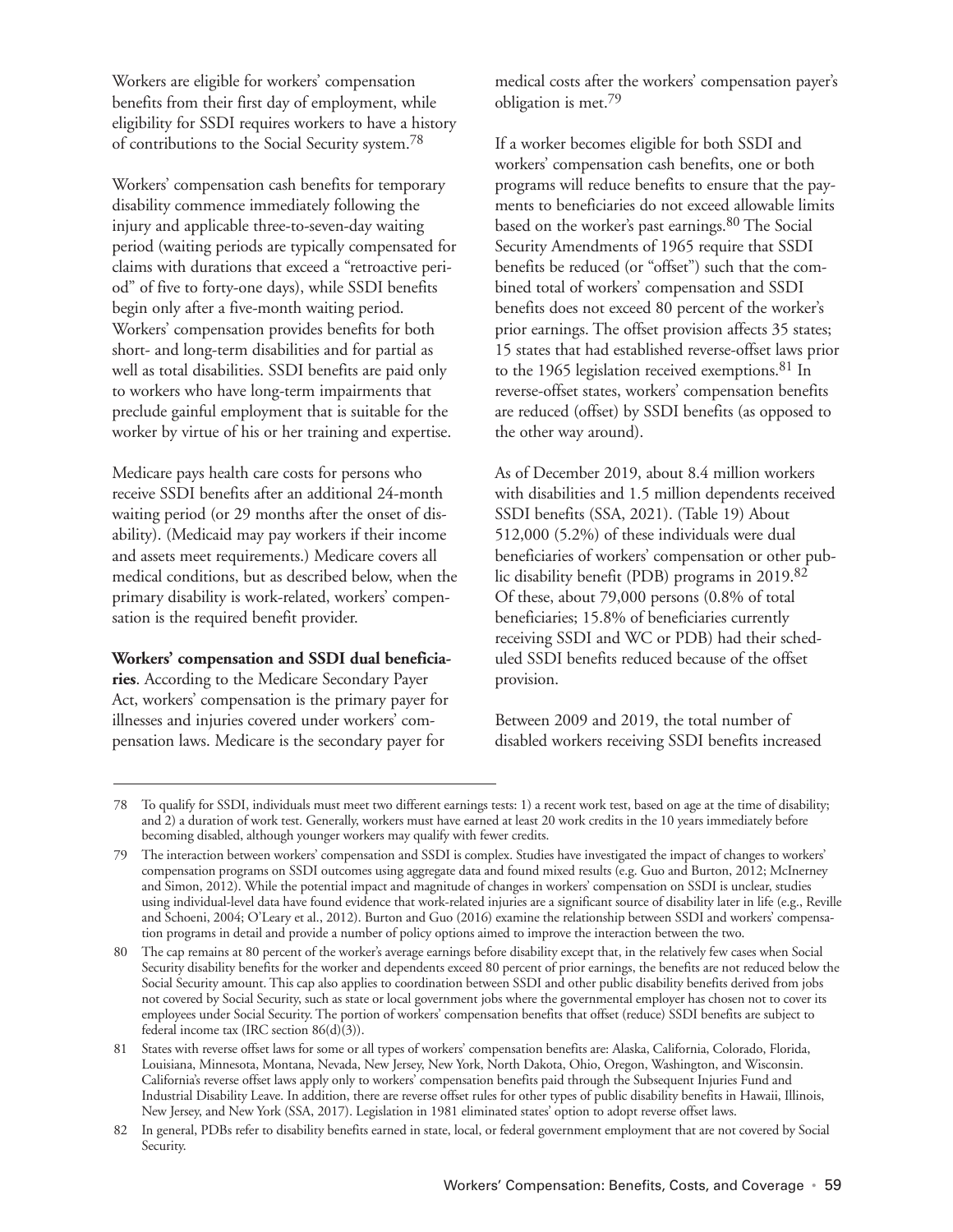Workers are eligible for workers' compensation benefits from their first day of employment, while eligibility for SSDI requires workers to have a history of contributions to the Social Security system.[78]

Workers' compensation cash benefits for temporary disability commence immediately following the injury and applicable three-to-seven-day waiting period (waiting periods are typically compensated for claims with durations that exceed a "retroactive period" of five to forty-one days), while SSDI benefits begin only after a five-month waiting period. Workers' compensation provides benefits for both short- and long-term disabilities and for partial as well as total disabilities. SSDI benefits are paid only to workers who have long-term impairments that preclude gainful employment that is suitable for the worker by virtue of his or her training and expertise.

Medicare pays health care costs for persons who receive SSDI benefits after an additional 24-month waiting period (or 29 months after the onset of disability). (Medicaid may pay workers if their income and assets meet requirements.) Medicare covers all medical conditions, but as described below, when the primary disability is work-related, workers' compensation is the required benefit provider.

**Workers' compensation and SSDI dual beneficiaries**. According to the Medicare Secondary Payer Act, workers' compensation is the primary payer for illnesses and injuries covered under workers' compensation laws. Medicare is the secondary payer for medical costs after the workers' compensation payer's obligation is met.[79]

If a worker becomes eligible for both SSDI and workers' compensation cash benefits, one or both programs will reduce benefits to ensure that the payments to beneficiaries do not exceed allowable limits based on the worker's past earnings.[80] The Social Security Amendments of 1965 require that SSDI benefits be reduced (or "offset") such that the combined total of workers' compensation and SSDI benefits does not exceed 80 percent of the worker's prior earnings. The offset provision affects 35 states; 15 states that had established reverse-offset laws prior to the 1965 legislation received exemptions.[81] In reverse-offset states, workers' compensation benefits are reduced (offset) by SSDI benefits (as opposed to the other way around).

As of December 2019, about 8.4 million workers with disabilities and 1.5 million dependents received SSDI benefits (SSA, 2021). (Table 19) About 512,000 (5.2%) of these individuals were dual beneficiaries of workers' compensation or other public disability benefit (PDB) programs in 2019.[82] Of these, about 79,000 persons (0.8% of total beneficiaries; 15.8% of beneficiaries currently receiving SSDI and WC or PDB) had their scheduled SSDI benefits reduced because of the offset provision.

Between 2009 and 2019, the total number of disabled workers receiving SSDI benefits increased

---

78 To qualify for SSDI, individuals must meet two different earnings tests: 1) a recent work test, based on age at the time of disability; and 2) a duration of work test. Generally, workers must have earned at least 20 work credits in the 10 years immediately before becoming disabled, although younger workers may qualify with fewer credits.

79 The interaction between workers' compensation and SSDI is complex. Studies have investigated the impact of changes to workers' compensation programs on SSDI outcomes using aggregate data and found mixed results (e.g. Guo and Burton, 2012; McInerney and Simon, 2012). While the potential impact and magnitude of changes in workers' compensation on SSDI is unclear, studies using individual-level data have found evidence that work-related injuries are a significant source of disability later in life (e.g., Reville and Schoeni, 2004; O'Leary et al., 2012). Burton and Guo (2016) examine the relationship between SSDI and workers' compensation programs in detail and provide a number of policy options aimed to improve the interaction between the two.

80 The cap remains at 80 percent of the worker's average earnings before disability except that, in the relatively few cases when Social Security disability benefits for the worker and dependents exceed 80 percent of prior earnings, the benefits are not reduced below the Social Security amount. This cap also applies to coordination between SSDI and other public disability benefits derived from jobs not covered by Social Security, such as state or local government jobs where the governmental employer has chosen not to cover its employees under Social Security. The portion of workers' compensation benefits that offset (reduce) SSDI benefits are subject to federal income tax (IRC section 86(d)(3)).

81 States with reverse offset laws for some or all types of workers' compensation benefits are: Alaska, California, Colorado, Florida, Louisiana, Minnesota, Montana, Nevada, New Jersey, New York, North Dakota, Ohio, Oregon, Washington, and Wisconsin. California's reverse offset laws apply only to workers' compensation benefits paid through the Subsequent Injuries Fund and Industrial Disability Leave. In addition, there are reverse offset rules for other types of public disability benefits in Hawaii, Illinois, New Jersey, and New York (SSA, 2017). Legislation in 1981 eliminated states' option to adopt reverse offset laws.

82 In general, PDBs refer to disability benefits earned in state, local, or federal government employment that are not covered by Social Security.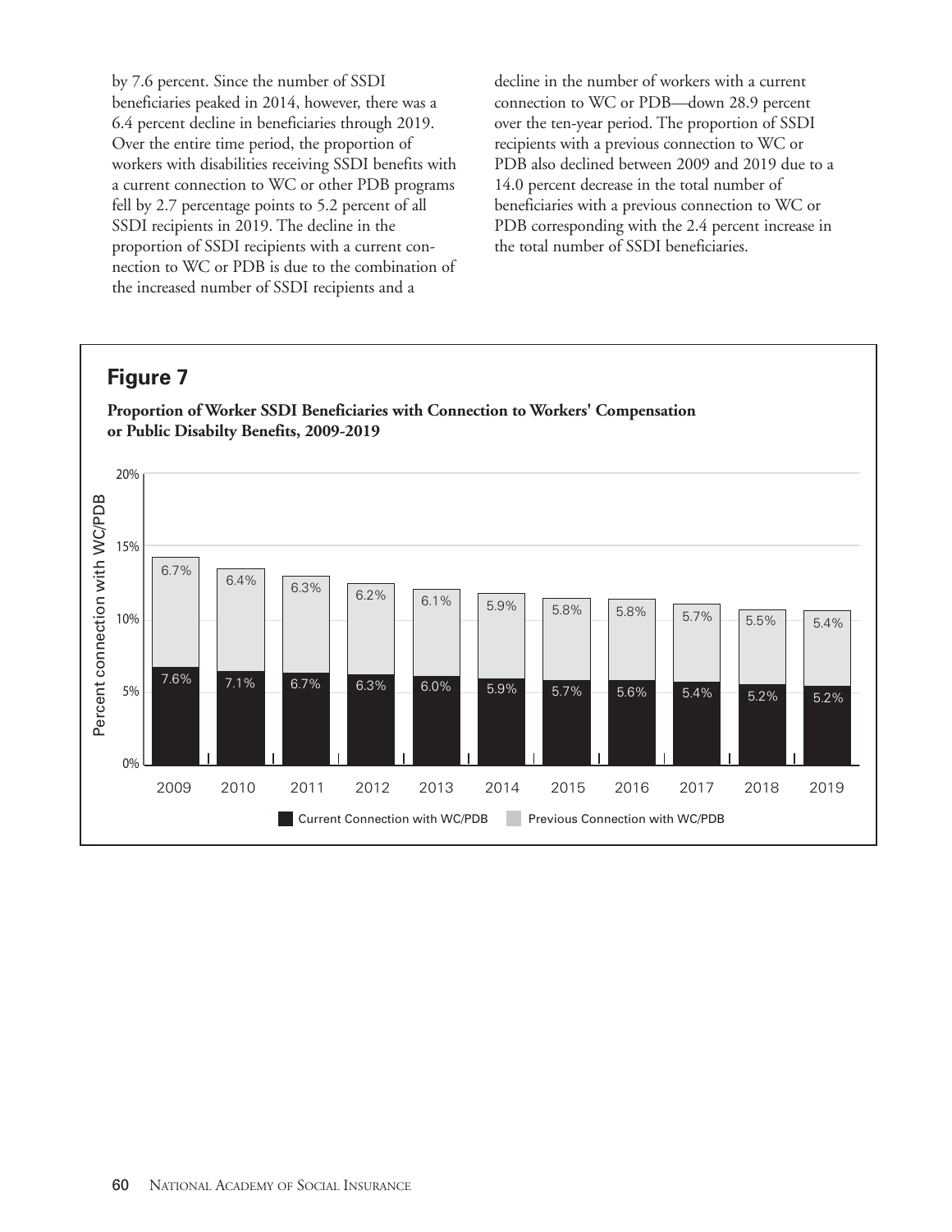by 7.6 percent. Since the number of SSDI beneficiaries peaked in 2014, however, there was a 6.4 percent decline in beneficiaries through 2019. Over the entire time period, the proportion of workers with disabilities receiving SSDI benefits with a current connection to WC or other PDB programs fell by 2.7 percentage points to 5.2 percent of all SSDI recipients in 2019. The decline in the proportion of SSDI recipients with a current connection to WC or PDB is due to the combination of the increased number of SSDI recipients and a decline in the number of workers with a current connection to WC or PDB—down 28.9 percent over the ten-year period. The proportion of SSDI recipients with a previous connection to WC or PDB also declined between 2009 and 2019 due to a 14.0 percent decrease in the total number of beneficiaries with a previous connection to WC or PDB corresponding with the 2.4 percent increase in the total number of SSDI beneficiaries.

## Figure 7

**Proportion of Worker SSDI Beneficiaries with Connection to Workers' Compensation or Public Disabilty Benefits, 2009-2019**

| Year | Current Connection with WC/PDB | Previous Connection with WC/PDB |
|---|---|---|
| 2009 | 7.6% | 6.7% |
| 2010 | 7.1% | 6.4% |
| 2011 | 6.7% | 6.3% |
| 2012 | 6.3% | 6.2% |
| 2013 | 6.0% | 6.1% |
| 2014 | 5.9% | 5.9% |
| 2015 | 5.7% | 5.8% |
| 2016 | 5.6% | 5.8% |
| 2017 | 5.4% | 5.7% |
| 2018 | 5.2% | 5.5% |
| 2019 | 5.2% | 5.4% |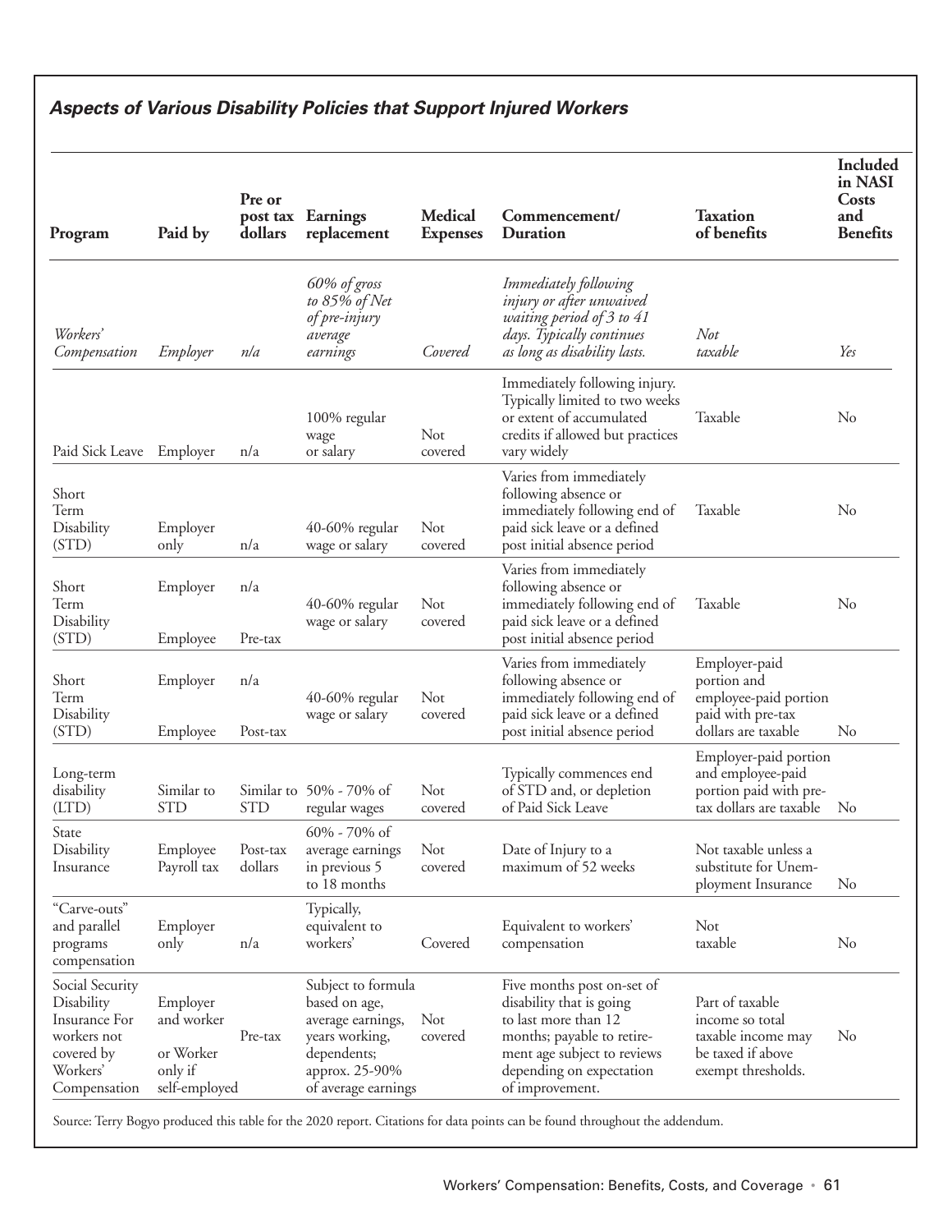### *Aspects of Various Disability Policies that Support Injured Workers*

| Program | Paid by | Pre or post tax dollars | Earnings replacement | Medical Expenses | Commencement/ Duration | Taxation of benefits | Included in NASI Costs and Benefits |
|---|---|---|---|---|---|---|---|
| *Workers' Compensation* | *Employer* | *n/a* | *60% of gross to 85% of Net of pre-injury average earnings* | *Covered* | *Immediately following injury or after unwaived waiting period of 3 to 41 days. Typically continues as long as disability lasts.* | *Not taxable* | *Yes* |
| Paid Sick Leave | Employer | n/a | 100% regular wage or salary | Not covered | Immediately following injury. Typically limited to two weeks or extent of accumulated credits if allowed but practices vary widely | Taxable | No |
| Short Term Disability (STD) | Employer only | n/a | 40-60% regular wage or salary | Not covered | Varies from immediately following absence or immediately following end of paid sick leave or a defined post initial absence period | Taxable | No |
| Short Term Disability (STD) | Employer<br>Employee | n/a<br>Pre-tax | 40-60% regular wage or salary | Not covered | Varies from immediately following absence or immediately following end of paid sick leave or a defined post initial absence period | Taxable | No |
| Short Term Disability (STD) | Employer<br>Employee | n/a<br>Post-tax | 40-60% regular wage or salary | Not covered | Varies from immediately following absence or immediately following end of paid sick leave or a defined post initial absence period | Employer-paid portion and employee-paid portion paid with pre-tax dollars are taxable | No |
| Long-term disability (LTD) | Similar to STD | Similar to STD | 50% - 70% of regular wages | Not covered | Typically commences end of STD and, or depletion of Paid Sick Leave | Employer-paid portion and employee-paid portion paid with pre-tax dollars are taxable | No |
| State Disability Insurance | Employee Payroll tax | Post-tax dollars | 60% - 70% of average earnings in previous 5 to 18 months | Not covered | Date of Injury to a maximum of 52 weeks | Not taxable unless a substitute for Unemployment Insurance | No |
| "Carve-outs" and parallel programs compensation | Employer only | n/a | Typically, equivalent to workers' | Covered | Equivalent to workers' compensation | Not taxable | No |
| Social Security Disability Insurance For workers not covered by Workers' Compensation | Employer and worker<br>or Worker only if self-employed | Pre-tax | Subject to formula based on age, average earnings, years working, dependents; approx. 25-90% of average earnings | Not covered | Five months post on-set of disability that is going to last more than 12 months; payable to retirement age subject to reviews depending on expectation of improvement. | Part of taxable income so total taxable income may be taxed if above exempt thresholds. | No |

Source: Terry Bogyo produced this table for the 2020 report. Citations for data points can be found throughout the addendum.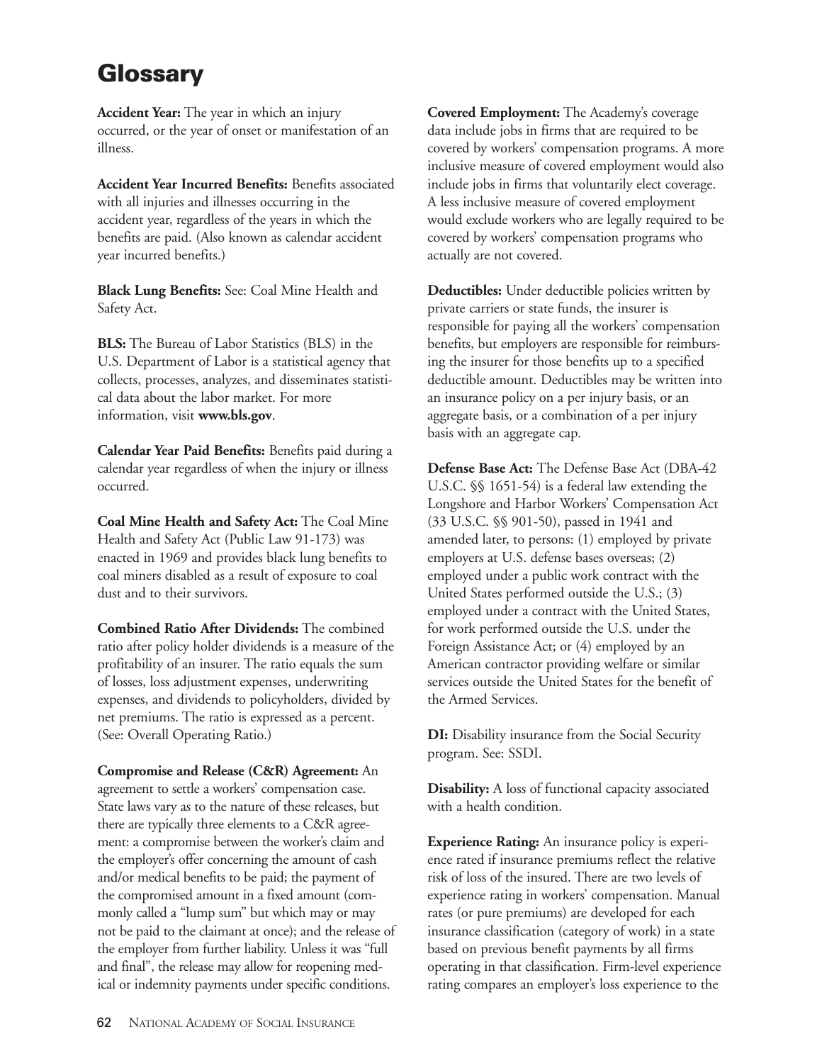# Glossary

**Accident Year:** The year in which an injury occurred, or the year of onset or manifestation of an illness.

**Accident Year Incurred Benefits:** Benefits associated with all injuries and illnesses occurring in the accident year, regardless of the years in which the benefits are paid. (Also known as calendar accident year incurred benefits.)

**Black Lung Benefits:** See: Coal Mine Health and Safety Act.

**BLS:** The Bureau of Labor Statistics (BLS) in the U.S. Department of Labor is a statistical agency that collects, processes, analyzes, and disseminates statistical data about the labor market. For more information, visit **www.bls.gov**.

**Calendar Year Paid Benefits:** Benefits paid during a calendar year regardless of when the injury or illness occurred.

**Coal Mine Health and Safety Act:** The Coal Mine Health and Safety Act (Public Law 91-173) was enacted in 1969 and provides black lung benefits to coal miners disabled as a result of exposure to coal dust and to their survivors.

**Combined Ratio After Dividends:** The combined ratio after policy holder dividends is a measure of the profitability of an insurer. The ratio equals the sum of losses, loss adjustment expenses, underwriting expenses, and dividends to policyholders, divided by net premiums. The ratio is expressed as a percent. (See: Overall Operating Ratio.)

**Compromise and Release (C&R) Agreement:** An agreement to settle a workers' compensation case. State laws vary as to the nature of these releases, but there are typically three elements to a C&R agreement: a compromise between the worker's claim and the employer's offer concerning the amount of cash and/or medical benefits to be paid; the payment of the compromised amount in a fixed amount (commonly called a "lump sum" but which may or may not be paid to the claimant at once); and the release of the employer from further liability. Unless it was "full and final", the release may allow for reopening medical or indemnity payments under specific conditions.

**Covered Employment:** The Academy's coverage data include jobs in firms that are required to be covered by workers' compensation programs. A more inclusive measure of covered employment would also include jobs in firms that voluntarily elect coverage. A less inclusive measure of covered employment would exclude workers who are legally required to be covered by workers' compensation programs who actually are not covered.

**Deductibles:** Under deductible policies written by private carriers or state funds, the insurer is responsible for paying all the workers' compensation benefits, but employers are responsible for reimbursing the insurer for those benefits up to a specified deductible amount. Deductibles may be written into an insurance policy on a per injury basis, or an aggregate basis, or a combination of a per injury basis with an aggregate cap.

**Defense Base Act:** The Defense Base Act (DBA-42 U.S.C. §§ 1651-54) is a federal law extending the Longshore and Harbor Workers' Compensation Act (33 U.S.C. §§ 901-50), passed in 1941 and amended later, to persons: (1) employed by private employers at U.S. defense bases overseas; (2) employed under a public work contract with the United States performed outside the U.S.; (3) employed under a contract with the United States, for work performed outside the U.S. under the Foreign Assistance Act; or (4) employed by an American contractor providing welfare or similar services outside the United States for the benefit of the Armed Services.

**DI:** Disability insurance from the Social Security program. See: SSDI.

**Disability:** A loss of functional capacity associated with a health condition.

**Experience Rating:** An insurance policy is experience rated if insurance premiums reflect the relative risk of loss of the insured. There are two levels of experience rating in workers' compensation. Manual rates (or pure premiums) are developed for each insurance classification (category of work) in a state based on previous benefit payments by all firms operating in that classification. Firm-level experience rating compares an employer's loss experience to the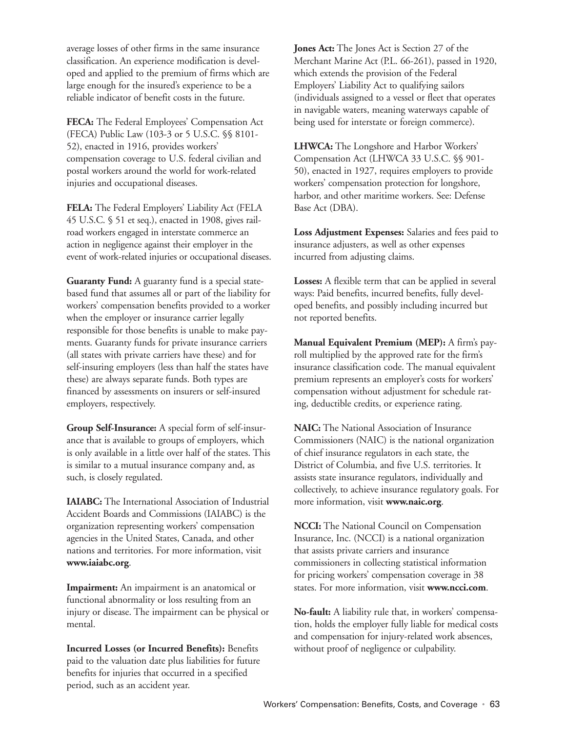average losses of other firms in the same insurance classification. An experience modification is developed and applied to the premium of firms which are large enough for the insured's experience to be a reliable indicator of benefit costs in the future.

**FECA:** The Federal Employees' Compensation Act (FECA) Public Law (103-3 or 5 U.S.C. §§ 8101-52), enacted in 1916, provides workers' compensation coverage to U.S. federal civilian and postal workers around the world for work-related injuries and occupational diseases.

**FELA:** The Federal Employers' Liability Act (FELA 45 U.S.C. § 51 et seq.), enacted in 1908, gives railroad workers engaged in interstate commerce an action in negligence against their employer in the event of work-related injuries or occupational diseases.

**Guaranty Fund:** A guaranty fund is a special state-based fund that assumes all or part of the liability for workers' compensation benefits provided to a worker when the employer or insurance carrier legally responsible for those benefits is unable to make payments. Guaranty funds for private insurance carriers (all states with private carriers have these) and for self-insuring employers (less than half the states have these) are always separate funds. Both types are financed by assessments on insurers or self-insured employers, respectively.

**Group Self-Insurance:** A special form of self-insurance that is available to groups of employers, which is only available in a little over half of the states. This is similar to a mutual insurance company and, as such, is closely regulated.

**IAIABC:** The International Association of Industrial Accident Boards and Commissions (IAIABC) is the organization representing workers' compensation agencies in the United States, Canada, and other nations and territories. For more information, visit **www.iaiabc.org**.

**Impairment:** An impairment is an anatomical or functional abnormality or loss resulting from an injury or disease. The impairment can be physical or mental.

**Incurred Losses (or Incurred Benefits):** Benefits paid to the valuation date plus liabilities for future benefits for injuries that occurred in a specified period, such as an accident year.

**Jones Act:** The Jones Act is Section 27 of the Merchant Marine Act (P.L. 66-261), passed in 1920, which extends the provision of the Federal Employers' Liability Act to qualifying sailors (individuals assigned to a vessel or fleet that operates in navigable waters, meaning waterways capable of being used for interstate or foreign commerce).

**LHWCA:** The Longshore and Harbor Workers' Compensation Act (LHWCA 33 U.S.C. §§ 901-50), enacted in 1927, requires employers to provide workers' compensation protection for longshore, harbor, and other maritime workers. See: Defense Base Act (DBA).

**Loss Adjustment Expenses:** Salaries and fees paid to insurance adjusters, as well as other expenses incurred from adjusting claims.

**Losses:** A flexible term that can be applied in several ways: Paid benefits, incurred benefits, fully developed benefits, and possibly including incurred but not reported benefits.

**Manual Equivalent Premium (MEP):** A firm's payroll multiplied by the approved rate for the firm's insurance classification code. The manual equivalent premium represents an employer's costs for workers' compensation without adjustment for schedule rating, deductible credits, or experience rating.

**NAIC:** The National Association of Insurance Commissioners (NAIC) is the national organization of chief insurance regulators in each state, the District of Columbia, and five U.S. territories. It assists state insurance regulators, individually and collectively, to achieve insurance regulatory goals. For more information, visit **www.naic.org**.

**NCCI:** The National Council on Compensation Insurance, Inc. (NCCI) is a national organization that assists private carriers and insurance commissioners in collecting statistical information for pricing workers' compensation coverage in 38 states. For more information, visit **www.ncci.com**.

**No-fault:** A liability rule that, in workers' compensation, holds the employer fully liable for medical costs and compensation for injury-related work absences, without proof of negligence or culpability.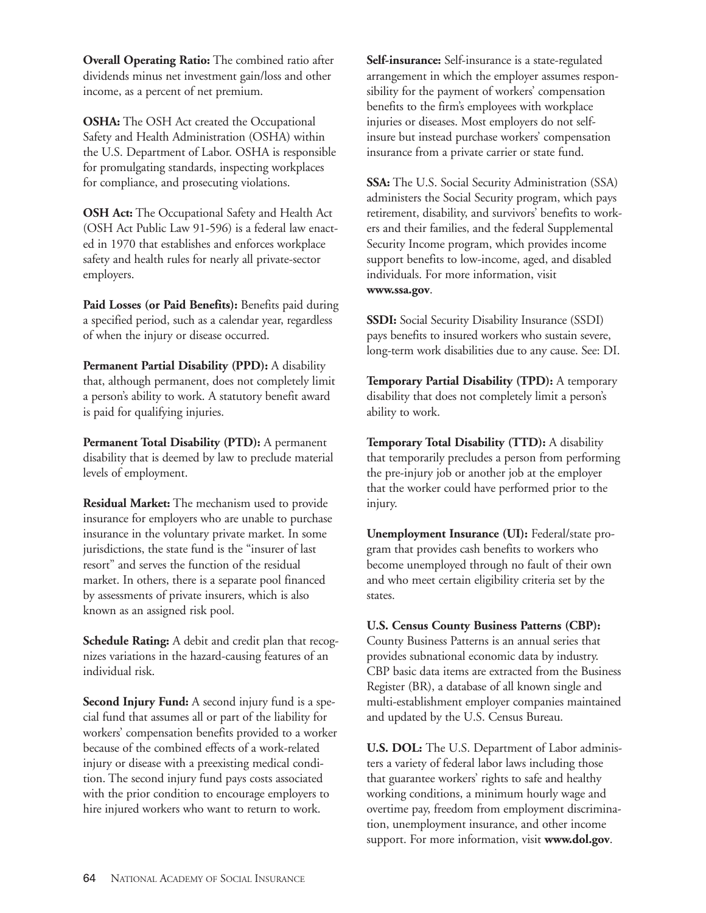**Overall Operating Ratio:** The combined ratio after dividends minus net investment gain/loss and other income, as a percent of net premium.

**OSHA:** The OSH Act created the Occupational Safety and Health Administration (OSHA) within the U.S. Department of Labor. OSHA is responsible for promulgating standards, inspecting workplaces for compliance, and prosecuting violations.

**OSH Act:** The Occupational Safety and Health Act (OSH Act Public Law 91-596) is a federal law enacted in 1970 that establishes and enforces workplace safety and health rules for nearly all private-sector employers.

**Paid Losses (or Paid Benefits):** Benefits paid during a specified period, such as a calendar year, regardless of when the injury or disease occurred.

**Permanent Partial Disability (PPD):** A disability that, although permanent, does not completely limit a person's ability to work. A statutory benefit award is paid for qualifying injuries.

**Permanent Total Disability (PTD):** A permanent disability that is deemed by law to preclude material levels of employment.

**Residual Market:** The mechanism used to provide insurance for employers who are unable to purchase insurance in the voluntary private market. In some jurisdictions, the state fund is the "insurer of last resort" and serves the function of the residual market. In others, there is a separate pool financed by assessments of private insurers, which is also known as an assigned risk pool.

**Schedule Rating:** A debit and credit plan that recognizes variations in the hazard-causing features of an individual risk.

**Second Injury Fund:** A second injury fund is a special fund that assumes all or part of the liability for workers' compensation benefits provided to a worker because of the combined effects of a work-related injury or disease with a preexisting medical condition. The second injury fund pays costs associated with the prior condition to encourage employers to hire injured workers who want to return to work.

**Self-insurance:** Self-insurance is a state-regulated arrangement in which the employer assumes responsibility for the payment of workers' compensation benefits to the firm's employees with workplace injuries or diseases. Most employers do not self-insure but instead purchase workers' compensation insurance from a private carrier or state fund.

**SSA:** The U.S. Social Security Administration (SSA) administers the Social Security program, which pays retirement, disability, and survivors' benefits to workers and their families, and the federal Supplemental Security Income program, which provides income support benefits to low-income, aged, and disabled individuals. For more information, visit **www.ssa.gov**.

**SSDI:** Social Security Disability Insurance (SSDI) pays benefits to insured workers who sustain severe, long-term work disabilities due to any cause. See: DI.

**Temporary Partial Disability (TPD):** A temporary disability that does not completely limit a person's ability to work.

**Temporary Total Disability (TTD):** A disability that temporarily precludes a person from performing the pre-injury job or another job at the employer that the worker could have performed prior to the injury.

**Unemployment Insurance (UI):** Federal/state program that provides cash benefits to workers who become unemployed through no fault of their own and who meet certain eligibility criteria set by the states.

**U.S. Census County Business Patterns (CBP):** County Business Patterns is an annual series that provides subnational economic data by industry. CBP basic data items are extracted from the Business Register (BR), a database of all known single and multi-establishment employer companies maintained and updated by the U.S. Census Bureau.

**U.S. DOL:** The U.S. Department of Labor administers a variety of federal labor laws including those that guarantee workers' rights to safe and healthy working conditions, a minimum hourly wage and overtime pay, freedom from employment discrimination, unemployment insurance, and other income support. For more information, visit **www.dol.gov**.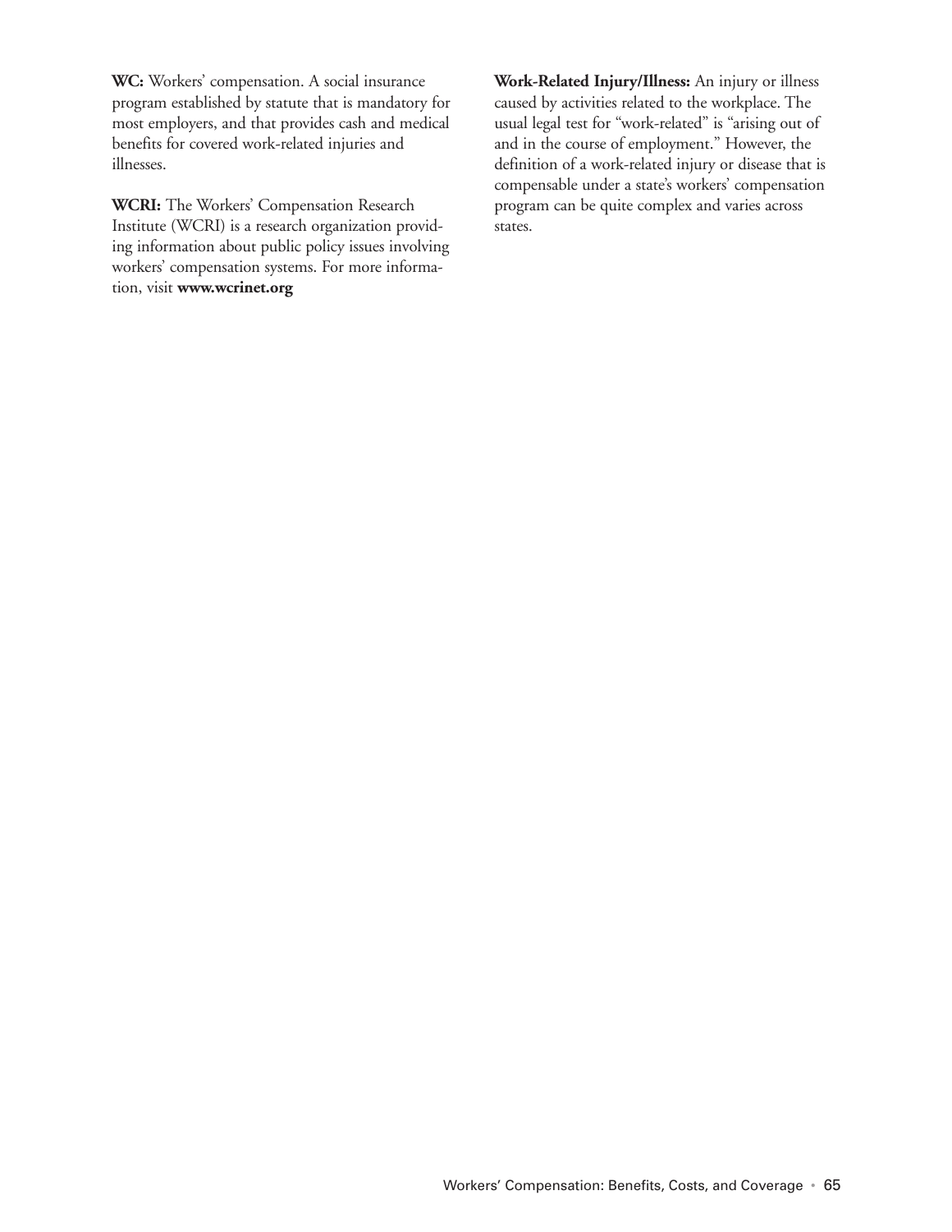**WC:** Workers' compensation. A social insurance program established by statute that is mandatory for most employers, and that provides cash and medical benefits for covered work-related injuries and illnesses.

**WCRI:** The Workers' Compensation Research Institute (WCRI) is a research organization providing information about public policy issues involving workers' compensation systems. For more information, visit **www.wcrinet.org**

**Work-Related Injury/Illness:** An injury or illness caused by activities related to the workplace. The usual legal test for "work-related" is "arising out of and in the course of employment." However, the definition of a work-related injury or disease that is compensable under a state's workers' compensation program can be quite complex and varies across states.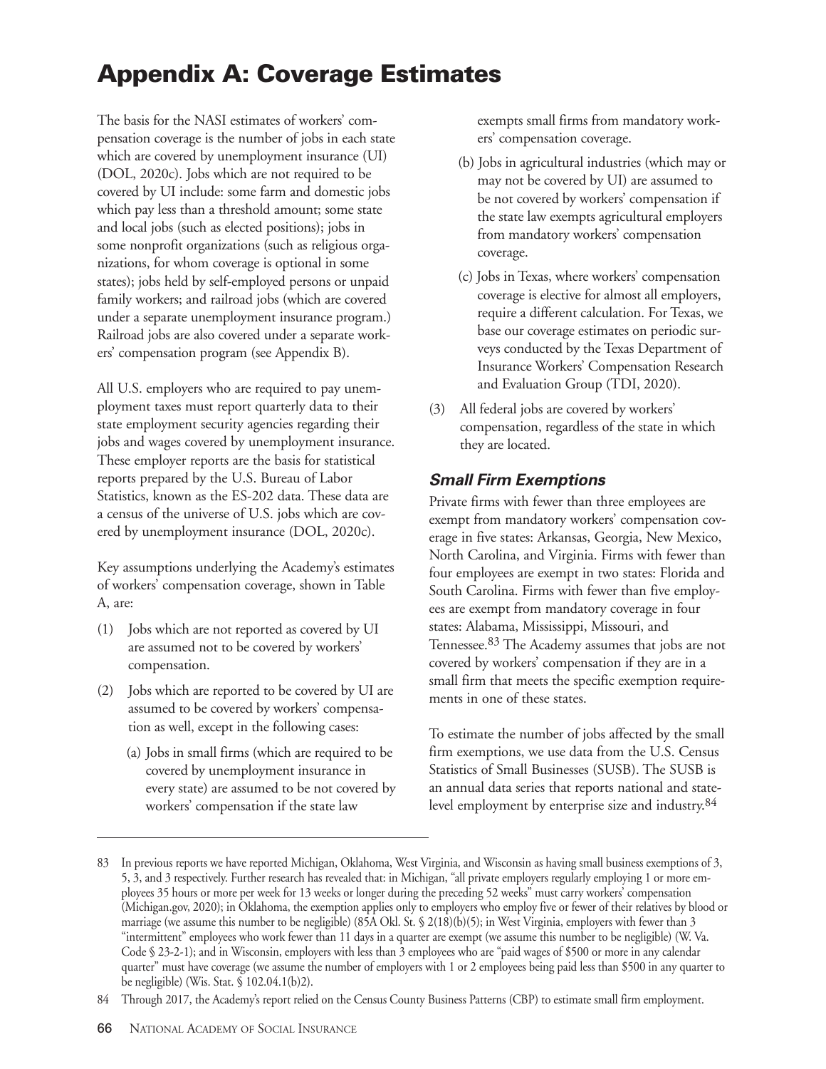# Appendix A: Coverage Estimates

The basis for the NASI estimates of workers' compensation coverage is the number of jobs in each state which are covered by unemployment insurance (UI) (DOL, 2020c). Jobs which are not required to be covered by UI include: some farm and domestic jobs which pay less than a threshold amount; some state and local jobs (such as elected positions); jobs in some nonprofit organizations (such as religious organizations, for whom coverage is optional in some states); jobs held by self-employed persons or unpaid family workers; and railroad jobs (which are covered under a separate unemployment insurance program.) Railroad jobs are also covered under a separate workers' compensation program (see Appendix B).

All U.S. employers who are required to pay unemployment taxes must report quarterly data to their state employment security agencies regarding their jobs and wages covered by unemployment insurance. These employer reports are the basis for statistical reports prepared by the U.S. Bureau of Labor Statistics, known as the ES-202 data. These data are a census of the universe of U.S. jobs which are covered by unemployment insurance (DOL, 2020c).

Key assumptions underlying the Academy's estimates of workers' compensation coverage, shown in Table A, are:

(1) Jobs which are not reported as covered by UI are assumed not to be covered by workers' compensation.

(2) Jobs which are reported to be covered by UI are assumed to be covered by workers' compensation as well, except in the following cases:

   (a) Jobs in small firms (which are required to be covered by unemployment insurance in every state) are assumed to be not covered by workers' compensation if the state law exempts small firms from mandatory workers' compensation coverage.

   (b) Jobs in agricultural industries (which may or may not be covered by UI) are assumed to be not covered by workers' compensation if the state law exempts agricultural employers from mandatory workers' compensation coverage.

   (c) Jobs in Texas, where workers' compensation coverage is elective for almost all employers, require a different calculation. For Texas, we base our coverage estimates on periodic surveys conducted by the Texas Department of Insurance Workers' Compensation Research and Evaluation Group (TDI, 2020).

(3) All federal jobs are covered by workers' compensation, regardless of the state in which they are located.

### *Small Firm Exemptions*

Private firms with fewer than three employees are exempt from mandatory workers' compensation coverage in five states: Arkansas, Georgia, New Mexico, North Carolina, and Virginia. Firms with fewer than four employees are exempt in two states: Florida and South Carolina. Firms with fewer than five employees are exempt from mandatory coverage in four states: Alabama, Mississippi, Missouri, and Tennessee.[83] The Academy assumes that jobs are not covered by workers' compensation if they are in a small firm that meets the specific exemption requirements in one of these states.

To estimate the number of jobs affected by the small firm exemptions, we use data from the U.S. Census Statistics of Small Businesses (SUSB). The SUSB is an annual data series that reports national and state-level employment by enterprise size and industry.[84]

---

83 In previous reports we have reported Michigan, Oklahoma, West Virginia, and Wisconsin as having small business exemptions of 3, 5, 3, and 3 respectively. Further research has revealed that: in Michigan, "all private employers regularly employing 1 or more employees 35 hours or more per week for 13 weeks or longer during the preceding 52 weeks" must carry workers' compensation (Michigan.gov, 2020); in Oklahoma, the exemption applies only to employers who employ five or fewer of their relatives by blood or marriage (we assume this number to be negligible) (85A Okl. St. § 2(18)(b)(5); in West Virginia, employers with fewer than 3 "intermittent" employees who work fewer than 11 days in a quarter are exempt (we assume this number to be negligible) (W. Va. Code § 23-2-1); and in Wisconsin, employers with less than 3 employees who are "paid wages of $500 or more in any calendar quarter" must have coverage (we assume the number of employers with 1 or 2 employees being paid less than $500 in any quarter to be negligible) (Wis. Stat. § 102.04.1(b)2).

84 Through 2017, the Academy's report relied on the Census County Business Patterns (CBP) to estimate small firm employment.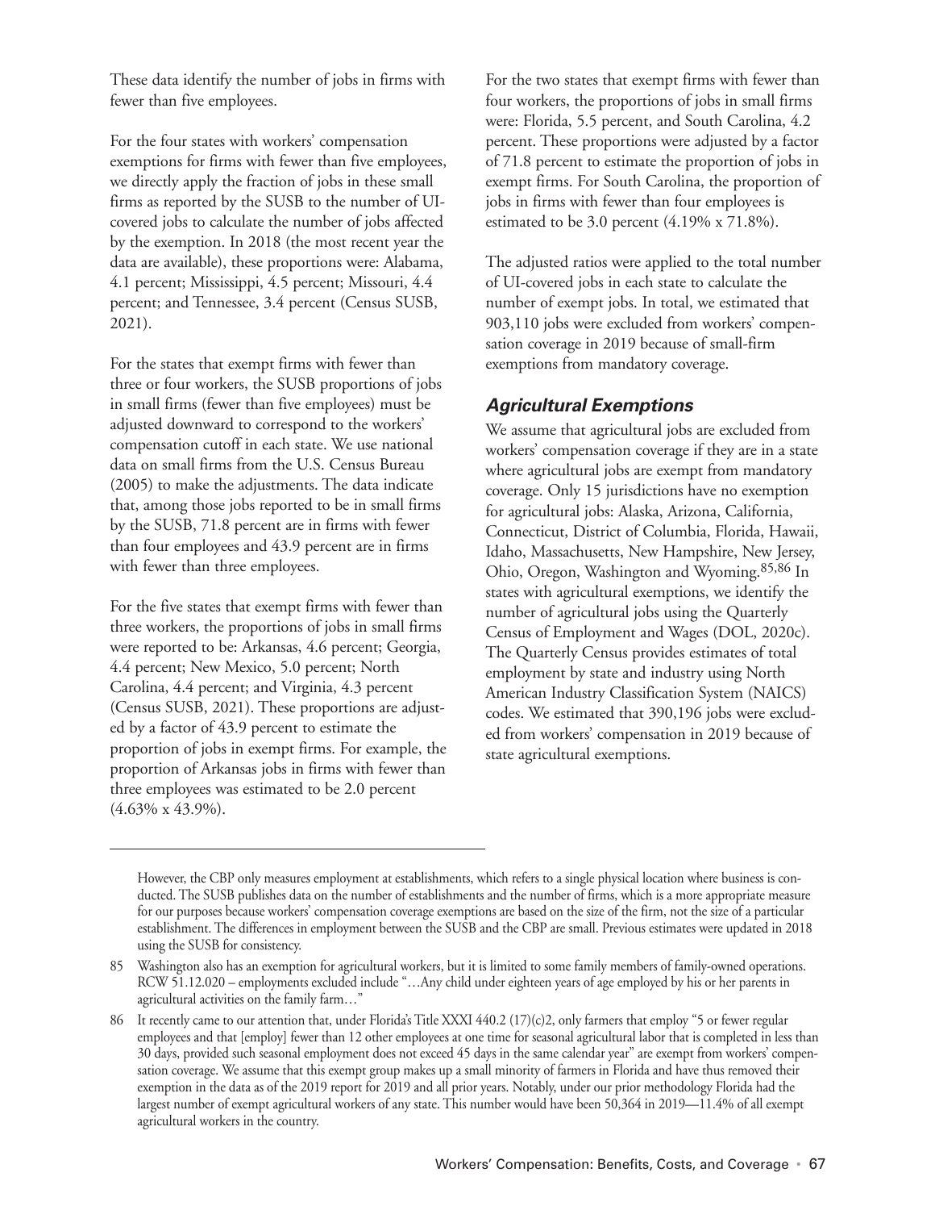These data identify the number of jobs in firms with fewer than five employees.

For the four states with workers' compensation exemptions for firms with fewer than five employees, we directly apply the fraction of jobs in these small firms as reported by the SUSB to the number of UI-covered jobs to calculate the number of jobs affected by the exemption. In 2018 (the most recent year the data are available), these proportions were: Alabama, 4.1 percent; Mississippi, 4.5 percent; Missouri, 4.4 percent; and Tennessee, 3.4 percent (Census SUSB, 2021).

For the states that exempt firms with fewer than three or four workers, the SUSB proportions of jobs in small firms (fewer than five employees) must be adjusted downward to correspond to the workers' compensation cutoff in each state. We use national data on small firms from the U.S. Census Bureau (2005) to make the adjustments. The data indicate that, among those jobs reported to be in small firms by the SUSB, 71.8 percent are in firms with fewer than four employees and 43.9 percent are in firms with fewer than three employees.

For the five states that exempt firms with fewer than three workers, the proportions of jobs in small firms were reported to be: Arkansas, 4.6 percent; Georgia, 4.4 percent; New Mexico, 5.0 percent; North Carolina, 4.4 percent; and Virginia, 4.3 percent (Census SUSB, 2021). These proportions are adjusted by a factor of 43.9 percent to estimate the proportion of jobs in exempt firms. For example, the proportion of Arkansas jobs in firms with fewer than three employees was estimated to be 2.0 percent (4.63% x 43.9%).

For the two states that exempt firms with fewer than four workers, the proportions of jobs in small firms were: Florida, 5.5 percent, and South Carolina, 4.2 percent. These proportions were adjusted by a factor of 71.8 percent to estimate the proportion of jobs in exempt firms. For South Carolina, the proportion of jobs in firms with fewer than four employees is estimated to be 3.0 percent (4.19% x 71.8%).

The adjusted ratios were applied to the total number of UI-covered jobs in each state to calculate the number of exempt jobs. In total, we estimated that 903,110 jobs were excluded from workers' compensation coverage in 2019 because of small-firm exemptions from mandatory coverage.

### *Agricultural Exemptions*

We assume that agricultural jobs are excluded from workers' compensation coverage if they are in a state where agricultural jobs are exempt from mandatory coverage. Only 15 jurisdictions have no exemption for agricultural jobs: Alaska, Arizona, California, Connecticut, District of Columbia, Florida, Hawaii, Idaho, Massachusetts, New Hampshire, New Jersey, Ohio, Oregon, Washington and Wyoming.[85,86] In states with agricultural exemptions, we identify the number of agricultural jobs using the Quarterly Census of Employment and Wages (DOL, 2020c). The Quarterly Census provides estimates of total employment by state and industry using North American Industry Classification System (NAICS) codes. We estimated that 390,196 jobs were excluded from workers' compensation in 2019 because of state agricultural exemptions.

---

However, the CBP only measures employment at establishments, which refers to a single physical location where business is conducted. The SUSB publishes data on the number of establishments and the number of firms, which is a more appropriate measure for our purposes because workers' compensation coverage exemptions are based on the size of the firm, not the size of a particular establishment. The differences in employment between the SUSB and the CBP are small. Previous estimates were updated in 2018 using the SUSB for consistency.

85 Washington also has an exemption for agricultural workers, but it is limited to some family members of family-owned operations. RCW 51.12.020 – employments excluded include "…Any child under eighteen years of age employed by his or her parents in agricultural activities on the family farm…"

86 It recently came to our attention that, under Florida's Title XXXI 440.2 (17)(c)2, only farmers that employ "5 or fewer regular employees and that [employ] fewer than 12 other employees at one time for seasonal agricultural labor that is completed in less than 30 days, provided such seasonal employment does not exceed 45 days in the same calendar year" are exempt from workers' compensation coverage. We assume that this exempt group makes up a small minority of farmers in Florida and have thus removed their exemption in the data as of the 2019 report for 2019 and all prior years. Notably, under our prior methodology Florida had the largest number of exempt agricultural workers of any state. This number would have been 50,364 in 2019—11.4% of all exempt agricultural workers in the country.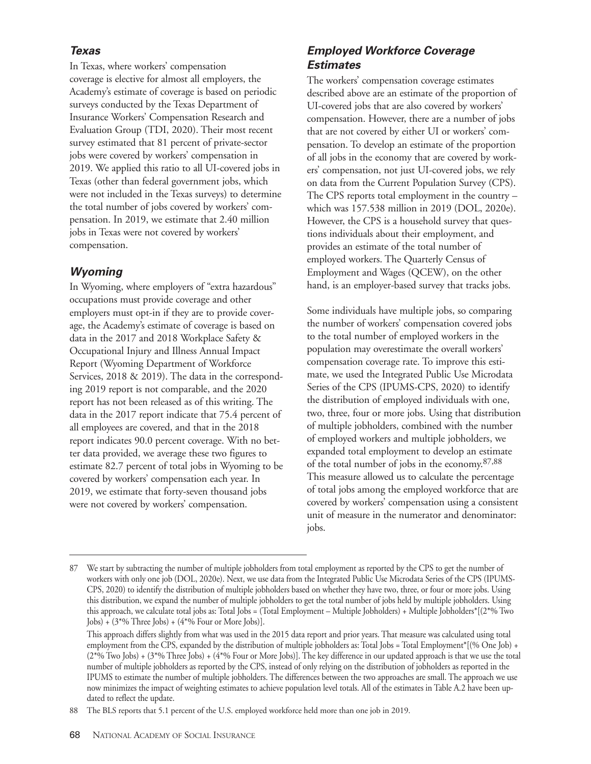### *Texas*

In Texas, where workers' compensation coverage is elective for almost all employers, the Academy's estimate of coverage is based on periodic surveys conducted by the Texas Department of Insurance Workers' Compensation Research and Evaluation Group (TDI, 2020). Their most recent survey estimated that 81 percent of private-sector jobs were covered by workers' compensation in 2019. We applied this ratio to all UI-covered jobs in Texas (other than federal government jobs, which were not included in the Texas surveys) to determine the total number of jobs covered by workers' compensation. In 2019, we estimate that 2.40 million jobs in Texas were not covered by workers' compensation.

### *Wyoming*

In Wyoming, where employers of "extra hazardous" occupations must provide coverage and other employers must opt-in if they are to provide coverage, the Academy's estimate of coverage is based on data in the 2017 and 2018 Workplace Safety & Occupational Injury and Illness Annual Impact Report (Wyoming Department of Workforce Services, 2018 & 2019). The data in the corresponding 2019 report is not comparable, and the 2020 report has not been released as of this writing. The data in the 2017 report indicate that 75.4 percent of all employees are covered, and that in the 2018 report indicates 90.0 percent coverage. With no better data provided, we average these two figures to estimate 82.7 percent of total jobs in Wyoming to be covered by workers' compensation each year. In 2019, we estimate that forty-seven thousand jobs were not covered by workers' compensation.

### *Employed Workforce Coverage Estimates*

The workers' compensation coverage estimates described above are an estimate of the proportion of UI-covered jobs that are also covered by workers' compensation. However, there are a number of jobs that are not covered by either UI or workers' compensation. To develop an estimate of the proportion of all jobs in the economy that are covered by workers' compensation, not just UI-covered jobs, we rely on data from the Current Population Survey (CPS). The CPS reports total employment in the country – which was 157.538 million in 2019 (DOL, 2020e). However, the CPS is a household survey that questions individuals about their employment, and provides an estimate of the total number of employed workers. The Quarterly Census of Employment and Wages (QCEW), on the other hand, is an employer-based survey that tracks jobs.

Some individuals have multiple jobs, so comparing the number of workers' compensation covered jobs to the total number of employed workers in the population may overestimate the overall workers' compensation coverage rate. To improve this estimate, we used the Integrated Public Use Microdata Series of the CPS (IPUMS-CPS, 2020) to identify the distribution of employed individuals with one, two, three, four or more jobs. Using that distribution of multiple jobholders, combined with the number of employed workers and multiple jobholders, we expanded total employment to develop an estimate of the total number of jobs in the economy.[87,88] This measure allowed us to calculate the percentage of total jobs among the employed workforce that are covered by workers' compensation using a consistent unit of measure in the numerator and denominator: jobs.

---

87 We start by subtracting the number of multiple jobholders from total employment as reported by the CPS to get the number of workers with only one job (DOL, 2020e). Next, we use data from the Integrated Public Use Microdata Series of the CPS (IPUMS-CPS, 2020) to identify the distribution of multiple jobholders based on whether they have two, three, or four or more jobs. Using this distribution, we expand the number of multiple jobholders to get the total number of jobs held by multiple jobholders. Using this approach, we calculate total jobs as: Total Jobs = (Total Employment – Multiple Jobholders) + Multiple Jobholders*[(2*% Two Jobs) + (3*% Three Jobs) + (4*% Four or More Jobs)].

This approach differs slightly from what was used in the 2015 data report and prior years. That measure was calculated using total employment from the CPS, expanded by the distribution of multiple jobholders as: Total Jobs = Total Employment*[(% One Job) + (2*% Two Jobs) + (3*% Three Jobs) + (4*% Four or More Jobs)]. The key difference in our updated approach is that we use the total number of multiple jobholders as reported by the CPS, instead of only relying on the distribution of jobholders as reported in the IPUMS to estimate the number of multiple jobholders. The differences between the two approaches are small. The approach we use now minimizes the impact of weighting estimates to achieve population level totals. All of the estimates in Table A.2 have been updated to reflect the update.

88 The BLS reports that 5.1 percent of the U.S. employed workforce held more than one job in 2019.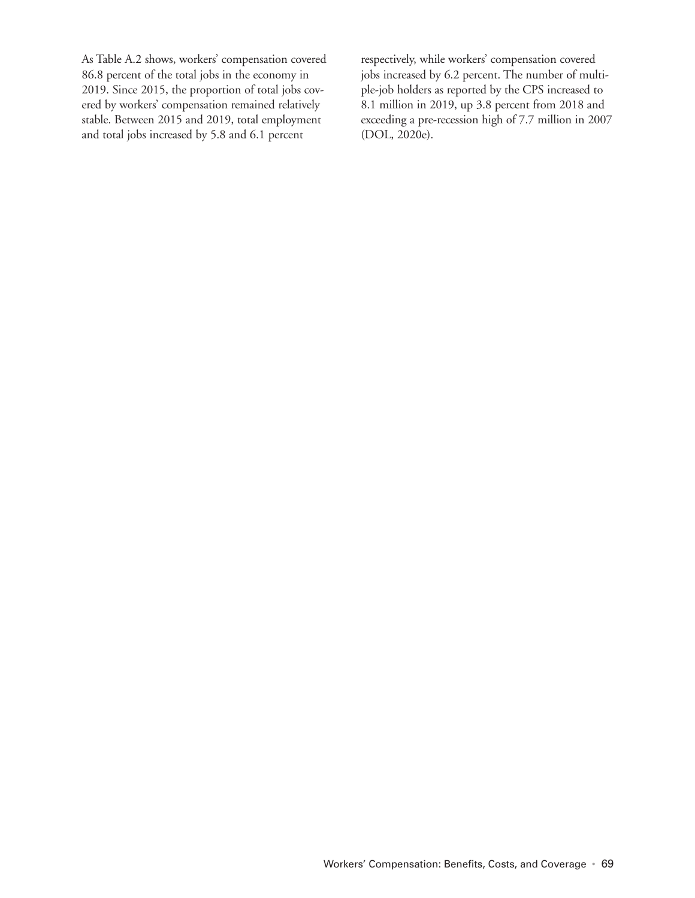As Table A.2 shows, workers' compensation covered 86.8 percent of the total jobs in the economy in 2019. Since 2015, the proportion of total jobs covered by workers' compensation remained relatively stable. Between 2015 and 2019, total employment and total jobs increased by 5.8 and 6.1 percent respectively, while workers' compensation covered jobs increased by 6.2 percent. The number of multiple-job holders as reported by the CPS increased to 8.1 million in 2019, up 3.8 percent from 2018 and exceeding a pre-recession high of 7.7 million in 2007 (DOL, 2020e).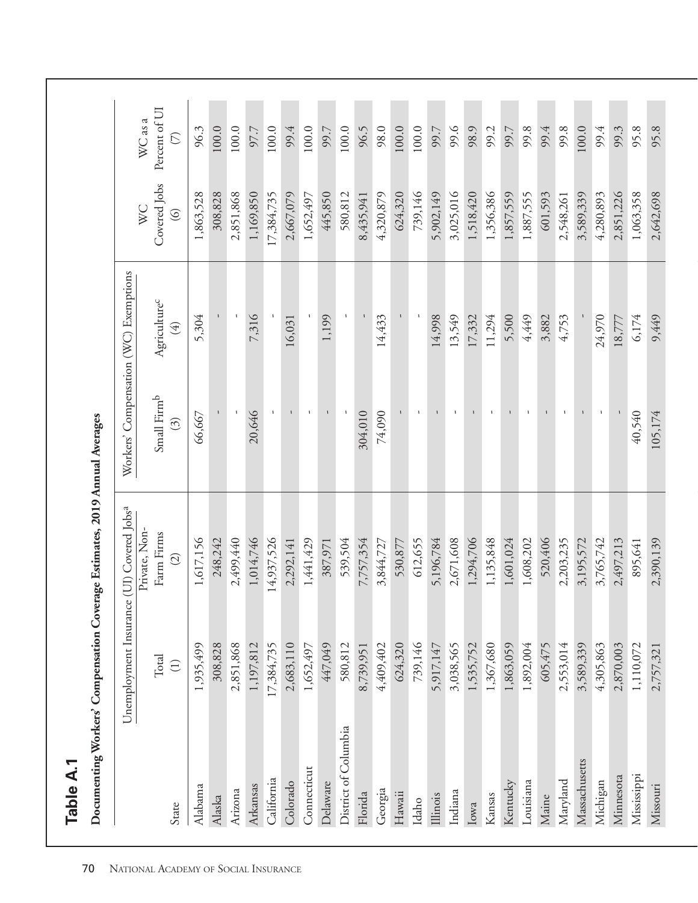## Table A.1

**Documenting Workers' Compensation Coverage Estimates, 2019 Annual Averages**

| State | Unemployment Insurance (UI) Covered Jobs[a] | | Workers' Compensation (WC) Exemptions | | WC Covered Jobs | WC as a Percent of UI |
|---|---|---|---|---|---|---|
| | Total | Private, Non-Farm Firms | Small Firm[b] | Agriculture[c] | | |
| | (1) | (2) | (3) | (4) | (6) | (7) |
| Alabama | 1,935,499 | 1,617,156 | 66,667 | 5,304 | 1,863,528 | 96.3 |
| Alaska | 308,828 | 248,242 | - | - | 308,828 | 100.0 |
| Arizona | 2,851,868 | 2,499,440 | - | - | 2,851,868 | 100.0 |
| Arkansas | 1,197,812 | 1,014,746 | 20,646 | 7,316 | 1,169,850 | 97.7 |
| California | 17,384,735 | 14,937,526 | - | - | 17,384,735 | 100.0 |
| Colorado | 2,683,110 | 2,292,141 | - | 16,031 | 2,667,079 | 99.4 |
| Connecticut | 1,652,497 | 1,441,429 | - | - | 1,652,497 | 100.0 |
| Delaware | 447,049 | 387,971 | - | 1,199 | 445,850 | 99.7 |
| District of Columbia | 580,812 | 539,504 | - | - | 580,812 | 100.0 |
| Florida | 8,739,951 | 7,757,354 | 304,010 | - | 8,435,941 | 96.5 |
| Georgia | 4,409,402 | 3,844,727 | 74,090 | 14,433 | 4,320,879 | 98.0 |
| Hawaii | 624,320 | 530,877 | - | - | 624,320 | 100.0 |
| Idaho | 739,146 | 612,655 | - | - | 739,146 | 100.0 |
| Illinois | 5,917,147 | 5,196,784 | - | 14,998 | 5,902,149 | 99.7 |
| Indiana | 3,038,565 | 2,671,608 | - | 13,549 | 3,025,016 | 99.6 |
| Iowa | 1,535,752 | 1,294,706 | - | 17,332 | 1,518,420 | 98.9 |
| Kansas | 1,367,680 | 1,135,848 | - | 11,294 | 1,356,386 | 99.2 |
| Kentucky | 1,863,059 | 1,601,024 | - | 5,500 | 1,857,559 | 99.7 |
| Louisiana | 1,892,004 | 1,608,202 | - | 4,449 | 1,887,555 | 99.8 |
| Maine | 605,475 | 520,406 | - | 3,882 | 601,593 | 99.4 |
| Maryland | 2,553,014 | 2,203,235 | - | 4,753 | 2,548,261 | 99.8 |
| Massachusetts | 3,589,339 | 3,195,572 | - | - | 3,589,339 | 100.0 |
| Michigan | 4,305,863 | 3,765,742 | - | 24,970 | 4,280,893 | 99.4 |
| Minnesota | 2,870,003 | 2,497,213 | - | 18,777 | 2,851,226 | 99.3 |
| Mississippi | 1,110,072 | 895,641 | 40,540 | 6,174 | 1,063,358 | 95.8 |
| Missouri | 2,757,321 | 2,390,139 | 105,174 | 9,449 | 2,642,698 | 95.8 |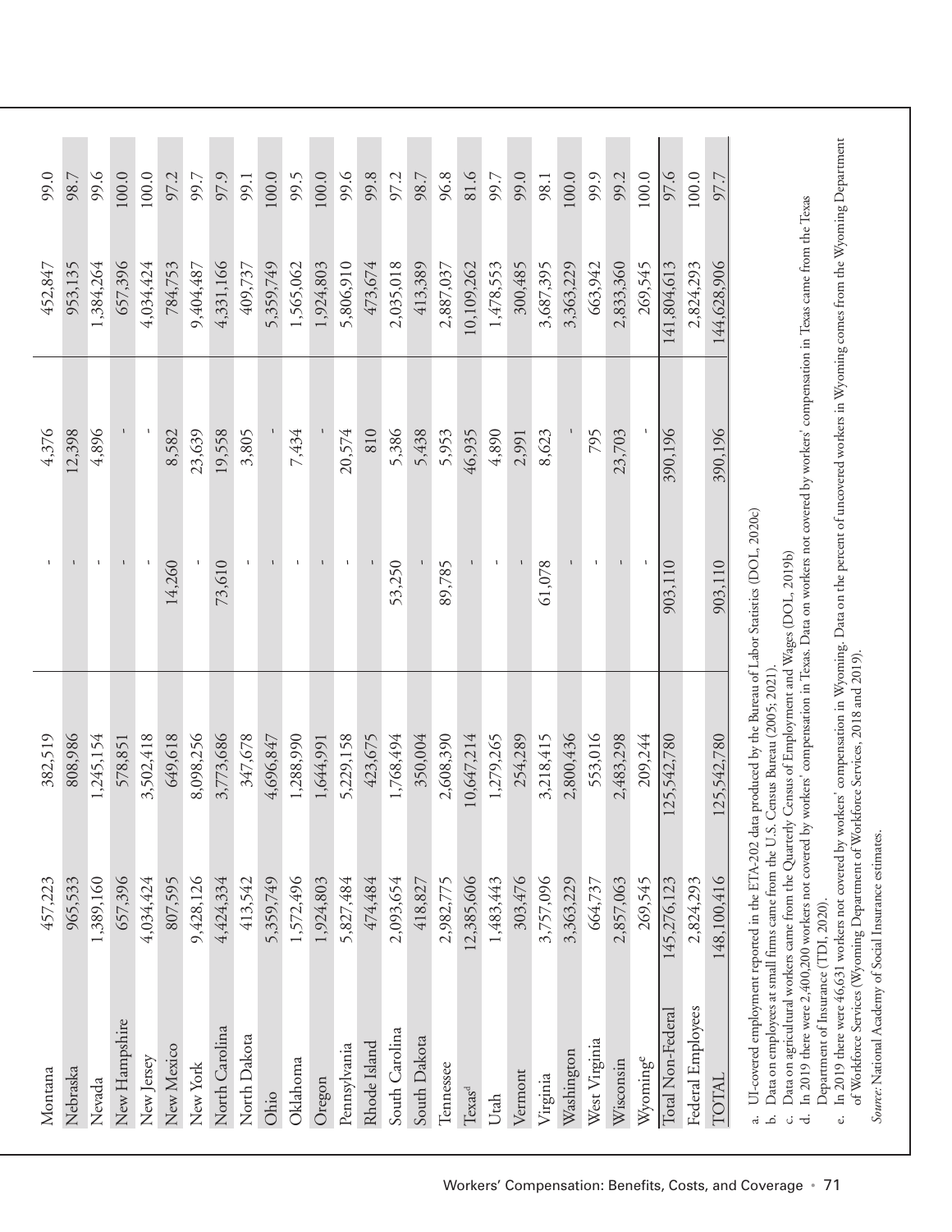| | | | | | |
|---|---|---|---|---|---|
| Montana | 457,223 | 382,519 | - | 4,376 | 452,847 | 99.0 |
| Nebraska | 965,533 | 808,986 | - | 12,398 | 953,135 | 98.7 |
| Nevada | 1,389,160 | 1,245,154 | - | 4,896 | 1,384,264 | 99.6 |
| New Hampshire | 657,396 | 578,851 | - | - | 657,396 | 100.0 |
| New Jersey | 4,034,424 | 3,502,418 | - | - | 4,034,424 | 100.0 |
| New Mexico | 807,595 | 649,618 | 14,260 | 8,582 | 784,753 | 97.2 |
| New York | 9,428,126 | 8,098,256 | - | 23,639 | 9,404,487 | 99.7 |
| North Carolina | 4,424,334 | 3,773,686 | 73,610 | 19,558 | 4,331,166 | 97.9 |
| North Dakota | 413,542 | 347,678 | - | 3,805 | 409,737 | 99.1 |
| Ohio | 5,359,749 | 4,696,847 | - | - | 5,359,749 | 100.0 |
| Oklahoma | 1,572,496 | 1,288,990 | - | 7,434 | 1,565,062 | 99.5 |
| Oregon | 1,924,803 | 1,644,991 | - | - | 1,924,803 | 100.0 |
| Pennsylvania | 5,827,484 | 5,229,158 | - | 20,574 | 5,806,910 | 99.6 |
| Rhode Island | 474,484 | 423,675 | - | 810 | 473,674 | 99.8 |
| South Carolina | 2,093,654 | 1,768,494 | 53,250 | 5,386 | 2,035,018 | 97.2 |
| South Dakota | 418,827 | 350,004 | - | 5,438 | 413,389 | 98.7 |
| Tennessee | 2,982,775 | 2,608,390 | 89,785 | 5,953 | 2,887,037 | 96.8 |
| Texas[d] | 12,385,606 | 10,647,214 | - | 46,935 | 10,109,262 | 81.6 |
| Utah | 1,483,443 | 1,279,265 | - | 4,890 | 1,478,553 | 99.7 |
| Vermont | 303,476 | 254,289 | - | 2,991 | 300,485 | 99.0 |
| Virginia | 3,757,096 | 3,218,415 | 61,078 | 8,623 | 3,687,395 | 98.1 |
| Washington | 3,363,229 | 2,800,436 | - | - | 3,363,229 | 100.0 |
| West Virginia | 664,737 | 553,016 | - | 795 | 663,942 | 99.9 |
| Wisconsin | 2,857,063 | 2,483,298 | - | 23,703 | 2,833,360 | 99.2 |
| Wyoming[e] | 269,545 | 209,244 | - | - | 269,545 | 100.0 |
| Total Non-Federal | 145,276,123 | 125,542,780 | 903,110 | 390,196 | 141,804,613 | 97.6 |
| Federal Employees | 2,824,293 | | | | 2,824,293 | 100.0 |
| TOTAL | 148,100,416 | 125,542,780 | 903,110 | 390,196 | 144,628,906 | 97.7 |

a. UI-covered employment reported in the ETA-202 data produced by the Bureau of Labor Statistics (DOL, 2020c)
b. Data on employees at small firms came from the U.S. Census Bureau (2005; 2021).
c. Data on agricultural workers came from the Quarterly Census of Employment and Wages (DOL, 2019b)
d. In 2019 there were 2,400,200 workers not covered by workers' compensation in Texas. Data on workers not covered by workers' compensation in Texas came from the Texas Department of Insurance (TDI, 2020).
e. In 2019 there were 46,631 workers not covered by workers' compensation in Wyoming. Data on the percent of uncovered workers in Wyoming comes from the Wyoming Department of Workforce Services (Wyoming Department of Workforce Services, 2018 and 2019).

*Source*: National Academy of Social Insurance estimates.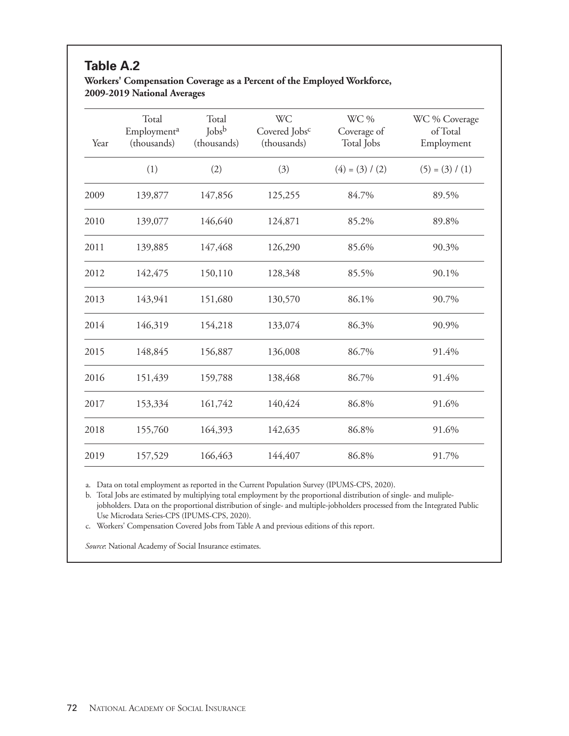## Table A.2

**Workers' Compensation Coverage as a Percent of the Employed Workforce, 2009-2019 National Averages**

| Year | Total Employment[a] (thousands) | Total Jobs[b] (thousands) | WC Covered Jobs[c] (thousands) | WC % Coverage of Total Jobs | WC % Coverage of Total Employment |
|---|---|---|---|---|---|
| | (1) | (2) | (3) | (4) = (3) / (2) | (5) = (3) / (1) |
| 2009 | 139,877 | 147,856 | 125,255 | 84.7% | 89.5% |
| 2010 | 139,077 | 146,640 | 124,871 | 85.2% | 89.8% |
| 2011 | 139,885 | 147,468 | 126,290 | 85.6% | 90.3% |
| 2012 | 142,475 | 150,110 | 128,348 | 85.5% | 90.1% |
| 2013 | 143,941 | 151,680 | 130,570 | 86.1% | 90.7% |
| 2014 | 146,319 | 154,218 | 133,074 | 86.3% | 90.9% |
| 2015 | 148,845 | 156,887 | 136,008 | 86.7% | 91.4% |
| 2016 | 151,439 | 159,788 | 138,468 | 86.7% | 91.4% |
| 2017 | 153,334 | 161,742 | 140,424 | 86.8% | 91.6% |
| 2018 | 155,760 | 164,393 | 142,635 | 86.8% | 91.6% |
| 2019 | 157,529 | 166,463 | 144,407 | 86.8% | 91.7% |

a. Data on total employment as reported in the Current Population Survey (IPUMS-CPS, 2020).

b. Total Jobs are estimated by multiplying total employment by the proportional distribution of single- and muliple-jobholders. Data on the proportional distribution of single- and multiple-jobholders processed from the Integrated Public Use Microdata Series-CPS (IPUMS-CPS, 2020).

c. Workers' Compensation Covered Jobs from Table A and previous editions of this report.

*Source*: National Academy of Social Insurance estimates.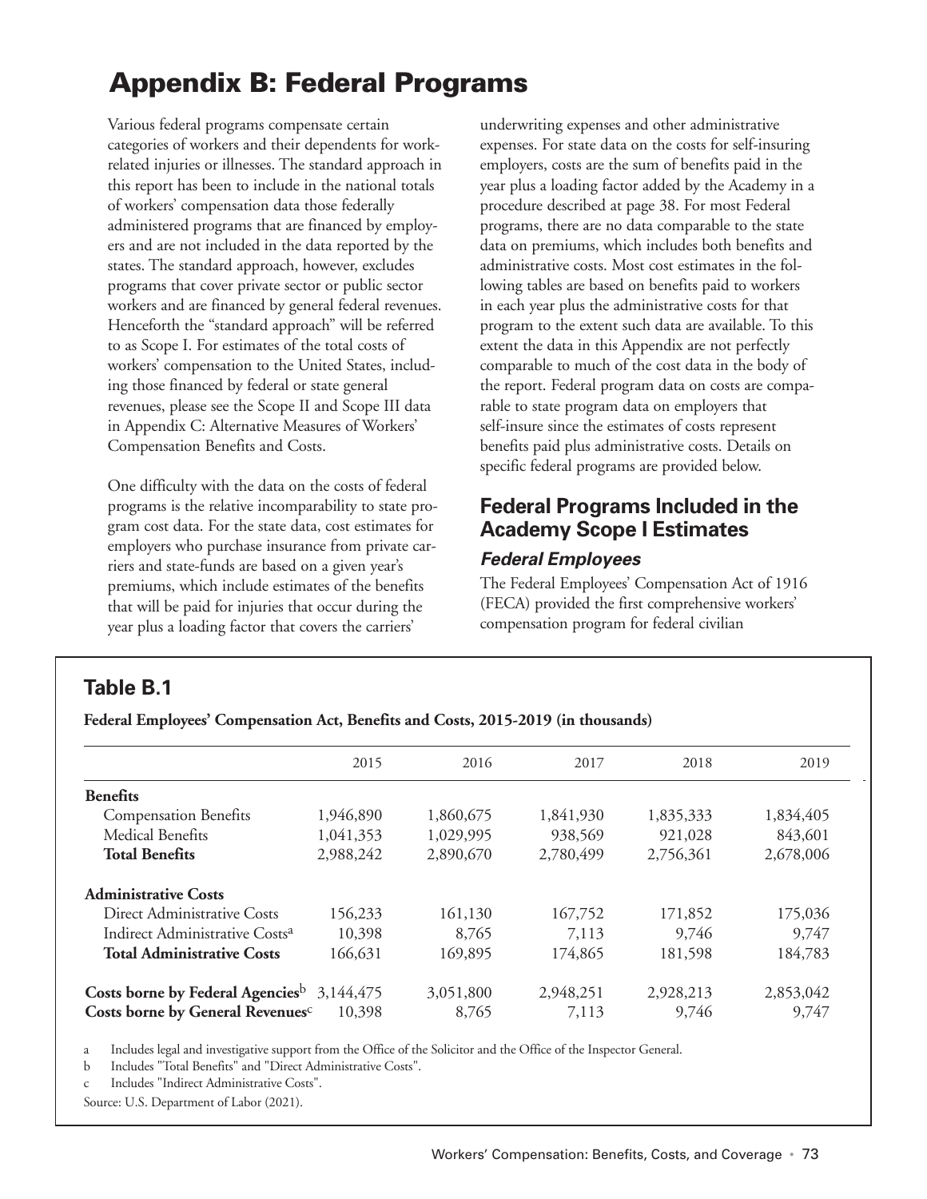# Appendix B: Federal Programs

Various federal programs compensate certain categories of workers and their dependents for work-related injuries or illnesses. The standard approach in this report has been to include in the national totals of workers' compensation data those federally administered programs that are financed by employers and are not included in the data reported by the states. The standard approach, however, excludes programs that cover private sector or public sector workers and are financed by general federal revenues. Henceforth the "standard approach" will be referred to as Scope I. For estimates of the total costs of workers' compensation to the United States, including those financed by federal or state general revenues, please see the Scope II and Scope III data in Appendix C: Alternative Measures of Workers' Compensation Benefits and Costs.

One difficulty with the data on the costs of federal programs is the relative incomparability to state program cost data. For the state data, cost estimates for employers who purchase insurance from private carriers and state-funds are based on a given year's premiums, which include estimates of the benefits that will be paid for injuries that occur during the year plus a loading factor that covers the carriers' underwriting expenses and other administrative expenses. For state data on the costs for self-insuring employers, costs are the sum of benefits paid in the year plus a loading factor added by the Academy in a procedure described at page 38. For most Federal programs, there are no data comparable to the state data on premiums, which includes both benefits and administrative costs. Most cost estimates in the following tables are based on benefits paid to workers in each year plus the administrative costs for that program to the extent such data are available. To this extent the data in this Appendix are not perfectly comparable to much of the cost data in the body of the report. Federal program data on costs are comparable to state program data on employers that self-insure since the estimates of costs represent benefits paid plus administrative costs. Details on specific federal programs are provided below.

## Federal Programs Included in the Academy Scope I Estimates

### *Federal Employees*

The Federal Employees' Compensation Act of 1916 (FECA) provided the first comprehensive workers' compensation program for federal civilian

## Table B.1

**Federal Employees' Compensation Act, Benefits and Costs, 2015-2019 (in thousands)**

| | 2015 | 2016 | 2017 | 2018 | 2019 |
|---|---|---|---|---|---|
| **Benefits** | | | | | |
| Compensation Benefits | 1,946,890 | 1,860,675 | 1,841,930 | 1,835,333 | 1,834,405 |
| Medical Benefits | 1,041,353 | 1,029,995 | 938,569 | 921,028 | 843,601 |
| **Total Benefits** | 2,988,242 | 2,890,670 | 2,780,499 | 2,756,361 | 2,678,006 |
| **Administrative Costs** | | | | | |
| Direct Administrative Costs | 156,233 | 161,130 | 167,752 | 171,852 | 175,036 |
| Indirect Administrative Costs[a] | 10,398 | 8,765 | 7,113 | 9,746 | 9,747 |
| **Total Administrative Costs** | 166,631 | 169,895 | 174,865 | 181,598 | 184,783 |
| **Costs borne by Federal Agencies**[b] | 3,144,475 | 3,051,800 | 2,948,251 | 2,928,213 | 2,853,042 |
| **Costs borne by General Revenues**[c] | 10,398 | 8,765 | 7,113 | 9,746 | 9,747 |

a Includes legal and investigative support from the Office of the Solicitor and the Office of the Inspector General.

b Includes "Total Benefits" and "Direct Administrative Costs".

c Includes "Indirect Administrative Costs".

Source: U.S. Department of Labor (2021).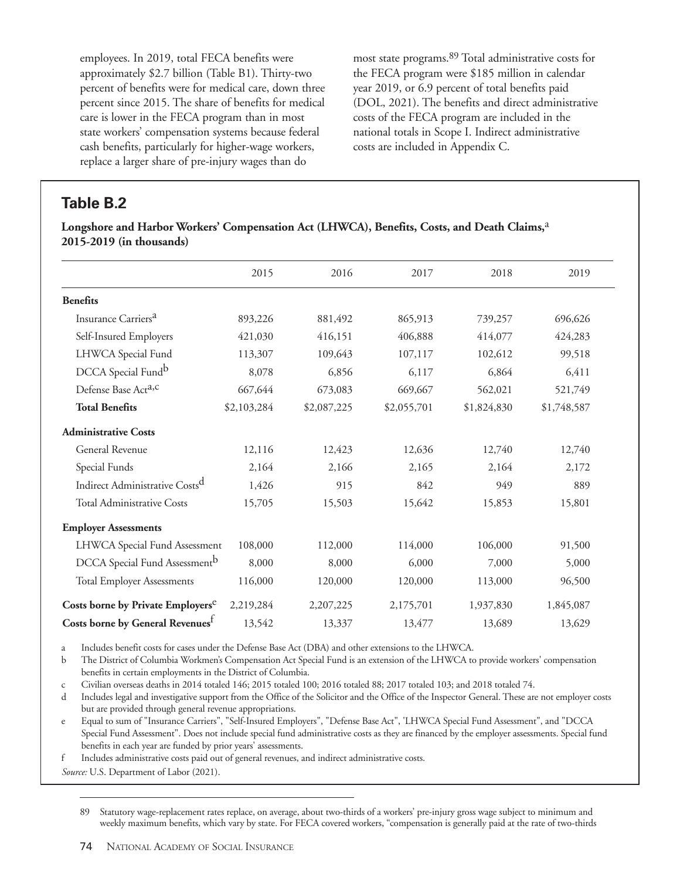employees. In 2019, total FECA benefits were approximately $2.7 billion (Table B1). Thirty-two percent of benefits were for medical care, down three percent since 2015. The share of benefits for medical care is lower in the FECA program than in most state workers' compensation systems because federal cash benefits, particularly for higher-wage workers, replace a larger share of pre-injury wages than do most state programs.[89] Total administrative costs for the FECA program were $185 million in calendar year 2019, or 6.9 percent of total benefits paid (DOL, 2021). The benefits and direct administrative costs of the FECA program are included in the national totals in Scope I. Indirect administrative costs are included in Appendix C.

## Table B.2

**Longshore and Harbor Workers' Compensation Act (LHWCA), Benefits, Costs, and Death Claims,[a] 2015-2019 (in thousands)**

| | 2015 | 2016 | 2017 | 2018 | 2019 |
|---|---|---|---|---|---|
| **Benefits** | | | | | |
| Insurance Carriers[a] | 893,226 | 881,492 | 865,913 | 739,257 | 696,626 |
| Self-Insured Employers | 421,030 | 416,151 | 406,888 | 414,077 | 424,283 |
| LHWCA Special Fund | 113,307 | 109,643 | 107,117 | 102,612 | 99,518 |
| DCCA Special Fund[b] | 8,078 | 6,856 | 6,117 | 6,864 | 6,411 |
| Defense Base Act[a,c] | 667,644 | 673,083 | 669,667 | 562,021 | 521,749 |
| **Total Benefits** | $2,103,284 | $2,087,225 | $2,055,701 | $1,824,830 | $1,748,587 |
| **Administrative Costs** | | | | | |
| General Revenue | 12,116 | 12,423 | 12,636 | 12,740 | 12,740 |
| Special Funds | 2,164 | 2,166 | 2,165 | 2,164 | 2,172 |
| Indirect Administrative Costs[d] | 1,426 | 915 | 842 | 949 | 889 |
| Total Administrative Costs | 15,705 | 15,503 | 15,642 | 15,853 | 15,801 |
| **Employer Assessments** | | | | | |
| LHWCA Special Fund Assessment | 108,000 | 112,000 | 114,000 | 106,000 | 91,500 |
| DCCA Special Fund Assessment[b] | 8,000 | 8,000 | 6,000 | 7,000 | 5,000 |
| Total Employer Assessments | 116,000 | 120,000 | 120,000 | 113,000 | 96,500 |
| **Costs borne by Private Employers[e]** | 2,219,284 | 2,207,225 | 2,175,701 | 1,937,830 | 1,845,087 |
| **Costs borne by General Revenues[f]** | 13,542 | 13,337 | 13,477 | 13,689 | 13,629 |

a Includes benefit costs for cases under the Defense Base Act (DBA) and other extensions to the LHWCA.

b The District of Columbia Workmen's Compensation Act Special Fund is an extension of the LHWCA to provide workers' compensation benefits in certain employments in the District of Columbia.

c Civilian overseas deaths in 2014 totaled 146; 2015 totaled 100; 2016 totaled 88; 2017 totaled 103; and 2018 totaled 74.

d Includes legal and investigative support from the Office of the Solicitor and the Office of the Inspector General. These are not employer costs but are provided through general revenue appropriations.

e Equal to sum of "Insurance Carriers", "Self-Insured Employers", "Defense Base Act", 'LHWCA Special Fund Assessment", and "DCCA Special Fund Assessment". Does not include special fund administrative costs as they are financed by the employer assessments. Special fund benefits in each year are funded by prior years' assessments.

f Includes administrative costs paid out of general revenues, and indirect administrative costs.

*Source:* U.S. Department of Labor (2021).

---

89 Statutory wage-replacement rates replace, on average, about two-thirds of a workers' pre-injury gross wage subject to minimum and weekly maximum benefits, which vary by state. For FECA covered workers, "compensation is generally paid at the rate of two-thirds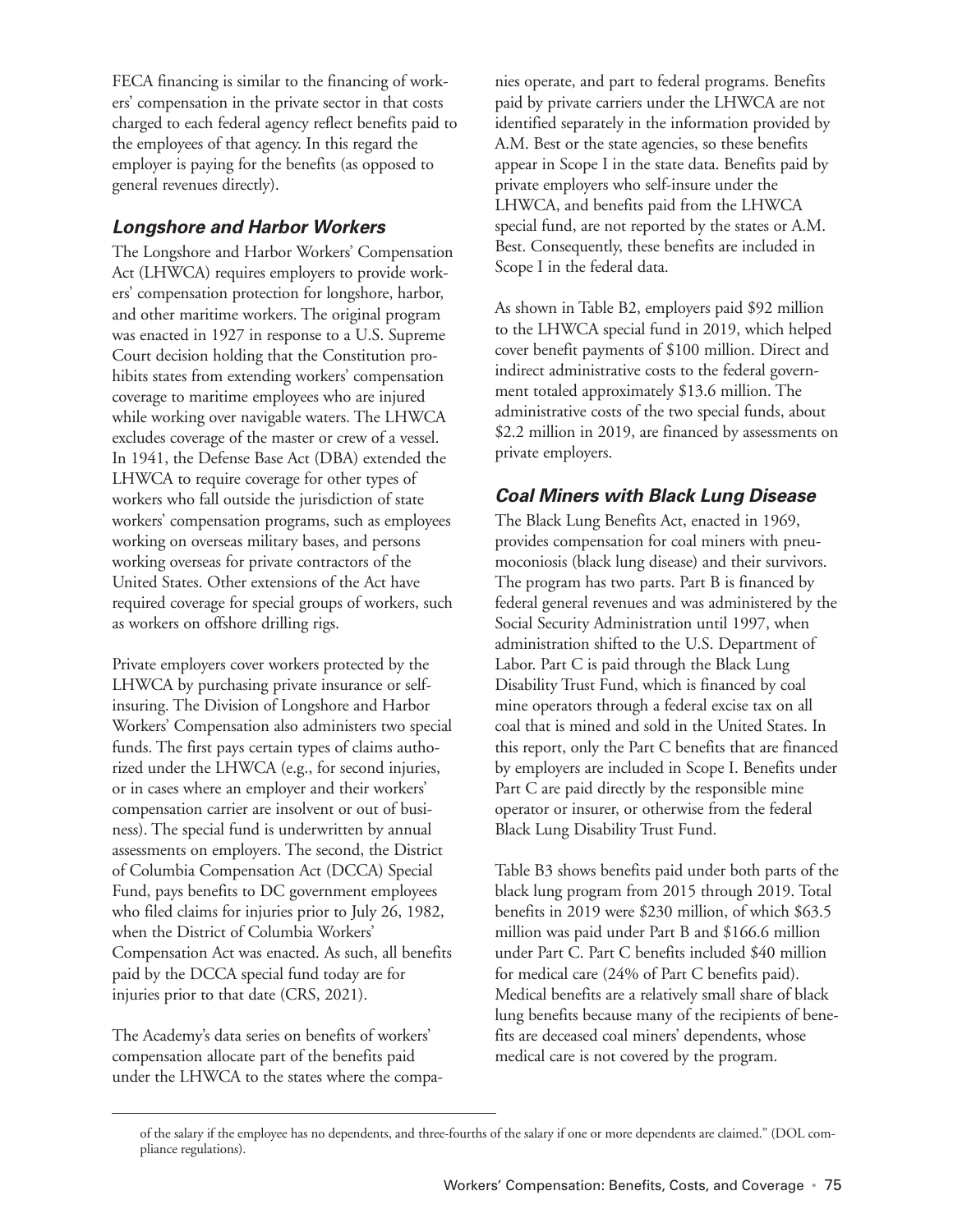FECA financing is similar to the financing of workers' compensation in the private sector in that costs charged to each federal agency reflect benefits paid to the employees of that agency. In this regard the employer is paying for the benefits (as opposed to general revenues directly).

### *Longshore and Harbor Workers*

The Longshore and Harbor Workers' Compensation Act (LHWCA) requires employers to provide workers' compensation protection for longshore, harbor, and other maritime workers. The original program was enacted in 1927 in response to a U.S. Supreme Court decision holding that the Constitution prohibits states from extending workers' compensation coverage to maritime employees who are injured while working over navigable waters. The LHWCA excludes coverage of the master or crew of a vessel. In 1941, the Defense Base Act (DBA) extended the LHWCA to require coverage for other types of workers who fall outside the jurisdiction of state workers' compensation programs, such as employees working on overseas military bases, and persons working overseas for private contractors of the United States. Other extensions of the Act have required coverage for special groups of workers, such as workers on offshore drilling rigs.

Private employers cover workers protected by the LHWCA by purchasing private insurance or self-insuring. The Division of Longshore and Harbor Workers' Compensation also administers two special funds. The first pays certain types of claims authorized under the LHWCA (e.g., for second injuries, or in cases where an employer and their workers' compensation carrier are insolvent or out of business). The special fund is underwritten by annual assessments on employers. The second, the District of Columbia Compensation Act (DCCA) Special Fund, pays benefits to DC government employees who filed claims for injuries prior to July 26, 1982, when the District of Columbia Workers' Compensation Act was enacted. As such, all benefits paid by the DCCA special fund today are for injuries prior to that date (CRS, 2021).

The Academy's data series on benefits of workers' compensation allocate part of the benefits paid under the LHWCA to the states where the companies operate, and part to federal programs. Benefits paid by private carriers under the LHWCA are not identified separately in the information provided by A.M. Best or the state agencies, so these benefits appear in Scope I in the state data. Benefits paid by private employers who self-insure under the LHWCA, and benefits paid from the LHWCA special fund, are not reported by the states or A.M. Best. Consequently, these benefits are included in Scope I in the federal data.

As shown in Table B2, employers paid $92 million to the LHWCA special fund in 2019, which helped cover benefit payments of $100 million. Direct and indirect administrative costs to the federal government totaled approximately $13.6 million. The administrative costs of the two special funds, about $2.2 million in 2019, are financed by assessments on private employers.

### *Coal Miners with Black Lung Disease*

The Black Lung Benefits Act, enacted in 1969, provides compensation for coal miners with pneumoconiosis (black lung disease) and their survivors. The program has two parts. Part B is financed by federal general revenues and was administered by the Social Security Administration until 1997, when administration shifted to the U.S. Department of Labor. Part C is paid through the Black Lung Disability Trust Fund, which is financed by coal mine operators through a federal excise tax on all coal that is mined and sold in the United States. In this report, only the Part C benefits that are financed by employers are included in Scope I. Benefits under Part C are paid directly by the responsible mine operator or insurer, or otherwise from the federal Black Lung Disability Trust Fund.

Table B3 shows benefits paid under both parts of the black lung program from 2015 through 2019. Total benefits in 2019 were $230 million, of which $63.5 million was paid under Part B and $166.6 million under Part C. Part C benefits included $40 million for medical care (24% of Part C benefits paid). Medical benefits are a relatively small share of black lung benefits because many of the recipients of benefits are deceased coal miners' dependents, whose medical care is not covered by the program.

---

of the salary if the employee has no dependents, and three-fourths of the salary if one or more dependents are claimed." (DOL compliance regulations).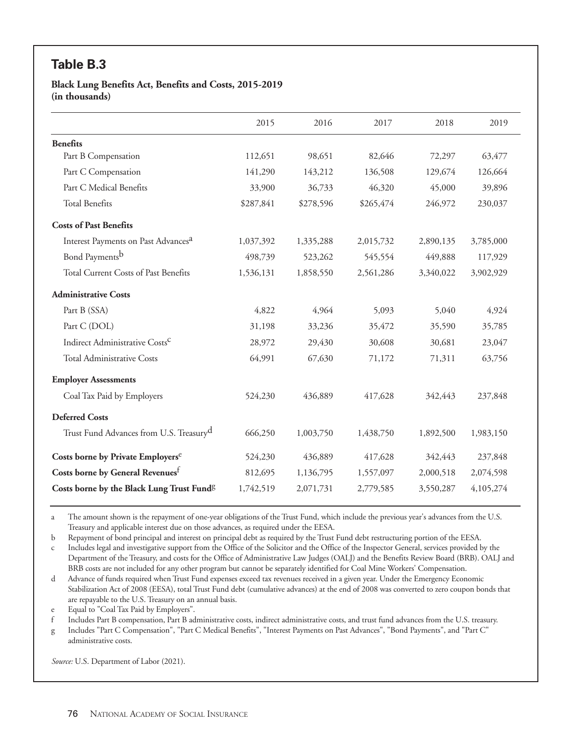## Table B.3

**Black Lung Benefits Act, Benefits and Costs, 2015-2019 (in thousands)**

| | 2015 | 2016 | 2017 | 2018 | 2019 |
|---|---|---|---|---|---|
| **Benefits** | | | | | |
| Part B Compensation | 112,651 | 98,651 | 82,646 | 72,297 | 63,477 |
| Part C Compensation | 141,290 | 143,212 | 136,508 | 129,674 | 126,664 |
| Part C Medical Benefits | 33,900 | 36,733 | 46,320 | 45,000 | 39,896 |
| Total Benefits | $287,841 | $278,596 | $265,474 | 246,972 | 230,037 |
| **Costs of Past Benefits** | | | | | |
| Interest Payments on Past Advances[a] | 1,037,392 | 1,335,288 | 2,015,732 | 2,890,135 | 3,785,000 |
| Bond Payments[b] | 498,739 | 523,262 | 545,554 | 449,888 | 117,929 |
| Total Current Costs of Past Benefits | 1,536,131 | 1,858,550 | 2,561,286 | 3,340,022 | 3,902,929 |
| **Administrative Costs** | | | | | |
| Part B (SSA) | 4,822 | 4,964 | 5,093 | 5,040 | 4,924 |
| Part C (DOL) | 31,198 | 33,236 | 35,472 | 35,590 | 35,785 |
| Indirect Administrative Costs[c] | 28,972 | 29,430 | 30,608 | 30,681 | 23,047 |
| Total Administrative Costs | 64,991 | 67,630 | 71,172 | 71,311 | 63,756 |
| **Employer Assessments** | | | | | |
| Coal Tax Paid by Employers | 524,230 | 436,889 | 417,628 | 342,443 | 237,848 |
| **Deferred Costs** | | | | | |
| Trust Fund Advances from U.S. Treasury[d] | 666,250 | 1,003,750 | 1,438,750 | 1,892,500 | 1,983,150 |
| **Costs borne by Private Employers[e]** | 524,230 | 436,889 | 417,628 | 342,443 | 237,848 |
| **Costs borne by General Revenues[f]** | 812,695 | 1,136,795 | 1,557,097 | 2,000,518 | 2,074,598 |
| **Costs borne by the Black Lung Trust Fund[g]** | 1,742,519 | 2,071,731 | 2,779,585 | 3,550,287 | 4,105,274 |

a The amount shown is the repayment of one-year obligations of the Trust Fund, which include the previous year's advances from the U.S. Treasury and applicable interest due on those advances, as required under the EESA.

b Repayment of bond principal and interest on principal debt as required by the Trust Fund debt restructuring portion of the EESA.

c Includes legal and investigative support from the Office of the Solicitor and the Office of the Inspector General, services provided by the Department of the Treasury, and costs for the Office of Administrative Law Judges (OALJ) and the Benefits Review Board (BRB). OALJ and BRB costs are not included for any other program but cannot be separately identified for Coal Mine Workers' Compensation.

d Advance of funds required when Trust Fund expenses exceed tax revenues received in a given year. Under the Emergency Economic Stabilization Act of 2008 (EESA), total Trust Fund debt (cumulative advances) at the end of 2008 was converted to zero coupon bonds that are repayable to the U.S. Treasury on an annual basis.

e Equal to "Coal Tax Paid by Employers".

f Includes Part B compensation, Part B administrative costs, indirect administrative costs, and trust fund advances from the U.S. treasury.

g Includes "Part C Compensation", "Part C Medical Benefits", "Interest Payments on Past Advances", "Bond Payments", and "Part C" administrative costs.

*Source:* U.S. Department of Labor (2021).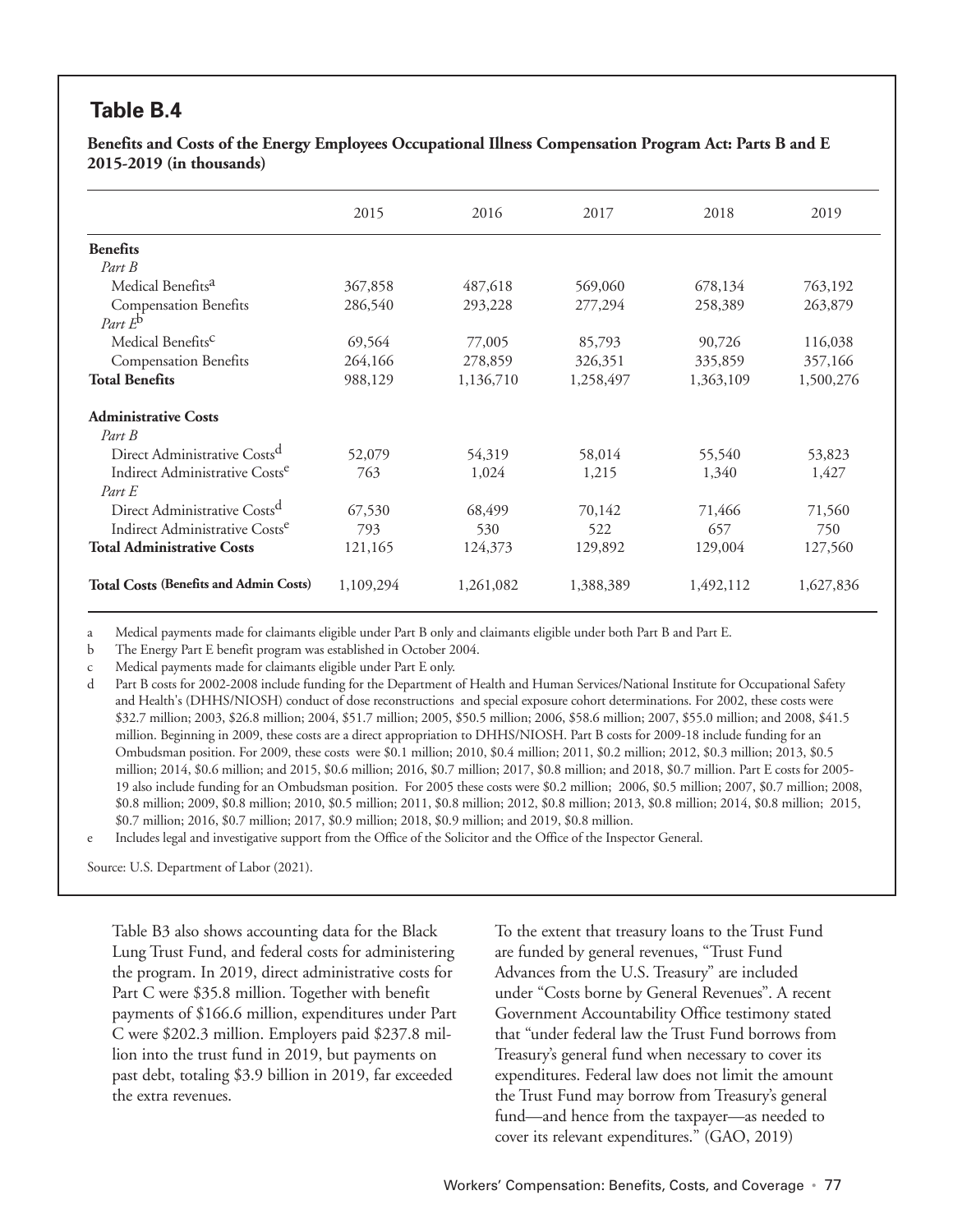## Table B.4

**Benefits and Costs of the Energy Employees Occupational Illness Compensation Program Act: Parts B and E 2015-2019 (in thousands)**

| | 2015 | 2016 | 2017 | 2018 | 2019 |
|---|---|---|---|---|---|
| **Benefits** | | | | | |
| *Part B* | | | | | |
| Medical Benefits[a] | 367,858 | 487,618 | 569,060 | 678,134 | 763,192 |
| Compensation Benefits | 286,540 | 293,228 | 277,294 | 258,389 | 263,879 |
| *Part E*[b] | | | | | |
| Medical Benefits[c] | 69,564 | 77,005 | 85,793 | 90,726 | 116,038 |
| Compensation Benefits | 264,166 | 278,859 | 326,351 | 335,859 | 357,166 |
| **Total Benefits** | 988,129 | 1,136,710 | 1,258,497 | 1,363,109 | 1,500,276 |
| **Administrative Costs** | | | | | |
| *Part B* | | | | | |
| Direct Administrative Costs[d] | 52,079 | 54,319 | 58,014 | 55,540 | 53,823 |
| Indirect Administrative Costs[e] | 763 | 1,024 | 1,215 | 1,340 | 1,427 |
| *Part E* | | | | | |
| Direct Administrative Costs[d] | 67,530 | 68,499 | 70,142 | 71,466 | 71,560 |
| Indirect Administrative Costs[e] | 793 | 530 | 522 | 657 | 750 |
| **Total Administrative Costs** | 121,165 | 124,373 | 129,892 | 129,004 | 127,560 |
| **Total Costs (Benefits and Admin Costs)** | 1,109,294 | 1,261,082 | 1,388,389 | 1,492,112 | 1,627,836 |

a Medical payments made for claimants eligible under Part B only and claimants eligible under both Part B and Part E.

b The Energy Part E benefit program was established in October 2004.

c Medical payments made for claimants eligible under Part E only.

d Part B costs for 2002-2008 include funding for the Department of Health and Human Services/National Institute for Occupational Safety and Health's (DHHS/NIOSH) conduct of dose reconstructions and special exposure cohort determinations. For 2002, these costs were $32.7 million; 2003, $26.8 million; 2004, $51.7 million; 2005, $50.5 million; 2006, $58.6 million; 2007, $55.0 million; and 2008, $41.5 million. Beginning in 2009, these costs are a direct appropriation to DHHS/NIOSH. Part B costs for 2009-18 include funding for an Ombudsman position. For 2009, these costs were $0.1 million; 2010, $0.4 million; 2011, $0.2 million; 2012, $0.3 million; 2013, $0.5 million; 2014, $0.6 million; and 2015, $0.6 million; 2016, $0.7 million; 2017, $0.8 million; and 2018, $0.7 million. Part E costs for 2005-19 also include funding for an Ombudsman position. For 2005 these costs were $0.2 million; 2006, $0.5 million; 2007, $0.7 million; 2008, $0.8 million; 2009, $0.8 million; 2010, $0.5 million; 2011, $0.8 million; 2012, $0.8 million; 2013, $0.8 million; 2014, $0.8 million; 2015, $0.7 million; 2016, $0.7 million; 2017, $0.9 million; 2018, $0.9 million; and 2019, $0.8 million.

e Includes legal and investigative support from the Office of the Solicitor and the Office of the Inspector General.

Source: U.S. Department of Labor (2021).

Table B3 also shows accounting data for the Black Lung Trust Fund, and federal costs for administering the program. In 2019, direct administrative costs for Part C were $35.8 million. Together with benefit payments of $166.6 million, expenditures under Part C were $202.3 million. Employers paid $237.8 million into the trust fund in 2019, but payments on past debt, totaling $3.9 billion in 2019, far exceeded the extra revenues.

To the extent that treasury loans to the Trust Fund are funded by general revenues, "Trust Fund Advances from the U.S. Treasury" are included under "Costs borne by General Revenues". A recent Government Accountability Office testimony stated that "under federal law the Trust Fund borrows from Treasury's general fund when necessary to cover its expenditures. Federal law does not limit the amount the Trust Fund may borrow from Treasury's general fund—and hence from the taxpayer—as needed to cover its relevant expenditures." (GAO, 2019)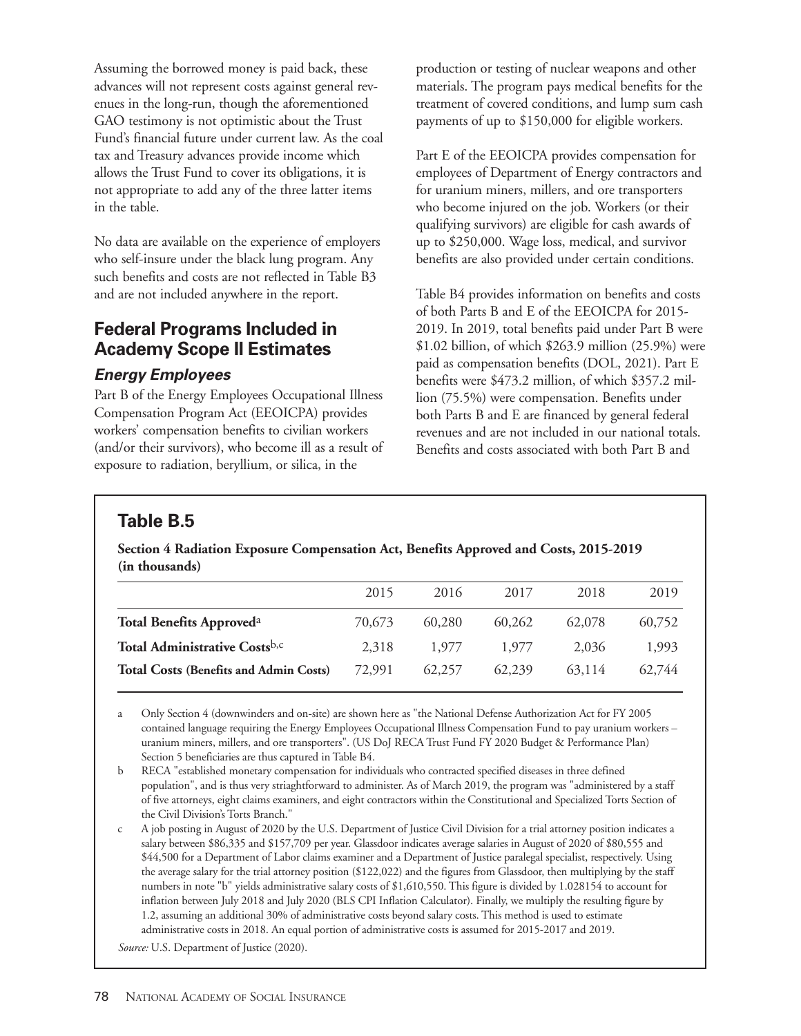Assuming the borrowed money is paid back, these advances will not represent costs against general revenues in the long-run, though the aforementioned GAO testimony is not optimistic about the Trust Fund's financial future under current law. As the coal tax and Treasury advances provide income which allows the Trust Fund to cover its obligations, it is not appropriate to add any of the three latter items in the table.

No data are available on the experience of employers who self-insure under the black lung program. Any such benefits and costs are not reflected in Table B3 and are not included anywhere in the report.

## Federal Programs Included in Academy Scope II Estimates

### *Energy Employees*

Part B of the Energy Employees Occupational Illness Compensation Program Act (EEOICPA) provides workers' compensation benefits to civilian workers (and/or their survivors), who become ill as a result of exposure to radiation, beryllium, or silica, in the production or testing of nuclear weapons and other materials. The program pays medical benefits for the treatment of covered conditions, and lump sum cash payments of up to $150,000 for eligible workers.

Part E of the EEOICPA provides compensation for employees of Department of Energy contractors and for uranium miners, millers, and ore transporters who become injured on the job. Workers (or their qualifying survivors) are eligible for cash awards of up to $250,000. Wage loss, medical, and survivor benefits are also provided under certain conditions.

Table B4 provides information on benefits and costs of both Parts B and E of the EEOICPA for 2015-2019. In 2019, total benefits paid under Part B were $1.02 billion, of which $263.9 million (25.9%) were paid as compensation benefits (DOL, 2021). Part E benefits were $473.2 million, of which $357.2 million (75.5%) were compensation. Benefits under both Parts B and E are financed by general federal revenues and are not included in our national totals. Benefits and costs associated with both Part B and

## Table B.5

**Section 4 Radiation Exposure Compensation Act, Benefits Approved and Costs, 2015-2019 (in thousands)**

| | 2015 | 2016 | 2017 | 2018 | 2019 |
|---|---|---|---|---|---|
| **Total Benefits Approved**[a] | 70,673 | 60,280 | 60,262 | 62,078 | 60,752 |
| **Total Administrative Costs**[b,c] | 2,318 | 1,977 | 1,977 | 2,036 | 1,993 |
| **Total Costs (Benefits and Admin Costs)** | 72,991 | 62,257 | 62,239 | 63,114 | 62,744 |

a Only Section 4 (downwinders and on-site) are shown here as "the National Defense Authorization Act for FY 2005 contained language requiring the Energy Employees Occupational Illness Compensation Fund to pay uranium workers – uranium miners, millers, and ore transporters". (US DoJ RECA Trust Fund FY 2020 Budget & Performance Plan) Section 5 beneficiaries are thus captured in Table B4.

b RECA "established monetary compensation for individuals who contracted specified diseases in three defined population", and is thus very striaghtforward to administer. As of March 2019, the program was "administered by a staff of five attorneys, eight claims examiners, and eight contractors within the Constitutional and Specialized Torts Section of the Civil Division's Torts Branch."

c A job posting in August of 2020 by the U.S. Department of Justice Civil Division for a trial attorney position indicates a salary between $86,335 and $157,709 per year. Glassdoor indicates average salaries in August of 2020 of $80,555 and $44,500 for a Department of Labor claims examiner and a Department of Justice paralegal specialist, respectively. Using the average salary for the trial attorney position ($122,022) and the figures from Glassdoor, then multiplying by the staff numbers in note "b" yields administrative salary costs of $1,610,550. This figure is divided by 1.028154 to account for inflation between July 2018 and July 2020 (BLS CPI Inflation Calculator). Finally, we multiply the resulting figure by 1.2, assuming an additional 30% of administrative costs beyond salary costs. This method is used to estimate administrative costs in 2018. An equal portion of administrative costs is assumed for 2015-2017 and 2019.

*Source:* U.S. Department of Justice (2020).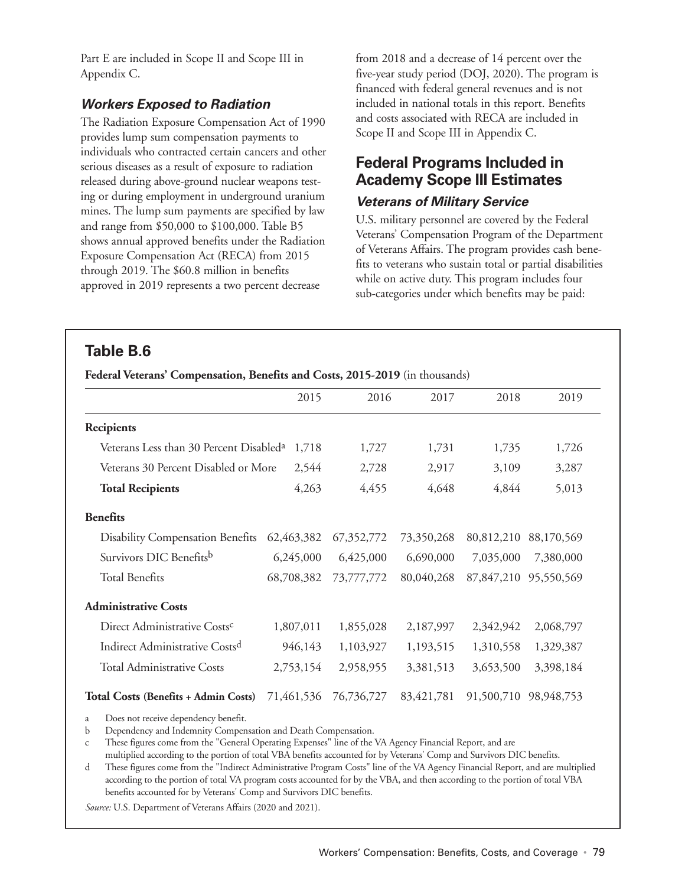Part E are included in Scope II and Scope III in Appendix C.

### *Workers Exposed to Radiation*

The Radiation Exposure Compensation Act of 1990 provides lump sum compensation payments to individuals who contracted certain cancers and other serious diseases as a result of exposure to radiation released during above-ground nuclear weapons testing or during employment in underground uranium mines. The lump sum payments are specified by law and range from $50,000 to $100,000. Table B5 shows annual approved benefits under the Radiation Exposure Compensation Act (RECA) from 2015 through 2019. The $60.8 million in benefits approved in 2019 represents a two percent decrease from 2018 and a decrease of 14 percent over the five-year study period (DOJ, 2020). The program is financed with federal general revenues and is not included in national totals in this report. Benefits and costs associated with RECA are included in Scope II and Scope III in Appendix C.

## Federal Programs Included in Academy Scope III Estimates

### *Veterans of Military Service*

U.S. military personnel are covered by the Federal Veterans' Compensation Program of the Department of Veterans Affairs. The program provides cash benefits to veterans who sustain total or partial disabilities while on active duty. This program includes four sub-categories under which benefits may be paid:

## Table B.6

**Federal Veterans' Compensation, Benefits and Costs, 2015-2019** (in thousands)

| | 2015 | 2016 | 2017 | 2018 | 2019 |
|---|---|---|---|---|---|
| **Recipients** | | | | | |
| Veterans Less than 30 Percent Disabled[a] | 1,718 | 1,727 | 1,731 | 1,735 | 1,726 |
| Veterans 30 Percent Disabled or More | 2,544 | 2,728 | 2,917 | 3,109 | 3,287 |
| **Total Recipients** | 4,263 | 4,455 | 4,648 | 4,844 | 5,013 |
| **Benefits** | | | | | |
| Disability Compensation Benefits | 62,463,382 | 67,352,772 | 73,350,268 | 80,812,210 | 88,170,569 |
| Survivors DIC Benefits[b] | 6,245,000 | 6,425,000 | 6,690,000 | 7,035,000 | 7,380,000 |
| Total Benefits | 68,708,382 | 73,777,772 | 80,040,268 | 87,847,210 | 95,550,569 |
| **Administrative Costs** | | | | | |
| Direct Administrative Costs[c] | 1,807,011 | 1,855,028 | 2,187,997 | 2,342,942 | 2,068,797 |
| Indirect Administrative Costs[d] | 946,143 | 1,103,927 | 1,193,515 | 1,310,558 | 1,329,387 |
| Total Administrative Costs | 2,753,154 | 2,958,955 | 3,381,513 | 3,653,500 | 3,398,184 |
| **Total Costs (Benefits + Admin Costs)** | 71,461,536 | 76,736,727 | 83,421,781 | 91,500,710 | 98,948,753 |

a Does not receive dependency benefit.

b Dependency and Indemnity Compensation and Death Compensation.

c These figures come from the "General Operating Expenses" line of the VA Agency Financial Report, and are multiplied according to the portion of total VBA benefits accounted for by Veterans' Comp and Survivors DIC benefits.

d These figures come from the "Indirect Administrative Program Costs" line of the VA Agency Financial Report, and are multiplied according to the portion of total VA program costs accounted for by the VBA, and then according to the portion of total VBA benefits accounted for by Veterans' Comp and Survivors DIC benefits.

*Source:* U.S. Department of Veterans Affairs (2020 and 2021).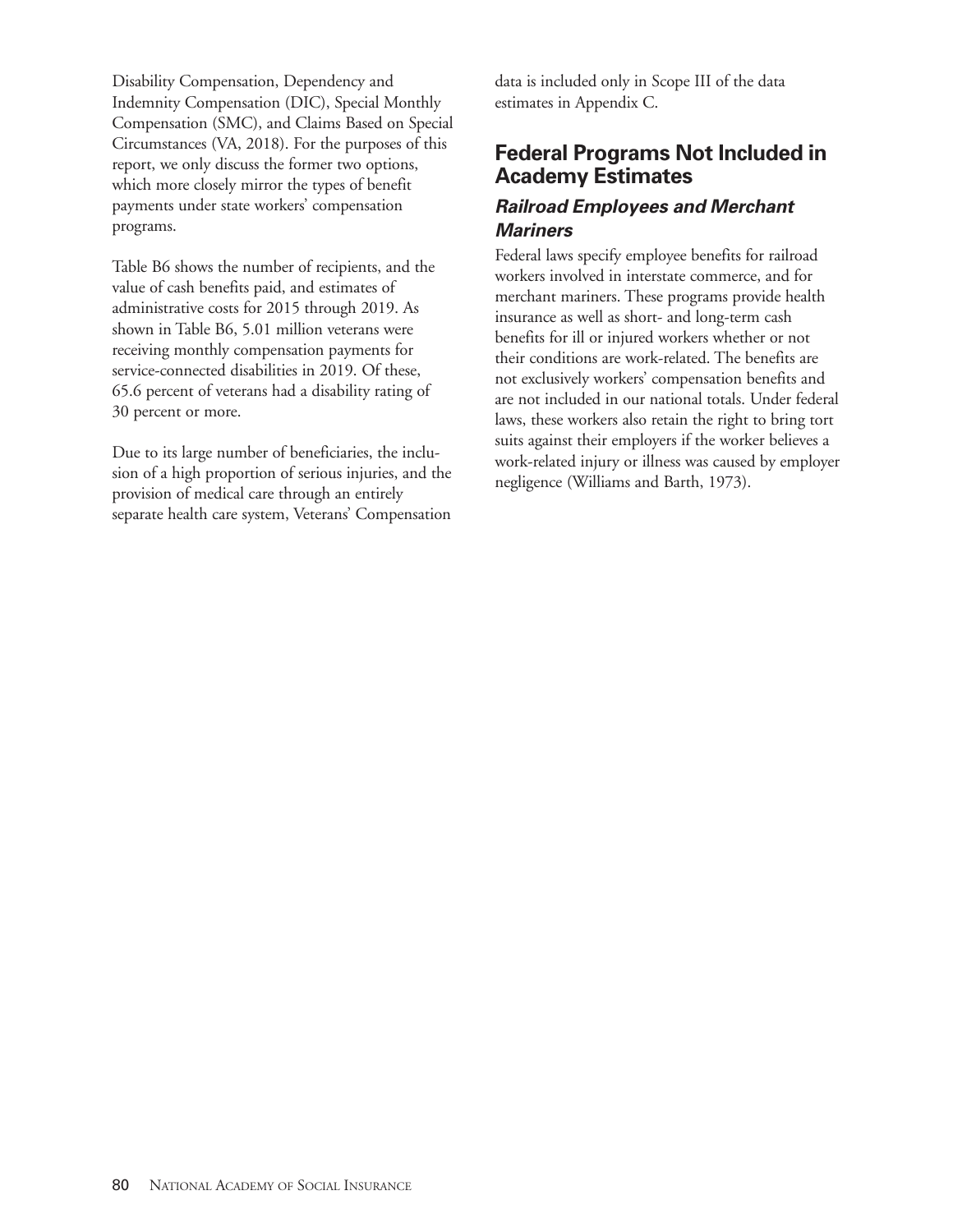Disability Compensation, Dependency and Indemnity Compensation (DIC), Special Monthly Compensation (SMC), and Claims Based on Special Circumstances (VA, 2018). For the purposes of this report, we only discuss the former two options, which more closely mirror the types of benefit payments under state workers' compensation programs.

Table B6 shows the number of recipients, and the value of cash benefits paid, and estimates of administrative costs for 2015 through 2019. As shown in Table B6, 5.01 million veterans were receiving monthly compensation payments for service-connected disabilities in 2019. Of these, 65.6 percent of veterans had a disability rating of 30 percent or more.

Due to its large number of beneficiaries, the inclusion of a high proportion of serious injuries, and the provision of medical care through an entirely separate health care system, Veterans' Compensation data is included only in Scope III of the data estimates in Appendix C.

## Federal Programs Not Included in Academy Estimates

### *Railroad Employees and Merchant Mariners*

Federal laws specify employee benefits for railroad workers involved in interstate commerce, and for merchant mariners. These programs provide health insurance as well as short- and long-term cash benefits for ill or injured workers whether or not their conditions are work-related. The benefits are not exclusively workers' compensation benefits and are not included in our national totals. Under federal laws, these workers also retain the right to bring tort suits against their employers if the worker believes a work-related injury or illness was caused by employer negligence (Williams and Barth, 1973).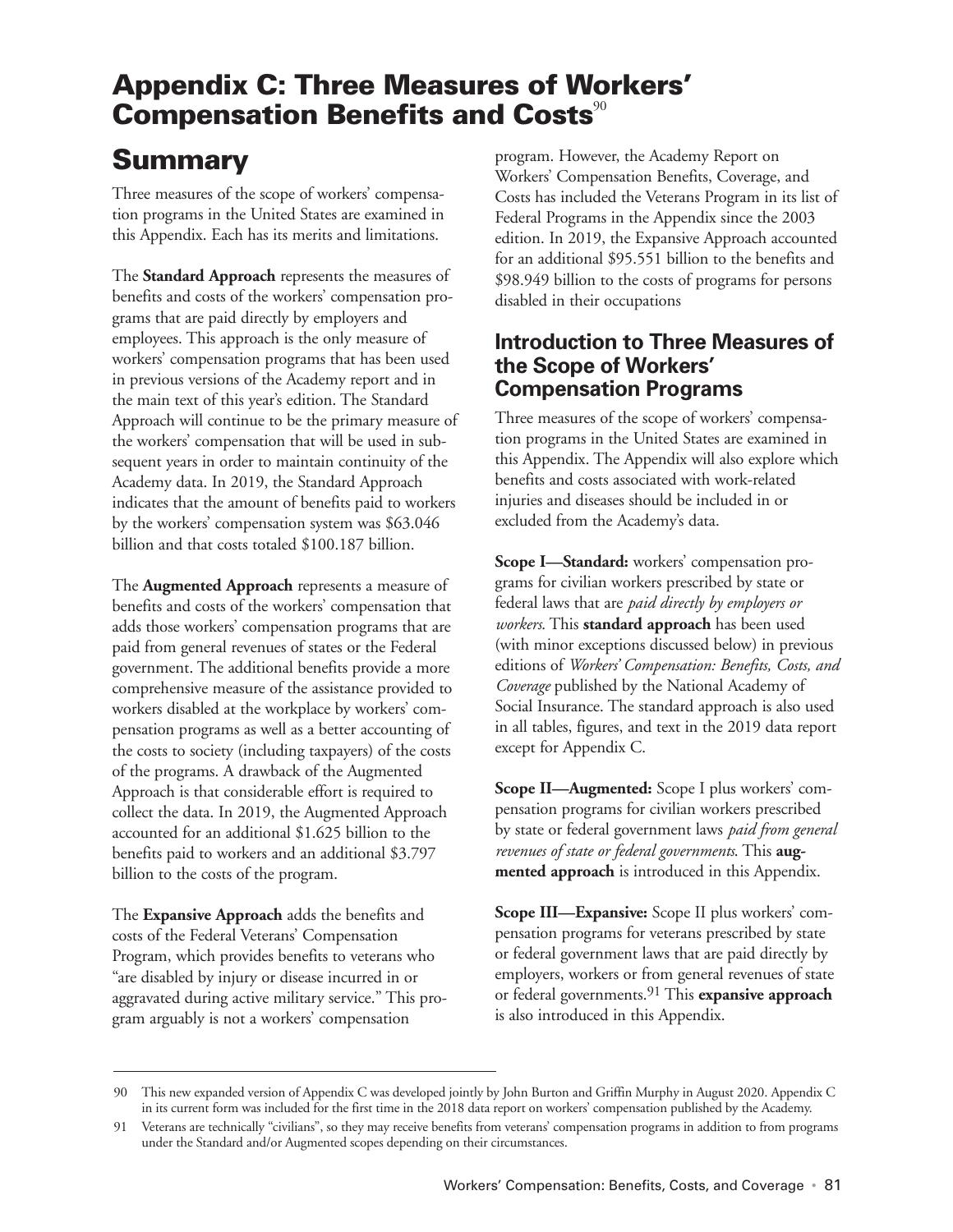# Appendix C: Three Measures of Workers' Compensation Benefits and Costs[90]

## Summary

Three measures of the scope of workers' compensation programs in the United States are examined in this Appendix. Each has its merits and limitations.

The **Standard Approach** represents the measures of benefits and costs of the workers' compensation programs that are paid directly by employers and employees. This approach is the only measure of workers' compensation programs that has been used in previous versions of the Academy report and in the main text of this year's edition. The Standard Approach will continue to be the primary measure of the workers' compensation that will be used in subsequent years in order to maintain continuity of the Academy data. In 2019, the Standard Approach indicates that the amount of benefits paid to workers by the workers' compensation system was $63.046 billion and that costs totaled $100.187 billion.

The **Augmented Approach** represents a measure of benefits and costs of the workers' compensation that adds those workers' compensation programs that are paid from general revenues of states or the Federal government. The additional benefits provide a more comprehensive measure of the assistance provided to workers disabled at the workplace by workers' compensation programs as well as a better accounting of the costs to society (including taxpayers) of the costs of the programs. A drawback of the Augmented Approach is that considerable effort is required to collect the data. In 2019, the Augmented Approach accounted for an additional $1.625 billion to the benefits paid to workers and an additional $3.797 billion to the costs of the program.

The **Expansive Approach** adds the benefits and costs of the Federal Veterans' Compensation Program, which provides benefits to veterans who "are disabled by injury or disease incurred in or aggravated during active military service." This program arguably is not a workers' compensation program. However, the Academy Report on Workers' Compensation Benefits, Coverage, and Costs has included the Veterans Program in its list of Federal Programs in the Appendix since the 2003 edition. In 2019, the Expansive Approach accounted for an additional $95.551 billion to the benefits and $98.949 billion to the costs of programs for persons disabled in their occupations

### Introduction to Three Measures of the Scope of Workers' Compensation Programs

Three measures of the scope of workers' compensation programs in the United States are examined in this Appendix. The Appendix will also explore which benefits and costs associated with work-related injuries and diseases should be included in or excluded from the Academy's data.

**Scope I—Standard:** workers' compensation programs for civilian workers prescribed by state or federal laws that are *paid directly by employers or workers*. This **standard approach** has been used (with minor exceptions discussed below) in previous editions of *Workers' Compensation: Benefits, Costs, and Coverage* published by the National Academy of Social Insurance. The standard approach is also used in all tables, figures, and text in the 2019 data report except for Appendix C.

**Scope II—Augmented:** Scope I plus workers' compensation programs for civilian workers prescribed by state or federal government laws *paid from general revenues of state or federal governments*. This **augmented approach** is introduced in this Appendix.

**Scope III—Expansive:** Scope II plus workers' compensation programs for veterans prescribed by state or federal government laws that are paid directly by employers, workers or from general revenues of state or federal governments.[91] This **expansive approach** is also introduced in this Appendix.

---

90 This new expanded version of Appendix C was developed jointly by John Burton and Griffin Murphy in August 2020. Appendix C in its current form was included for the first time in the 2018 data report on workers' compensation published by the Academy.

91 Veterans are technically "civilians", so they may receive benefits from veterans' compensation programs in addition to from programs under the Standard and/or Augmented scopes depending on their circumstances.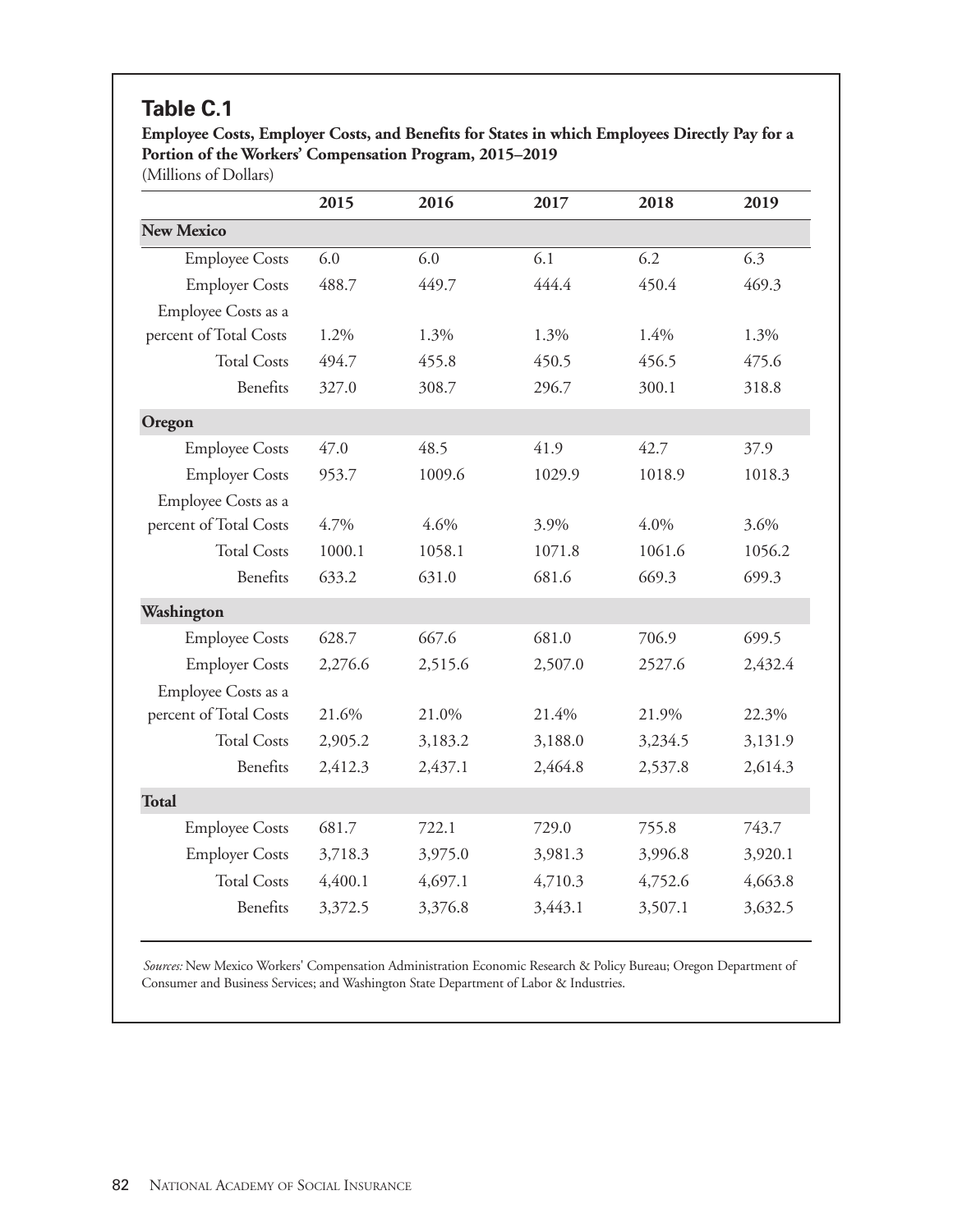## Table C.1

**Employee Costs, Employer Costs, and Benefits for States in which Employees Directly Pay for a Portion of the Workers' Compensation Program, 2015–2019**
(Millions of Dollars)

| | 2015 | 2016 | 2017 | 2018 | 2019 |
|---|---|---|---|---|---|
| **New Mexico** | | | | | |
| Employee Costs | 6.0 | 6.0 | 6.1 | 6.2 | 6.3 |
| Employer Costs | 488.7 | 449.7 | 444.4 | 450.4 | 469.3 |
| Employee Costs as a percent of Total Costs | 1.2% | 1.3% | 1.3% | 1.4% | 1.3% |
| Total Costs | 494.7 | 455.8 | 450.5 | 456.5 | 475.6 |
| Benefits | 327.0 | 308.7 | 296.7 | 300.1 | 318.8 |
| **Oregon** | | | | | |
| Employee Costs | 47.0 | 48.5 | 41.9 | 42.7 | 37.9 |
| Employer Costs | 953.7 | 1009.6 | 1029.9 | 1018.9 | 1018.3 |
| Employee Costs as a percent of Total Costs | 4.7% | 4.6% | 3.9% | 4.0% | 3.6% |
| Total Costs | 1000.1 | 1058.1 | 1071.8 | 1061.6 | 1056.2 |
| Benefits | 633.2 | 631.0 | 681.6 | 669.3 | 699.3 |
| **Washington** | | | | | |
| Employee Costs | 628.7 | 667.6 | 681.0 | 706.9 | 699.5 |
| Employer Costs | 2,276.6 | 2,515.6 | 2,507.0 | 2527.6 | 2,432.4 |
| Employee Costs as a percent of Total Costs | 21.6% | 21.0% | 21.4% | 21.9% | 22.3% |
| Total Costs | 2,905.2 | 3,183.2 | 3,188.0 | 3,234.5 | 3,131.9 |
| Benefits | 2,412.3 | 2,437.1 | 2,464.8 | 2,537.8 | 2,614.3 |
| **Total** | | | | | |
| Employee Costs | 681.7 | 722.1 | 729.0 | 755.8 | 743.7 |
| Employer Costs | 3,718.3 | 3,975.0 | 3,981.3 | 3,996.8 | 3,920.1 |
| Total Costs | 4,400.1 | 4,697.1 | 4,710.3 | 4,752.6 | 4,663.8 |
| Benefits | 3,372.5 | 3,376.8 | 3,443.1 | 3,507.1 | 3,632.5 |

*Sources:* New Mexico Workers' Compensation Administration Economic Research & Policy Bureau; Oregon Department of Consumer and Business Services; and Washington State Department of Labor & Industries.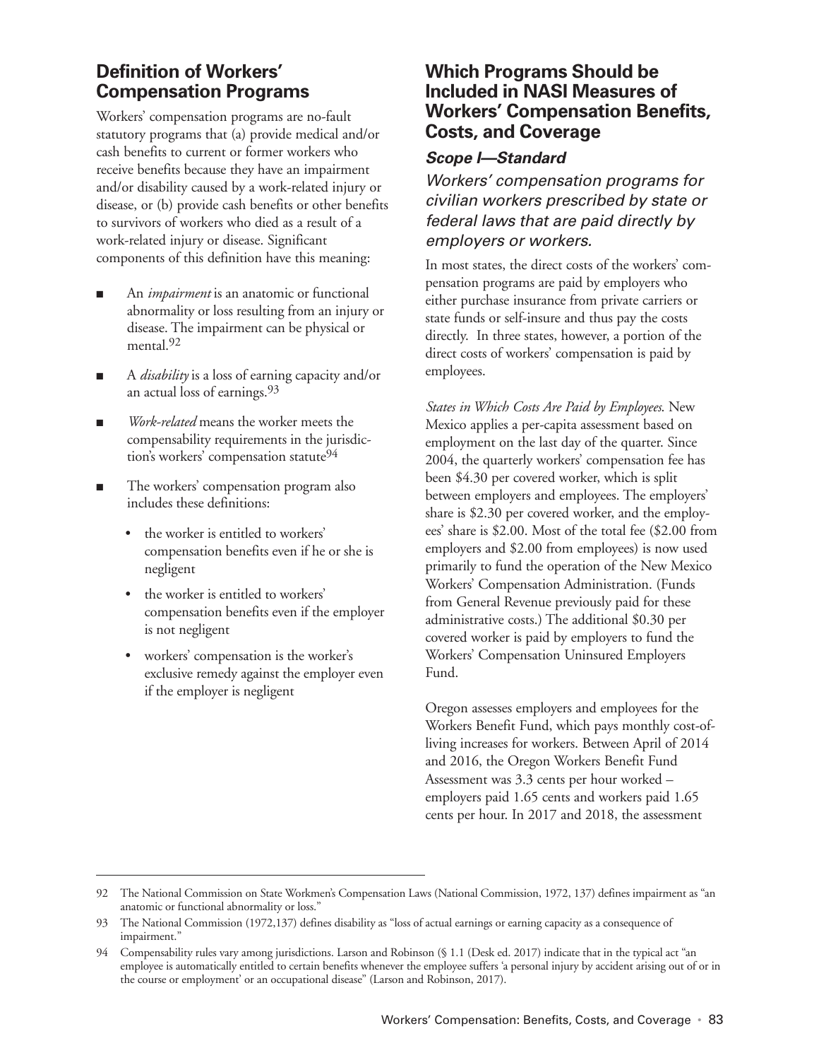## Definition of Workers' Compensation Programs

Workers' compensation programs are no-fault statutory programs that (a) provide medical and/or cash benefits to current or former workers who receive benefits because they have an impairment and/or disability caused by a work-related injury or disease, or (b) provide cash benefits or other benefits to survivors of workers who died as a result of a work-related injury or disease. Significant components of this definition have this meaning:

- An *impairment* is an anatomic or functional abnormality or loss resulting from an injury or disease. The impairment can be physical or mental.[92]
- A *disability* is a loss of earning capacity and/or an actual loss of earnings.[93]
- *Work-related* means the worker meets the compensability requirements in the jurisdiction's workers' compensation statute[94]
- The workers' compensation program also includes these definitions:
  - the worker is entitled to workers' compensation benefits even if he or she is negligent
  - the worker is entitled to workers' compensation benefits even if the employer is not negligent
  - workers' compensation is the worker's exclusive remedy against the employer even if the employer is negligent

## Which Programs Should be Included in NASI Measures of Workers' Compensation Benefits, Costs, and Coverage

### *Scope I—Standard*

*Workers' compensation programs for civilian workers prescribed by state or federal laws that are paid directly by employers or workers.*

In most states, the direct costs of the workers' compensation programs are paid by employers who either purchase insurance from private carriers or state funds or self-insure and thus pay the costs directly. In three states, however, a portion of the direct costs of workers' compensation is paid by employees.

*States in Which Costs Are Paid by Employees.* New Mexico applies a per-capita assessment based on employment on the last day of the quarter. Since 2004, the quarterly workers' compensation fee has been $4.30 per covered worker, which is split between employers and employees. The employers' share is $2.30 per covered worker, and the employees' share is $2.00. Most of the total fee ($2.00 from employers and $2.00 from employees) is now used primarily to fund the operation of the New Mexico Workers' Compensation Administration. (Funds from General Revenue previously paid for these administrative costs.) The additional $0.30 per covered worker is paid by employers to fund the Workers' Compensation Uninsured Employers Fund.

Oregon assesses employers and employees for the Workers Benefit Fund, which pays monthly cost-of-living increases for workers. Between April of 2014 and 2016, the Oregon Workers Benefit Fund Assessment was 3.3 cents per hour worked – employers paid 1.65 cents and workers paid 1.65 cents per hour. In 2017 and 2018, the assessment

---

92 The National Commission on State Workmen's Compensation Laws (National Commission, 1972, 137) defines impairment as "an anatomic or functional abnormality or loss."

93 The National Commission (1972,137) defines disability as "loss of actual earnings or earning capacity as a consequence of impairment."

94 Compensability rules vary among jurisdictions. Larson and Robinson (§ 1.1 (Desk ed. 2017) indicate that in the typical act "an employee is automatically entitled to certain benefits whenever the employee suffers 'a personal injury by accident arising out of or in the course or employment' or an occupational disease" (Larson and Robinson, 2017).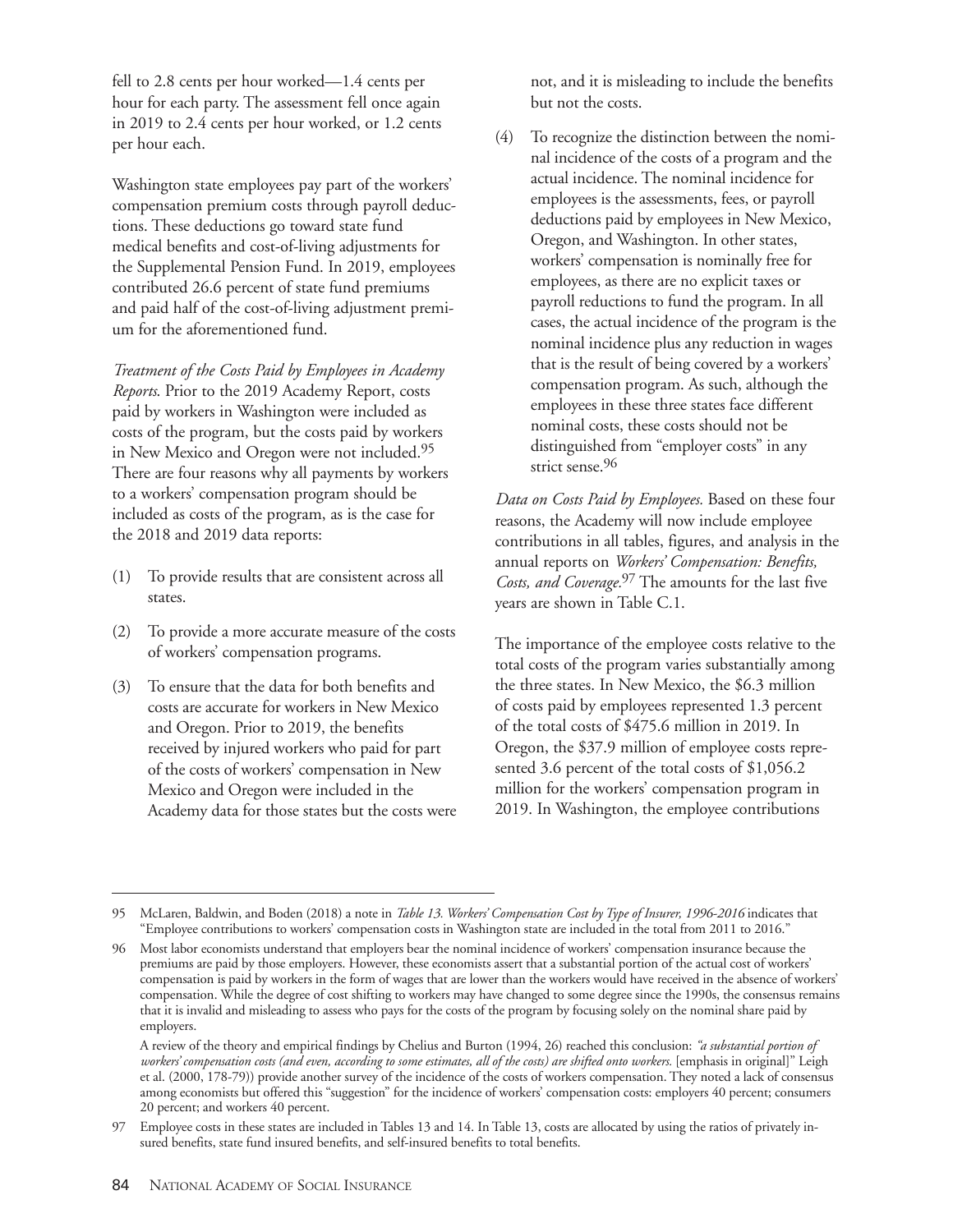fell to 2.8 cents per hour worked—1.4 cents per hour for each party. The assessment fell once again in 2019 to 2.4 cents per hour worked, or 1.2 cents per hour each.

Washington state employees pay part of the workers' compensation premium costs through payroll deductions. These deductions go toward state fund medical benefits and cost-of-living adjustments for the Supplemental Pension Fund. In 2019, employees contributed 26.6 percent of state fund premiums and paid half of the cost-of-living adjustment premium for the aforementioned fund.

*Treatment of the Costs Paid by Employees in Academy Reports*. Prior to the 2019 Academy Report, costs paid by workers in Washington were included as costs of the program, but the costs paid by workers in New Mexico and Oregon were not included.[95] There are four reasons why all payments by workers to a workers' compensation program should be included as costs of the program, as is the case for the 2018 and 2019 data reports:

(1) To provide results that are consistent across all states.

(2) To provide a more accurate measure of the costs of workers' compensation programs.

(3) To ensure that the data for both benefits and costs are accurate for workers in New Mexico and Oregon. Prior to 2019, the benefits received by injured workers who paid for part of the costs of workers' compensation in New Mexico and Oregon were included in the Academy data for those states but the costs were not, and it is misleading to include the benefits but not the costs.

(4) To recognize the distinction between the nominal incidence of the costs of a program and the actual incidence. The nominal incidence for employees is the assessments, fees, or payroll deductions paid by employees in New Mexico, Oregon, and Washington. In other states, workers' compensation is nominally free for employees, as there are no explicit taxes or payroll reductions to fund the program. In all cases, the actual incidence of the program is the nominal incidence plus any reduction in wages that is the result of being covered by a workers' compensation program. As such, although the employees in these three states face different nominal costs, these costs should not be distinguished from "employer costs" in any strict sense.[96]

*Data on Costs Paid by Employees.* Based on these four reasons, the Academy will now include employee contributions in all tables, figures, and analysis in the annual reports on *Workers' Compensation: Benefits, Costs, and Coverage.*[97] The amounts for the last five years are shown in Table C.1.

The importance of the employee costs relative to the total costs of the program varies substantially among the three states. In New Mexico, the $6.3 million of costs paid by employees represented 1.3 percent of the total costs of $475.6 million in 2019. In Oregon, the $37.9 million of employee costs represented 3.6 percent of the total costs of $1,056.2 million for the workers' compensation program in 2019. In Washington, the employee contributions

---

95 McLaren, Baldwin, and Boden (2018) a note in *Table 13. Workers' Compensation Cost by Type of Insurer, 1996-2016* indicates that "Employee contributions to workers' compensation costs in Washington state are included in the total from 2011 to 2016."

96 Most labor economists understand that employers bear the nominal incidence of workers' compensation insurance because the premiums are paid by those employers. However, these economists assert that a substantial portion of the actual cost of workers' compensation is paid by workers in the form of wages that are lower than the workers would have received in the absence of workers' compensation. While the degree of cost shifting to workers may have changed to some degree since the 1990s, the consensus remains that it is invalid and misleading to assess who pays for the costs of the program by focusing solely on the nominal share paid by employers.

A review of the theory and empirical findings by Chelius and Burton (1994, 26) reached this conclusion: *"a substantial portion of workers' compensation costs (and even, according to some estimates, all of the costs) are shifted onto workers.* [emphasis in original]" Leigh et al. (2000, 178-79)) provide another survey of the incidence of the costs of workers compensation. They noted a lack of consensus among economists but offered this "suggestion" for the incidence of workers' compensation costs: employers 40 percent; consumers 20 percent; and workers 40 percent.

97 Employee costs in these states are included in Tables 13 and 14. In Table 13, costs are allocated by using the ratios of privately insured benefits, state fund insured benefits, and self-insured benefits to total benefits.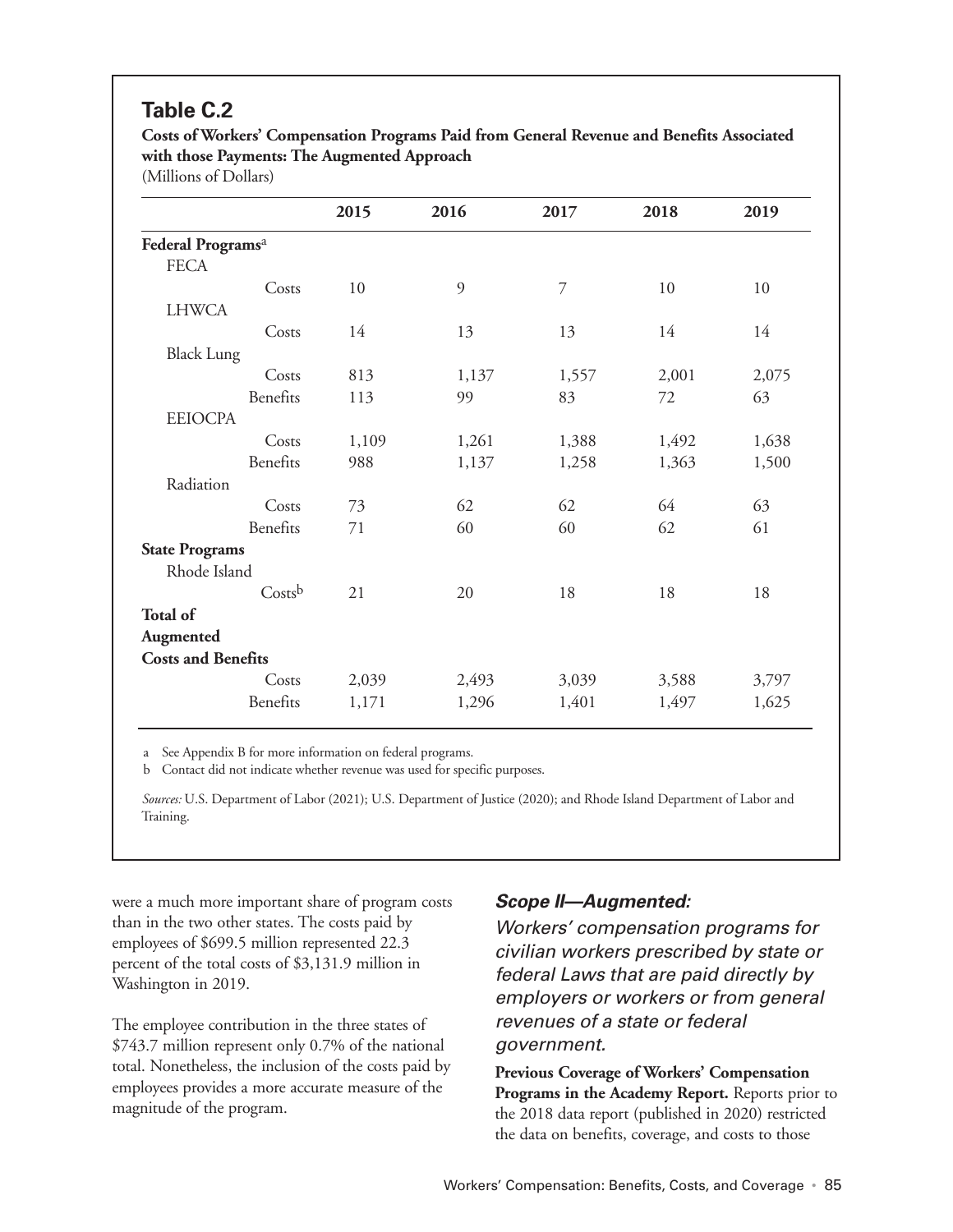## Table C.2

**Costs of Workers' Compensation Programs Paid from General Revenue and Benefits Associated with those Payments: The Augmented Approach**
(Millions of Dollars)

| | 2015 | 2016 | 2017 | 2018 | 2019 |
|---|---|---|---|---|---|
| **Federal Programs**[a] | | | | | |
| FECA | | | | | |
| Costs | 10 | 9 | 7 | 10 | 10 |
| LHWCA | | | | | |
| Costs | 14 | 13 | 13 | 14 | 14 |
| Black Lung | | | | | |
| Costs | 813 | 1,137 | 1,557 | 2,001 | 2,075 |
| Benefits | 113 | 99 | 83 | 72 | 63 |
| EEIOCPA | | | | | |
| Costs | 1,109 | 1,261 | 1,388 | 1,492 | 1,638 |
| Benefits | 988 | 1,137 | 1,258 | 1,363 | 1,500 |
| Radiation | | | | | |
| Costs | 73 | 62 | 62 | 64 | 63 |
| Benefits | 71 | 60 | 60 | 62 | 61 |
| **State Programs** | | | | | |
| Rhode Island | | | | | |
| Costs[b] | 21 | 20 | 18 | 18 | 18 |
| **Total of Augmented Costs and Benefits** | | | | | |
| Costs | 2,039 | 2,493 | 3,039 | 3,588 | 3,797 |
| Benefits | 1,171 | 1,296 | 1,401 | 1,497 | 1,625 |

a See Appendix B for more information on federal programs.
b Contact did not indicate whether revenue was used for specific purposes.

*Sources:* U.S. Department of Labor (2021); U.S. Department of Justice (2020); and Rhode Island Department of Labor and Training.

were a much more important share of program costs than in the two other states. The costs paid by employees of $699.5 million represented 22.3 percent of the total costs of $3,131.9 million in Washington in 2019.

The employee contribution in the three states of $743.7 million represent only 0.7% of the national total. Nonetheless, the inclusion of the costs paid by employees provides a more accurate measure of the magnitude of the program.

### *Scope II—Augmented:*

*Workers' compensation programs for civilian workers prescribed by state or federal Laws that are paid directly by employers or workers or from general revenues of a state or federal government.*

**Previous Coverage of Workers' Compensation Programs in the Academy Report.** Reports prior to the 2018 data report (published in 2020) restricted the data on benefits, coverage, and costs to those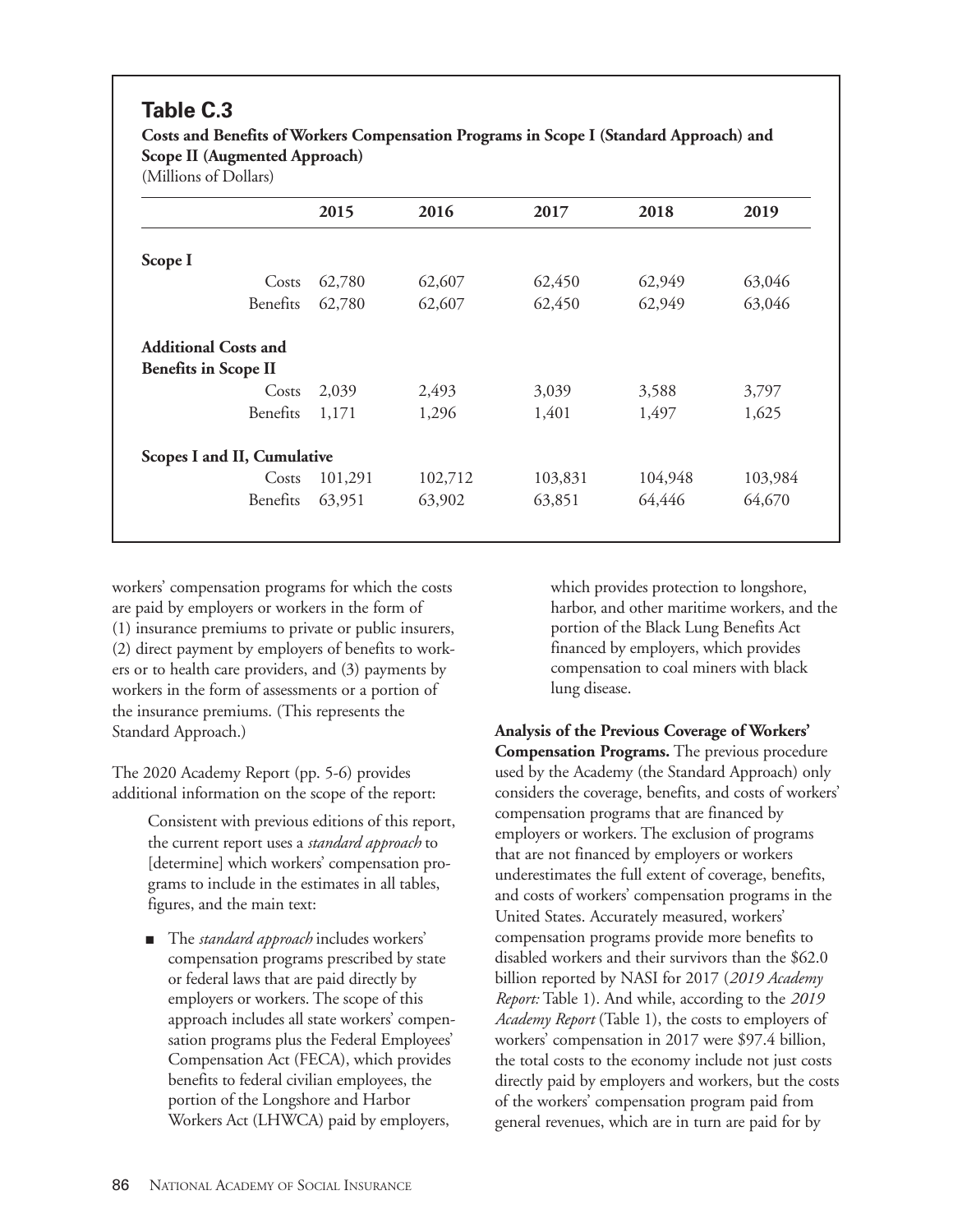## Table C.3

**Costs and Benefits of Workers Compensation Programs in Scope I (Standard Approach) and Scope II (Augmented Approach)**
(Millions of Dollars)

| | | 2015 | 2016 | 2017 | 2018 | 2019 |
|---|---|---|---|---|---|---|
| **Scope I** | | | | | | |
| | Costs | 62,780 | 62,607 | 62,450 | 62,949 | 63,046 |
| | Benefits | 62,780 | 62,607 | 62,450 | 62,949 | 63,046 |
| **Additional Costs and Benefits in Scope II** | | | | | | |
| | Costs | 2,039 | 2,493 | 3,039 | 3,588 | 3,797 |
| | Benefits | 1,171 | 1,296 | 1,401 | 1,497 | 1,625 |
| **Scopes I and II, Cumulative** | | | | | | |
| | Costs | 101,291 | 102,712 | 103,831 | 104,948 | 103,984 |
| | Benefits | 63,951 | 63,902 | 63,851 | 64,446 | 64,670 |

workers' compensation programs for which the costs are paid by employers or workers in the form of (1) insurance premiums to private or public insurers, (2) direct payment by employers of benefits to workers or to health care providers, and (3) payments by workers in the form of assessments or a portion of the insurance premiums. (This represents the Standard Approach.)

The 2020 Academy Report (pp. 5-6) provides additional information on the scope of the report:

> Consistent with previous editions of this report, the current report uses a *standard approach* to [determine] which workers' compensation programs to include in the estimates in all tables, figures, and the main text:
>
> - The *standard approach* includes workers' compensation programs prescribed by state or federal laws that are paid directly by employers or workers. The scope of this approach includes all state workers' compensation programs plus the Federal Employees' Compensation Act (FECA), which provides benefits to federal civilian employees, the portion of the Longshore and Harbor Workers Act (LHWCA) paid by employers, which provides protection to longshore, harbor, and other maritime workers, and the portion of the Black Lung Benefits Act financed by employers, which provides compensation to coal miners with black lung disease.

**Analysis of the Previous Coverage of Workers' Compensation Programs.** The previous procedure used by the Academy (the Standard Approach) only considers the coverage, benefits, and costs of workers' compensation programs that are financed by employers or workers. The exclusion of programs that are not financed by employers or workers underestimates the full extent of coverage, benefits, and costs of workers' compensation programs in the United States. Accurately measured, workers' compensation programs provide more benefits to disabled workers and their survivors than the $62.0 billion reported by NASI for 2017 (*2019 Academy Report:* Table 1). And while, according to the *2019 Academy Report* (Table 1), the costs to employers of workers' compensation in 2017 were $97.4 billion, the total costs to the economy include not just costs directly paid by employers and workers, but the costs of the workers' compensation program paid from general revenues, which are in turn are paid for by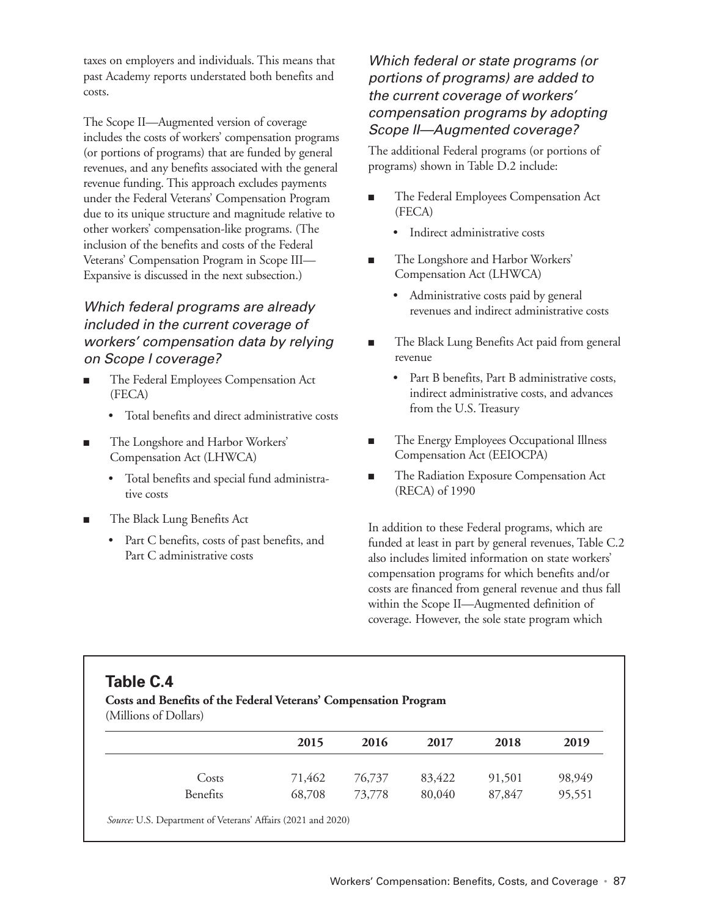taxes on employers and individuals. This means that past Academy reports understated both benefits and costs.

The Scope II—Augmented version of coverage includes the costs of workers' compensation programs (or portions of programs) that are funded by general revenues, and any benefits associated with the general revenue funding. This approach excludes payments under the Federal Veterans' Compensation Program due to its unique structure and magnitude relative to other workers' compensation-like programs. (The inclusion of the benefits and costs of the Federal Veterans' Compensation Program in Scope III—Expansive is discussed in the next subsection.)

### *Which federal programs are already included in the current coverage of workers' compensation data by relying on Scope I coverage?*

- The Federal Employees Compensation Act (FECA)
  - Total benefits and direct administrative costs
- The Longshore and Harbor Workers' Compensation Act (LHWCA)
  - Total benefits and special fund administrative costs
- The Black Lung Benefits Act
  - Part C benefits, costs of past benefits, and Part C administrative costs

### *Which federal or state programs (or portions of programs) are added to the current coverage of workers' compensation programs by adopting Scope II—Augmented coverage?*

The additional Federal programs (or portions of programs) shown in Table D.2 include:

- The Federal Employees Compensation Act (FECA)
  - Indirect administrative costs
- The Longshore and Harbor Workers' Compensation Act (LHWCA)
  - Administrative costs paid by general revenues and indirect administrative costs
- The Black Lung Benefits Act paid from general revenue
  - Part B benefits, Part B administrative costs, indirect administrative costs, and advances from the U.S. Treasury
- The Energy Employees Occupational Illness Compensation Act (EEIOCPA)
- The Radiation Exposure Compensation Act (RECA) of 1990

In addition to these Federal programs, which are funded at least in part by general revenues, Table C.2 also includes limited information on state workers' compensation programs for which benefits and/or costs are financed from general revenue and thus fall within the Scope II—Augmented definition of coverage. However, the sole state program which

## Table C.4

**Costs and Benefits of the Federal Veterans' Compensation Program**
(Millions of Dollars)

| | 2015 | 2016 | 2017 | 2018 | 2019 |
|---|---|---|---|---|---|
| Costs | 71,462 | 76,737 | 83,422 | 91,501 | 98,949 |
| Benefits | 68,708 | 73,778 | 80,040 | 87,847 | 95,551 |

*Source:* U.S. Department of Veterans' Affairs (2021 and 2020)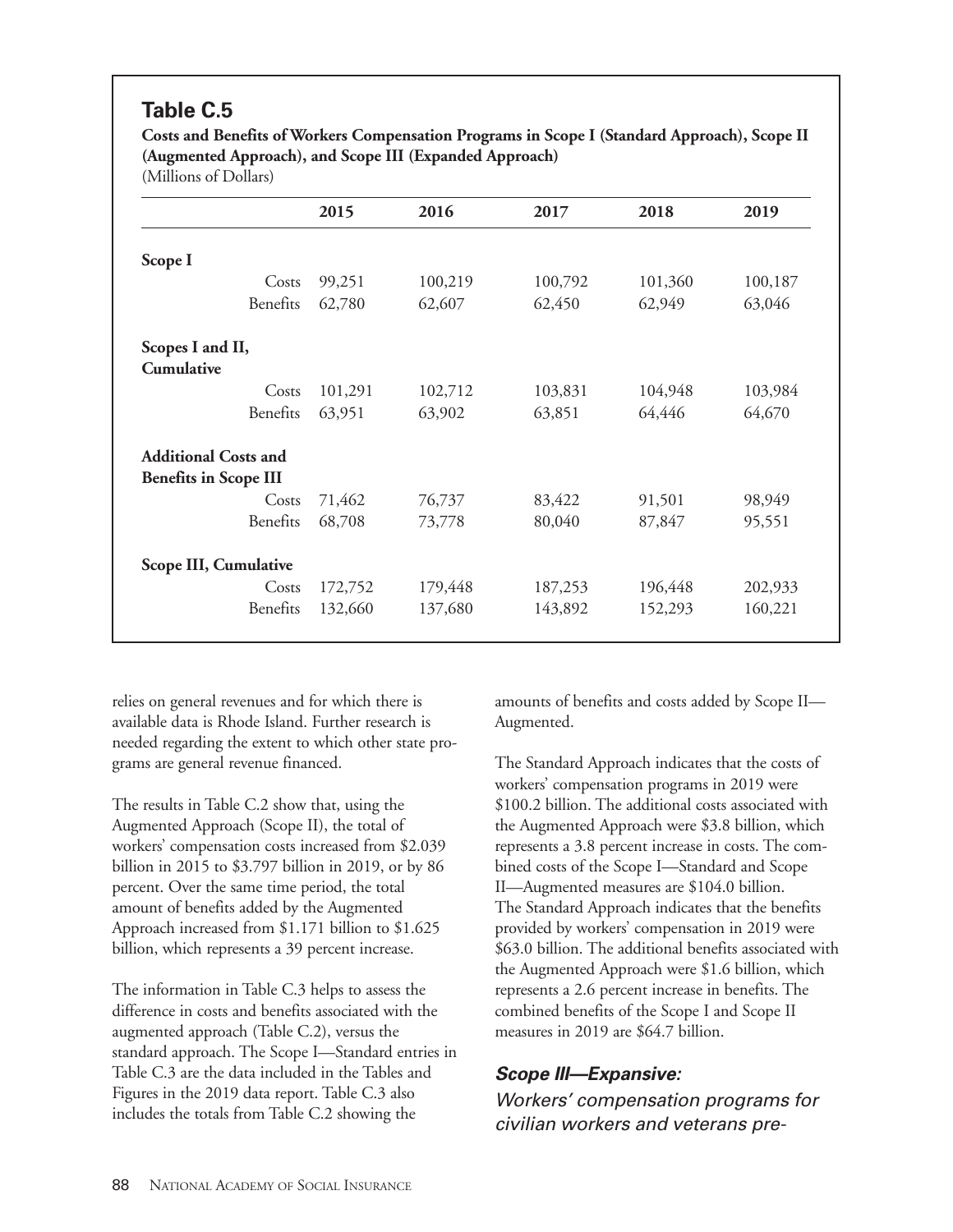## Table C.5

**Costs and Benefits of Workers Compensation Programs in Scope I (Standard Approach), Scope II (Augmented Approach), and Scope III (Expanded Approach)**
(Millions of Dollars)

| | | 2015 | 2016 | 2017 | 2018 | 2019 |
|---|---|---|---|---|---|---|
| **Scope I** | | | | | | |
| | Costs | 99,251 | 100,219 | 100,792 | 101,360 | 100,187 |
| | Benefits | 62,780 | 62,607 | 62,450 | 62,949 | 63,046 |
| **Scopes I and II, Cumulative** | | | | | | |
| | Costs | 101,291 | 102,712 | 103,831 | 104,948 | 103,984 |
| | Benefits | 63,951 | 63,902 | 63,851 | 64,446 | 64,670 |
| **Additional Costs and Benefits in Scope III** | | | | | | |
| | Costs | 71,462 | 76,737 | 83,422 | 91,501 | 98,949 |
| | Benefits | 68,708 | 73,778 | 80,040 | 87,847 | 95,551 |
| **Scope III, Cumulative** | | | | | | |
| | Costs | 172,752 | 179,448 | 187,253 | 196,448 | 202,933 |
| | Benefits | 132,660 | 137,680 | 143,892 | 152,293 | 160,221 |

relies on general revenues and for which there is available data is Rhode Island. Further research is needed regarding the extent to which other state programs are general revenue financed.

The results in Table C.2 show that, using the Augmented Approach (Scope II), the total of workers' compensation costs increased from $2.039 billion in 2015 to $3.797 billion in 2019, or by 86 percent. Over the same time period, the total amount of benefits added by the Augmented Approach increased from $1.171 billion to $1.625 billion, which represents a 39 percent increase.

The information in Table C.3 helps to assess the difference in costs and benefits associated with the augmented approach (Table C.2), versus the standard approach. The Scope I—Standard entries in Table C.3 are the data included in the Tables and Figures in the 2019 data report. Table C.3 also includes the totals from Table C.2 showing the amounts of benefits and costs added by Scope II—Augmented.

The Standard Approach indicates that the costs of workers' compensation programs in 2019 were $100.2 billion. The additional costs associated with the Augmented Approach were $3.8 billion, which represents a 3.8 percent increase in costs. The combined costs of the Scope I—Standard and Scope II—Augmented measures are $104.0 billion. The Standard Approach indicates that the benefits provided by workers' compensation in 2019 were $63.0 billion. The additional benefits associated with the Augmented Approach were $1.6 billion, which represents a 2.6 percent increase in benefits. The combined benefits of the Scope I and Scope II measures in 2019 are $64.7 billion.

### *Scope III—Expansive:*

*Workers' compensation programs for civilian workers and veterans pre-*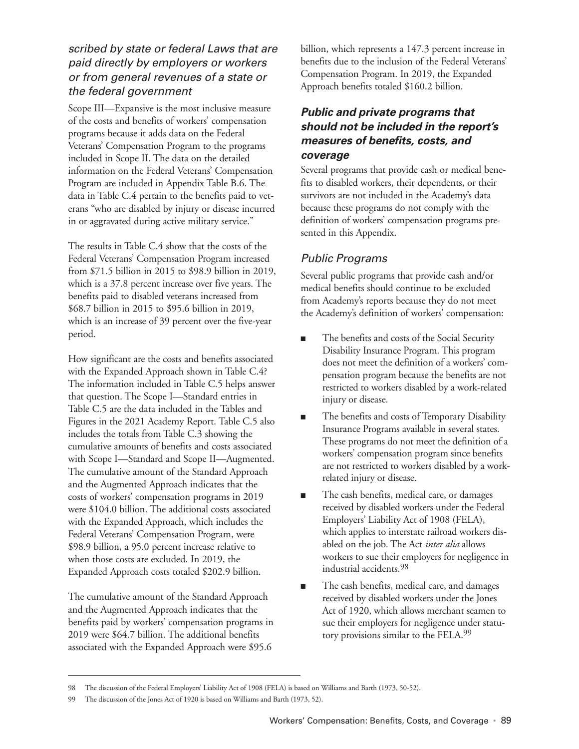*scribed by state or federal Laws that are paid directly by employers or workers or from general revenues of a state or the federal government*

Scope III—Expansive is the most inclusive measure of the costs and benefits of workers' compensation programs because it adds data on the Federal Veterans' Compensation Program to the programs included in Scope II. The data on the detailed information on the Federal Veterans' Compensation Program are included in Appendix Table B.6. The data in Table C.4 pertain to the benefits paid to veterans "who are disabled by injury or disease incurred in or aggravated during active military service."

The results in Table C.4 show that the costs of the Federal Veterans' Compensation Program increased from $71.5 billion in 2015 to $98.9 billion in 2019, which is a 37.8 percent increase over five years. The benefits paid to disabled veterans increased from $68.7 billion in 2015 to $95.6 billion in 2019, which is an increase of 39 percent over the five-year period.

How significant are the costs and benefits associated with the Expanded Approach shown in Table C.4? The information included in Table C.5 helps answer that question. The Scope I—Standard entries in Table C.5 are the data included in the Tables and Figures in the 2021 Academy Report. Table C.5 also includes the totals from Table C.3 showing the cumulative amounts of benefits and costs associated with Scope I—Standard and Scope II—Augmented. The cumulative amount of the Standard Approach and the Augmented Approach indicates that the costs of workers' compensation programs in 2019 were $104.0 billion. The additional costs associated with the Expanded Approach, which includes the Federal Veterans' Compensation Program, were $98.9 billion, a 95.0 percent increase relative to when those costs are excluded. In 2019, the Expanded Approach costs totaled $202.9 billion.

The cumulative amount of the Standard Approach and the Augmented Approach indicates that the benefits paid by workers' compensation programs in 2019 were $64.7 billion. The additional benefits associated with the Expanded Approach were $95.6 billion, which represents a 147.3 percent increase in benefits due to the inclusion of the Federal Veterans' Compensation Program. In 2019, the Expanded Approach benefits totaled $160.2 billion.

### *Public and private programs that should not be included in the report's measures of benefits, costs, and coverage*

Several programs that provide cash or medical benefits to disabled workers, their dependents, or their survivors are not included in the Academy's data because these programs do not comply with the definition of workers' compensation programs presented in this Appendix.

### *Public Programs*

Several public programs that provide cash and/or medical benefits should continue to be excluded from Academy's reports because they do not meet the Academy's definition of workers' compensation:

- The benefits and costs of the Social Security Disability Insurance Program. This program does not meet the definition of a workers' compensation program because the benefits are not restricted to workers disabled by a work-related injury or disease.
- The benefits and costs of Temporary Disability Insurance Programs available in several states. These programs do not meet the definition of a workers' compensation program since benefits are not restricted to workers disabled by a work-related injury or disease.
- The cash benefits, medical care, or damages received by disabled workers under the Federal Employers' Liability Act of 1908 (FELA), which applies to interstate railroad workers disabled on the job. The Act *inter alia* allows workers to sue their employers for negligence in industrial accidents.[98]
- The cash benefits, medical care, and damages received by disabled workers under the Jones Act of 1920, which allows merchant seamen to sue their employers for negligence under statutory provisions similar to the FELA.[99]

---

98 The discussion of the Federal Employers' Liability Act of 1908 (FELA) is based on Williams and Barth (1973, 50-52).

99 The discussion of the Jones Act of 1920 is based on Williams and Barth (1973, 52).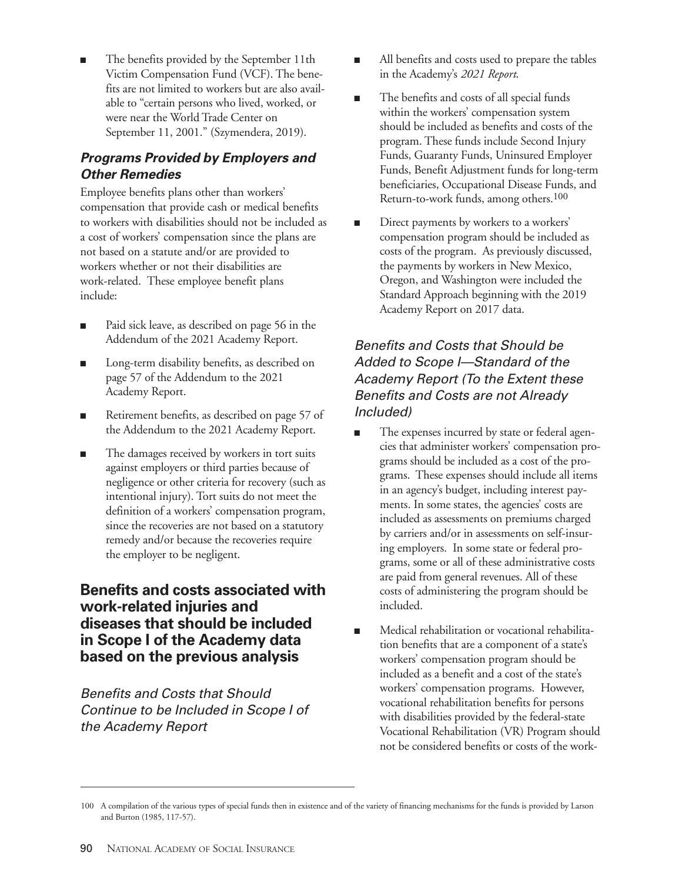- The benefits provided by the September 11th Victim Compensation Fund (VCF). The benefits are not limited to workers but are also available to "certain persons who lived, worked, or were near the World Trade Center on September 11, 2001." (Szymendera, 2019).

### *Programs Provided by Employers and Other Remedies*

Employee benefits plans other than workers' compensation that provide cash or medical benefits to workers with disabilities should not be included as a cost of workers' compensation since the plans are not based on a statute and/or are provided to workers whether or not their disabilities are work-related. These employee benefit plans include:

- Paid sick leave, as described on page 56 in the Addendum of the 2021 Academy Report.
- Long-term disability benefits, as described on page 57 of the Addendum to the 2021 Academy Report.
- Retirement benefits, as described on page 57 of the Addendum to the 2021 Academy Report.
- The damages received by workers in tort suits against employers or third parties because of negligence or other criteria for recovery (such as intentional injury). Tort suits do not meet the definition of a workers' compensation program, since the recoveries are not based on a statutory remedy and/or because the recoveries require the employer to be negligent.

## Benefits and costs associated with work-related injuries and diseases that should be included in Scope I of the Academy data based on the previous analysis

### *Benefits and Costs that Should Continue to be Included in Scope I of the Academy Report*

- All benefits and costs used to prepare the tables in the Academy's *2021 Report*.
- The benefits and costs of all special funds within the workers' compensation system should be included as benefits and costs of the program. These funds include Second Injury Funds, Guaranty Funds, Uninsured Employer Funds, Benefit Adjustment funds for long-term beneficiaries, Occupational Disease Funds, and Return-to-work funds, among others.[100]
- Direct payments by workers to a workers' compensation program should be included as costs of the program. As previously discussed, the payments by workers in New Mexico, Oregon, and Washington were included the Standard Approach beginning with the 2019 Academy Report on 2017 data.

### *Benefits and Costs that Should be Added to Scope I—Standard of the Academy Report (To the Extent these Benefits and Costs are not Already Included)*

- The expenses incurred by state or federal agencies that administer workers' compensation programs should be included as a cost of the programs. These expenses should include all items in an agency's budget, including interest payments. In some states, the agencies' costs are included as assessments on premiums charged by carriers and/or in assessments on self-insuring employers. In some state or federal programs, some or all of these administrative costs are paid from general revenues. All of these costs of administering the program should be included.
- Medical rehabilitation or vocational rehabilitation benefits that are a component of a state's workers' compensation program should be included as a benefit and a cost of the state's workers' compensation programs. However, vocational rehabilitation benefits for persons with disabilities provided by the federal-state Vocational Rehabilitation (VR) Program should not be considered benefits or costs of the work-

---

100 A compilation of the various types of special funds then in existence and of the variety of financing mechanisms for the funds is provided by Larson and Burton (1985, 117-57).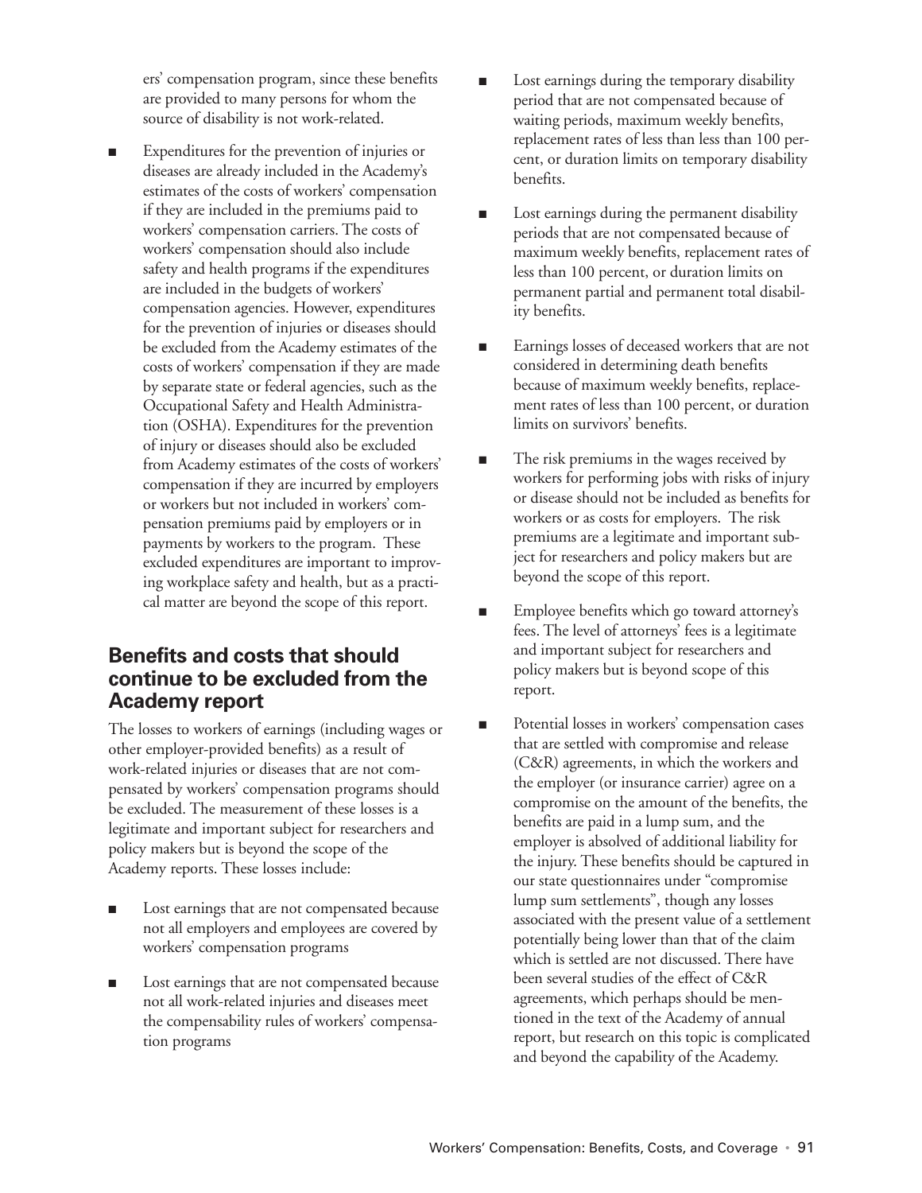ers' compensation program, since these benefits are provided to many persons for whom the source of disability is not work-related.

- Expenditures for the prevention of injuries or diseases are already included in the Academy's estimates of the costs of workers' compensation if they are included in the premiums paid to workers' compensation carriers. The costs of workers' compensation should also include safety and health programs if the expenditures are included in the budgets of workers' compensation agencies. However, expenditures for the prevention of injuries or diseases should be excluded from the Academy estimates of the costs of workers' compensation if they are made by separate state or federal agencies, such as the Occupational Safety and Health Administration (OSHA). Expenditures for the prevention of injury or diseases should also be excluded from Academy estimates of the costs of workers' compensation if they are incurred by employers or workers but not included in workers' compensation premiums paid by employers or in payments by workers to the program. These excluded expenditures are important to improving workplace safety and health, but as a practical matter are beyond the scope of this report.

## Benefits and costs that should continue to be excluded from the Academy report

The losses to workers of earnings (including wages or other employer-provided benefits) as a result of work-related injuries or diseases that are not compensated by workers' compensation programs should be excluded. The measurement of these losses is a legitimate and important subject for researchers and policy makers but is beyond the scope of the Academy reports. These losses include:

- Lost earnings that are not compensated because not all employers and employees are covered by workers' compensation programs
- Lost earnings that are not compensated because not all work-related injuries and diseases meet the compensability rules of workers' compensation programs
- Lost earnings during the temporary disability period that are not compensated because of waiting periods, maximum weekly benefits, replacement rates of less than less than 100 percent, or duration limits on temporary disability benefits.
- Lost earnings during the permanent disability periods that are not compensated because of maximum weekly benefits, replacement rates of less than 100 percent, or duration limits on permanent partial and permanent total disability benefits.
- Earnings losses of deceased workers that are not considered in determining death benefits because of maximum weekly benefits, replacement rates of less than 100 percent, or duration limits on survivors' benefits.
- The risk premiums in the wages received by workers for performing jobs with risks of injury or disease should not be included as benefits for workers or as costs for employers. The risk premiums are a legitimate and important subject for researchers and policy makers but are beyond the scope of this report.
- Employee benefits which go toward attorney's fees. The level of attorneys' fees is a legitimate and important subject for researchers and policy makers but is beyond scope of this report.
- Potential losses in workers' compensation cases that are settled with compromise and release (C&R) agreements, in which the workers and the employer (or insurance carrier) agree on a compromise on the amount of the benefits, the benefits are paid in a lump sum, and the employer is absolved of additional liability for the injury. These benefits should be captured in our state questionnaires under "compromise lump sum settlements", though any losses associated with the present value of a settlement potentially being lower than that of the claim which is settled are not discussed. There have been several studies of the effect of C&R agreements, which perhaps should be mentioned in the text of the Academy of annual report, but research on this topic is complicated and beyond the capability of the Academy.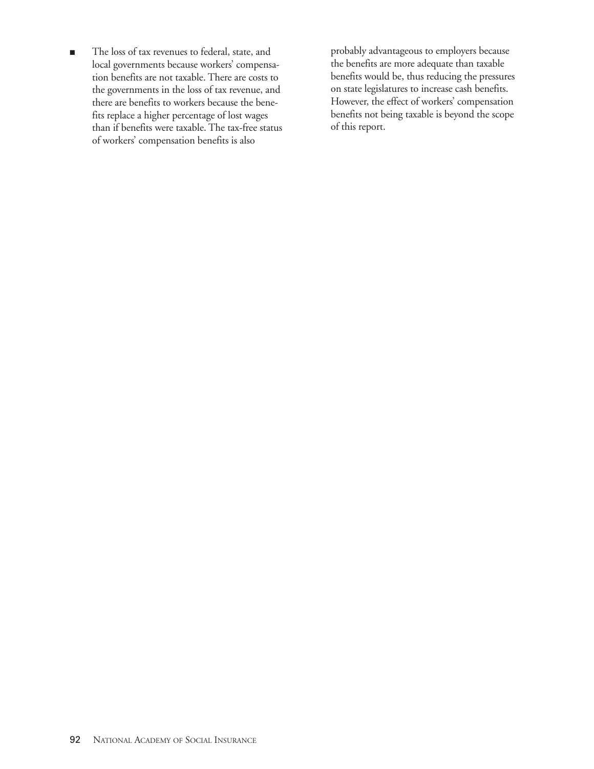- The loss of tax revenues to federal, state, and local governments because workers' compensation benefits are not taxable. There are costs to the governments in the loss of tax revenue, and there are benefits to workers because the benefits replace a higher percentage of lost wages than if benefits were taxable. The tax-free status of workers' compensation benefits is also probably advantageous to employers because the benefits are more adequate than taxable benefits would be, thus reducing the pressures on state legislatures to increase cash benefits. However, the effect of workers' compensation benefits not being taxable is beyond the scope of this report.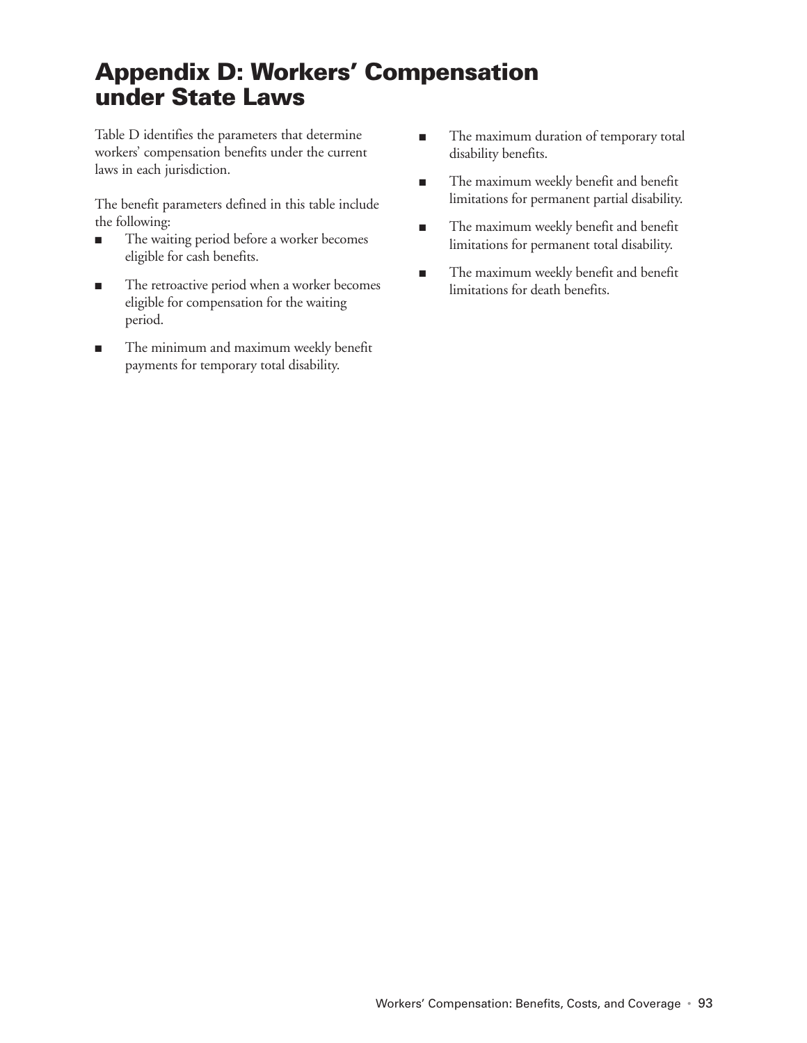# Appendix D: Workers' Compensation under State Laws

Table D identifies the parameters that determine workers' compensation benefits under the current laws in each jurisdiction.

The benefit parameters defined in this table include the following:

- The waiting period before a worker becomes eligible for cash benefits.
- The retroactive period when a worker becomes eligible for compensation for the waiting period.
- The minimum and maximum weekly benefit payments for temporary total disability.
- The maximum duration of temporary total disability benefits.
- The maximum weekly benefit and benefit limitations for permanent partial disability.
- The maximum weekly benefit and benefit limitations for permanent total disability.
- The maximum weekly benefit and benefit limitations for death benefits.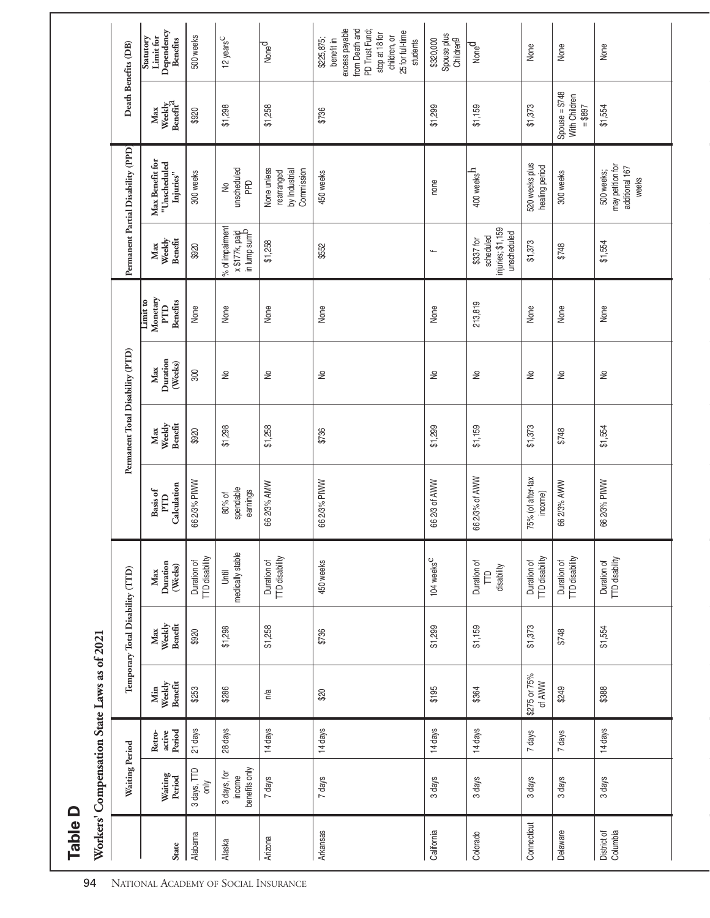# Table D

## Workers' Compensation State Laws as of 2021

| State | Waiting Period | | Temporary Total Disability (TTD) | | | Permanent Total Disability (PTD) | | | | Permanent Partial Disability (PPD) | | Death Benefits (DB) | |
|---|---|---|---|---|---|---|---|---|---|---|---|---|---|
| | Waiting Period | Retro-active Period | Min Weekly Benefit | Max Weekly Benefit | Max Duration (Weeks) | Basis of PTD Calculation | Max Weekly Benefit | Max Duration (Weeks) | Limit to Monetary PTD Benefits | Max Weekly Benefit | Max Benefit for "Unscheduled Injuries" | Max Weekly Benefit[a] | Statutory Limit for Dependency Benefits |
| Alabama | 3 days, TTD only | 21 days | $253 | $920 | Duration of TTD disability | 66 2/3% PIWW | $920 | 300 | None | $920 | 300 weeks | $920 | 500 weeks |
| Alaska | 3 days, for income benefits only | 28 days | $286 | $1,298 | Until medically stable | 80% of spendable earnings | $1,298 | No | None | % of impairment x $177k, paid in lump sum[b] | No unscheduled PPD | $1,298 | 12 years[c] |
| Arizona | 7 days | 14 days | n/a | $1,258 | Duration of TTD disability | 66 2/3% AMW | $1,258 | No | None | $1,258 | None unless rearranged by Industrial Commission | $1,258 | None[d] |
| Arkansas | 7 days | 14 days | $20 | $736 | 450 weeks | 66 2/3% PIWW | $736 | No | None | $552 | 450 weeks | $736 | $225,875; benefit in excess payable from Death and PD Trust Fund; stop at 18 for children, or 25 for full-time students |
| California | 3 days | 14 days | $195 | $1,299 | 104 weeks[e] | 66 2/3 of AWW | $1,299 | No | None | f | none | $1,299 | $320,000 Spouse plus Children[g] |
| Colorado | 3 days | 14 days | $364 | $1,159 | Duration of TTD disability | 66 2/3% of AWW | $1,159 | No | 213,819 | $337 for scheduled injuries; $1,159 unscheduled | 400 weeks[h] | $1,159 | None[d] |
| Connecticut | 3 days | 7 days | $275 or 75% of AWW | $1,373 | Duration of TTD disability | 75% (of after-tax income) | $1,373 | No | None | $1,373 | 520 weeks plus healing period | $1,373 | None |
| Delaware | 3 days | 7 days | $249 | $748 | Duration of TTD disability | 66 2/3% AWW | $748 | No | None | $748 | 300 weeks | Spouse = $748 With Children = $897 | None |
| District of Columbia | 3 days | 14 days | $388 | $1,554 | Duration of TTD disability | 66 2/3% PIWW | $1,554 | No | None | $1,554 | 500 weeks; may petition for additional 167 weeks | $1,554 | None |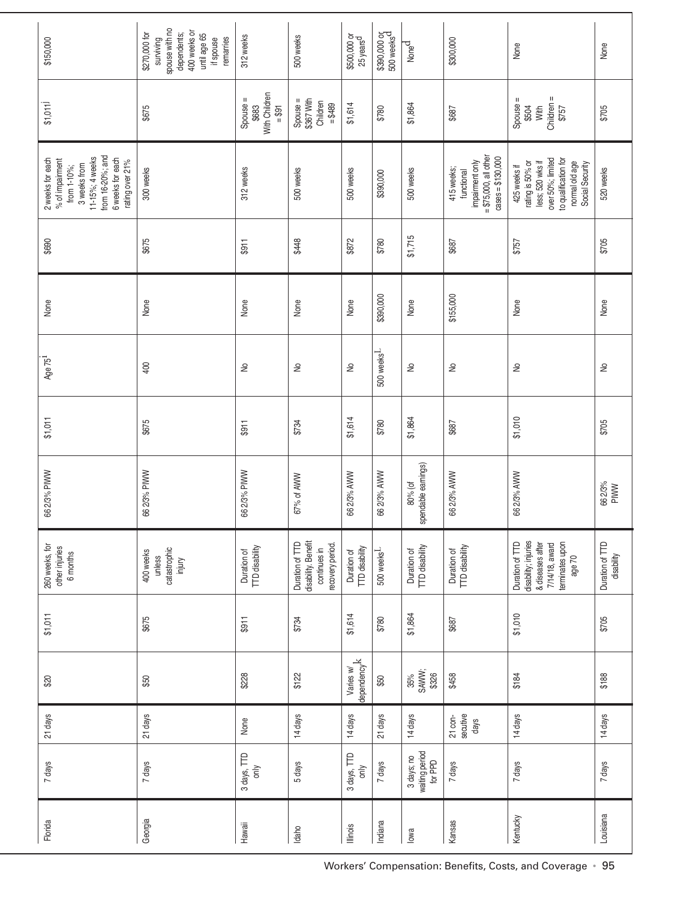| | | | | | | | | | | | | | |
|---|---|---|---|---|---|---|---|---|---|---|---|---|---|
| Florida | 7 days | 21 days | $20 | $1,011 | 260 weeks, for other injuries 6 months | 66 2/3% PIWW | $1,011 | Age 75[i] | None | $690 | 2 weeks for each % of impairment from 1-10%; 3 weeks from 11-15%; 4 weeks from 16-20%; and 6 weeks for each rating over 21% | $1,011[j] | $150,000 |
| Georgia | 7 days | 21 days | $50 | $675 | 400 weeks unless catastrophic injury | 66 2/3% PIWW | $675 | 400 | None | $675 | 300 weeks | $675 | $270,000 for surviving spouse with no dependents; 400 weeks or until age 65 if spouse remarries |
| Hawaii | 3 days, TTD only | None | $228 | $911 | Duration of TTD disability | 66 2/3% PIWW | $911 | No | None | $911 | 312 weeks | Spouse = $683 With Children = $91 | 312 weeks |
| Idaho | 5 days | 14 days | $122 | $734 | Duration of TTD disability, Benefit continues in recovery period. | 67% of AWW | $734 | No | None | $448 | 500 weeks | Spouse = $367 With Children = $489 | 500 weeks |
| Illinois | 3 days, TTD only | 14 days | Varies w/ dependency[k] | $1,614 | Duration of TTD disability | 66 2/3% AWW | $1,614 | No | None | $872 | 500 weeks | $1,614 | $500,000 or 25 years[d] |
| Indiana | 7 days | 21 days | $50 | $780 | 500 weeks[L] | 66 2/3% AWW | $780 | 500 weeks[L] | $390,000 | $780 | $390,000 | $780 | $390,000 or 500 weeks[d] |
| Iowa | 3 days; no waiting period for PPD | 14 days | 35% SAWW; $326 | $1,864 | Duration of TTD disability | 80% (of spendable earnings) | $1,864 | No | None | $1,715 | 500 weeks | $1,864 | None[d] |
| Kansas | 7 days | 21 consecutive days | $458 | $687 | Duration of TTD disability | 66 2/3% AWW | $687 | No | $155,000 | $687 | 415 weeks; functional impairment only = $75,000, all other cases = $130,000 | $687 | $300,000 |
| Kentucky | 7 days | 14 days | $184 | $1,010 | Duration of TTD disability; injuries & diseases after 7/14/18, award terminates upon age 70 | 66 2/3% AWW | $1,010 | No | None | $757 | 425 weeks if rating is 50% or less; 520 wks if over 50%; limited to qualification for normal old age Social Security | Spouse = $504 With Children = $757 | None |
| Louisiana | 7 days | 14 days | $188 | $705 | Duration of TTD disability | 66 2/3% PIWW | $705 | No | None | $705 | 520 weeks | $705 | None |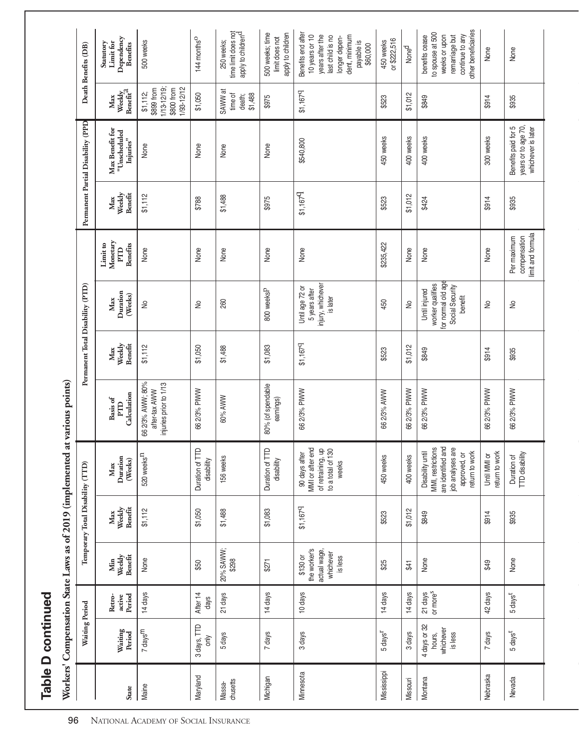## Table D continued

**Workers' Compensation State Laws as of 2019 (implemented at various points)**

| State | Waiting Period | | Temporary Total Disability (TTD) | | | Permanent Total Disability (PTD) | | | | Permanent Partial Disability (PPD) | | Death Benefits (DB) | |
|---|---|---|---|---|---|---|---|---|---|---|---|---|---|
| | Waiting Period | Retro-active Period | Min Weekly Benefit | Max Weekly Benefit | Max Duration (Weeks) | Basis of PTD Calculation | Max Weekly Benefit | Max Duration (Weeks) | Limit to Monetary PTD Benefits | Max Weekly Benefit | Max Benefit for "Unscheduled Injuries" | Max Weekly Benefit[a] | Statutory Limit for Dependency Benefits |
| Maine | 7 days[m] | 14 days | None | $1,112 | 520 weeks[n] | 66 2/3% AWW; 80% after-tax AWW injuries prior to 1/13 | $1,112 | No | None | $1,112 | None | $1,112; $899 from 1/13-12/19; $800 from 1/93-12/12 | 500 weeks |
| Maryland | 3 days, TTD only | After 14 days | $50 | $1,050 | Duration of TTD disability | 66 2/3% PIWW | $1,050 | No | None | $788 | None | $1,050 | 144 months[o] |
| Massa-chusetts | 5 days | 21 days | 20% SAWW; $298 | $1,488 | 156 weeks | 60% AWW | $1,488 | 260 | None | $1,488 | None | SAWW at time of death; $1,488 | 250 weeks; time limit does not apply to children[d] |
| Michigan | 7 days | 14 days | $271 | $1,083 | Duration of TTD disability | 80% (of spendable earnings) | $1,083 | 800 weeks[p] | None | $975 | None | $975 | 500 weeks; time limit does not apply to children |
| Minnesota | 3 days | 10 days | $130 or the worker's actual wage, whichever is less | $1,167[q] | 90 days after MMI or after end of retraining, up to a total of 130 weeks | 66 2/3% PIWW | $1,167[q] | Until age 72 or 5 years after injury, whichever is later | None | $1,167[q] | $540,800 | $1,167[q] | Benefits end after 10 years or 10 years after the last child is no longer dependent, minimum payable is $60,000 |
| Mississippi | 5 days[r] | 14 days | $25 | $523 | 450 weeks | 66 2/3% AWW | $523 | 450 | $235,422 | $523 | 450 weeks | $523 | 450 weeks or $222,516 |
| Missouri | 3 days | 14 days | $41 | $1,012 | 400 weeks | 66 2/3% PIWW | $1,012 | No | None | $1,012 | 400 weeks | $1,012 | None[d] |
| Montana | 4 days or 32 hours, whichever is less | 21 days or more[s] | None | $849 | Disability until MMI, restrictions are identified and job analyses are approved, or return to work | 66 2/3% PIWW | $849 | Until injured worker qualifies for normal old age Social Security benefit | None | $424 | 400 weeks | $849 | benefits cease to spouse at 500 weeks or upon remarriage but continue to any other beneficiaries |
| Nebraska | 7 days | 42 days | $49 | $914 | Until MMI or return to work | 66 2/3% PIWW | $914 | No | None | $914 | 300 weeks | $914 | None |
| Nevada | 5 days[t] | 5 days[t] | None | $935 | Duration of TTD disability | 66 2/3% PIWW | $935 | No | Per maximum compensation limit and formula | $935 | Benefits paid for 5 years or to age 70, whichever is later | $935 | None |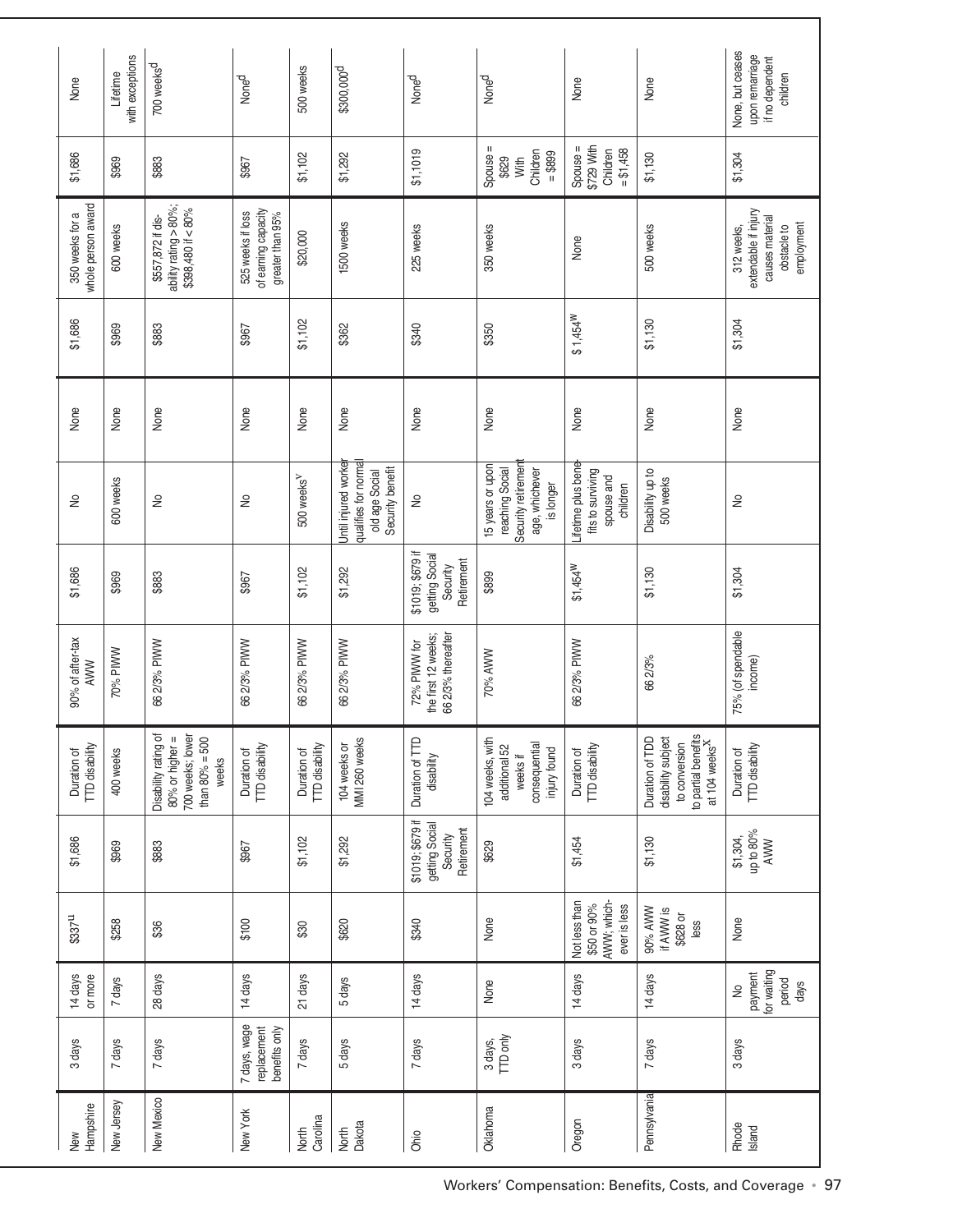| | | | | | | | | | | | | | |
|---|---|---|---|---|---|---|---|---|---|---|---|---|---|
| New Hampshire | 3 days | 14 days or more | $337[u] | $1,686 | Duration of TTD disability | 90% of after-tax AWW | $1,686 | No | None | $1,686 | 350 weeks for a whole person award | $1,686 | None |
| New Jersey | 7 days | 7 days | $258 | $969 | 400 weeks | 70% PIWW | $969 | 600 weeks | None | $969 | 600 weeks | $969 | Lifetime with exceptions |
| New Mexico | 7 days | 28 days | $36 | $883 | Disability rating of 80% or higher = 700 weeks; lower than 80% = 500 weeks | 66 2/3% PIWW | $883 | No | None | $883 | $557,872 if disability rating > 80%; $398,480 if < 80% | $883 | 700 weeks[d] |
| New York | 7 days, wage replacement benefits only | 14 days | $100 | $967 | Duraton of TTD disability | 66 2/3% PIWW | $967 | No | None | $967 | 525 weeks if loss of earning capacity greater than 95% | $967 | None[d] |
| North Carolina | 7 days | 21 days | $30 | $1,102 | Duration of TTD disability | 66 2/3% PIWW | $1,102 | 500 weeks[v] | None | $1,102 | $20,000 | $1,102 | 500 weeks |
| North Dakota | 5 days | 5 days | $620 | $1,292 | 104 weeks or MMI 260 weeks | 66 2/3% PIWW | $1,292 | Until injured worker qualifies for normal old age Social Security benefit | None | $362 | 1500 weeks | $1,292 | $300,000[d] |
| Ohio | 7 days | 14 days | $340 | $1019; $679 if getting Social Security Retirement | Duration of TTD disability | 72% PIWW for the first 12 weeks; 66 2/3% thereafter | $1019; $679 if getting Social Security Retirement | No | None | $340 | 225 weeks | $1,1019 | None[d] |
| Oklahoma | 3 days, TTD only | None | None | $629 | 104 weeks, with additional 52 weeks if consequential injury found | 70% AWW | $899 | 15 years or upon reaching Social Security retirement age, whichever is longer | None | $350 | 350 weeks | Spouse = $629 With Children = $899 | None[d] |
| Oregon | 3 days | 14 days | Not less than $50 or 90% AWW; which-ever is less | $1,454 | Duration of TTD disability | 66 2/3% PIWW | $1,454[w] | Lifetime plus benefits to surviving spouse and children | None | $1,454[w] | None | Spouse = $729 With Children = $1,458 | None |
| Pennsylvania | 7 days | 14 days | 90% AWW if AWW is $628 or less | $1,130 | Duration of TDD disability subject to conversion to partial benefits at 104 weeks[x] | 66 2/3% | $1,130 | Disability up to 500 weeks | None | $1,130 | 500 weeks | $1,130 | None |
| Rhode Island | 3 days | No payment for waiting period days | None | $1,304, up to 80% AWW | Duration of TTD disability | 75% (of spendable income) | $1,304 | No | None | $1,304 | 312 weeks, extendable if injury causes material obstacle to employment | $1,304 | None, but ceases upon remarriage if no dependent children |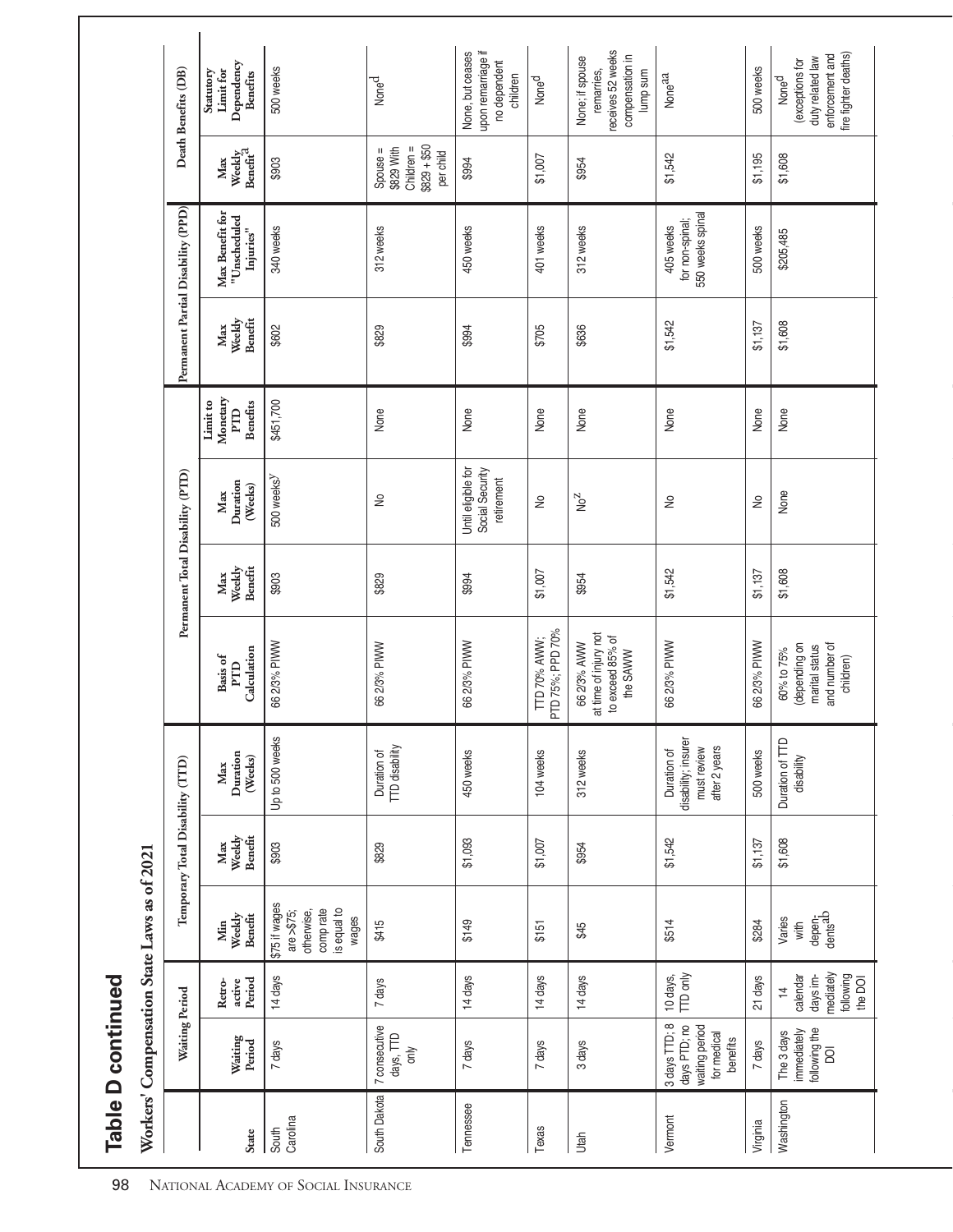# Table D continued

## Workers' Compensation State Laws as of 2021

| State | Waiting Period | | Temporary Total Disability (TTD) | | | Permanent Total Disability (PTD) | | | | Permanent Partial Disability (PPD) | | Death Benefits (DB) | |
|---|---|---|---|---|---|---|---|---|---|---|---|---|---|
| | Waiting Period | Retro-active Period | Min Weekly Benefit | Max Weekly Benefit | Max Duration (Weeks) | Basis of PTD Calculation | Max Weekly Benefit | Max Duration (Weeks) | Limit to Monetary PTD Benefits | Max Weekly Benefit | Max Benefit for "Unscheduled Injuries" | Max Weekly Benefit[a] | Statutory Limit for Dependency Benefits |
| South Carolina | 7 days | 14 days | $75 if wages are >$75; otherwise, comp rate is equal to wages | $903 | Up to 500 weeks | 66 2/3% PIWW | $903 | 500 weeks[y] | $451,700 | $602 | 340 weeks | $903 | 500 weeks |
| South Dakota | 7 consecutive days, TTD only | 7 days | $415 | $829 | Duration of TTD disability | 66 2/3% PIWW | $829 | No | None | $829 | 312 weeks | Spouse = $829 With Children = $829 + $50 per child | None[d] |
| Tennessee | 7 days | 14 days | $149 | $1,093 | 450 weeks | 66 2/3% PIWW | $994 | Until eligible for Social Security retirement | None | $994 | 450 weeks | $994 | None, but ceases upon remarriage if no dependent children |
| Texas | 7 days | 14 days | $151 | $1,007 | 104 weeks | TTD 70% AWW; PTD 75%; PPD 70% | $1,007 | No | None | $705 | 401 weeks | $1,007 | None[d] |
| Utah | 3 days | 14 days | $45 | $954 | 312 weeks | 66 2/3% AWW at time of injury not to exceed 85% of the SAWW | $954 | No[z] | None | $636 | 312 weeks | $954 | None; if spouse remarries, receives 52 weeks compensation in lump sum |
| Vermont | 3 days TTD; 8 days PTD; no waiting period for medical benefits | 10 days, TTD only | $514 | $1,542 | Duration of disability; insurer must review after 2 years | 66 2/3% PIWW | $1,542 | No | None | $1,542 | 405 weeks for non-spinal; 550 weeks spinal | $1,542 | None[aa] |
| Virginia | 7 days | 21 days | $284 | $1,137 | 500 weeks | 66 2/3% PIWW | $1,137 | No | None | $1,137 | 500 weeks | $1,195 | 500 weeks |
| Washington | The 3 days immediately following the DOI | 14 calendar days immediately following the DOI | Varies with dependents[ab] | $1,608 | Duration of TTD disability | 60% to 75% (depending on marital status and number of children) | $1,608 | None | None | $1,608 | $205,485 | $1,608 | None[d] (exceptions for duty related law enforcement and fire fighter deaths) |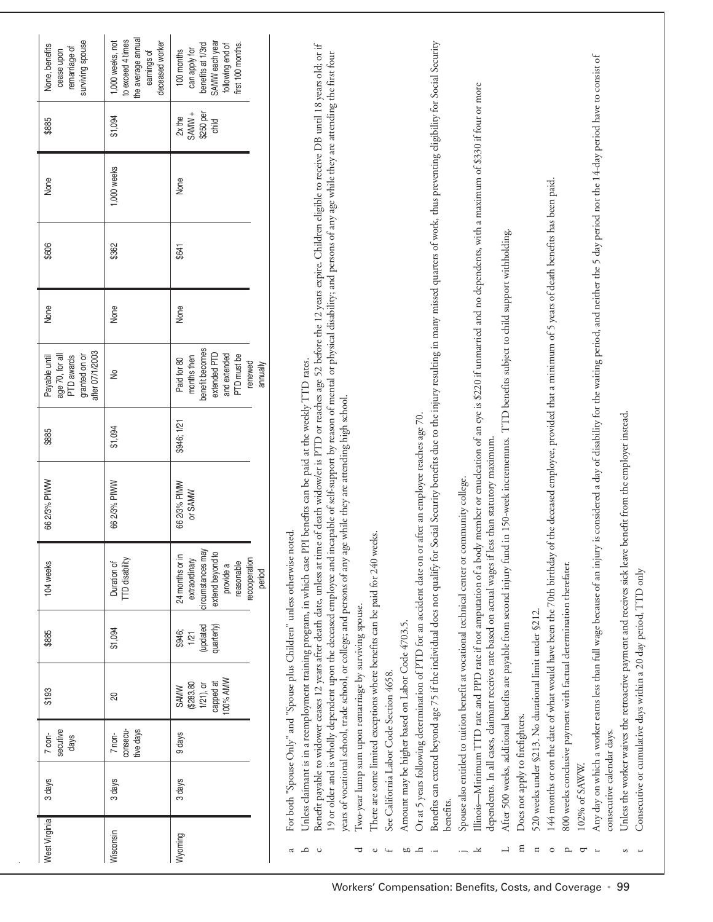| West Virginia | 3 days | 7 consecutive days | $193 | $885 | 104 weeks | 66 2/3% PIWW | $885 | Payable until age 70, for all PTD awards granted on or after 07/1/2003 | None | $606 | None | $885 | None, benefits cease upon remarriage of surviving spouse |
|---|---|---|---|---|---|---|---|---|---|---|---|---|---|
| Wisconsin | 3 days | 7 non-consecutive days | 20 | $1,094 | Duration of TTD disability | 66 2/3% PIWW | $1,094 | No | None | $362 | 1,000 weeks | $1,094 | 1,000 weeks, not to exceed 4 times the average annual earnings of deceased worker |
| Wyoming | 3 days | 9 days | SAMW ($283.80 1/21), or capped at 100% AMW | $946; 1/21 (updated quarterly) | 24 months or in extraordinary circumstances may extend beyond to provide a reasonable recooperation period | 66 2/3% PIMW or SAMW | $946; 1/21 | Paid for 80 months then benefit becomes extended PTD and extended PTD must be renewed annually | None | $641 | None | 2x the SAMW + $250 per child | 100 months can apply for benefits at 1/3rd SAMW each year following end of first 100 months. |

a For both "Spouse Only" and "Spouse plus Children" unless otherwise noted.
b Unless claimant is in a reemployment training program, in which case PPI benefits can be paid at the weekly TTD rates.
c Benefit payable to widower ceases 12 years after death date, unless at time of death widow/er is PTD or reaches age 52 before the 12 years expire. Children eligible to receive DB until 18 years old; or if 19 or older and is wholly dependent upon the deceased employee and incapable of self-support by reason of mental or physical disability; and persons of any age while they are attending the first four years of vocational school, trade school, or college; and persons of any age while they are attending high school.
d Two-year lump sum upon remarriage by surviving spouse.
e There are some limited exceptions where benefits can be paid for 240 weeks.
f See California Labor Code Section 4658.
g Amount may be higher based on Labor Code 4703.5.
h Or at 5 years following determination of PTD for an accident date on or after an employee reaches age 70.
i Benefits can extend beyond age 75 if the individual does not qualify for Social Security benefits due to the injury resulting in many missed quarters of work, thus preventing eligibility for Social Security benefits.
j Spouse also entitled to tuition benefit at vocational technical center or community college.
k Illinois—Minimum TTD rate and PPD rate if not amputation of a body member or enucleation of an eye is $220 if unmarried and no dependents, with a maximum of $330 if four or more dependents. In all cases, claimant receives rate based on actual wages if less than statutory maximum.
l After 500 weeks, additional benefits are payable from second injury fund in 150-week incremements. TTD benefits subject to child support withholding.
m Does not apply to firefighters.
n 520 weeks under §213. No durational limit under §212.
o 144 months or on the date of what would have been the 70th birthday of the deceased employee, provided that a minimum of 5 years of death benefits has been paid.
p 800 weeks conclusive payment with factual determination thereafter.
q 102% of SAWW.
r Any day on which a worker earns less than full wage because of an injury is considered a day of disability for the waiting period, and neither the 5 day period nor the 14-day period have to consist of consecutive calendar days.
s Unless the worker waives the retroactive payment and receives sick leave benefit from the employer instead.
t Consecutive or cumulative days within a 20 day period, TTD only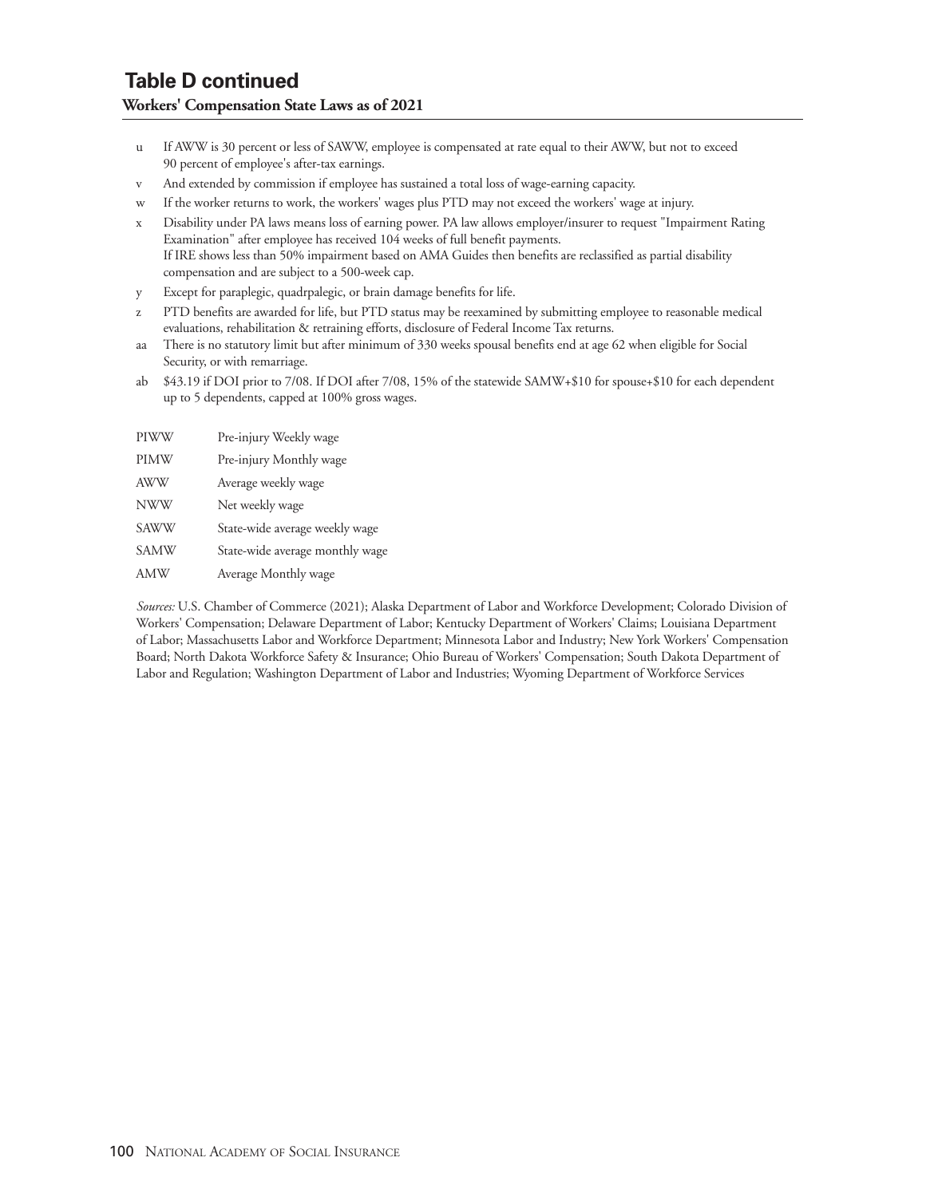## Table D continued

**Workers' Compensation State Laws as of 2021**

u If AWW is 30 percent or less of SAWW, employee is compensated at rate equal to their AWW, but not to exceed 90 percent of employee's after-tax earnings.

v And extended by commission if employee has sustained a total loss of wage-earning capacity.

w If the worker returns to work, the workers' wages plus PTD may not exceed the workers' wage at injury.

x Disability under PA laws means loss of earning power. PA law allows employer/insurer to request "Impairment Rating Examination" after employee has received 104 weeks of full benefit payments.
If IRE shows less than 50% impairment based on AMA Guides then benefits are reclassified as partial disability compensation and are subject to a 500-week cap.

y Except for paraplegic, quadrpalegic, or brain damage benefits for life.

z PTD benefits are awarded for life, but PTD status may be reexamined by submitting employee to reasonable medical evaluations, rehabilitation & retraining efforts, disclosure of Federal Income Tax returns.

aa There is no statutory limit but after minimum of 330 weeks spousal benefits end at age 62 when eligible for Social Security, or with remarriage.

ab $43.19 if DOI prior to 7/08. If DOI after 7/08, 15% of the statewide SAMW+$10 for spouse+$10 for each dependent up to 5 dependents, capped at 100% gross wages.

| | |
|---|---|
| PIWW | Pre-injury Weekly wage |
| PIMW | Pre-injury Monthly wage |
| AWW | Average weekly wage |
| NWW | Net weekly wage |
| SAWW | State-wide average weekly wage |
| SAMW | State-wide average monthly wage |
| AMW | Average Monthly wage |

*Sources:* U.S. Chamber of Commerce (2021); Alaska Department of Labor and Workforce Development; Colorado Division of Workers' Compensation; Delaware Department of Labor; Kentucky Department of Workers' Claims; Louisiana Department of Labor; Massachusetts Labor and Workforce Department; Minnesota Labor and Industry; New York Workers' Compensation Board; North Dakota Workforce Safety & Insurance; Ohio Bureau of Workers' Compensation; South Dakota Department of Labor and Regulation; Washington Department of Labor and Industries; Wyoming Department of Workforce Services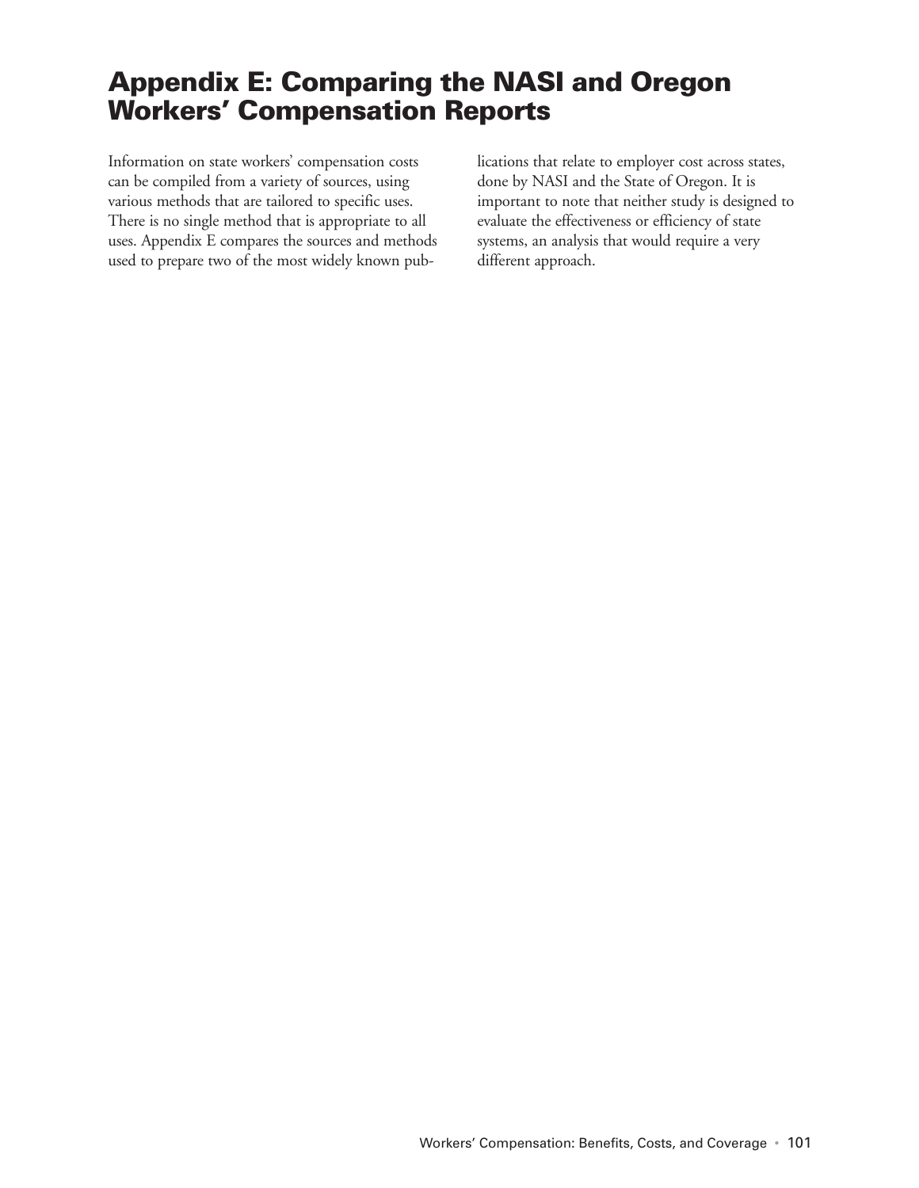# Appendix E: Comparing the NASI and Oregon Workers' Compensation Reports

Information on state workers' compensation costs can be compiled from a variety of sources, using various methods that are tailored to specific uses. There is no single method that is appropriate to all uses. Appendix E compares the sources and methods used to prepare two of the most widely known publications that relate to employer cost across states, done by NASI and the State of Oregon. It is important to note that neither study is designed to evaluate the effectiveness or efficiency of state systems, an analysis that would require a very different approach.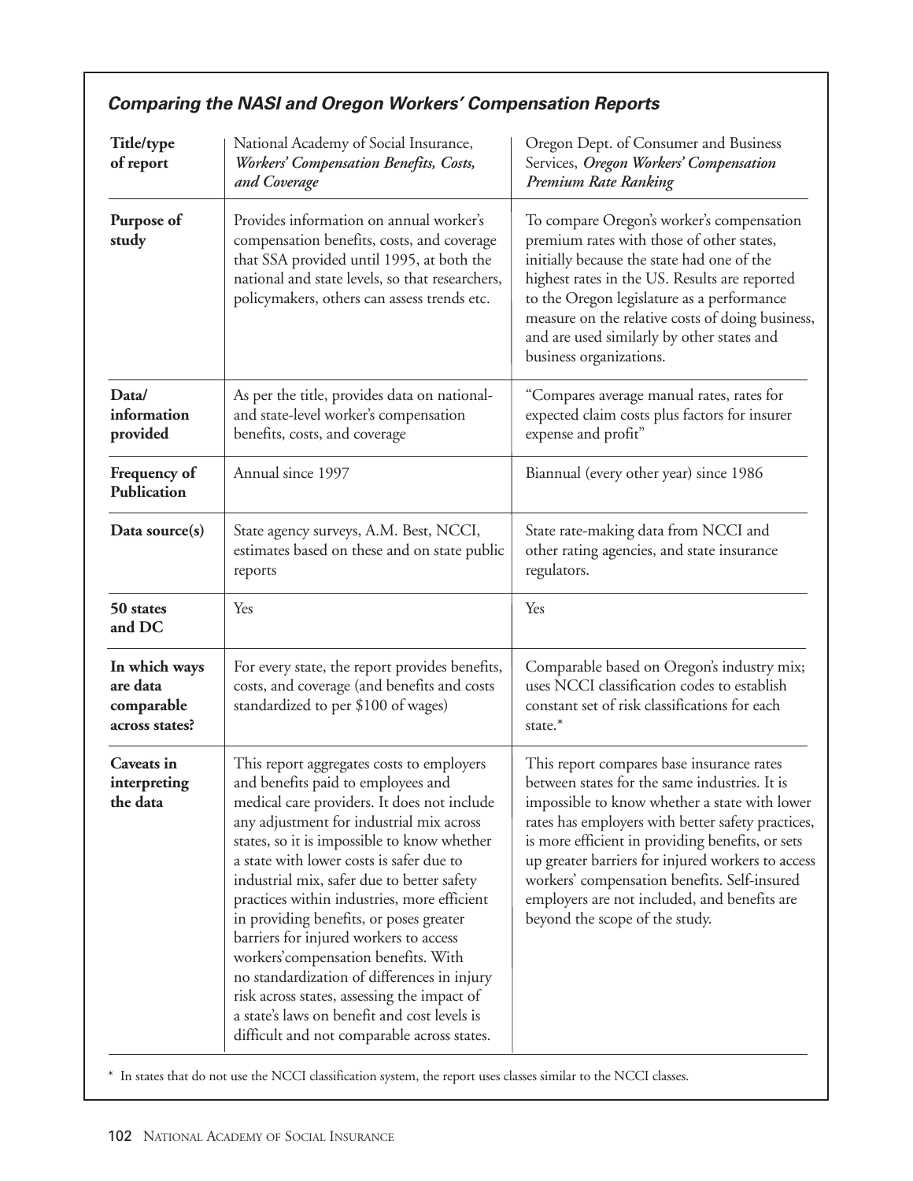### *Comparing the NASI and Oregon Workers' Compensation Reports*

| **Title/type of report** | National Academy of Social Insurance, ***Workers' Compensation Benefits, Costs, and Coverage*** | Oregon Dept. of Consumer and Business Services, ***Oregon Workers' Compensation Premium Rate Ranking*** |
|---|---|---|
| **Purpose of study** | Provides information on annual worker's compensation benefits, costs, and coverage that SSA provided until 1995, at both the national and state levels, so that researchers, policymakers, others can assess trends etc. | To compare Oregon's worker's compensation premium rates with those of other states, initially because the state had one of the highest rates in the US. Results are reported to the Oregon legislature as a performance measure on the relative costs of doing business, and are used similarly by other states and business organizations. |
| **Data/ information provided** | As per the title, provides data on national- and state-level worker's compensation benefits, costs, and coverage | "Compares average manual rates, rates for expected claim costs plus factors for insurer expense and profit" |
| **Frequency of Publication** | Annual since 1997 | Biannual (every other year) since 1986 |
| **Data source(s)** | State agency surveys, A.M. Best, NCCI, estimates based on these and on state public reports | State rate-making data from NCCI and other rating agencies, and state insurance regulators. |
| **50 states and DC** | Yes | Yes |
| **In which ways are data comparable across states?** | For every state, the report provides benefits, costs, and coverage (and benefits and costs standardized to per $100 of wages) | Comparable based on Oregon's industry mix; uses NCCI classification codes to establish constant set of risk classifications for each state.* |
| **Caveats in interpreting the data** | This report aggregates costs to employers and benefits paid to employees and medical care providers. It does not include any adjustment for industrial mix across states, so it is impossible to know whether a state with lower costs is safer due to industrial mix, safer due to better safety practices within industries, more efficient in providing benefits, or poses greater barriers for injured workers to access workers'compensation benefits. With no standardization of differences in injury risk across states, assessing the impact of a state's laws on benefit and cost levels is difficult and not comparable across states. | This report compares base insurance rates between states for the same industries. It is impossible to know whether a state with lower rates has employers with better safety practices, is more efficient in providing benefits, or sets up greater barriers for injured workers to access workers' compensation benefits. Self-insured employers are not included, and benefits are beyond the scope of the study. |

\* In states that do not use the NCCI classification system, the report uses classes similar to the NCCI classes.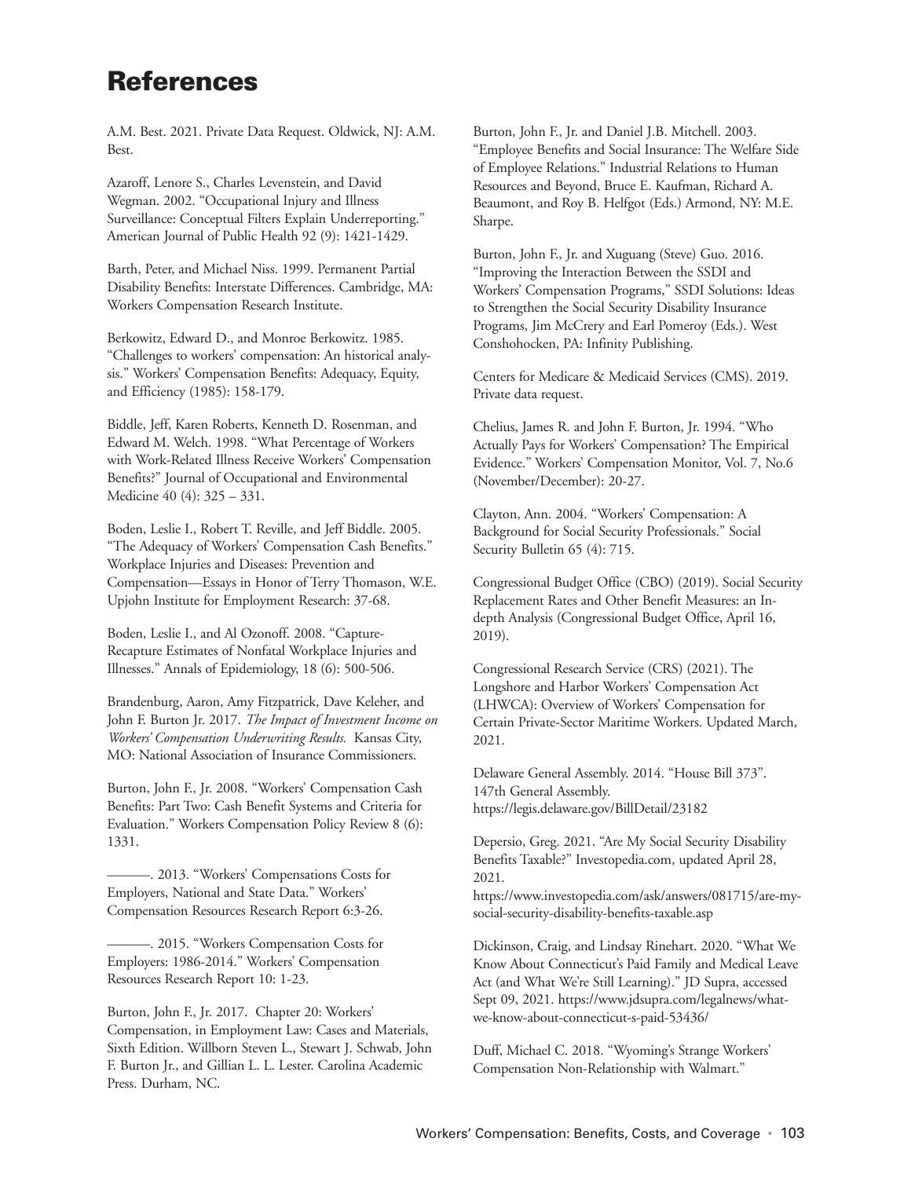# References

A.M. Best. 2021. Private Data Request. Oldwick, NJ: A.M. Best.

Azaroff, Lenore S., Charles Levenstein, and David Wegman. 2002. "Occupational Injury and Illness Surveillance: Conceptual Filters Explain Underreporting." American Journal of Public Health 92 (9): 1421-1429.

Barth, Peter, and Michael Niss. 1999. Permanent Partial Disability Benefits: Interstate Differences. Cambridge, MA: Workers Compensation Research Institute.

Berkowitz, Edward D., and Monroe Berkowitz. 1985. "Challenges to workers' compensation: An historical analysis." Workers' Compensation Benefits: Adequacy, Equity, and Efficiency (1985): 158-179.

Biddle, Jeff, Karen Roberts, Kenneth D. Rosenman, and Edward M. Welch. 1998. "What Percentage of Workers with Work-Related Illness Receive Workers' Compensation Benefits?" Journal of Occupational and Environmental Medicine 40 (4): 325 – 331.

Boden, Leslie I., Robert T. Reville, and Jeff Biddle. 2005. "The Adequacy of Workers' Compensation Cash Benefits." Workplace Injuries and Diseases: Prevention and Compensation—Essays in Honor of Terry Thomason, W.E. Upjohn Institute for Employment Research: 37-68.

Boden, Leslie I., and Al Ozonoff. 2008. "Capture-Recapture Estimates of Nonfatal Workplace Injuries and Illnesses." Annals of Epidemiology, 18 (6): 500-506.

Brandenburg, Aaron, Amy Fitzpatrick, Dave Keleher, and John F. Burton Jr. 2017. *The Impact of Investment Income on Workers' Compensation Underwriting Results.* Kansas City, MO: National Association of Insurance Commissioners.

Burton, John F., Jr. 2008. "Workers' Compensation Cash Benefits: Part Two: Cash Benefit Systems and Criteria for Evaluation." Workers Compensation Policy Review 8 (6): 1331.

———. 2013. "Workers' Compensations Costs for Employers, National and State Data." Workers' Compensation Resources Research Report 6:3-26.

———. 2015. "Workers Compensation Costs for Employers: 1986-2014." Workers' Compensation Resources Research Report 10: 1-23.

Burton, John F., Jr. 2017. Chapter 20: Workers' Compensation, in Employment Law: Cases and Materials, Sixth Edition. Willborn Steven L., Stewart J. Schwab, John F. Burton Jr., and Gillian L. L. Lester. Carolina Academic Press. Durham, NC.

Burton, John F., Jr. and Daniel J.B. Mitchell. 2003. "Employee Benefits and Social Insurance: The Welfare Side of Employee Relations." Industrial Relations to Human Resources and Beyond, Bruce E. Kaufman, Richard A. Beaumont, and Roy B. Helfgot (Eds.) Armond, NY: M.E. Sharpe.

Burton, John F., Jr. and Xuguang (Steve) Guo. 2016. "Improving the Interaction Between the SSDI and Workers' Compensation Programs," SSDI Solutions: Ideas to Strengthen the Social Security Disability Insurance Programs, Jim McCrery and Earl Pomeroy (Eds.). West Conshohocken, PA: Infinity Publishing.

Centers for Medicare & Medicaid Services (CMS). 2019. Private data request.

Chelius, James R. and John F. Burton, Jr. 1994. "Who Actually Pays for Workers' Compensation? The Empirical Evidence." Workers' Compensation Monitor, Vol. 7, No.6 (November/December): 20-27.

Clayton, Ann. 2004. "Workers' Compensation: A Background for Social Security Professionals." Social Security Bulletin 65 (4): 715.

Congressional Budget Office (CBO) (2019). Social Security Replacement Rates and Other Benefit Measures: an In-depth Analysis (Congressional Budget Office, April 16, 2019).

Congressional Research Service (CRS) (2021). The Longshore and Harbor Workers' Compensation Act (LHWCA): Overview of Workers' Compensation for Certain Private-Sector Maritime Workers. Updated March, 2021.

Delaware General Assembly. 2014. "House Bill 373". 147th General Assembly. https://legis.delaware.gov/BillDetail/23182

Depersio, Greg. 2021. "Are My Social Security Disability Benefits Taxable?" Investopedia.com, updated April 28, 2021. https://www.investopedia.com/ask/answers/081715/are-my-social-security-disability-benefits-taxable.asp

Dickinson, Craig, and Lindsay Rinehart. 2020. "What We Know About Connecticut's Paid Family and Medical Leave Act (and What We're Still Learning)." JD Supra, accessed Sept 09, 2021. https://www.jdsupra.com/legalnews/what-we-know-about-connecticut-s-paid-53436/

Duff, Michael C. 2018. "Wyoming's Strange Workers' Compensation Non-Relationship with Walmart."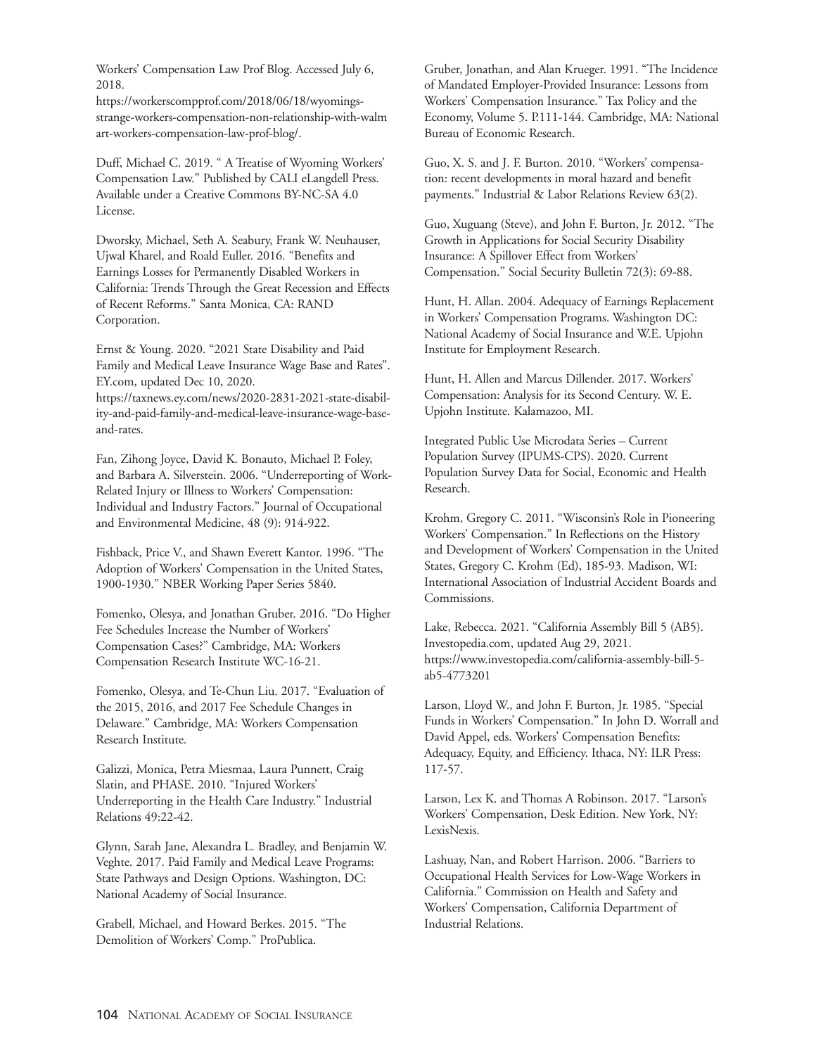Workers' Compensation Law Prof Blog. Accessed July 6, 2018.
https://workerscompprof.com/2018/06/18/wyomings-strange-workers-compensation-non-relationship-with-walmart-workers-compensation-law-prof-blog/.

Duff, Michael C. 2019. " A Treatise of Wyoming Workers' Compensation Law." Published by CALI eLangdell Press. Available under a Creative Commons BY-NC-SA 4.0 License.

Dworsky, Michael, Seth A. Seabury, Frank W. Neuhauser, Ujwal Kharel, and Roald Euller. 2016. "Benefits and Earnings Losses for Permanently Disabled Workers in California: Trends Through the Great Recession and Effects of Recent Reforms." Santa Monica, CA: RAND Corporation.

Ernst & Young. 2020. "2021 State Disability and Paid Family and Medical Leave Insurance Wage Base and Rates". EY.com, updated Dec 10, 2020.
https://taxnews.ey.com/news/2020-2831-2021-state-disability-and-paid-family-and-medical-leave-insurance-wage-base-and-rates.

Fan, Zihong Joyce, David K. Bonauto, Michael P. Foley, and Barbara A. Silverstein. 2006. "Underreporting of Work-Related Injury or Illness to Workers' Compensation: Individual and Industry Factors." Journal of Occupational and Environmental Medicine, 48 (9): 914-922.

Fishback, Price V., and Shawn Everett Kantor. 1996. "The Adoption of Workers' Compensation in the United States, 1900-1930." NBER Working Paper Series 5840.

Fomenko, Olesya, and Jonathan Gruber. 2016. "Do Higher Fee Schedules Increase the Number of Workers' Compensation Cases?" Cambridge, MA: Workers Compensation Research Institute WC-16-21.

Fomenko, Olesya, and Te-Chun Liu. 2017. "Evaluation of the 2015, 2016, and 2017 Fee Schedule Changes in Delaware." Cambridge, MA: Workers Compensation Research Institute.

Galizzi, Monica, Petra Miesmaa, Laura Punnett, Craig Slatin, and PHASE. 2010. "Injured Workers' Underreporting in the Health Care Industry." Industrial Relations 49:22-42.

Glynn, Sarah Jane, Alexandra L. Bradley, and Benjamin W. Veghte. 2017. Paid Family and Medical Leave Programs: State Pathways and Design Options. Washington, DC: National Academy of Social Insurance.

Grabell, Michael, and Howard Berkes. 2015. "The Demolition of Workers' Comp." ProPublica.

Gruber, Jonathan, and Alan Krueger. 1991. "The Incidence of Mandated Employer-Provided Insurance: Lessons from Workers' Compensation Insurance." Tax Policy and the Economy, Volume 5. P.111-144. Cambridge, MA: National Bureau of Economic Research.

Guo, X. S. and J. F. Burton. 2010. "Workers' compensation: recent developments in moral hazard and benefit payments." Industrial & Labor Relations Review 63(2).

Guo, Xuguang (Steve), and John F. Burton, Jr. 2012. "The Growth in Applications for Social Security Disability Insurance: A Spillover Effect from Workers' Compensation." Social Security Bulletin 72(3): 69-88.

Hunt, H. Allan. 2004. Adequacy of Earnings Replacement in Workers' Compensation Programs. Washington DC: National Academy of Social Insurance and W.E. Upjohn Institute for Employment Research.

Hunt, H. Allen and Marcus Dillender. 2017. Workers' Compensation: Analysis for its Second Century. W. E. Upjohn Institute. Kalamazoo, MI.

Integrated Public Use Microdata Series – Current Population Survey (IPUMS-CPS). 2020. Current Population Survey Data for Social, Economic and Health Research.

Krohm, Gregory C. 2011. "Wisconsin's Role in Pioneering Workers' Compensation." In Reflections on the History and Development of Workers' Compensation in the United States, Gregory C. Krohm (Ed), 185-93. Madison, WI: International Association of Industrial Accident Boards and Commissions.

Lake, Rebecca. 2021. "California Assembly Bill 5 (AB5). Investopedia.com, updated Aug 29, 2021.
https://www.investopedia.com/california-assembly-bill-5-ab5-4773201

Larson, Lloyd W., and John F. Burton, Jr. 1985. "Special Funds in Workers' Compensation." In John D. Worrall and David Appel, eds. Workers' Compensation Benefits: Adequacy, Equity, and Efficiency. Ithaca, NY: ILR Press: 117-57.

Larson, Lex K. and Thomas A Robinson. 2017. "Larson's Workers' Compensation, Desk Edition. New York, NY: LexisNexis.

Lashuay, Nan, and Robert Harrison. 2006. "Barriers to Occupational Health Services for Low-Wage Workers in California." Commission on Health and Safety and Workers' Compensation, California Department of Industrial Relations.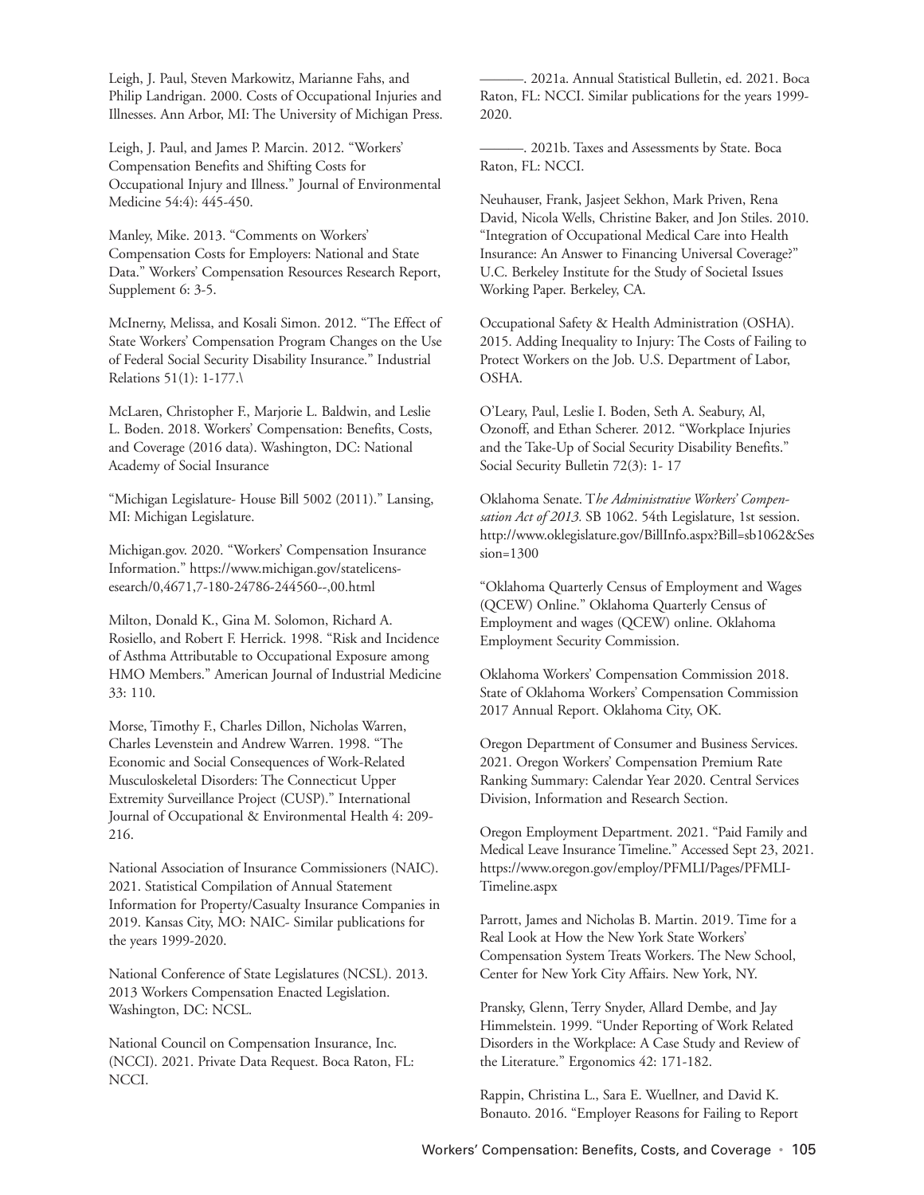Leigh, J. Paul, Steven Markowitz, Marianne Fahs, and Philip Landrigan. 2000. Costs of Occupational Injuries and Illnesses. Ann Arbor, MI: The University of Michigan Press.

Leigh, J. Paul, and James P. Marcin. 2012. "Workers' Compensation Benefits and Shifting Costs for Occupational Injury and Illness." Journal of Environmental Medicine 54:4): 445-450.

Manley, Mike. 2013. "Comments on Workers' Compensation Costs for Employers: National and State Data." Workers' Compensation Resources Research Report, Supplement 6: 3-5.

McInerny, Melissa, and Kosali Simon. 2012. "The Effect of State Workers' Compensation Program Changes on the Use of Federal Social Security Disability Insurance." Industrial Relations 51(1): 1-177.\

McLaren, Christopher F., Marjorie L. Baldwin, and Leslie L. Boden. 2018. Workers' Compensation: Benefits, Costs, and Coverage (2016 data). Washington, DC: National Academy of Social Insurance

"Michigan Legislature- House Bill 5002 (2011)." Lansing, MI: Michigan Legislature.

Michigan.gov. 2020. "Workers' Compensation Insurance Information." https://www.michigan.gov/statelicensesearch/0,4671,7-180-24786-244560--,00.html

Milton, Donald K., Gina M. Solomon, Richard A. Rosiello, and Robert F. Herrick. 1998. "Risk and Incidence of Asthma Attributable to Occupational Exposure among HMO Members." American Journal of Industrial Medicine 33: 110.

Morse, Timothy F., Charles Dillon, Nicholas Warren, Charles Levenstein and Andrew Warren. 1998. "The Economic and Social Consequences of Work-Related Musculoskeletal Disorders: The Connecticut Upper Extremity Surveillance Project (CUSP)." International Journal of Occupational & Environmental Health 4: 209-216.

National Association of Insurance Commissioners (NAIC). 2021. Statistical Compilation of Annual Statement Information for Property/Casualty Insurance Companies in 2019. Kansas City, MO: NAIC- Similar publications for the years 1999-2020.

National Conference of State Legislatures (NCSL). 2013. 2013 Workers Compensation Enacted Legislation. Washington, DC: NCSL.

National Council on Compensation Insurance, Inc. (NCCI). 2021. Private Data Request. Boca Raton, FL: NCCI.

———. 2021a. Annual Statistical Bulletin, ed. 2021. Boca Raton, FL: NCCI. Similar publications for the years 1999-2020.

———. 2021b. Taxes and Assessments by State. Boca Raton, FL: NCCI.

Neuhauser, Frank, Jasjeet Sekhon, Mark Priven, Rena David, Nicola Wells, Christine Baker, and Jon Stiles. 2010. "Integration of Occupational Medical Care into Health Insurance: An Answer to Financing Universal Coverage?" U.C. Berkeley Institute for the Study of Societal Issues Working Paper. Berkeley, CA.

Occupational Safety & Health Administration (OSHA). 2015. Adding Inequality to Injury: The Costs of Failing to Protect Workers on the Job. U.S. Department of Labor, OSHA.

O'Leary, Paul, Leslie I. Boden, Seth A. Seabury, Al, Ozonoff, and Ethan Scherer. 2012. "Workplace Injuries and the Take-Up of Social Security Disability Benefits." Social Security Bulletin 72(3): 1- 17

Oklahoma Senate. T*he Administrative Workers' Compensation Act of 2013*. SB 1062. 54th Legislature, 1st session. http://www.oklegislature.gov/BillInfo.aspx?Bill=sb1062&Session=1300

"Oklahoma Quarterly Census of Employment and Wages (QCEW) Online." Oklahoma Quarterly Census of Employment and wages (QCEW) online. Oklahoma Employment Security Commission.

Oklahoma Workers' Compensation Commission 2018. State of Oklahoma Workers' Compensation Commission 2017 Annual Report. Oklahoma City, OK.

Oregon Department of Consumer and Business Services. 2021. Oregon Workers' Compensation Premium Rate Ranking Summary: Calendar Year 2020. Central Services Division, Information and Research Section.

Oregon Employment Department. 2021. "Paid Family and Medical Leave Insurance Timeline." Accessed Sept 23, 2021. https://www.oregon.gov/employ/PFMLI/Pages/PFMLI-Timeline.aspx

Parrott, James and Nicholas B. Martin. 2019. Time for a Real Look at How the New York State Workers' Compensation System Treats Workers. The New School, Center for New York City Affairs. New York, NY.

Pransky, Glenn, Terry Snyder, Allard Dembe, and Jay Himmelstein. 1999. "Under Reporting of Work Related Disorders in the Workplace: A Case Study and Review of the Literature." Ergonomics 42: 171-182.

Rappin, Christina L., Sara E. Wuellner, and David K. Bonauto. 2016. "Employer Reasons for Failing to Report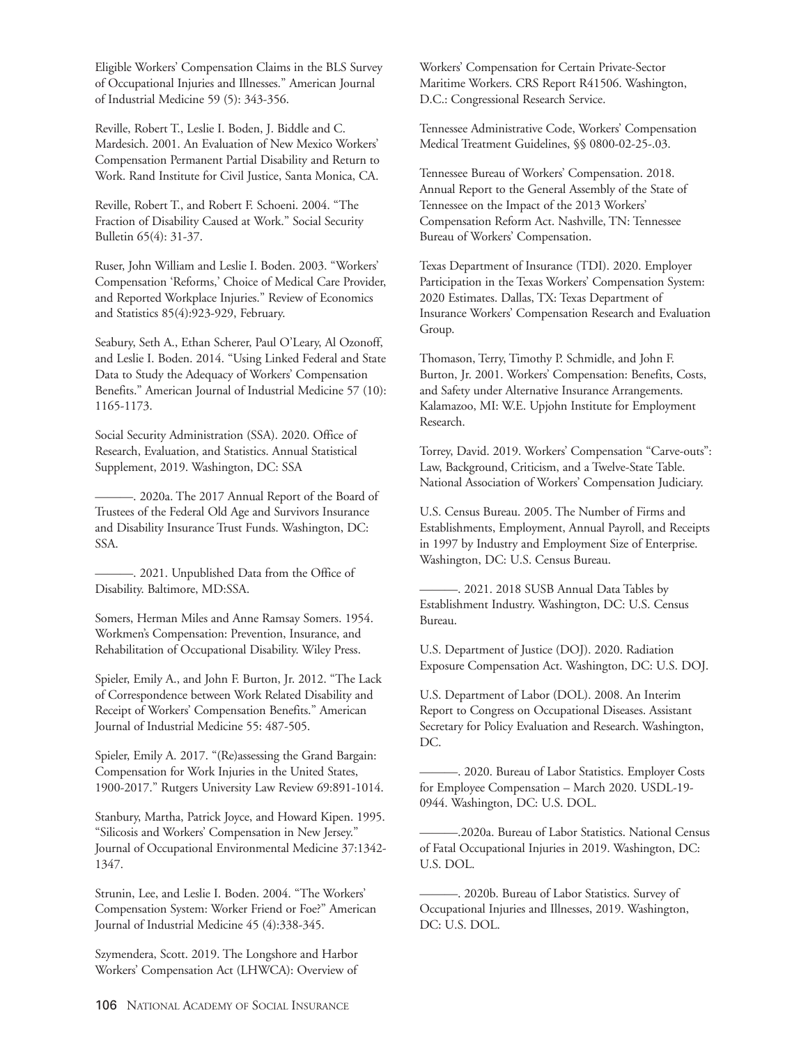Eligible Workers' Compensation Claims in the BLS Survey of Occupational Injuries and Illnesses." American Journal of Industrial Medicine 59 (5): 343-356.

Reville, Robert T., Leslie I. Boden, J. Biddle and C. Mardesich. 2001. An Evaluation of New Mexico Workers' Compensation Permanent Partial Disability and Return to Work. Rand Institute for Civil Justice, Santa Monica, CA.

Reville, Robert T., and Robert F. Schoeni. 2004. "The Fraction of Disability Caused at Work." Social Security Bulletin 65(4): 31-37.

Ruser, John William and Leslie I. Boden. 2003. "Workers' Compensation 'Reforms,' Choice of Medical Care Provider, and Reported Workplace Injuries." Review of Economics and Statistics 85(4):923-929, February.

Seabury, Seth A., Ethan Scherer, Paul O'Leary, Al Ozonoff, and Leslie I. Boden. 2014. "Using Linked Federal and State Data to Study the Adequacy of Workers' Compensation Benefits." American Journal of Industrial Medicine 57 (10): 1165-1173.

Social Security Administration (SSA). 2020. Office of Research, Evaluation, and Statistics. Annual Statistical Supplement, 2019. Washington, DC: SSA

———. 2020a. The 2017 Annual Report of the Board of Trustees of the Federal Old Age and Survivors Insurance and Disability Insurance Trust Funds. Washington, DC: SSA.

———. 2021. Unpublished Data from the Office of Disability. Baltimore, MD:SSA.

Somers, Herman Miles and Anne Ramsay Somers. 1954. Workmen's Compensation: Prevention, Insurance, and Rehabilitation of Occupational Disability. Wiley Press.

Spieler, Emily A., and John F. Burton, Jr. 2012. "The Lack of Correspondence between Work Related Disability and Receipt of Workers' Compensation Benefits." American Journal of Industrial Medicine 55: 487-505.

Spieler, Emily A. 2017. "(Re)assessing the Grand Bargain: Compensation for Work Injuries in the United States, 1900-2017." Rutgers University Law Review 69:891-1014.

Stanbury, Martha, Patrick Joyce, and Howard Kipen. 1995. "Silicosis and Workers' Compensation in New Jersey." Journal of Occupational Environmental Medicine 37:1342-1347.

Strunin, Lee, and Leslie I. Boden. 2004. "The Workers' Compensation System: Worker Friend or Foe?" American Journal of Industrial Medicine 45 (4):338-345.

Szymendera, Scott. 2019. The Longshore and Harbor Workers' Compensation Act (LHWCA): Overview of Workers' Compensation for Certain Private-Sector Maritime Workers. CRS Report R41506. Washington, D.C.: Congressional Research Service.

Tennessee Administrative Code, Workers' Compensation Medical Treatment Guidelines, §§ 0800-02-25-.03.

Tennessee Bureau of Workers' Compensation. 2018. Annual Report to the General Assembly of the State of Tennessee on the Impact of the 2013 Workers' Compensation Reform Act. Nashville, TN: Tennessee Bureau of Workers' Compensation.

Texas Department of Insurance (TDI). 2020. Employer Participation in the Texas Workers' Compensation System: 2020 Estimates. Dallas, TX: Texas Department of Insurance Workers' Compensation Research and Evaluation Group.

Thomason, Terry, Timothy P. Schmidle, and John F. Burton, Jr. 2001. Workers' Compensation: Benefits, Costs, and Safety under Alternative Insurance Arrangements. Kalamazoo, MI: W.E. Upjohn Institute for Employment Research.

Torrey, David. 2019. Workers' Compensation "Carve-outs": Law, Background, Criticism, and a Twelve-State Table. National Association of Workers' Compensation Judiciary.

U.S. Census Bureau. 2005. The Number of Firms and Establishments, Employment, Annual Payroll, and Receipts in 1997 by Industry and Employment Size of Enterprise. Washington, DC: U.S. Census Bureau.

———. 2021. 2018 SUSB Annual Data Tables by Establishment Industry. Washington, DC: U.S. Census Bureau.

U.S. Department of Justice (DOJ). 2020. Radiation Exposure Compensation Act. Washington, DC: U.S. DOJ.

U.S. Department of Labor (DOL). 2008. An Interim Report to Congress on Occupational Diseases. Assistant Secretary for Policy Evaluation and Research. Washington, DC.

———. 2020. Bureau of Labor Statistics. Employer Costs for Employee Compensation – March 2020. USDL-19-0944. Washington, DC: U.S. DOL.

———.2020a. Bureau of Labor Statistics. National Census of Fatal Occupational Injuries in 2019. Washington, DC: U.S. DOL.

———. 2020b. Bureau of Labor Statistics. Survey of Occupational Injuries and Illnesses, 2019. Washington, DC: U.S. DOL.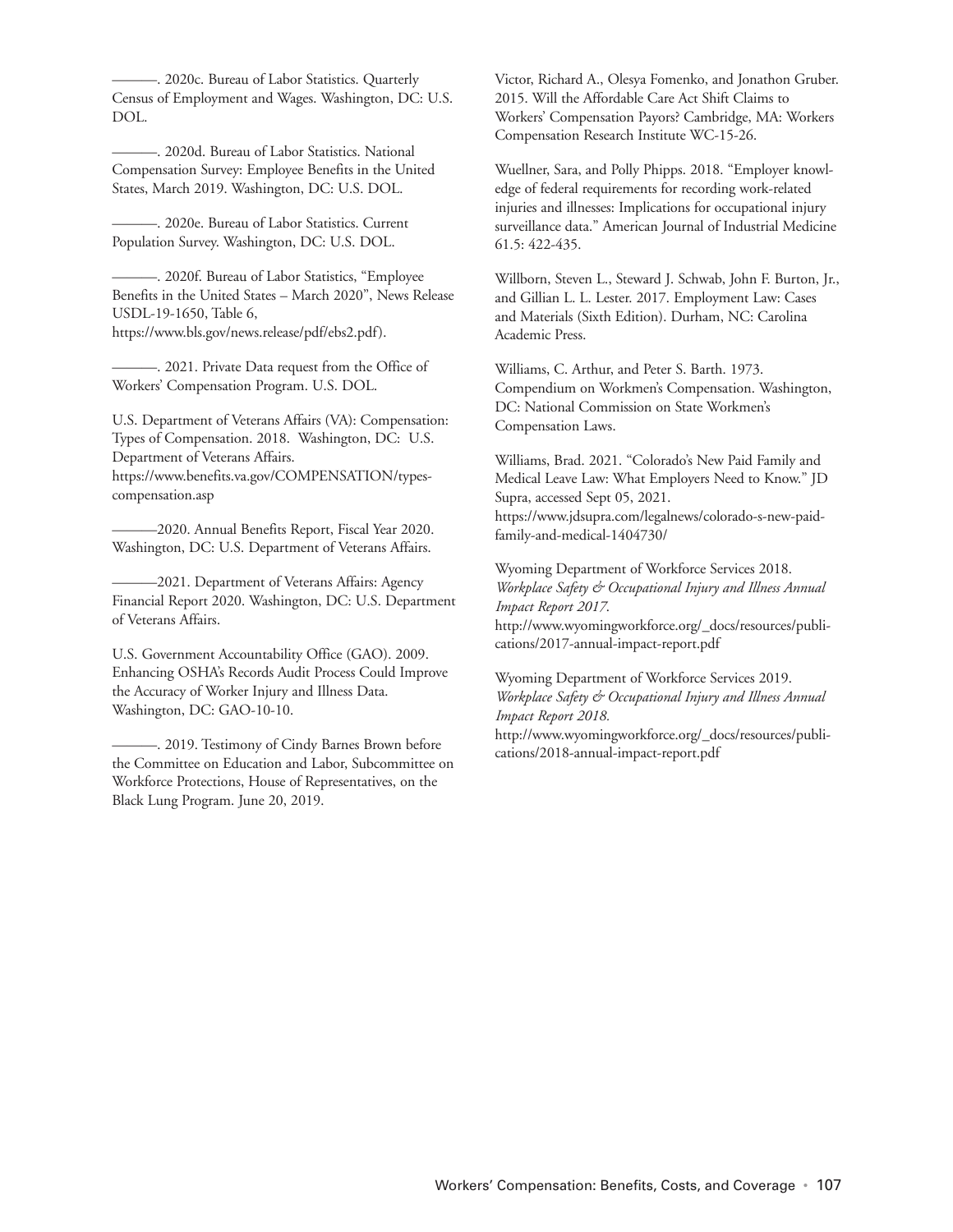———. 2020c. Bureau of Labor Statistics. Quarterly Census of Employment and Wages. Washington, DC: U.S. DOL.

———. 2020d. Bureau of Labor Statistics. National Compensation Survey: Employee Benefits in the United States, March 2019. Washington, DC: U.S. DOL.

———. 2020e. Bureau of Labor Statistics. Current Population Survey. Washington, DC: U.S. DOL.

———. 2020f. Bureau of Labor Statistics, "Employee Benefits in the United States – March 2020", News Release USDL-19-1650, Table 6, https://www.bls.gov/news.release/pdf/ebs2.pdf).

———. 2021. Private Data request from the Office of Workers' Compensation Program. U.S. DOL.

U.S. Department of Veterans Affairs (VA): Compensation: Types of Compensation. 2018. Washington, DC: U.S. Department of Veterans Affairs. https://www.benefits.va.gov/COMPENSATION/types-compensation.asp

———2020. Annual Benefits Report, Fiscal Year 2020. Washington, DC: U.S. Department of Veterans Affairs.

———2021. Department of Veterans Affairs: Agency Financial Report 2020. Washington, DC: U.S. Department of Veterans Affairs.

U.S. Government Accountability Office (GAO). 2009. Enhancing OSHA's Records Audit Process Could Improve the Accuracy of Worker Injury and Illness Data. Washington, DC: GAO-10-10.

———. 2019. Testimony of Cindy Barnes Brown before the Committee on Education and Labor, Subcommittee on Workforce Protections, House of Representatives, on the Black Lung Program. June 20, 2019.

Victor, Richard A., Olesya Fomenko, and Jonathon Gruber. 2015. Will the Affordable Care Act Shift Claims to Workers' Compensation Payors? Cambridge, MA: Workers Compensation Research Institute WC-15-26.

Wuellner, Sara, and Polly Phipps. 2018. "Employer knowledge of federal requirements for recording work-related injuries and illnesses: Implications for occupational injury surveillance data." American Journal of Industrial Medicine 61.5: 422-435.

Willborn, Steven L., Steward J. Schwab, John F. Burton, Jr., and Gillian L. L. Lester. 2017. Employment Law: Cases and Materials (Sixth Edition). Durham, NC: Carolina Academic Press.

Williams, C. Arthur, and Peter S. Barth. 1973. Compendium on Workmen's Compensation. Washington, DC: National Commission on State Workmen's Compensation Laws.

Williams, Brad. 2021. "Colorado's New Paid Family and Medical Leave Law: What Employers Need to Know." JD Supra, accessed Sept 05, 2021. https://www.jdsupra.com/legalnews/colorado-s-new-paid-family-and-medical-1404730/

Wyoming Department of Workforce Services 2018. *Workplace Safety & Occupational Injury and Illness Annual Impact Report 2017.* http://www.wyomingworkforce.org/_docs/resources/publications/2017-annual-impact-report.pdf

Wyoming Department of Workforce Services 2019. *Workplace Safety & Occupational Injury and Illness Annual Impact Report 2018.* http://www.wyomingworkforce.org/_docs/resources/publications/2018-annual-impact-report.pdf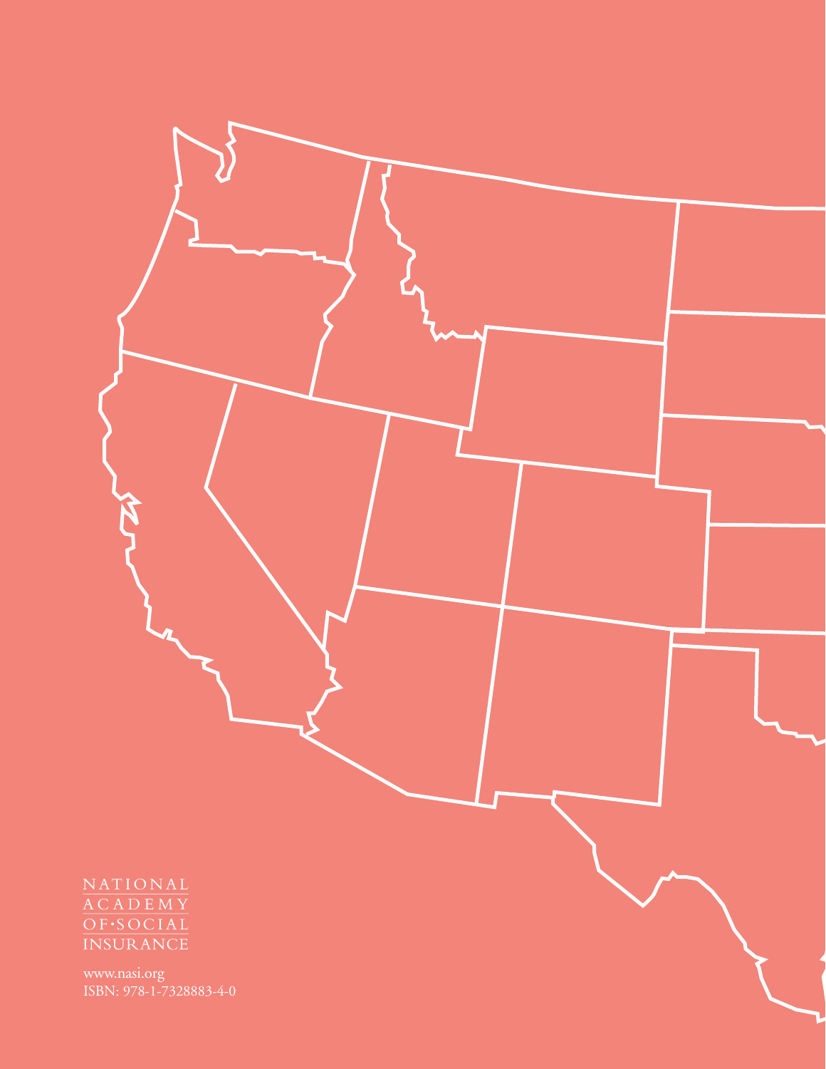NATIONAL
ACADEMY
OF·SOCIAL
INSURANCE

www.nasi.org
ISBN: 978-1-7328883-4-0